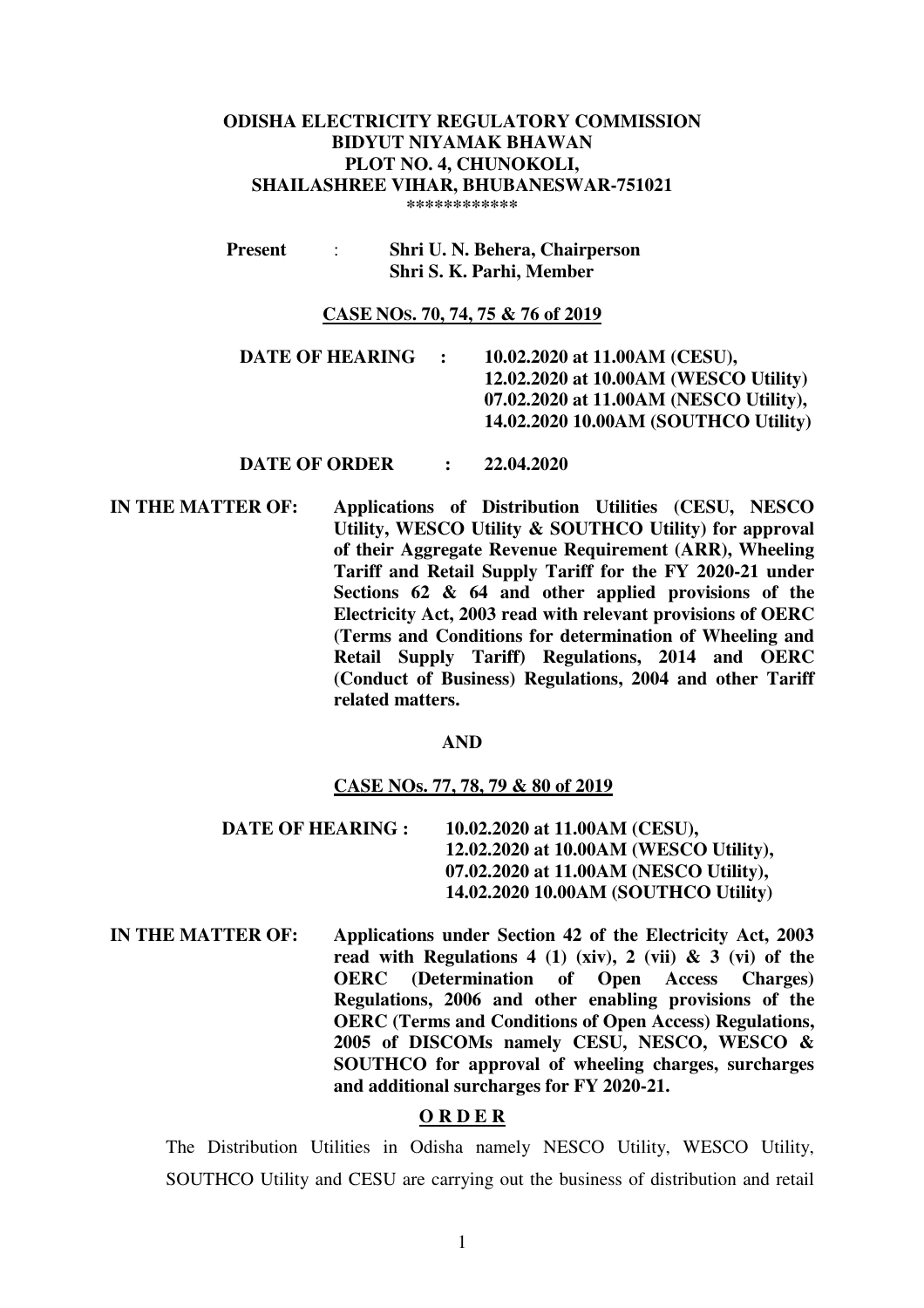**ODISHA ELECTRICITY REGULATORY COMMISSION**
**BIDYUT NIYAMAK BHAWAN**
**PLOT NO. 4, CHUNOKOLI,**
**SHAILASHREE VIHAR, BHUBANESWAR-751021**
**************

**Present** : **Shri U. N. Behera, Chairperson**
**Shri S. K. Parhi, Member**

**CASE NOs. 70, 74, 75 & 76 of 2019**

**DATE OF HEARING : 10.02.2020 at 11.00AM (CESU),**
**12.02.2020 at 10.00AM (WESCO Utility)**
**07.02.2020 at 11.00AM (NESCO Utility),**
**14.02.2020 10.00AM (SOUTHCO Utility)**

**DATE OF ORDER : 22.04.2020**

**IN THE MATTER OF:** **Applications of Distribution Utilities (CESU, NESCO Utility, WESCO Utility & SOUTHCO Utility) for approval of their Aggregate Revenue Requirement (ARR), Wheeling Tariff and Retail Supply Tariff for the FY 2020-21 under Sections 62 & 64 and other applied provisions of the Electricity Act, 2003 read with relevant provisions of OERC (Terms and Conditions for determination of Wheeling and Retail Supply Tariff) Regulations, 2014 and OERC (Conduct of Business) Regulations, 2004 and other Tariff related matters.**

**AND**

**CASE NOs. 77, 78, 79 & 80 of 2019**

**DATE OF HEARING : 10.02.2020 at 11.00AM (CESU),**
**12.02.2020 at 10.00AM (WESCO Utility),**
**07.02.2020 at 11.00AM (NESCO Utility),**
**14.02.2020 10.00AM (SOUTHCO Utility)**

**IN THE MATTER OF:** **Applications under Section 42 of the Electricity Act, 2003 read with Regulations 4 (1) (xiv), 2 (vii) & 3 (vi) of the OERC (Determination of Open Access Charges) Regulations, 2006 and other enabling provisions of the OERC (Terms and Conditions of Open Access) Regulations, 2005 of DISCOMs namely CESU, NESCO, WESCO & SOUTHCO for approval of wheeling charges, surcharges and additional surcharges for FY 2020-21.**

**O R D E R**

The Distribution Utilities in Odisha namely NESCO Utility, WESCO Utility, SOUTHCO Utility and CESU are carrying out the business of distribution and retail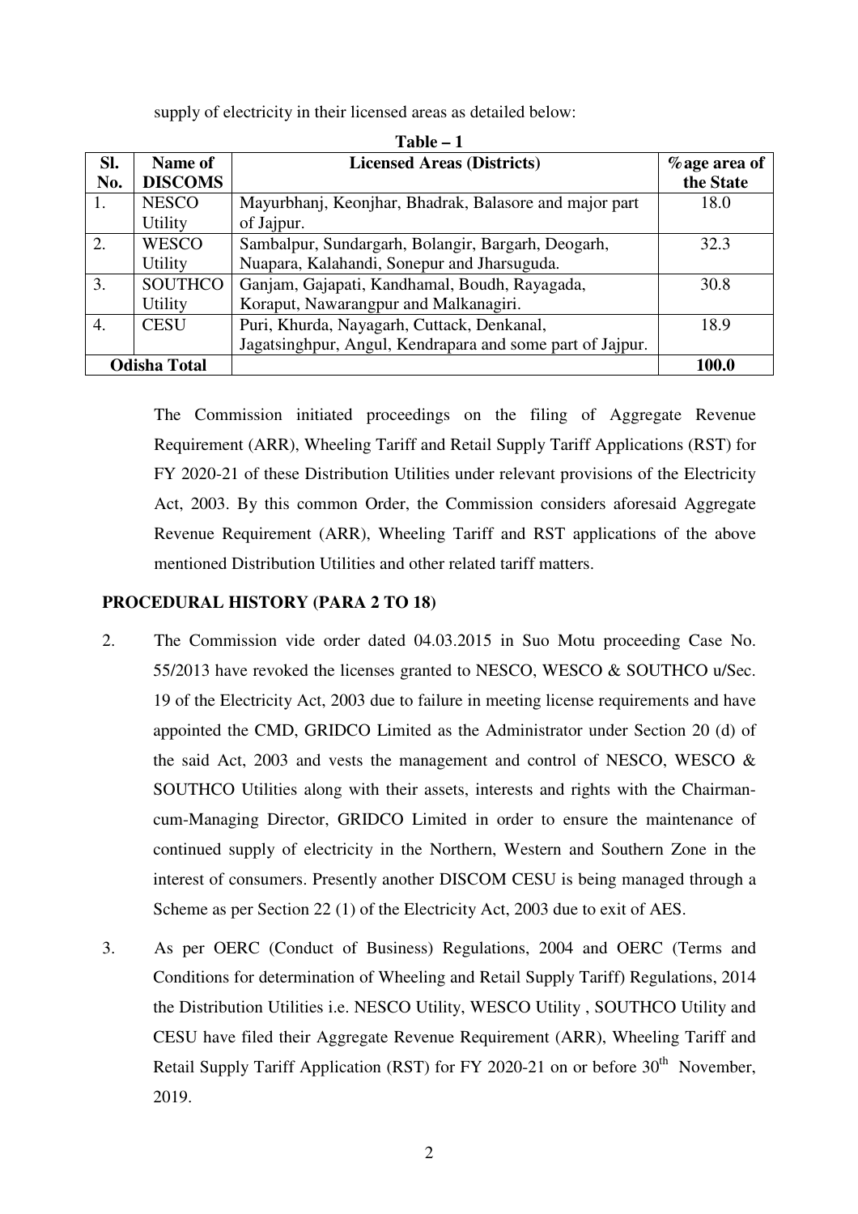supply of electricity in their licensed areas as detailed below:

**Table – 1**

| Sl. No. | Name of DISCOMS | Licensed Areas (Districts) | %age area of the State |
|---|---|---|---|
| 1. | NESCO Utility | Mayurbhanj, Keonjhar, Bhadrak, Balasore and major part of Jajpur. | 18.0 |
| 2. | WESCO Utility | Sambalpur, Sundargarh, Bolangir, Bargarh, Deogarh, Nuapara, Kalahandi, Sonepur and Jharsuguda. | 32.3 |
| 3. | SOUTHCO Utility | Ganjam, Gajapati, Kandhamal, Boudh, Rayagada, Koraput, Nawarangpur and Malkanagiri. | 30.8 |
| 4. | CESU | Puri, Khurda, Nayagarh, Cuttack, Denkanal, Jagatsinghpur, Angul, Kendrapara and some part of Jajpur. | 18.9 |
| **Odisha Total** | | | **100.0** |

The Commission initiated proceedings on the filing of Aggregate Revenue Requirement (ARR), Wheeling Tariff and Retail Supply Tariff Applications (RST) for FY 2020-21 of these Distribution Utilities under relevant provisions of the Electricity Act, 2003. By this common Order, the Commission considers aforesaid Aggregate Revenue Requirement (ARR), Wheeling Tariff and RST applications of the above mentioned Distribution Utilities and other related tariff matters.

**PROCEDURAL HISTORY (PARA 2 TO 18)**

2. The Commission vide order dated 04.03.2015 in Suo Motu proceeding Case No. 55/2013 have revoked the licenses granted to NESCO, WESCO & SOUTHCO u/Sec. 19 of the Electricity Act, 2003 due to failure in meeting license requirements and have appointed the CMD, GRIDCO Limited as the Administrator under Section 20 (d) of the said Act, 2003 and vests the management and control of NESCO, WESCO & SOUTHCO Utilities along with their assets, interests and rights with the Chairman-cum-Managing Director, GRIDCO Limited in order to ensure the maintenance of continued supply of electricity in the Northern, Western and Southern Zone in the interest of consumers. Presently another DISCOM CESU is being managed through a Scheme as per Section 22 (1) of the Electricity Act, 2003 due to exit of AES.

3. As per OERC (Conduct of Business) Regulations, 2004 and OERC (Terms and Conditions for determination of Wheeling and Retail Supply Tariff) Regulations, 2014 the Distribution Utilities i.e. NESCO Utility, WESCO Utility , SOUTHCO Utility and CESU have filed their Aggregate Revenue Requirement (ARR), Wheeling Tariff and Retail Supply Tariff Application (RST) for FY 2020-21 on or before 30th November, 2019.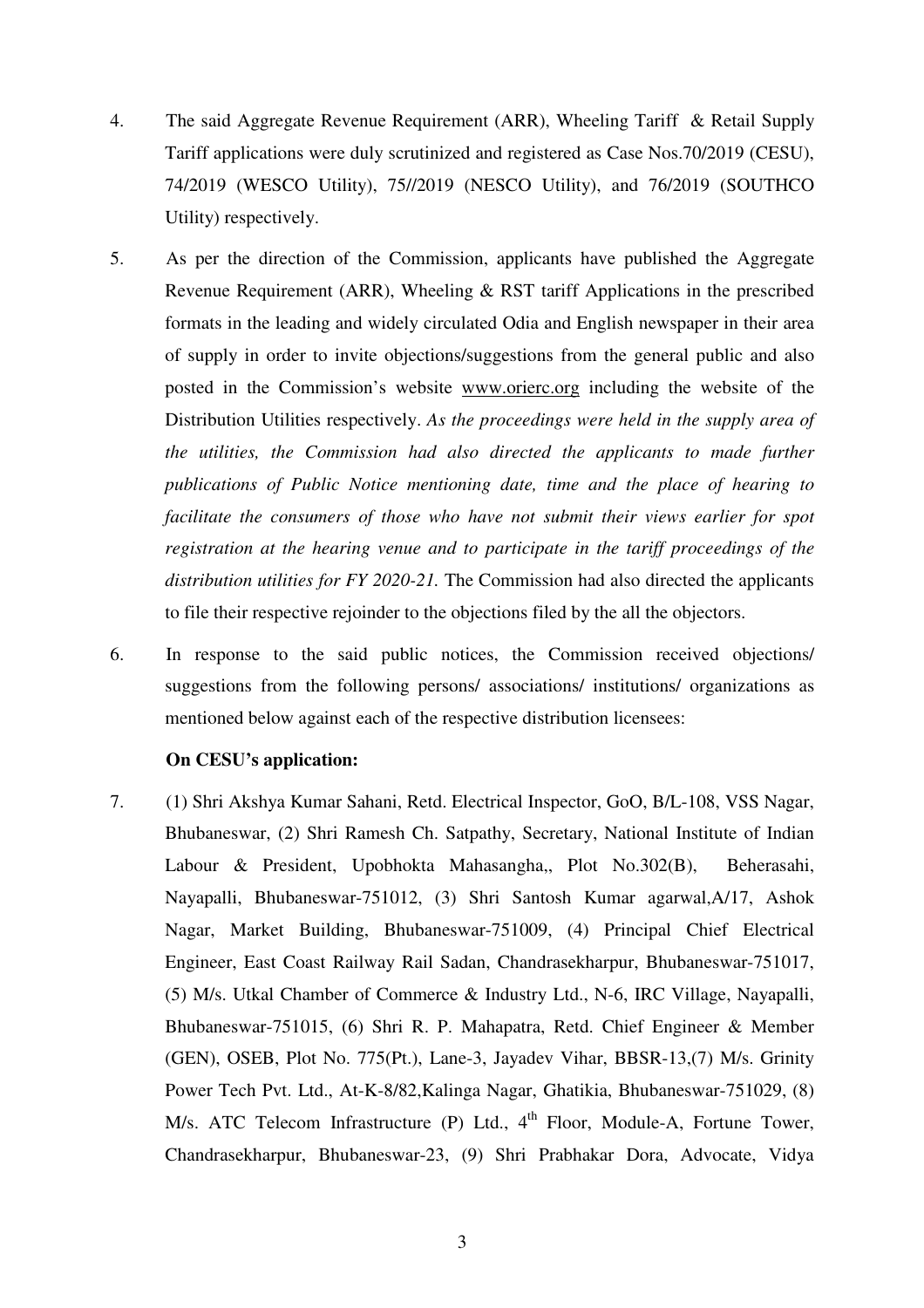4. The said Aggregate Revenue Requirement (ARR), Wheeling Tariff & Retail Supply Tariff applications were duly scrutinized and registered as Case Nos.70/2019 (CESU), 74/2019 (WESCO Utility), 75//2019 (NESCO Utility), and 76/2019 (SOUTHCO Utility) respectively.

5. As per the direction of the Commission, applicants have published the Aggregate Revenue Requirement (ARR), Wheeling & RST tariff Applications in the prescribed formats in the leading and widely circulated Odia and English newspaper in their area of supply in order to invite objections/suggestions from the general public and also posted in the Commission's website www.orierc.org including the website of the Distribution Utilities respectively. *As the proceedings were held in the supply area of the utilities, the Commission had also directed the applicants to made further publications of Public Notice mentioning date, time and the place of hearing to facilitate the consumers of those who have not submit their views earlier for spot registration at the hearing venue and to participate in the tariff proceedings of the distribution utilities for FY 2020-21.* The Commission had also directed the applicants to file their respective rejoinder to the objections filed by the all the objectors.

6. In response to the said public notices, the Commission received objections/ suggestions from the following persons/ associations/ institutions/ organizations as mentioned below against each of the respective distribution licensees:

**On CESU's application:**

7. (1) Shri Akshya Kumar Sahani, Retd. Electrical Inspector, GoO, B/L-108, VSS Nagar, Bhubaneswar, (2) Shri Ramesh Ch. Satpathy, Secretary, National Institute of Indian Labour & President, Upobhokta Mahasangha,, Plot No.302(B), Beherasahi, Nayapalli, Bhubaneswar-751012, (3) Shri Santosh Kumar agarwal,A/17, Ashok Nagar, Market Building, Bhubaneswar-751009, (4) Principal Chief Electrical Engineer, East Coast Railway Rail Sadan, Chandrasekharpur, Bhubaneswar-751017, (5) M/s. Utkal Chamber of Commerce & Industry Ltd., N-6, IRC Village, Nayapalli, Bhubaneswar-751015, (6) Shri R. P. Mahapatra, Retd. Chief Engineer & Member (GEN), OSEB, Plot No. 775(Pt.), Lane-3, Jayadev Vihar, BBSR-13,(7) M/s. Grinity Power Tech Pvt. Ltd., At-K-8/82,Kalinga Nagar, Ghatikia, Bhubaneswar-751029, (8) M/s. ATC Telecom Infrastructure (P) Ltd., 4th Floor, Module-A, Fortune Tower, Chandrasekharpur, Bhubaneswar-23, (9) Shri Prabhakar Dora, Advocate, Vidya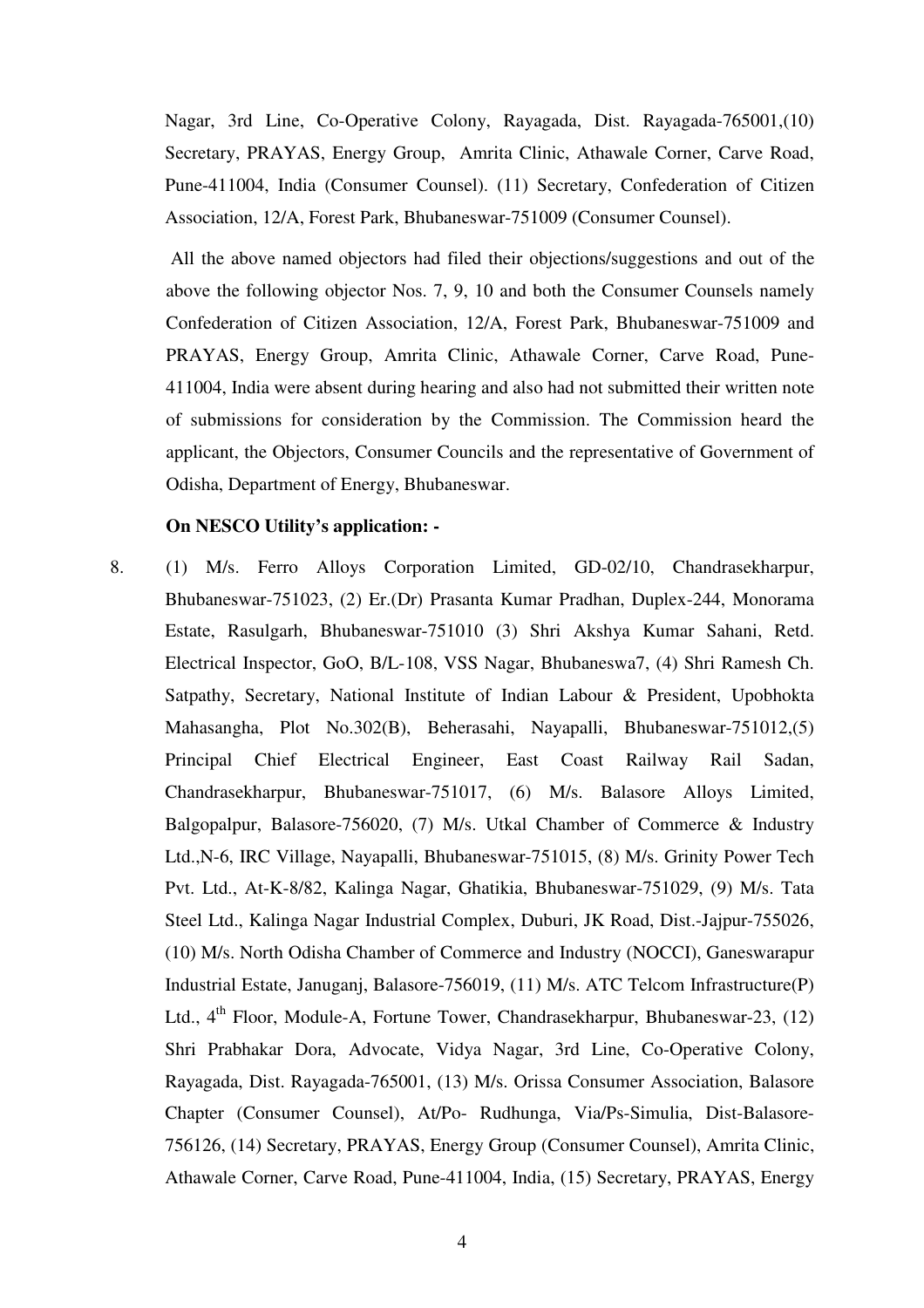Nagar, 3rd Line, Co-Operative Colony, Rayagada, Dist. Rayagada-765001,(10) Secretary, PRAYAS, Energy Group, Amrita Clinic, Athawale Corner, Carve Road, Pune-411004, India (Consumer Counsel). (11) Secretary, Confederation of Citizen Association, 12/A, Forest Park, Bhubaneswar-751009 (Consumer Counsel).

All the above named objectors had filed their objections/suggestions and out of the above the following objector Nos. 7, 9, 10 and both the Consumer Counsels namely Confederation of Citizen Association, 12/A, Forest Park, Bhubaneswar-751009 and PRAYAS, Energy Group, Amrita Clinic, Athawale Corner, Carve Road, Pune-411004, India were absent during hearing and also had not submitted their written note of submissions for consideration by the Commission. The Commission heard the applicant, the Objectors, Consumer Councils and the representative of Government of Odisha, Department of Energy, Bhubaneswar.

**On NESCO Utility's application: -**

8. (1) M/s. Ferro Alloys Corporation Limited, GD-02/10, Chandrasekharpur, Bhubaneswar-751023, (2) Er.(Dr) Prasanta Kumar Pradhan, Duplex-244, Monorama Estate, Rasulgarh, Bhubaneswar-751010 (3) Shri Akshya Kumar Sahani, Retd. Electrical Inspector, GoO, B/L-108, VSS Nagar, Bhubaneswa7, (4) Shri Ramesh Ch. Satpathy, Secretary, National Institute of Indian Labour & President, Upobhokta Mahasangha, Plot No.302(B), Beherasahi, Nayapalli, Bhubaneswar-751012,(5) Principal Chief Electrical Engineer, East Coast Railway Rail Sadan, Chandrasekharpur, Bhubaneswar-751017, (6) M/s. Balasore Alloys Limited, Balgopalpur, Balasore-756020, (7) M/s. Utkal Chamber of Commerce & Industry Ltd.,N-6, IRC Village, Nayapalli, Bhubaneswar-751015, (8) M/s. Grinity Power Tech Pvt. Ltd., At-K-8/82, Kalinga Nagar, Ghatikia, Bhubaneswar-751029, (9) M/s. Tata Steel Ltd., Kalinga Nagar Industrial Complex, Duburi, JK Road, Dist.-Jajpur-755026, (10) M/s. North Odisha Chamber of Commerce and Industry (NOCCI), Ganeswarapur Industrial Estate, Januganj, Balasore-756019, (11) M/s. ATC Telcom Infrastructure(P) Ltd., 4th Floor, Module-A, Fortune Tower, Chandrasekharpur, Bhubaneswar-23, (12) Shri Prabhakar Dora, Advocate, Vidya Nagar, 3rd Line, Co-Operative Colony, Rayagada, Dist. Rayagada-765001, (13) M/s. Orissa Consumer Association, Balasore Chapter (Consumer Counsel), At/Po- Rudhunga, Via/Ps-Simulia, Dist-Balasore-756126, (14) Secretary, PRAYAS, Energy Group (Consumer Counsel), Amrita Clinic, Athawale Corner, Carve Road, Pune-411004, India, (15) Secretary, PRAYAS, Energy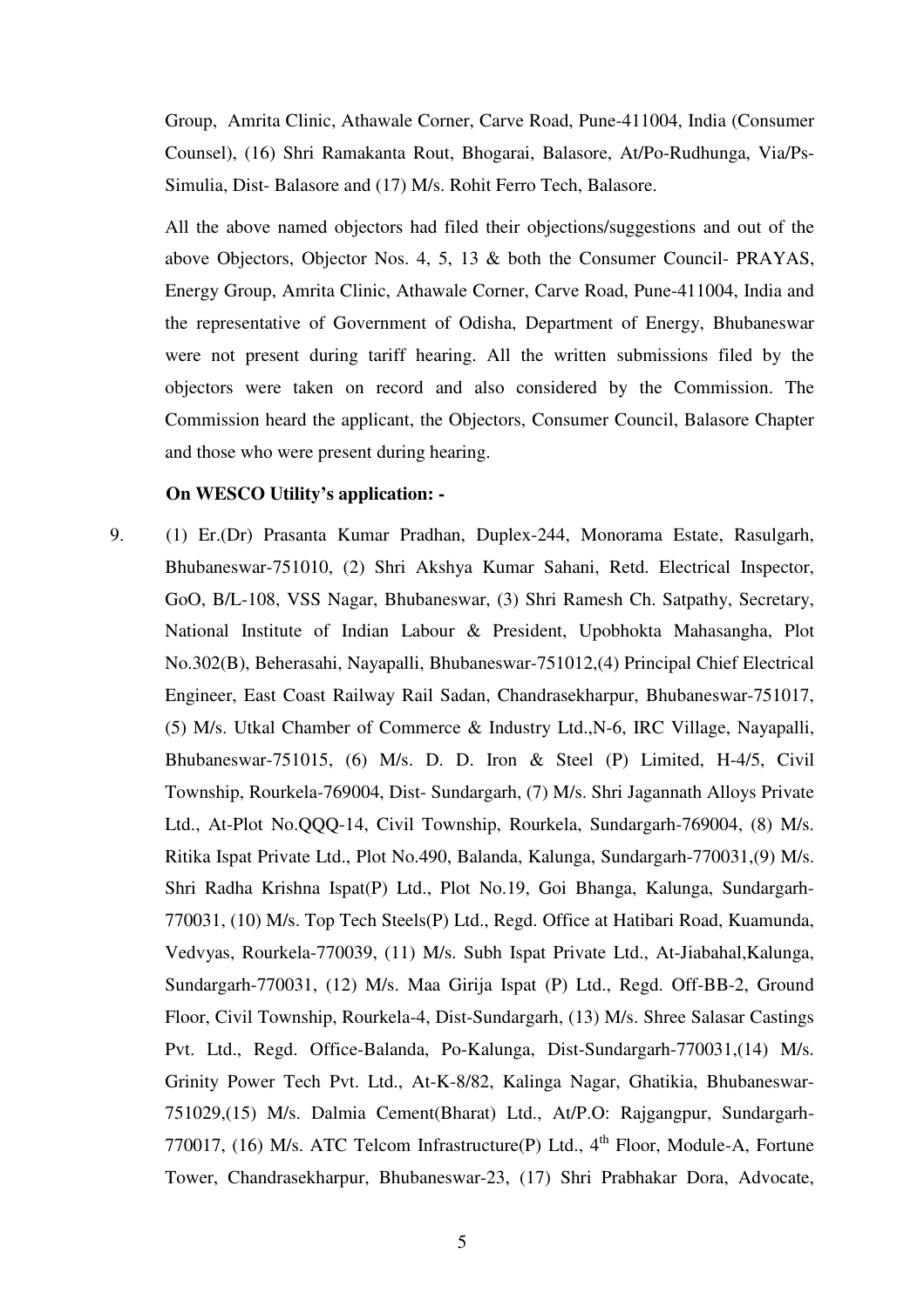Group, Amrita Clinic, Athawale Corner, Carve Road, Pune-411004, India (Consumer Counsel), (16) Shri Ramakanta Rout, Bhogarai, Balasore, At/Po-Rudhunga, Via/Ps-Simulia, Dist- Balasore and (17) M/s. Rohit Ferro Tech, Balasore.

All the above named objectors had filed their objections/suggestions and out of the above Objectors, Objector Nos. 4, 5, 13 & both the Consumer Council- PRAYAS, Energy Group, Amrita Clinic, Athawale Corner, Carve Road, Pune-411004, India and the representative of Government of Odisha, Department of Energy, Bhubaneswar were not present during tariff hearing. All the written submissions filed by the objectors were taken on record and also considered by the Commission. The Commission heard the applicant, the Objectors, Consumer Council, Balasore Chapter and those who were present during hearing.

**On WESCO Utility's application: -**

9. (1) Er.(Dr) Prasanta Kumar Pradhan, Duplex-244, Monorama Estate, Rasulgarh, Bhubaneswar-751010, (2) Shri Akshya Kumar Sahani, Retd. Electrical Inspector, GoO, B/L-108, VSS Nagar, Bhubaneswar, (3) Shri Ramesh Ch. Satpathy, Secretary, National Institute of Indian Labour & President, Upobhokta Mahasangha, Plot No.302(B), Beherasahi, Nayapalli, Bhubaneswar-751012,(4) Principal Chief Electrical Engineer, East Coast Railway Rail Sadan, Chandrasekharpur, Bhubaneswar-751017, (5) M/s. Utkal Chamber of Commerce & Industry Ltd.,N-6, IRC Village, Nayapalli, Bhubaneswar-751015, (6) M/s. D. D. Iron & Steel (P) Limited, H-4/5, Civil Township, Rourkela-769004, Dist- Sundargarh, (7) M/s. Shri Jagannath Alloys Private Ltd., At-Plot No.QQQ-14, Civil Township, Rourkela, Sundargarh-769004, (8) M/s. Ritika Ispat Private Ltd., Plot No.490, Balanda, Kalunga, Sundargarh-770031,(9) M/s. Shri Radha Krishna Ispat(P) Ltd., Plot No.19, Goi Bhanga, Kalunga, Sundargarh-770031, (10) M/s. Top Tech Steels(P) Ltd., Regd. Office at Hatibari Road, Kuamunda, Vedvyas, Rourkela-770039, (11) M/s. Subh Ispat Private Ltd., At-Jiabahal,Kalunga, Sundargarh-770031, (12) M/s. Maa Girija Ispat (P) Ltd., Regd. Off-BB-2, Ground Floor, Civil Township, Rourkela-4, Dist-Sundargarh, (13) M/s. Shree Salasar Castings Pvt. Ltd., Regd. Office-Balanda, Po-Kalunga, Dist-Sundargarh-770031,(14) M/s. Grinity Power Tech Pvt. Ltd., At-K-8/82, Kalinga Nagar, Ghatikia, Bhubaneswar-751029,(15) M/s. Dalmia Cement(Bharat) Ltd., At/P.O: Rajgangpur, Sundargarh-770017, (16) M/s. ATC Telcom Infrastructure(P) Ltd., 4th Floor, Module-A, Fortune Tower, Chandrasekharpur, Bhubaneswar-23, (17) Shri Prabhakar Dora, Advocate,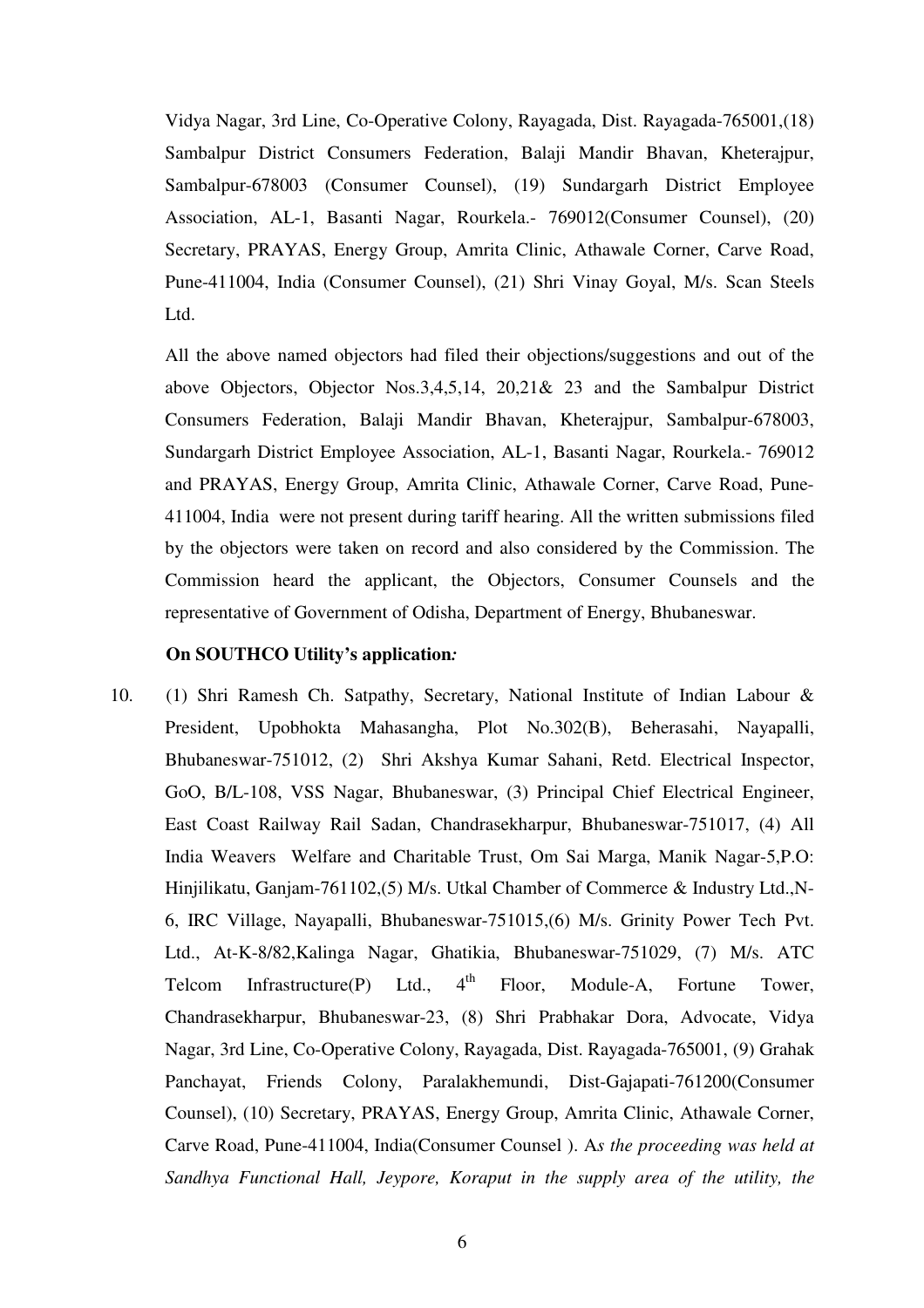Vidya Nagar, 3rd Line, Co-Operative Colony, Rayagada, Dist. Rayagada-765001,(18) Sambalpur District Consumers Federation, Balaji Mandir Bhavan, Kheterajpur, Sambalpur-678003 (Consumer Counsel), (19) Sundargarh District Employee Association, AL-1, Basanti Nagar, Rourkela.- 769012(Consumer Counsel), (20) Secretary, PRAYAS, Energy Group, Amrita Clinic, Athawale Corner, Carve Road, Pune-411004, India (Consumer Counsel), (21) Shri Vinay Goyal, M/s. Scan Steels Ltd.

All the above named objectors had filed their objections/suggestions and out of the above Objectors, Objector Nos.3,4,5,14, 20,21& 23 and the Sambalpur District Consumers Federation, Balaji Mandir Bhavan, Kheterajpur, Sambalpur-678003, Sundargarh District Employee Association, AL-1, Basanti Nagar, Rourkela.- 769012 and PRAYAS, Energy Group, Amrita Clinic, Athawale Corner, Carve Road, Pune-411004, India were not present during tariff hearing. All the written submissions filed by the objectors were taken on record and also considered by the Commission. The Commission heard the applicant, the Objectors, Consumer Counsels and the representative of Government of Odisha, Department of Energy, Bhubaneswar.

**On SOUTHCO Utility's application*:***

10. (1) Shri Ramesh Ch. Satpathy, Secretary, National Institute of Indian Labour & President, Upobhokta Mahasangha, Plot No.302(B), Beherasahi, Nayapalli, Bhubaneswar-751012, (2) Shri Akshya Kumar Sahani, Retd. Electrical Inspector, GoO, B/L-108, VSS Nagar, Bhubaneswar, (3) Principal Chief Electrical Engineer, East Coast Railway Rail Sadan, Chandrasekharpur, Bhubaneswar-751017, (4) All India Weavers Welfare and Charitable Trust, Om Sai Marga, Manik Nagar-5,P.O: Hinjilikatu, Ganjam-761102,(5) M/s. Utkal Chamber of Commerce & Industry Ltd.,N-6, IRC Village, Nayapalli, Bhubaneswar-751015,(6) M/s. Grinity Power Tech Pvt. Ltd., At-K-8/82,Kalinga Nagar, Ghatikia, Bhubaneswar-751029, (7) M/s. ATC Telcom Infrastructure(P) Ltd., 4th Floor, Module-A, Fortune Tower, Chandrasekharpur, Bhubaneswar-23, (8) Shri Prabhakar Dora, Advocate, Vidya Nagar, 3rd Line, Co-Operative Colony, Rayagada, Dist. Rayagada-765001, (9) Grahak Panchayat, Friends Colony, Paralakhemundi, Dist-Gajapati-761200(Consumer Counsel), (10) Secretary, PRAYAS, Energy Group, Amrita Clinic, Athawale Corner, Carve Road, Pune-411004, India(Consumer Counsel ). A*s the proceeding was held at Sandhya Functional Hall, Jeypore, Koraput in the supply area of the utility, the*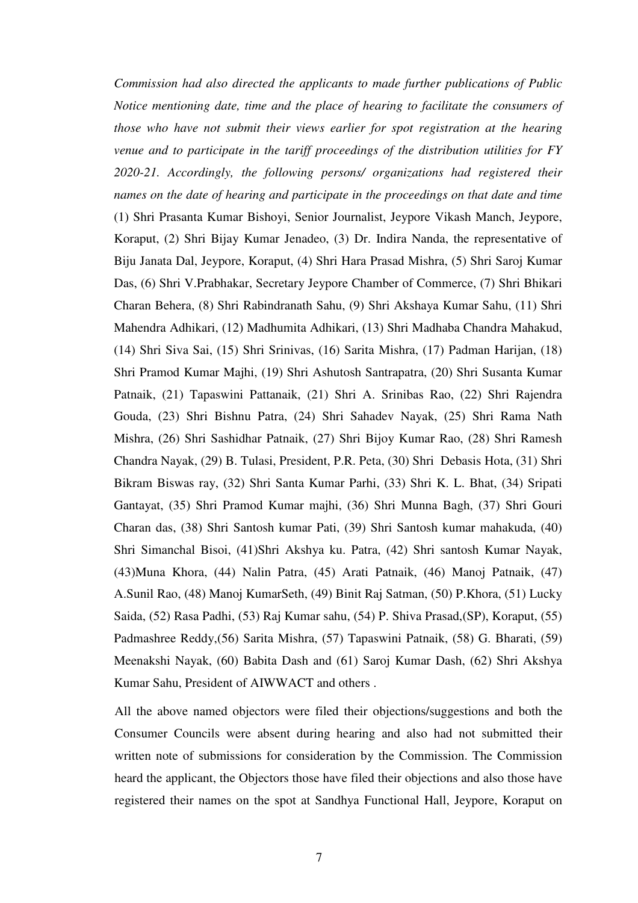*Commission had also directed the applicants to made further publications of Public Notice mentioning date, time and the place of hearing to facilitate the consumers of those who have not submit their views earlier for spot registration at the hearing venue and to participate in the tariff proceedings of the distribution utilities for FY 2020-21. Accordingly, the following persons/ organizations had registered their names on the date of hearing and participate in the proceedings on that date and time* (1) Shri Prasanta Kumar Bishoyi, Senior Journalist, Jeypore Vikash Manch, Jeypore, Koraput, (2) Shri Bijay Kumar Jenadeo, (3) Dr. Indira Nanda, the representative of Biju Janata Dal, Jeypore, Koraput, (4) Shri Hara Prasad Mishra, (5) Shri Saroj Kumar Das, (6) Shri V.Prabhakar, Secretary Jeypore Chamber of Commerce, (7) Shri Bhikari Charan Behera, (8) Shri Rabindranath Sahu, (9) Shri Akshaya Kumar Sahu, (11) Shri Mahendra Adhikari, (12) Madhumita Adhikari, (13) Shri Madhaba Chandra Mahakud, (14) Shri Siva Sai, (15) Shri Srinivas, (16) Sarita Mishra, (17) Padman Harijan, (18) Shri Pramod Kumar Majhi, (19) Shri Ashutosh Santrapatra, (20) Shri Susanta Kumar Patnaik, (21) Tapaswini Pattanaik, (21) Shri A. Srinibas Rao, (22) Shri Rajendra Gouda, (23) Shri Bishnu Patra, (24) Shri Sahadev Nayak, (25) Shri Rama Nath Mishra, (26) Shri Sashidhar Patnaik, (27) Shri Bijoy Kumar Rao, (28) Shri Ramesh Chandra Nayak, (29) B. Tulasi, President, P.R. Peta, (30) Shri Debasis Hota, (31) Shri Bikram Biswas ray, (32) Shri Santa Kumar Parhi, (33) Shri K. L. Bhat, (34) Sripati Gantayat, (35) Shri Pramod Kumar majhi, (36) Shri Munna Bagh, (37) Shri Gouri Charan das, (38) Shri Santosh kumar Pati, (39) Shri Santosh kumar mahakuda, (40) Shri Simanchal Bisoi, (41)Shri Akshya ku. Patra, (42) Shri santosh Kumar Nayak, (43)Muna Khora, (44) Nalin Patra, (45) Arati Patnaik, (46) Manoj Patnaik, (47) A.Sunil Rao, (48) Manoj KumarSeth, (49) Binit Raj Satman, (50) P.Khora, (51) Lucky Saida, (52) Rasa Padhi, (53) Raj Kumar sahu, (54) P. Shiva Prasad,(SP), Koraput, (55) Padmashree Reddy,(56) Sarita Mishra, (57) Tapaswini Patnaik, (58) G. Bharati, (59) Meenakshi Nayak, (60) Babita Dash and (61) Saroj Kumar Dash, (62) Shri Akshya Kumar Sahu, President of AIWWACT and others .

All the above named objectors were filed their objections/suggestions and both the Consumer Councils were absent during hearing and also had not submitted their written note of submissions for consideration by the Commission. The Commission heard the applicant, the Objectors those have filed their objections and also those have registered their names on the spot at Sandhya Functional Hall, Jeypore, Koraput on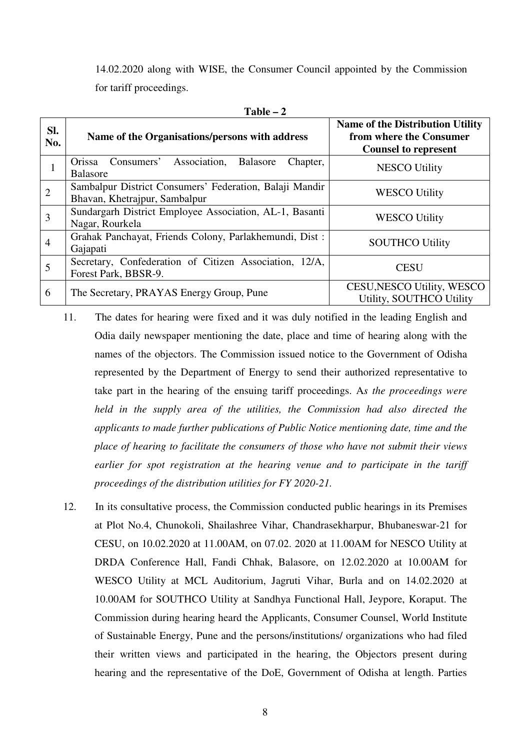14.02.2020 along with WISE, the Consumer Council appointed by the Commission for tariff proceedings.

**Table – 2**

| Sl. No. | Name of the Organisations/persons with address | Name of the Distribution Utility from where the Consumer Counsel to represent |
|---|---|---|
| 1 | Orissa Consumers' Association, Balasore Chapter, Balasore | NESCO Utility |
| 2 | Sambalpur District Consumers' Federation, Balaji Mandir Bhavan, Khetrajpur, Sambalpur | WESCO Utility |
| 3 | Sundargarh District Employee Association, AL-1, Basanti Nagar, Rourkela | WESCO Utility |
| 4 | Grahak Panchayat, Friends Colony, Parlakhemundi, Dist : Gajapati | SOUTHCO Utility |
| 5 | Secretary, Confederation of Citizen Association, 12/A, Forest Park, BBSR-9. | CESU |
| 6 | The Secretary, PRAYAS Energy Group, Pune | CESU,NESCO Utility, WESCO Utility, SOUTHCO Utility |

11. The dates for hearing were fixed and it was duly notified in the leading English and Odia daily newspaper mentioning the date, place and time of hearing along with the names of the objectors. The Commission issued notice to the Government of Odisha represented by the Department of Energy to send their authorized representative to take part in the hearing of the ensuing tariff proceedings. A*s the proceedings were held in the supply area of the utilities, the Commission had also directed the applicants to made further publications of Public Notice mentioning date, time and the place of hearing to facilitate the consumers of those who have not submit their views earlier for spot registration at the hearing venue and to participate in the tariff proceedings of the distribution utilities for FY 2020-21.*

12. In its consultative process, the Commission conducted public hearings in its Premises at Plot No.4, Chunokoli, Shailashree Vihar, Chandrasekharpur, Bhubaneswar-21 for CESU, on 10.02.2020 at 11.00AM, on 07.02. 2020 at 11.00AM for NESCO Utility at DRDA Conference Hall, Fandi Chhak, Balasore, on 12.02.2020 at 10.00AM for WESCO Utility at MCL Auditorium, Jagruti Vihar, Burla and on 14.02.2020 at 10.00AM for SOUTHCO Utility at Sandhya Functional Hall, Jeypore, Koraput. The Commission during hearing heard the Applicants, Consumer Counsel, World Institute of Sustainable Energy, Pune and the persons/institutions/ organizations who had filed their written views and participated in the hearing, the Objectors present during hearing and the representative of the DoE, Government of Odisha at length. Parties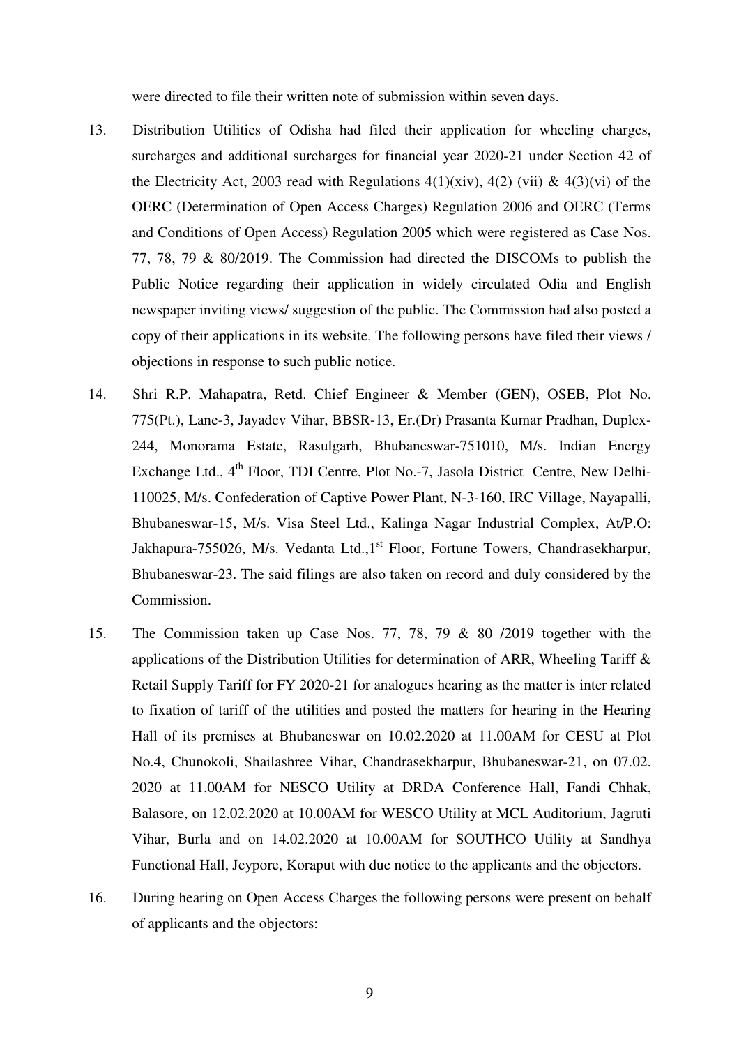were directed to file their written note of submission within seven days.

13. Distribution Utilities of Odisha had filed their application for wheeling charges, surcharges and additional surcharges for financial year 2020-21 under Section 42 of the Electricity Act, 2003 read with Regulations 4(1)(xiv), 4(2) (vii) & 4(3)(vi) of the OERC (Determination of Open Access Charges) Regulation 2006 and OERC (Terms and Conditions of Open Access) Regulation 2005 which were registered as Case Nos. 77, 78, 79 & 80/2019. The Commission had directed the DISCOMs to publish the Public Notice regarding their application in widely circulated Odia and English newspaper inviting views/ suggestion of the public. The Commission had also posted a copy of their applications in its website. The following persons have filed their views / objections in response to such public notice.

14. Shri R.P. Mahapatra, Retd. Chief Engineer & Member (GEN), OSEB, Plot No. 775(Pt.), Lane-3, Jayadev Vihar, BBSR-13, Er.(Dr) Prasanta Kumar Pradhan, Duplex-244, Monorama Estate, Rasulgarh, Bhubaneswar-751010, M/s. Indian Energy Exchange Ltd., 4th Floor, TDI Centre, Plot No.-7, Jasola District Centre, New Delhi-110025, M/s. Confederation of Captive Power Plant, N-3-160, IRC Village, Nayapalli, Bhubaneswar-15, M/s. Visa Steel Ltd., Kalinga Nagar Industrial Complex, At/P.O: Jakhapura-755026, M/s. Vedanta Ltd.,1st Floor, Fortune Towers, Chandrasekharpur, Bhubaneswar-23. The said filings are also taken on record and duly considered by the Commission.

15. The Commission taken up Case Nos. 77, 78, 79 & 80 /2019 together with the applications of the Distribution Utilities for determination of ARR, Wheeling Tariff & Retail Supply Tariff for FY 2020-21 for analogues hearing as the matter is inter related to fixation of tariff of the utilities and posted the matters for hearing in the Hearing Hall of its premises at Bhubaneswar on 10.02.2020 at 11.00AM for CESU at Plot No.4, Chunokoli, Shailashree Vihar, Chandrasekharpur, Bhubaneswar-21, on 07.02. 2020 at 11.00AM for NESCO Utility at DRDA Conference Hall, Fandi Chhak, Balasore, on 12.02.2020 at 10.00AM for WESCO Utility at MCL Auditorium, Jagruti Vihar, Burla and on 14.02.2020 at 10.00AM for SOUTHCO Utility at Sandhya Functional Hall, Jeypore, Koraput with due notice to the applicants and the objectors.

16. During hearing on Open Access Charges the following persons were present on behalf of applicants and the objectors: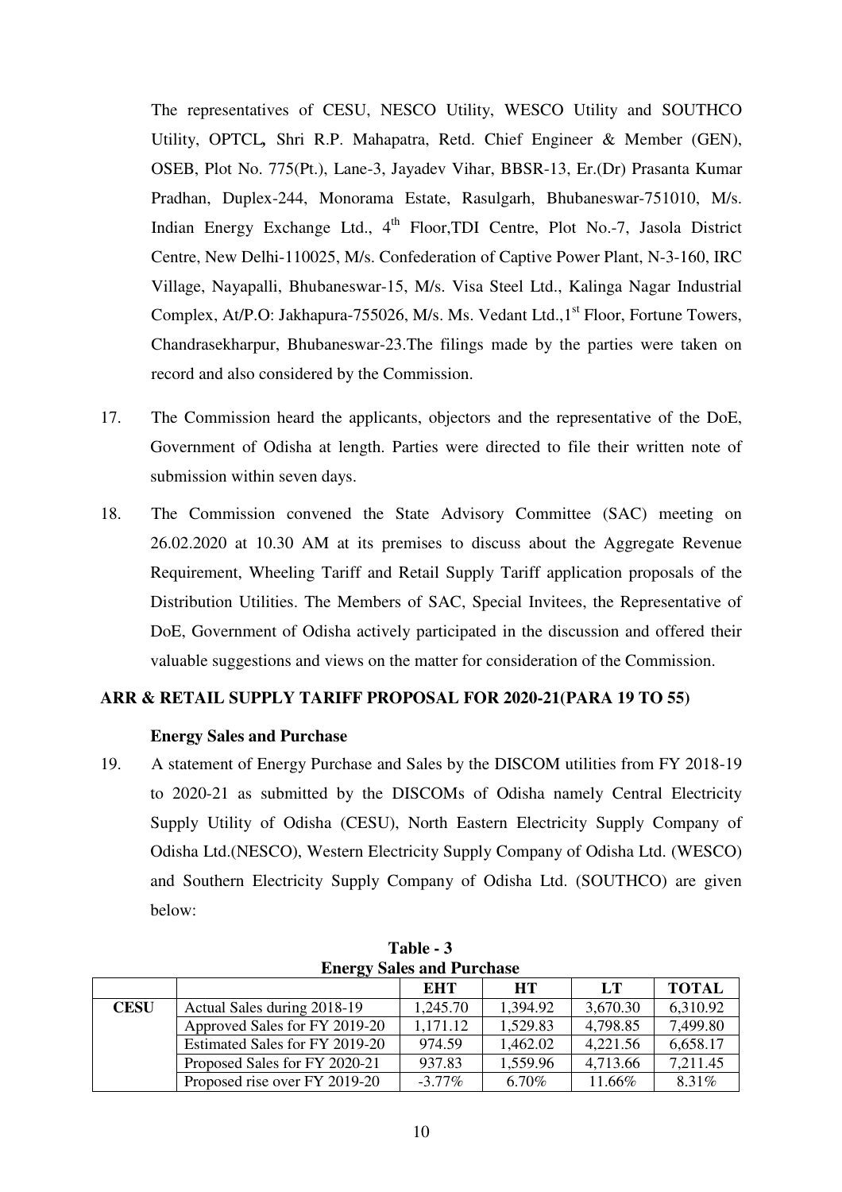The representatives of CESU, NESCO Utility, WESCO Utility and SOUTHCO Utility, OPTCL, Shri R.P. Mahapatra, Retd. Chief Engineer & Member (GEN), OSEB, Plot No. 775(Pt.), Lane-3, Jayadev Vihar, BBSR-13, Er.(Dr) Prasanta Kumar Pradhan, Duplex-244, Monorama Estate, Rasulgarh, Bhubaneswar-751010, M/s. Indian Energy Exchange Ltd., 4th Floor,TDI Centre, Plot No.-7, Jasola District Centre, New Delhi-110025, M/s. Confederation of Captive Power Plant, N-3-160, IRC Village, Nayapalli, Bhubaneswar-15, M/s. Visa Steel Ltd., Kalinga Nagar Industrial Complex, At/P.O: Jakhapura-755026, M/s. Ms. Vedant Ltd.,1st Floor, Fortune Towers, Chandrasekharpur, Bhubaneswar-23.The filings made by the parties were taken on record and also considered by the Commission.

17. The Commission heard the applicants, objectors and the representative of the DoE, Government of Odisha at length. Parties were directed to file their written note of submission within seven days.

18. The Commission convened the State Advisory Committee (SAC) meeting on 26.02.2020 at 10.30 AM at its premises to discuss about the Aggregate Revenue Requirement, Wheeling Tariff and Retail Supply Tariff application proposals of the Distribution Utilities. The Members of SAC, Special Invitees, the Representative of DoE, Government of Odisha actively participated in the discussion and offered their valuable suggestions and views on the matter for consideration of the Commission.

## ARR & RETAIL SUPPLY TARIFF PROPOSAL FOR 2020-21(PARA 19 TO 55)

### Energy Sales and Purchase

19. A statement of Energy Purchase and Sales by the DISCOM utilities from FY 2018-19 to 2020-21 as submitted by the DISCOMs of Odisha namely Central Electricity Supply Utility of Odisha (CESU), North Eastern Electricity Supply Company of Odisha Ltd.(NESCO), Western Electricity Supply Company of Odisha Ltd. (WESCO) and Southern Electricity Supply Company of Odisha Ltd. (SOUTHCO) are given below:

**Table - 3**
**Energy Sales and Purchase**

| | | EHT | HT | LT | TOTAL |
|---|---|---|---|---|---|
| **CESU** | Actual Sales during 2018-19 | 1,245.70 | 1,394.92 | 3,670.30 | 6,310.92 |
| | Approved Sales for FY 2019-20 | 1,171.12 | 1,529.83 | 4,798.85 | 7,499.80 |
| | Estimated Sales for FY 2019-20 | 974.59 | 1,462.02 | 4,221.56 | 6,658.17 |
| | Proposed Sales for FY 2020-21 | 937.83 | 1,559.96 | 4,713.66 | 7,211.45 |
| | Proposed rise over FY 2019-20 | -3.77% | 6.70% | 11.66% | 8.31% |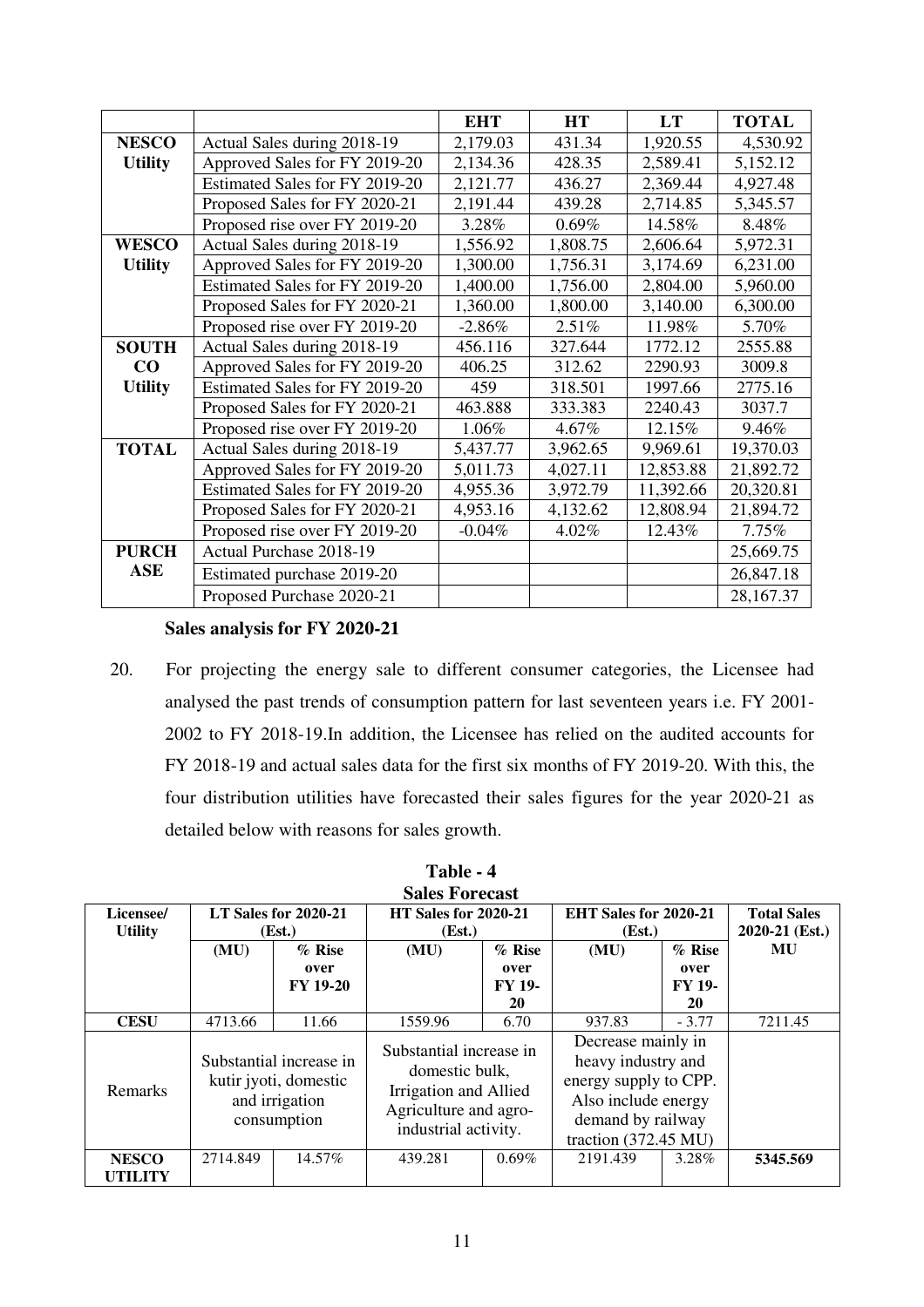| | | EHT | HT | LT | TOTAL |
|---|---|---|---|---|---|
| **NESCO Utility** | Actual Sales during 2018-19 | 2,179.03 | 431.34 | 1,920.55 | 4,530.92 |
| | Approved Sales for FY 2019-20 | 2,134.36 | 428.35 | 2,589.41 | 5,152.12 |
| | Estimated Sales for FY 2019-20 | 2,121.77 | 436.27 | 2,369.44 | 4,927.48 |
| | Proposed Sales for FY 2020-21 | 2,191.44 | 439.28 | 2,714.85 | 5,345.57 |
| | Proposed rise over FY 2019-20 | 3.28% | 0.69% | 14.58% | 8.48% |
| **WESCO Utility** | Actual Sales during 2018-19 | 1,556.92 | 1,808.75 | 2,606.64 | 5,972.31 |
| | Approved Sales for FY 2019-20 | 1,300.00 | 1,756.31 | 3,174.69 | 6,231.00 |
| | Estimated Sales for FY 2019-20 | 1,400.00 | 1,756.00 | 2,804.00 | 5,960.00 |
| | Proposed Sales for FY 2020-21 | 1,360.00 | 1,800.00 | 3,140.00 | 6,300.00 |
| | Proposed rise over FY 2019-20 | -2.86% | 2.51% | 11.98% | 5.70% |
| **SOUTH CO Utility** | Actual Sales during 2018-19 | 456.116 | 327.644 | 1772.12 | 2555.88 |
| | Approved Sales for FY 2019-20 | 406.25 | 312.62 | 2290.93 | 3009.8 |
| | Estimated Sales for FY 2019-20 | 459 | 318.501 | 1997.66 | 2775.16 |
| | Proposed Sales for FY 2020-21 | 463.888 | 333.383 | 2240.43 | 3037.7 |
| | Proposed rise over FY 2019-20 | 1.06% | 4.67% | 12.15% | 9.46% |
| **TOTAL** | Actual Sales during 2018-19 | 5,437.77 | 3,962.65 | 9,969.61 | 19,370.03 |
| | Approved Sales for FY 2019-20 | 5,011.73 | 4,027.11 | 12,853.88 | 21,892.72 |
| | Estimated Sales for FY 2019-20 | 4,955.36 | 3,972.79 | 11,392.66 | 20,320.81 |
| | Proposed Sales for FY 2020-21 | 4,953.16 | 4,132.62 | 12,808.94 | 21,894.72 |
| | Proposed rise over FY 2019-20 | -0.04% | 4.02% | 12.43% | 7.75% |
| **PURCHASE** | Actual Purchase 2018-19 | | | | 25,669.75 |
| | Estimated purchase 2019-20 | | | | 26,847.18 |
| | Proposed Purchase 2020-21 | | | | 28,167.37 |

**Sales analysis for FY 2020-21**

20. For projecting the energy sale to different consumer categories, the Licensee had analysed the past trends of consumption pattern for last seventeen years i.e. FY 2001-2002 to FY 2018-19.In addition, the Licensee has relied on the audited accounts for FY 2018-19 and actual sales data for the first six months of FY 2019-20. With this, the four distribution utilities have forecasted their sales figures for the year 2020-21 as detailed below with reasons for sales growth.

**Table - 4**
**Sales Forecast**

| Licensee/ Utility | LT Sales for 2020-21 (Est.) | | HT Sales for 2020-21 (Est.) | | EHT Sales for 2020-21 (Est.) | | Total Sales 2020-21 (Est.) |
|---|---|---|---|---|---|---|---|
| | (MU) | % Rise over FY 19-20 | (MU) | % Rise over FY 19-20 | (MU) | % Rise over FY 19-20 | MU |
| **CESU** | 4713.66 | 11.66 | 1559.96 | 6.70 | 937.83 | - 3.77 | 7211.45 |
| Remarks | Substantial increase in kutir jyoti, domestic and irrigation consumption | | Substantial increase in domestic bulk, Irrigation and Allied Agriculture and agro-industrial activity. | | Decrease mainly in heavy industry and energy supply to CPP. Also include energy demand by railway traction (372.45 MU) | | |
| **NESCO UTILITY** | 2714.849 | 14.57% | 439.281 | 0.69% | 2191.439 | 3.28% | **5345.569** |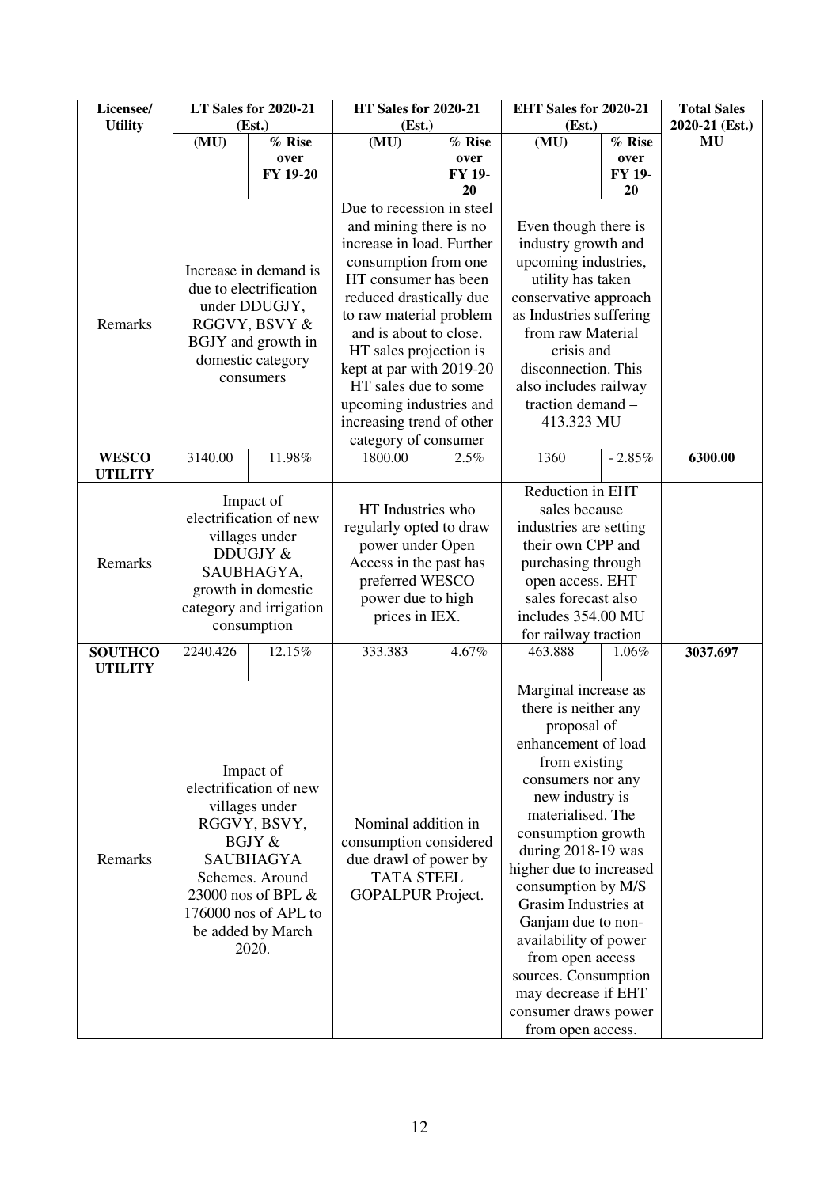| Licensee/ Utility | LT Sales for 2020-21 (Est.) | | HT Sales for 2020-21 (Est.) | | EHT Sales for 2020-21 (Est.) | | Total Sales 2020-21 (Est.) |
|---|---|---|---|---|---|---|---|
| | (MU) | % Rise over FY 19-20 | (MU) | % Rise over FY 19-20 | (MU) | % Rise over FY 19-20 | MU |
| Remarks | Increase in demand is due to electrification under DDUGJY, RGGVY, BSVY & BGJY and growth in domestic category consumers | | Due to recession in steel and mining there is no increase in load. Further consumption from one HT consumer has been reduced drastically due to raw material problem and is about to close. HT sales projection is kept at par with 2019-20 HT sales due to some upcoming industries and increasing trend of other category of consumer | | Even though there is industry growth and upcoming industries, utility has taken conservative approach as Industries suffering from raw Material crisis and disconnection. This also includes railway traction demand – 413.323 MU | | |
| **WESCO UTILITY** | 3140.00 | 11.98% | 1800.00 | 2.5% | 1360 | - 2.85% | **6300.00** |
| Remarks | Impact of electrification of new villages under DDUGJY & SAUBHAGYA, growth in domestic category and irrigation consumption | | HT Industries who regularly opted to draw power under Open Access in the past has preferred WESCO power due to high prices in IEX. | | Reduction in EHT sales because industries are setting their own CPP and purchasing through open access. EHT sales forecast also includes 354.00 MU for railway traction | | |
| **SOUTHCO UTILITY** | 2240.426 | 12.15% | 333.383 | 4.67% | 463.888 | 1.06% | **3037.697** |
| Remarks | Impact of electrification of new villages under RGGVY, BSVY, BGJY & SAUBHAGYA Schemes. Around 23000 nos of BPL & 176000 nos of APL to be added by March 2020. | | Nominal addition in consumption considered due drawl of power by TATA STEEL GOPALPUR Project. | | Marginal increase as there is neither any proposal of enhancement of load from existing consumers nor any new industry is materialised. The consumption growth during 2018-19 was higher due to increased consumption by M/S Grasim Industries at Ganjam due to non-availability of power from open access sources. Consumption may decrease if EHT consumer draws power from open access. | | |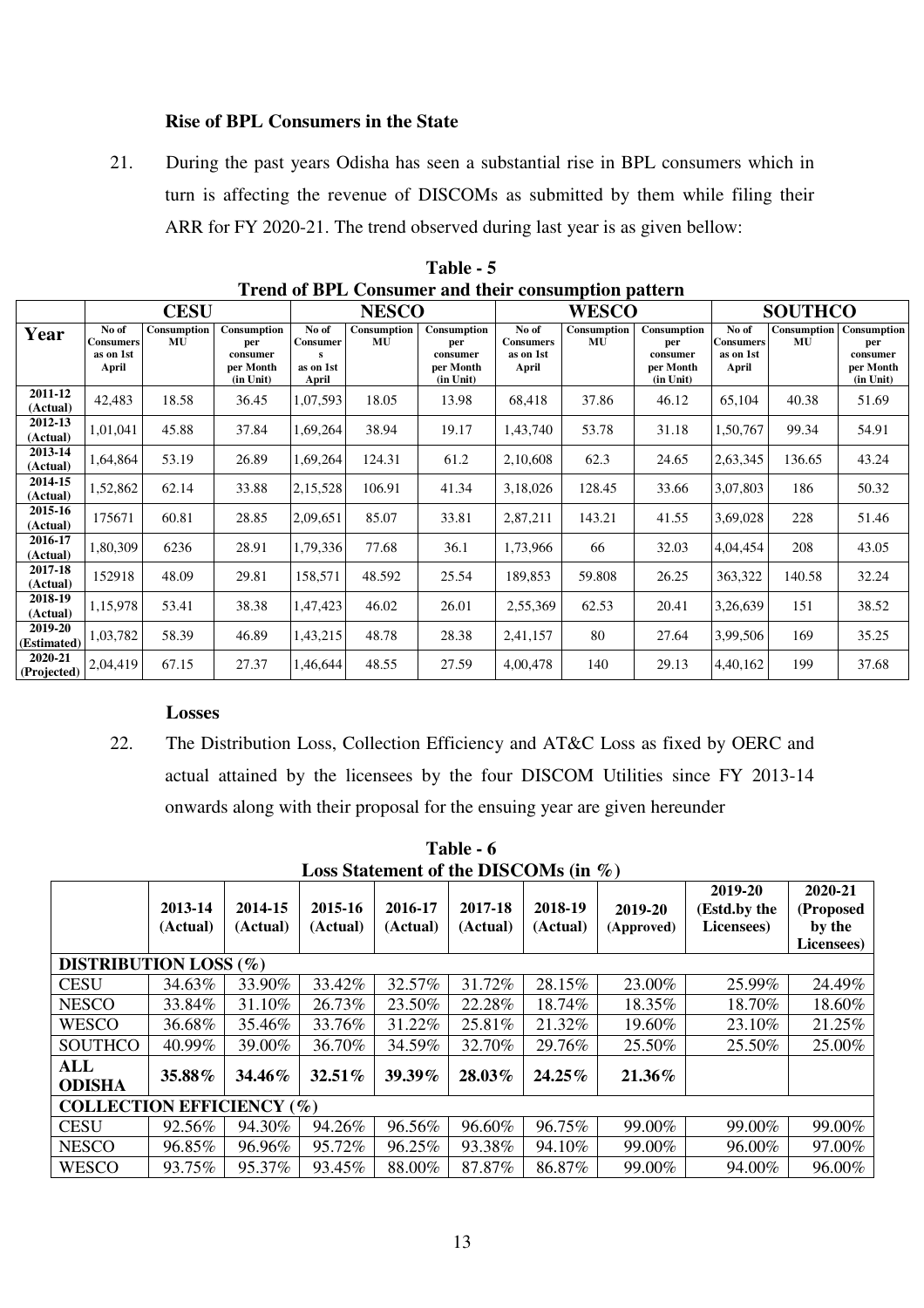**Rise of BPL Consumers in the State**

21. During the past years Odisha has seen a substantial rise in BPL consumers which in turn is affecting the revenue of DISCOMs as submitted by them while filing their ARR for FY 2020-21. The trend observed during last year is as given bellow:

**Table - 5**
**Trend of BPL Consumer and their consumption pattern**

| | CESU | | | NESCO | | | WESCO | | | SOUTHCO | | |
|---|---|---|---|---|---|---|---|---|---|---|---|---|
| Year | No of Consumers as on 1st April | Consumption MU | Consumption per consumer per Month (in Unit) | No of Consumers as on 1st April | Consumption MU | Consumption per consumer per Month (in Unit) | No of Consumers as on 1st April | Consumption MU | Consumption per consumer per Month (in Unit) | No of Consumers as on 1st April | Consumption MU | Consumption per consumer per Month (in Unit) |
| 2011-12 (Actual) | 42,483 | 18.58 | 36.45 | 1,07,593 | 18.05 | 13.98 | 68,418 | 37.86 | 46.12 | 65,104 | 40.38 | 51.69 |
| 2012-13 (Actual) | 1,01,041 | 45.88 | 37.84 | 1,69,264 | 38.94 | 19.17 | 1,43,740 | 53.78 | 31.18 | 1,50,767 | 99.34 | 54.91 |
| 2013-14 (Actual) | 1,64,864 | 53.19 | 26.89 | 1,69,264 | 124.31 | 61.2 | 2,10,608 | 62.3 | 24.65 | 2,63,345 | 136.65 | 43.24 |
| 2014-15 (Actual) | 1,52,862 | 62.14 | 33.88 | 2,15,528 | 106.91 | 41.34 | 3,18,026 | 128.45 | 33.66 | 3,07,803 | 186 | 50.32 |
| 2015-16 (Actual) | 175671 | 60.81 | 28.85 | 2,09,651 | 85.07 | 33.81 | 2,87,211 | 143.21 | 41.55 | 3,69,028 | 228 | 51.46 |
| 2016-17 (Actual) | 1,80,309 | 6236 | 28.91 | 1,79,336 | 77.68 | 36.1 | 1,73,966 | 66 | 32.03 | 4,04,454 | 208 | 43.05 |
| 2017-18 (Actual) | 152918 | 48.09 | 29.81 | 158,571 | 48.592 | 25.54 | 189,853 | 59.808 | 26.25 | 363,322 | 140.58 | 32.24 |
| 2018-19 (Actual) | 1,15,978 | 53.41 | 38.38 | 1,47,423 | 46.02 | 26.01 | 2,55,369 | 62.53 | 20.41 | 3,26,639 | 151 | 38.52 |
| 2019-20 (Estimated) | 1,03,782 | 58.39 | 46.89 | 1,43,215 | 48.78 | 28.38 | 2,41,157 | 80 | 27.64 | 3,99,506 | 169 | 35.25 |
| 2020-21 (Projected) | 2,04,419 | 67.15 | 27.37 | 1,46,644 | 48.55 | 27.59 | 4,00,478 | 140 | 29.13 | 4,40,162 | 199 | 37.68 |

**Losses**

22. The Distribution Loss, Collection Efficiency and AT&C Loss as fixed by OERC and actual attained by the licensees by the four DISCOM Utilities since FY 2013-14 onwards along with their proposal for the ensuing year are given hereunder

**Table - 6**
**Loss Statement of the DISCOMs (in %)**

| | 2013-14 (Actual) | 2014-15 (Actual) | 2015-16 (Actual) | 2016-17 (Actual) | 2017-18 (Actual) | 2018-19 (Actual) | 2019-20 (Approved) | 2019-20 (Estd.by the Licensees) | 2020-21 (Proposed by the Licensees) |
|---|---|---|---|---|---|---|---|---|---|
| **DISTRIBUTION LOSS (%)** | | | | | | | | | |
| CESU | 34.63% | 33.90% | 33.42% | 32.57% | 31.72% | 28.15% | 23.00% | 25.99% | 24.49% |
| NESCO | 33.84% | 31.10% | 26.73% | 23.50% | 22.28% | 18.74% | 18.35% | 18.70% | 18.60% |
| WESCO | 36.68% | 35.46% | 33.76% | 31.22% | 25.81% | 21.32% | 19.60% | 23.10% | 21.25% |
| SOUTHCO | 40.99% | 39.00% | 36.70% | 34.59% | 32.70% | 29.76% | 25.50% | 25.50% | 25.00% |
| **ALL ODISHA** | **35.88%** | **34.46%** | **32.51%** | **39.39%** | **28.03%** | **24.25%** | **21.36%** | | |
| **COLLECTION EFFICIENCY (%)** | | | | | | | | | |
| CESU | 92.56% | 94.30% | 94.26% | 96.56% | 96.60% | 96.75% | 99.00% | 99.00% | 99.00% |
| NESCO | 96.85% | 96.96% | 95.72% | 96.25% | 93.38% | 94.10% | 99.00% | 96.00% | 97.00% |
| WESCO | 93.75% | 95.37% | 93.45% | 88.00% | 87.87% | 86.87% | 99.00% | 94.00% | 96.00% |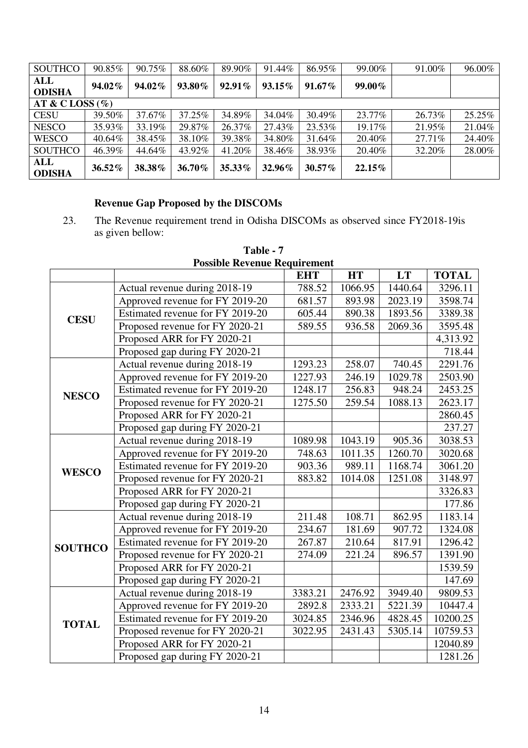| | | | | | | | | |
|---|---|---|---|---|---|---|---|---|
| SOUTHCO | 90.85% | 90.75% | 88.60% | 89.90% | 91.44% | 86.95% | 99.00% | 91.00% | 96.00% |
| **ALL ODISHA** | **94.02%** | **94.02%** | **93.80%** | **92.91%** | **93.15%** | **91.67%** | **99.00%** | | |
| **AT & C LOSS (%)** | | | | | | | | | |
| CESU | 39.50% | 37.67% | 37.25% | 34.89% | 34.04% | 30.49% | 23.77% | 26.73% | 25.25% |
| NESCO | 35.93% | 33.19% | 29.87% | 26.37% | 27.43% | 23.53% | 19.17% | 21.95% | 21.04% |
| WESCO | 40.64% | 38.45% | 38.10% | 39.38% | 34.80% | 31.64% | 20.40% | 27.71% | 24.40% |
| SOUTHCO | 46.39% | 44.64% | 43.92% | 41.20% | 38.46% | 38.93% | 20.40% | 32.20% | 28.00% |
| **ALL ODISHA** | **36.52%** | **38.38%** | **36.70%** | **35.33%** | **32.96%** | **30.57%** | **22.15%** | | |

**Revenue Gap Proposed by the DISCOMs**

23. The Revenue requirement trend in Odisha DISCOMs as observed since FY2018-19is as given bellow:

**Table - 7**
**Possible Revenue Requirement**

| | | EHT | HT | LT | TOTAL |
|---|---|---|---|---|---|
| **CESU** | Actual revenue during 2018-19 | 788.52 | 1066.95 | 1440.64 | 3296.11 |
| | Approved revenue for FY 2019-20 | 681.57 | 893.98 | 2023.19 | 3598.74 |
| | Estimated revenue for FY 2019-20 | 605.44 | 890.38 | 1893.56 | 3389.38 |
| | Proposed revenue for FY 2020-21 | 589.55 | 936.58 | 2069.36 | 3595.48 |
| | Proposed ARR for FY 2020-21 | | | | 4,313.92 |
| | Proposed gap during FY 2020-21 | | | | 718.44 |
| **NESCO** | Actual revenue during 2018-19 | 1293.23 | 258.07 | 740.45 | 2291.76 |
| | Approved revenue for FY 2019-20 | 1227.93 | 246.19 | 1029.78 | 2503.90 |
| | Estimated revenue for FY 2019-20 | 1248.17 | 256.83 | 948.24 | 2453.25 |
| | Proposed revenue for FY 2020-21 | 1275.50 | 259.54 | 1088.13 | 2623.17 |
| | Proposed ARR for FY 2020-21 | | | | 2860.45 |
| | Proposed gap during FY 2020-21 | | | | 237.27 |
| **WESCO** | Actual revenue during 2018-19 | 1089.98 | 1043.19 | 905.36 | 3038.53 |
| | Approved revenue for FY 2019-20 | 748.63 | 1011.35 | 1260.70 | 3020.68 |
| | Estimated revenue for FY 2019-20 | 903.36 | 989.11 | 1168.74 | 3061.20 |
| | Proposed revenue for FY 2020-21 | 883.82 | 1014.08 | 1251.08 | 3148.97 |
| | Proposed ARR for FY 2020-21 | | | | 3326.83 |
| | Proposed gap during FY 2020-21 | | | | 177.86 |
| **SOUTHCO** | Actual revenue during 2018-19 | 211.48 | 108.71 | 862.95 | 1183.14 |
| | Approved revenue for FY 2019-20 | 234.67 | 181.69 | 907.72 | 1324.08 |
| | Estimated revenue for FY 2019-20 | 267.87 | 210.64 | 817.91 | 1296.42 |
| | Proposed revenue for FY 2020-21 | 274.09 | 221.24 | 896.57 | 1391.90 |
| | Proposed ARR for FY 2020-21 | | | | 1539.59 |
| | Proposed gap during FY 2020-21 | | | | 147.69 |
| **TOTAL** | Actual revenue during 2018-19 | 3383.21 | 2476.92 | 3949.40 | 9809.53 |
| | Approved revenue for FY 2019-20 | 2892.8 | 2333.21 | 5221.39 | 10447.4 |
| | Estimated revenue for FY 2019-20 | 3024.85 | 2346.96 | 4828.45 | 10200.25 |
| | Proposed revenue for FY 2020-21 | 3022.95 | 2431.43 | 5305.14 | 10759.53 |
| | Proposed ARR for FY 2020-21 | | | | 12040.89 |
| | Proposed gap during FY 2020-21 | | | | 1281.26 |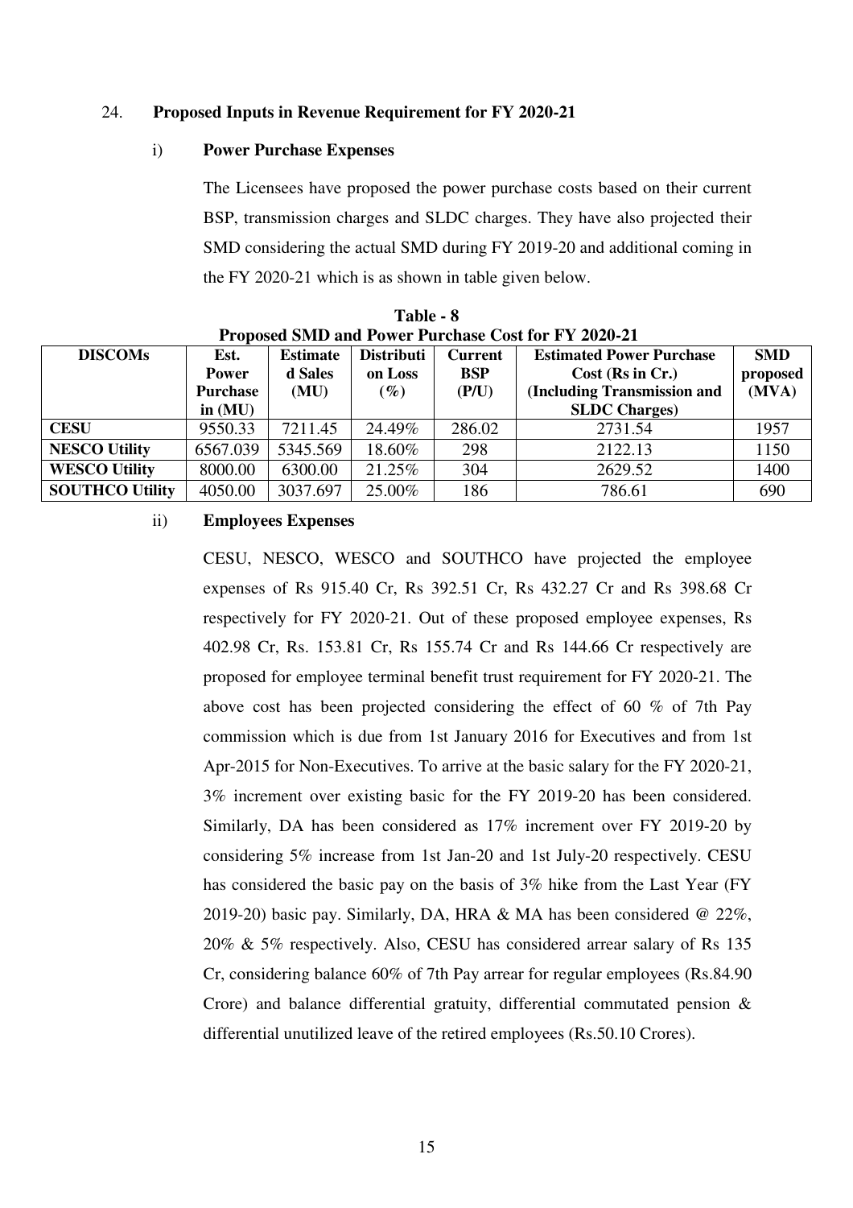24. **Proposed Inputs in Revenue Requirement for FY 2020-21**

i) **Power Purchase Expenses**

The Licensees have proposed the power purchase costs based on their current BSP, transmission charges and SLDC charges. They have also projected their SMD considering the actual SMD during FY 2019-20 and additional coming in the FY 2020-21 which is as shown in table given below.

**Table - 8**
**Proposed SMD and Power Purchase Cost for FY 2020-21**

| DISCOMs | Est. Power Purchase in (MU) | Estimated Sales (MU) | Distribution Loss (%) | Current BSP (P/U) | Estimated Power Purchase Cost (Rs in Cr.) (Including Transmission and SLDC Charges) | SMD proposed (MVA) |
|---|---|---|---|---|---|---|
| **CESU** | 9550.33 | 7211.45 | 24.49% | 286.02 | 2731.54 | 1957 |
| **NESCO Utility** | 6567.039 | 5345.569 | 18.60% | 298 | 2122.13 | 1150 |
| **WESCO Utility** | 8000.00 | 6300.00 | 21.25% | 304 | 2629.52 | 1400 |
| **SOUTHCO Utility** | 4050.00 | 3037.697 | 25.00% | 186 | 786.61 | 690 |

ii) **Employees Expenses**

CESU, NESCO, WESCO and SOUTHCO have projected the employee expenses of Rs 915.40 Cr, Rs 392.51 Cr, Rs 432.27 Cr and Rs 398.68 Cr respectively for FY 2020-21. Out of these proposed employee expenses, Rs 402.98 Cr, Rs. 153.81 Cr, Rs 155.74 Cr and Rs 144.66 Cr respectively are proposed for employee terminal benefit trust requirement for FY 2020-21. The above cost has been projected considering the effect of 60 % of 7th Pay commission which is due from 1st January 2016 for Executives and from 1st Apr-2015 for Non-Executives. To arrive at the basic salary for the FY 2020-21, 3% increment over existing basic for the FY 2019-20 has been considered. Similarly, DA has been considered as 17% increment over FY 2019-20 by considering 5% increase from 1st Jan-20 and 1st July-20 respectively. CESU has considered the basic pay on the basis of 3% hike from the Last Year (FY 2019-20) basic pay. Similarly, DA, HRA & MA has been considered @ 22%, 20% & 5% respectively. Also, CESU has considered arrear salary of Rs 135 Cr, considering balance 60% of 7th Pay arrear for regular employees (Rs.84.90 Crore) and balance differential gratuity, differential commutated pension & differential unutilized leave of the retired employees (Rs.50.10 Crores).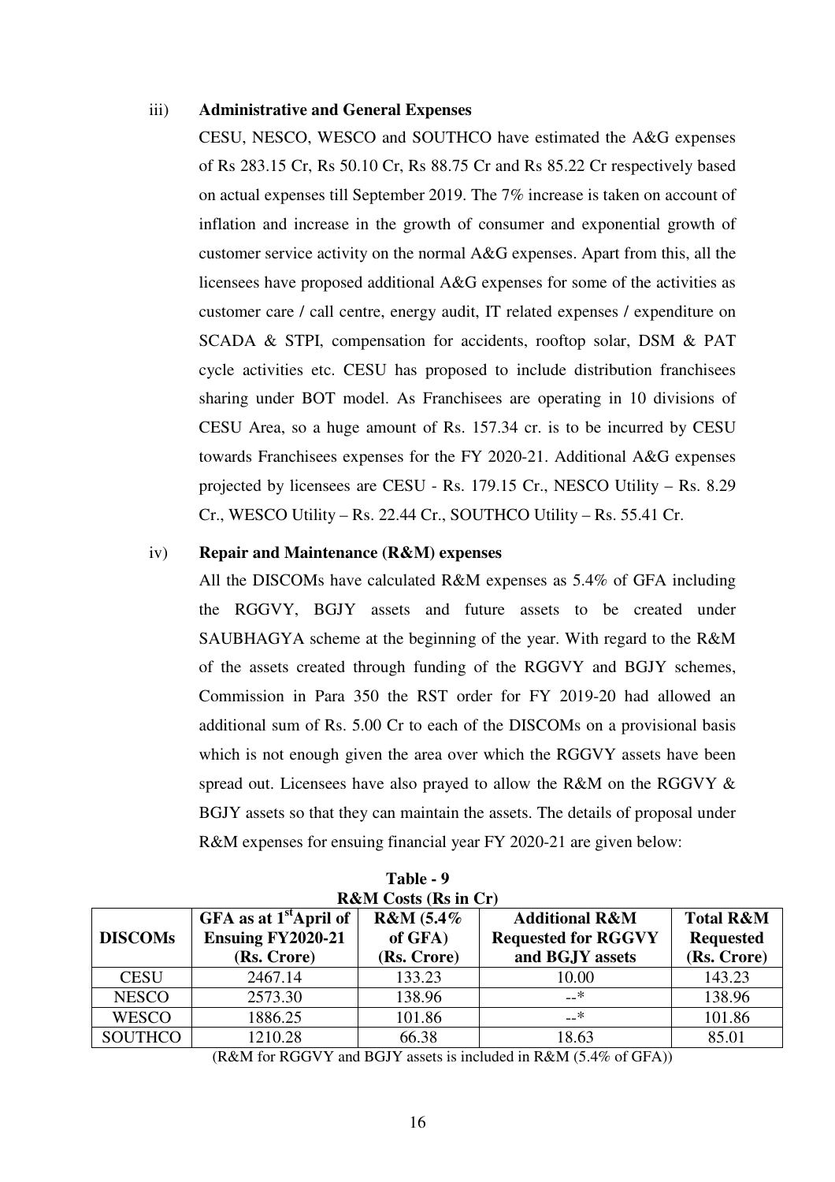iii) **Administrative and General Expenses**

CESU, NESCO, WESCO and SOUTHCO have estimated the A&G expenses of Rs 283.15 Cr, Rs 50.10 Cr, Rs 88.75 Cr and Rs 85.22 Cr respectively based on actual expenses till September 2019. The 7% increase is taken on account of inflation and increase in the growth of consumer and exponential growth of customer service activity on the normal A&G expenses. Apart from this, all the licensees have proposed additional A&G expenses for some of the activities as customer care / call centre, energy audit, IT related expenses / expenditure on SCADA & STPI, compensation for accidents, rooftop solar, DSM & PAT cycle activities etc. CESU has proposed to include distribution franchisees sharing under BOT model. As Franchisees are operating in 10 divisions of CESU Area, so a huge amount of Rs. 157.34 cr. is to be incurred by CESU towards Franchisees expenses for the FY 2020-21. Additional A&G expenses projected by licensees are CESU - Rs. 179.15 Cr., NESCO Utility – Rs. 8.29 Cr., WESCO Utility – Rs. 22.44 Cr., SOUTHCO Utility – Rs. 55.41 Cr.

iv) **Repair and Maintenance (R&M) expenses**

All the DISCOMs have calculated R&M expenses as 5.4% of GFA including the RGGVY, BGJY assets and future assets to be created under SAUBHAGYA scheme at the beginning of the year. With regard to the R&M of the assets created through funding of the RGGVY and BGJY schemes, Commission in Para 350 the RST order for FY 2019-20 had allowed an additional sum of Rs. 5.00 Cr to each of the DISCOMs on a provisional basis which is not enough given the area over which the RGGVY assets have been spread out. Licensees have also prayed to allow the R&M on the RGGVY & BGJY assets so that they can maintain the assets. The details of proposal under R&M expenses for ensuing financial year FY 2020-21 are given below:

**Table - 9**
**R&M Costs (Rs in Cr)**

| DISCOMs | GFA as at 1st April of Ensuing FY2020-21 (Rs. Crore) | R&M (5.4% of GFA) (Rs. Crore) | Additional R&M Requested for RGGVY and BGJY assets | Total R&M Requested (Rs. Crore) |
|---|---|---|---|---|
| CESU | 2467.14 | 133.23 | 10.00 | 143.23 |
| NESCO | 2573.30 | 138.96 | --* | 138.96 |
| WESCO | 1886.25 | 101.86 | --* | 101.86 |
| SOUTHCO | 1210.28 | 66.38 | 18.63 | 85.01 |

(R&M for RGGVY and BGJY assets is included in R&M (5.4% of GFA))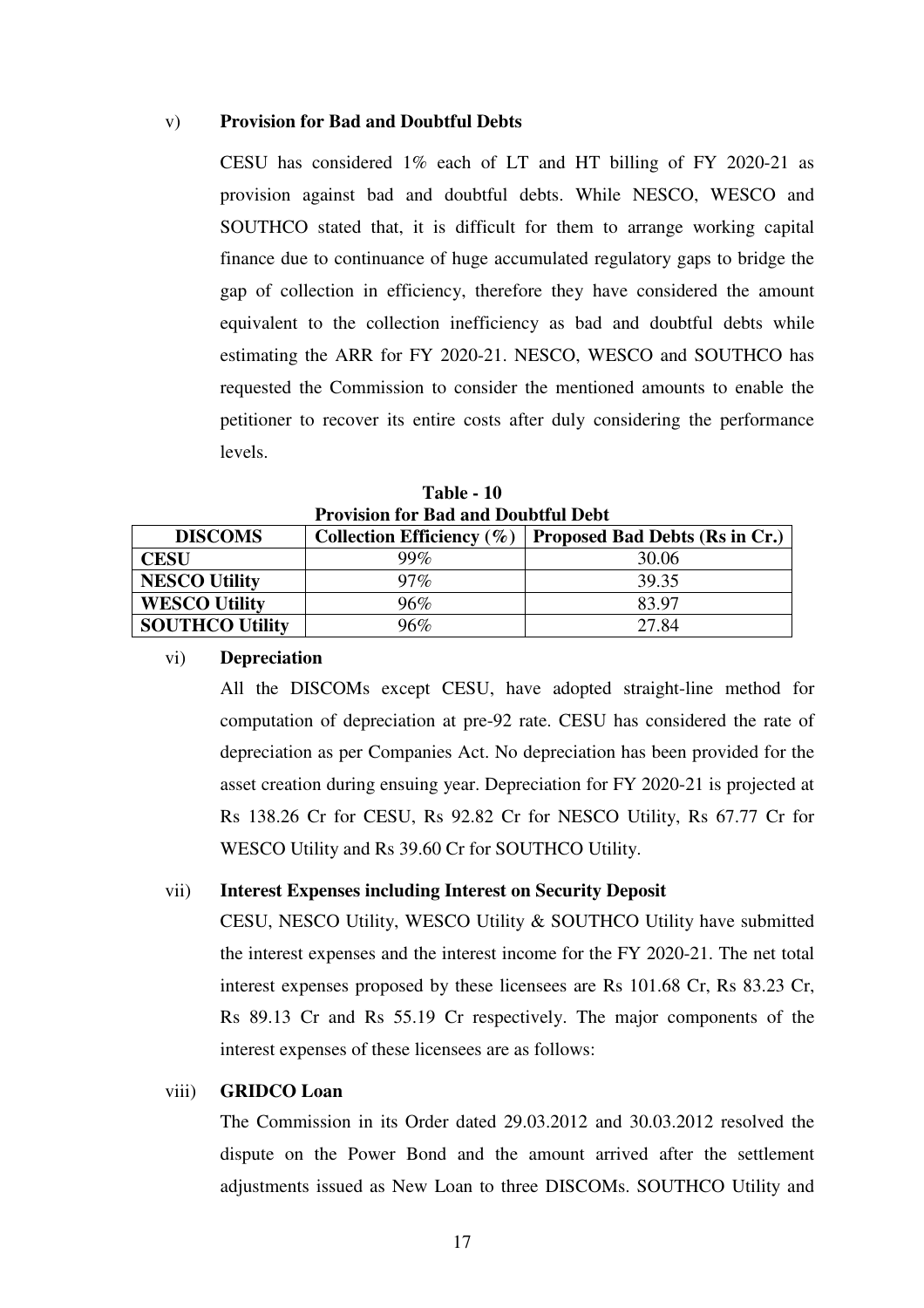v) **Provision for Bad and Doubtful Debts**

CESU has considered 1% each of LT and HT billing of FY 2020-21 as provision against bad and doubtful debts. While NESCO, WESCO and SOUTHCO stated that, it is difficult for them to arrange working capital finance due to continuance of huge accumulated regulatory gaps to bridge the gap of collection in efficiency, therefore they have considered the amount equivalent to the collection inefficiency as bad and doubtful debts while estimating the ARR for FY 2020-21. NESCO, WESCO and SOUTHCO has requested the Commission to consider the mentioned amounts to enable the petitioner to recover its entire costs after duly considering the performance levels.

**Table - 10**
**Provision for Bad and Doubtful Debt**

| DISCOMS | Collection Efficiency (%) | Proposed Bad Debts (Rs in Cr.) |
|---|---|---|
| **CESU** | 99% | 30.06 |
| **NESCO Utility** | 97% | 39.35 |
| **WESCO Utility** | 96% | 83.97 |
| **SOUTHCO Utility** | 96% | 27.84 |

vi) **Depreciation**

All the DISCOMs except CESU, have adopted straight-line method for computation of depreciation at pre-92 rate. CESU has considered the rate of depreciation as per Companies Act. No depreciation has been provided for the asset creation during ensuing year. Depreciation for FY 2020-21 is projected at Rs 138.26 Cr for CESU, Rs 92.82 Cr for NESCO Utility, Rs 67.77 Cr for WESCO Utility and Rs 39.60 Cr for SOUTHCO Utility.

vii) **Interest Expenses including Interest on Security Deposit**

CESU, NESCO Utility, WESCO Utility & SOUTHCO Utility have submitted the interest expenses and the interest income for the FY 2020-21. The net total interest expenses proposed by these licensees are Rs 101.68 Cr, Rs 83.23 Cr, Rs 89.13 Cr and Rs 55.19 Cr respectively. The major components of the interest expenses of these licensees are as follows:

viii) **GRIDCO Loan**

The Commission in its Order dated 29.03.2012 and 30.03.2012 resolved the dispute on the Power Bond and the amount arrived after the settlement adjustments issued as New Loan to three DISCOMs. SOUTHCO Utility and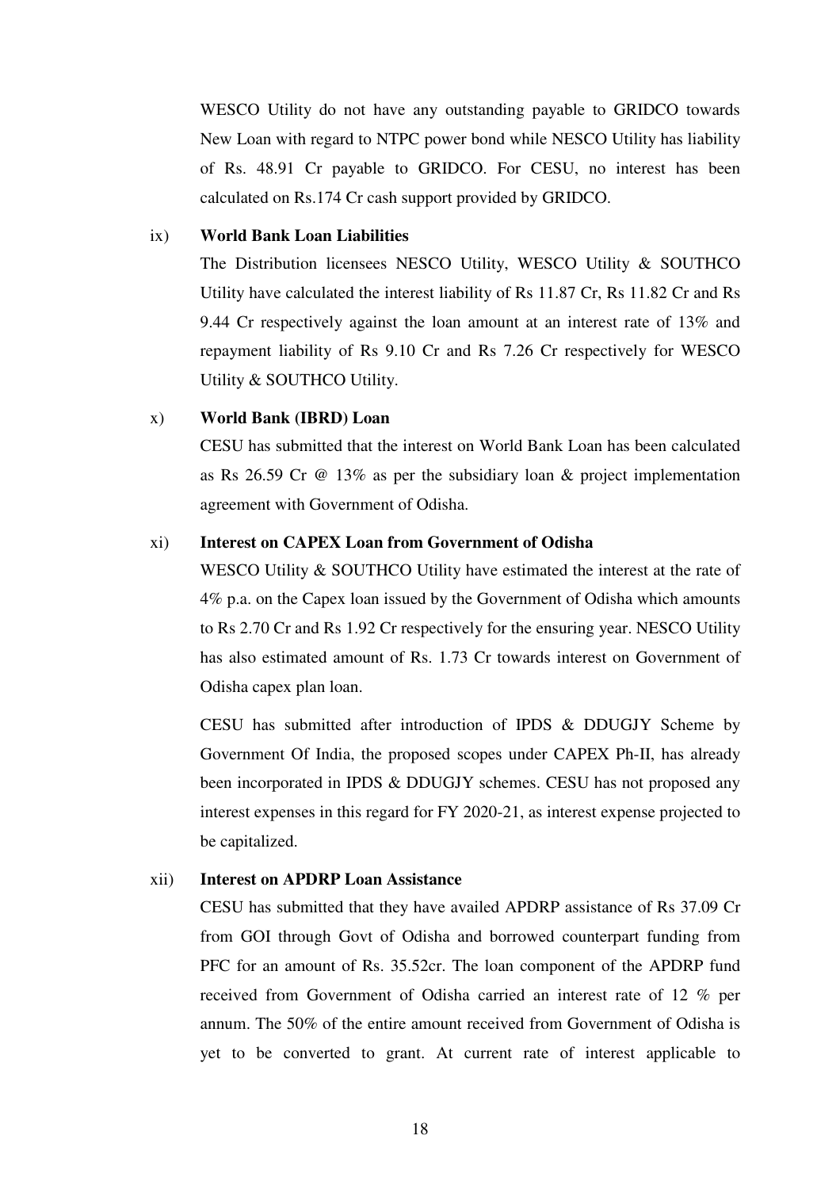WESCO Utility do not have any outstanding payable to GRIDCO towards New Loan with regard to NTPC power bond while NESCO Utility has liability of Rs. 48.91 Cr payable to GRIDCO. For CESU, no interest has been calculated on Rs.174 Cr cash support provided by GRIDCO.

ix) **World Bank Loan Liabilities**

The Distribution licensees NESCO Utility, WESCO Utility & SOUTHCO Utility have calculated the interest liability of Rs 11.87 Cr, Rs 11.82 Cr and Rs 9.44 Cr respectively against the loan amount at an interest rate of 13% and repayment liability of Rs 9.10 Cr and Rs 7.26 Cr respectively for WESCO Utility & SOUTHCO Utility.

x) **World Bank (IBRD) Loan**

CESU has submitted that the interest on World Bank Loan has been calculated as Rs 26.59 Cr @ 13% as per the subsidiary loan & project implementation agreement with Government of Odisha.

xi) **Interest on CAPEX Loan from Government of Odisha**

WESCO Utility & SOUTHCO Utility have estimated the interest at the rate of 4% p.a. on the Capex loan issued by the Government of Odisha which amounts to Rs 2.70 Cr and Rs 1.92 Cr respectively for the ensuring year. NESCO Utility has also estimated amount of Rs. 1.73 Cr towards interest on Government of Odisha capex plan loan.

CESU has submitted after introduction of IPDS & DDUGJY Scheme by Government Of India, the proposed scopes under CAPEX Ph-II, has already been incorporated in IPDS & DDUGJY schemes. CESU has not proposed any interest expenses in this regard for FY 2020-21, as interest expense projected to be capitalized.

xii) **Interest on APDRP Loan Assistance**

CESU has submitted that they have availed APDRP assistance of Rs 37.09 Cr from GOI through Govt of Odisha and borrowed counterpart funding from PFC for an amount of Rs. 35.52cr. The loan component of the APDRP fund received from Government of Odisha carried an interest rate of 12 % per annum. The 50% of the entire amount received from Government of Odisha is yet to be converted to grant. At current rate of interest applicable to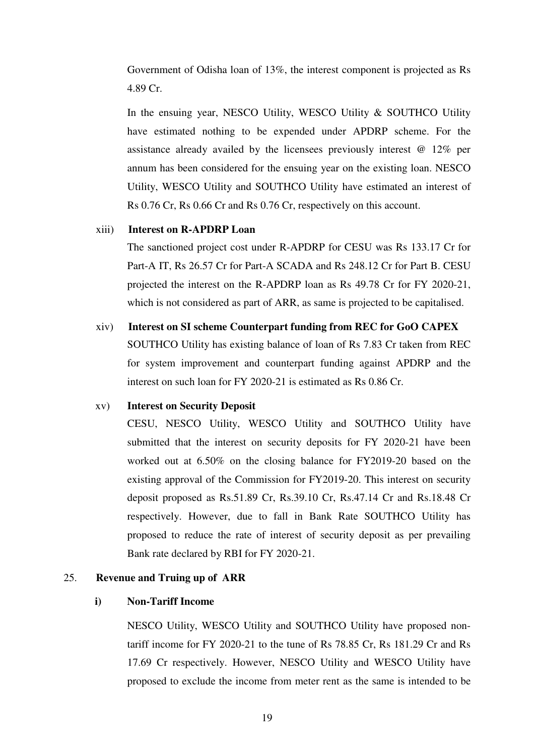Government of Odisha loan of 13%, the interest component is projected as Rs 4.89 Cr.

In the ensuing year, NESCO Utility, WESCO Utility & SOUTHCO Utility have estimated nothing to be expended under APDRP scheme. For the assistance already availed by the licensees previously interest @ 12% per annum has been considered for the ensuing year on the existing loan. NESCO Utility, WESCO Utility and SOUTHCO Utility have estimated an interest of Rs 0.76 Cr, Rs 0.66 Cr and Rs 0.76 Cr, respectively on this account.

xiii) **Interest on R-APDRP Loan**

The sanctioned project cost under R-APDRP for CESU was Rs 133.17 Cr for Part-A IT, Rs 26.57 Cr for Part-A SCADA and Rs 248.12 Cr for Part B. CESU projected the interest on the R-APDRP loan as Rs 49.78 Cr for FY 2020-21, which is not considered as part of ARR, as same is projected to be capitalised.

xiv) **Interest on SI scheme Counterpart funding from REC for GoO CAPEX**

SOUTHCO Utility has existing balance of loan of Rs 7.83 Cr taken from REC for system improvement and counterpart funding against APDRP and the interest on such loan for FY 2020-21 is estimated as Rs 0.86 Cr.

xv) **Interest on Security Deposit**

CESU, NESCO Utility, WESCO Utility and SOUTHCO Utility have submitted that the interest on security deposits for FY 2020-21 have been worked out at 6.50% on the closing balance for FY2019-20 based on the existing approval of the Commission for FY2019-20. This interest on security deposit proposed as Rs.51.89 Cr, Rs.39.10 Cr, Rs.47.14 Cr and Rs.18.48 Cr respectively. However, due to fall in Bank Rate SOUTHCO Utility has proposed to reduce the rate of interest of security deposit as per prevailing Bank rate declared by RBI for FY 2020-21.

25. **Revenue and Truing up of ARR**

**i) Non-Tariff Income**

NESCO Utility, WESCO Utility and SOUTHCO Utility have proposed non-tariff income for FY 2020-21 to the tune of Rs 78.85 Cr, Rs 181.29 Cr and Rs 17.69 Cr respectively. However, NESCO Utility and WESCO Utility have proposed to exclude the income from meter rent as the same is intended to be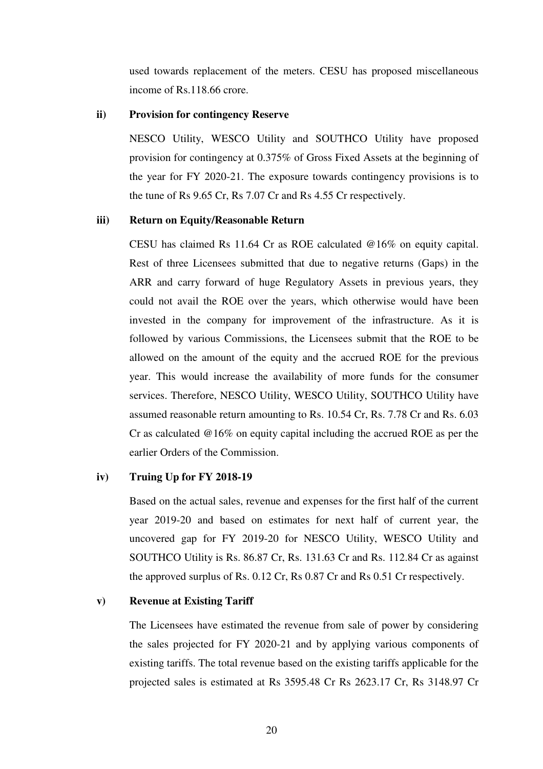used towards replacement of the meters. CESU has proposed miscellaneous income of Rs.118.66 crore.

**ii) Provision for contingency Reserve**

NESCO Utility, WESCO Utility and SOUTHCO Utility have proposed provision for contingency at 0.375% of Gross Fixed Assets at the beginning of the year for FY 2020-21. The exposure towards contingency provisions is to the tune of Rs 9.65 Cr, Rs 7.07 Cr and Rs 4.55 Cr respectively.

**iii) Return on Equity/Reasonable Return**

CESU has claimed Rs 11.64 Cr as ROE calculated @16% on equity capital. Rest of three Licensees submitted that due to negative returns (Gaps) in the ARR and carry forward of huge Regulatory Assets in previous years, they could not avail the ROE over the years, which otherwise would have been invested in the company for improvement of the infrastructure. As it is followed by various Commissions, the Licensees submit that the ROE to be allowed on the amount of the equity and the accrued ROE for the previous year. This would increase the availability of more funds for the consumer services. Therefore, NESCO Utility, WESCO Utility, SOUTHCO Utility have assumed reasonable return amounting to Rs. 10.54 Cr, Rs. 7.78 Cr and Rs. 6.03 Cr as calculated @16% on equity capital including the accrued ROE as per the earlier Orders of the Commission.

**iv) Truing Up for FY 2018-19**

Based on the actual sales, revenue and expenses for the first half of the current year 2019-20 and based on estimates for next half of current year, the uncovered gap for FY 2019-20 for NESCO Utility, WESCO Utility and SOUTHCO Utility is Rs. 86.87 Cr, Rs. 131.63 Cr and Rs. 112.84 Cr as against the approved surplus of Rs. 0.12 Cr, Rs 0.87 Cr and Rs 0.51 Cr respectively.

**v) Revenue at Existing Tariff**

The Licensees have estimated the revenue from sale of power by considering the sales projected for FY 2020-21 and by applying various components of existing tariffs. The total revenue based on the existing tariffs applicable for the projected sales is estimated at Rs 3595.48 Cr Rs 2623.17 Cr, Rs 3148.97 Cr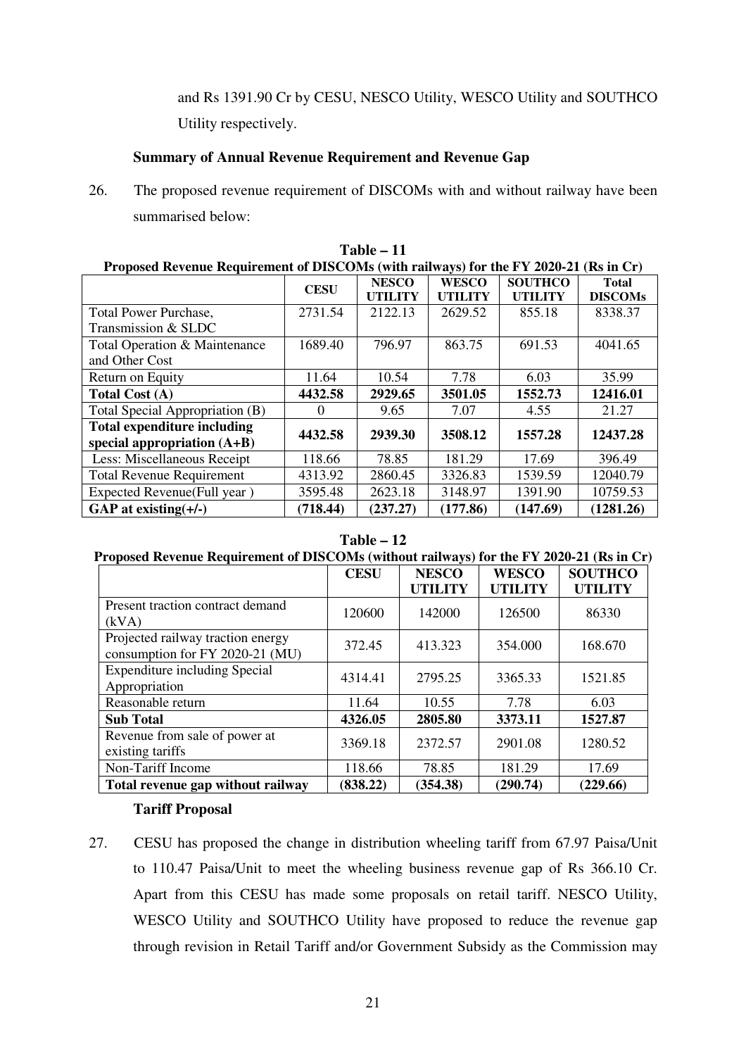and Rs 1391.90 Cr by CESU, NESCO Utility, WESCO Utility and SOUTHCO Utility respectively.

**Summary of Annual Revenue Requirement and Revenue Gap**

26. The proposed revenue requirement of DISCOMs with and without railway have been summarised below:

**Table – 11**

**Proposed Revenue Requirement of DISCOMs (with railways) for the FY 2020-21 (Rs in Cr)**

| | CESU | NESCO UTILITY | WESCO UTILITY | SOUTHCO UTILITY | Total DISCOMs |
|---|---|---|---|---|---|
| Total Power Purchase, Transmission & SLDC | 2731.54 | 2122.13 | 2629.52 | 855.18 | 8338.37 |
| Total Operation & Maintenance and Other Cost | 1689.40 | 796.97 | 863.75 | 691.53 | 4041.65 |
| Return on Equity | 11.64 | 10.54 | 7.78 | 6.03 | 35.99 |
| **Total Cost (A)** | **4432.58** | **2929.65** | **3501.05** | **1552.73** | **12416.01** |
| Total Special Appropriation (B) | 0 | 9.65 | 7.07 | 4.55 | 21.27 |
| **Total expenditure including special appropriation (A+B)** | **4432.58** | **2939.30** | **3508.12** | **1557.28** | **12437.28** |
| Less: Miscellaneous Receipt | 118.66 | 78.85 | 181.29 | 17.69 | 396.49 |
| Total Revenue Requirement | 4313.92 | 2860.45 | 3326.83 | 1539.59 | 12040.79 |
| Expected Revenue(Full year ) | 3595.48 | 2623.18 | 3148.97 | 1391.90 | 10759.53 |
| **GAP at existing(+/-)** | **(718.44)** | **(237.27)** | **(177.86)** | **(147.69)** | **(1281.26)** |

**Table – 12**

**Proposed Revenue Requirement of DISCOMs (without railways) for the FY 2020-21 (Rs in Cr)**

| | CESU | NESCO UTILITY | WESCO UTILITY | SOUTHCO UTILITY |
|---|---|---|---|---|
| Present traction contract demand (kVA) | 120600 | 142000 | 126500 | 86330 |
| Projected railway traction energy consumption for FY 2020-21 (MU) | 372.45 | 413.323 | 354.000 | 168.670 |
| Expenditure including Special Appropriation | 4314.41 | 2795.25 | 3365.33 | 1521.85 |
| Reasonable return | 11.64 | 10.55 | 7.78 | 6.03 |
| **Sub Total** | **4326.05** | **2805.80** | **3373.11** | **1527.87** |
| Revenue from sale of power at existing tariffs | 3369.18 | 2372.57 | 2901.08 | 1280.52 |
| Non-Tariff Income | 118.66 | 78.85 | 181.29 | 17.69 |
| **Total revenue gap without railway** | **(838.22)** | **(354.38)** | **(290.74)** | **(229.66)** |

**Tariff Proposal**

27. CESU has proposed the change in distribution wheeling tariff from 67.97 Paisa/Unit to 110.47 Paisa/Unit to meet the wheeling business revenue gap of Rs 366.10 Cr. Apart from this CESU has made some proposals on retail tariff. NESCO Utility, WESCO Utility and SOUTHCO Utility have proposed to reduce the revenue gap through revision in Retail Tariff and/or Government Subsidy as the Commission may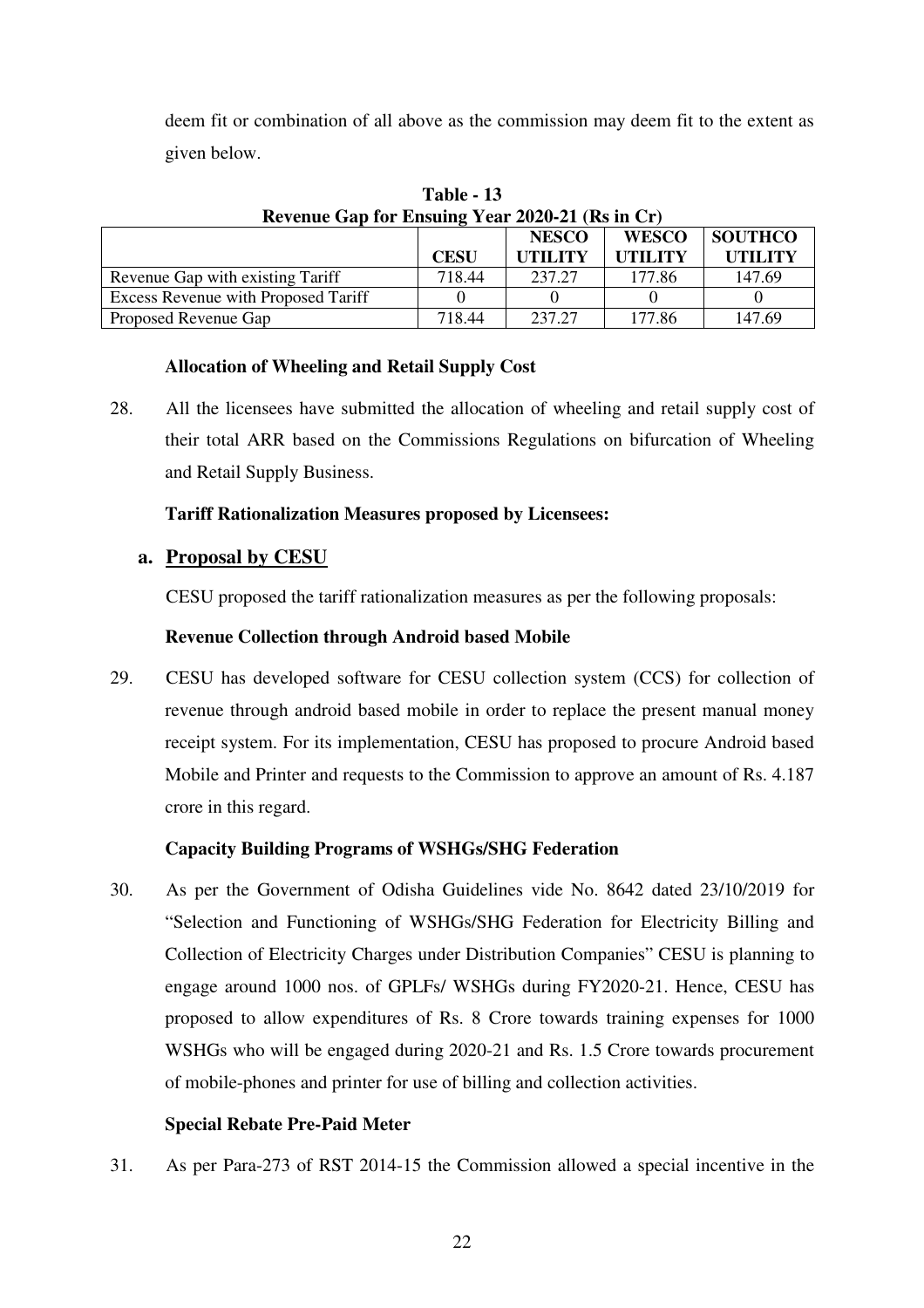deem fit or combination of all above as the commission may deem fit to the extent as given below.

**Table - 13**
**Revenue Gap for Ensuing Year 2020-21 (Rs in Cr)**

| | CESU | NESCO UTILITY | WESCO UTILITY | SOUTHCO UTILITY |
|---|---|---|---|---|
| Revenue Gap with existing Tariff | 718.44 | 237.27 | 177.86 | 147.69 |
| Excess Revenue with Proposed Tariff | 0 | 0 | 0 | 0 |
| Proposed Revenue Gap | 718.44 | 237.27 | 177.86 | 147.69 |

**Allocation of Wheeling and Retail Supply Cost**

28. All the licensees have submitted the allocation of wheeling and retail supply cost of their total ARR based on the Commissions Regulations on bifurcation of Wheeling and Retail Supply Business.

**Tariff Rationalization Measures proposed by Licensees:**

**a. Proposal by CESU**

CESU proposed the tariff rationalization measures as per the following proposals:

**Revenue Collection through Android based Mobile**

29. CESU has developed software for CESU collection system (CCS) for collection of revenue through android based mobile in order to replace the present manual money receipt system. For its implementation, CESU has proposed to procure Android based Mobile and Printer and requests to the Commission to approve an amount of Rs. 4.187 crore in this regard.

**Capacity Building Programs of WSHGs/SHG Federation**

30. As per the Government of Odisha Guidelines vide No. 8642 dated 23/10/2019 for "Selection and Functioning of WSHGs/SHG Federation for Electricity Billing and Collection of Electricity Charges under Distribution Companies" CESU is planning to engage around 1000 nos. of GPLFs/ WSHGs during FY2020-21. Hence, CESU has proposed to allow expenditures of Rs. 8 Crore towards training expenses for 1000 WSHGs who will be engaged during 2020-21 and Rs. 1.5 Crore towards procurement of mobile-phones and printer for use of billing and collection activities.

**Special Rebate Pre-Paid Meter**

31. As per Para-273 of RST 2014-15 the Commission allowed a special incentive in the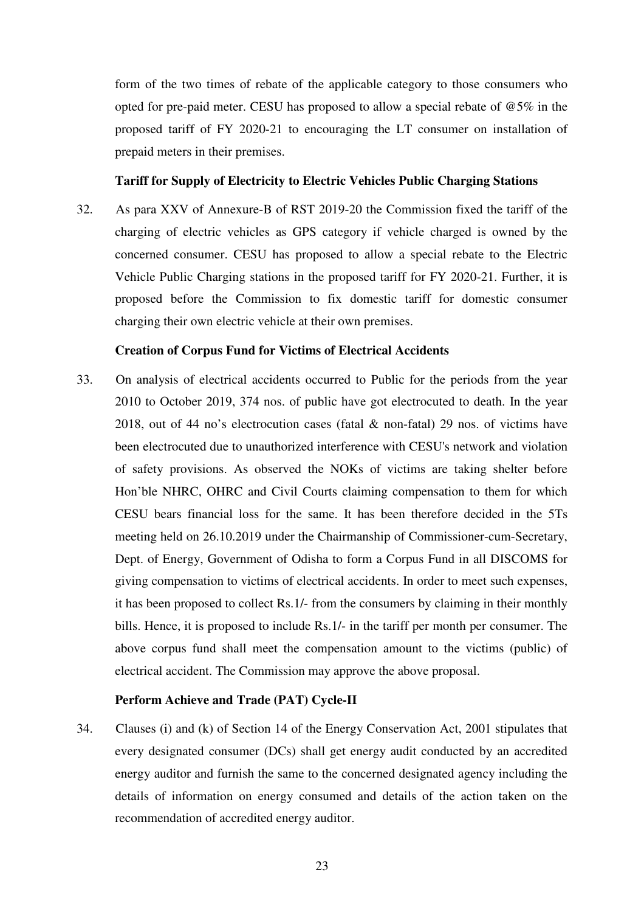form of the two times of rebate of the applicable category to those consumers who opted for pre-paid meter. CESU has proposed to allow a special rebate of @5% in the proposed tariff of FY 2020-21 to encouraging the LT consumer on installation of prepaid meters in their premises.

**Tariff for Supply of Electricity to Electric Vehicles Public Charging Stations**

32. As para XXV of Annexure-B of RST 2019-20 the Commission fixed the tariff of the charging of electric vehicles as GPS category if vehicle charged is owned by the concerned consumer. CESU has proposed to allow a special rebate to the Electric Vehicle Public Charging stations in the proposed tariff for FY 2020-21. Further, it is proposed before the Commission to fix domestic tariff for domestic consumer charging their own electric vehicle at their own premises.

**Creation of Corpus Fund for Victims of Electrical Accidents**

33. On analysis of electrical accidents occurred to Public for the periods from the year 2010 to October 2019, 374 nos. of public have got electrocuted to death. In the year 2018, out of 44 no's electrocution cases (fatal & non-fatal) 29 nos. of victims have been electrocuted due to unauthorized interference with CESU's network and violation of safety provisions. As observed the NOKs of victims are taking shelter before Hon'ble NHRC, OHRC and Civil Courts claiming compensation to them for which CESU bears financial loss for the same. It has been therefore decided in the 5Ts meeting held on 26.10.2019 under the Chairmanship of Commissioner-cum-Secretary, Dept. of Energy, Government of Odisha to form a Corpus Fund in all DISCOMS for giving compensation to victims of electrical accidents. In order to meet such expenses, it has been proposed to collect Rs.1/- from the consumers by claiming in their monthly bills. Hence, it is proposed to include Rs.1/- in the tariff per month per consumer. The above corpus fund shall meet the compensation amount to the victims (public) of electrical accident. The Commission may approve the above proposal.

**Perform Achieve and Trade (PAT) Cycle-II**

34. Clauses (i) and (k) of Section 14 of the Energy Conservation Act, 2001 stipulates that every designated consumer (DCs) shall get energy audit conducted by an accredited energy auditor and furnish the same to the concerned designated agency including the details of information on energy consumed and details of the action taken on the recommendation of accredited energy auditor.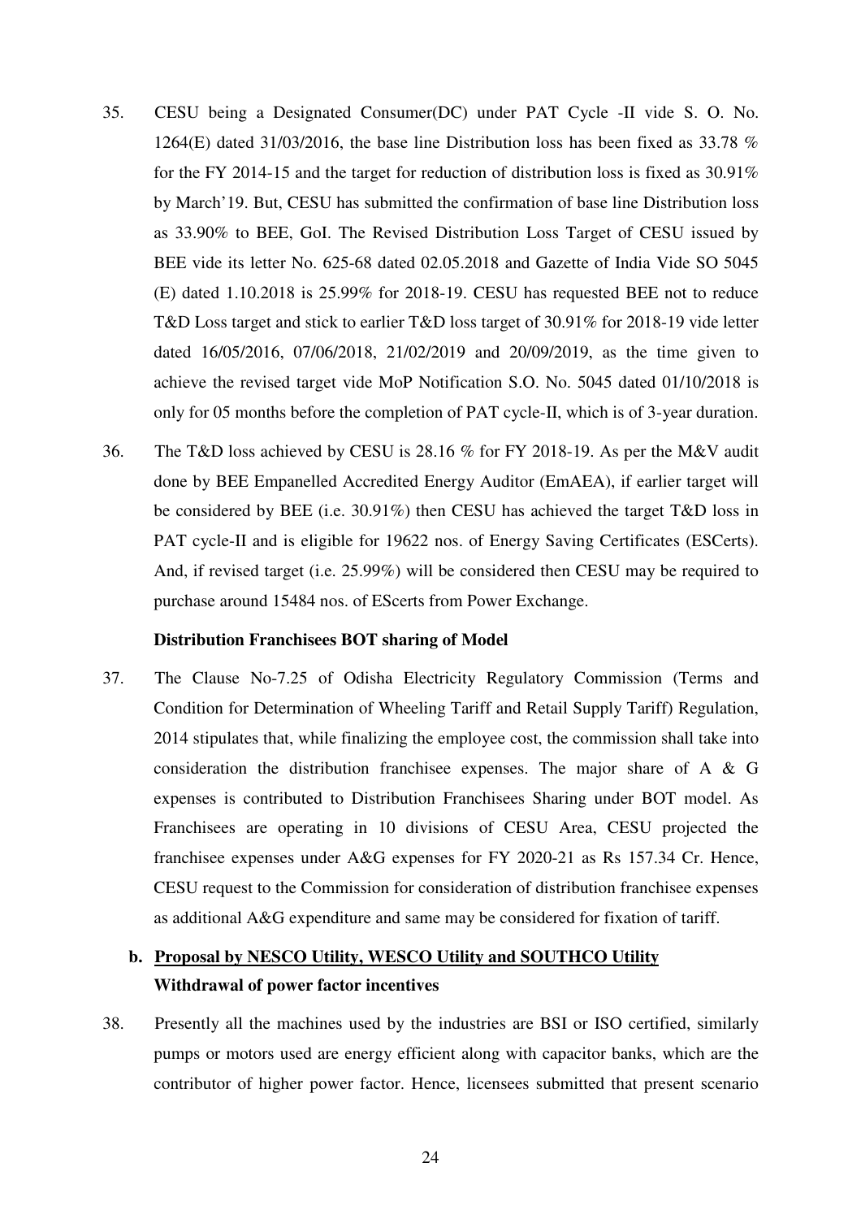35. CESU being a Designated Consumer(DC) under PAT Cycle -II vide S. O. No. 1264(E) dated 31/03/2016, the base line Distribution loss has been fixed as 33.78 % for the FY 2014-15 and the target for reduction of distribution loss is fixed as 30.91% by March'19. But, CESU has submitted the confirmation of base line Distribution loss as 33.90% to BEE, GoI. The Revised Distribution Loss Target of CESU issued by BEE vide its letter No. 625-68 dated 02.05.2018 and Gazette of India Vide SO 5045 (E) dated 1.10.2018 is 25.99% for 2018-19. CESU has requested BEE not to reduce T&D Loss target and stick to earlier T&D loss target of 30.91% for 2018-19 vide letter dated 16/05/2016, 07/06/2018, 21/02/2019 and 20/09/2019, as the time given to achieve the revised target vide MoP Notification S.O. No. 5045 dated 01/10/2018 is only for 05 months before the completion of PAT cycle-II, which is of 3-year duration.

36. The T&D loss achieved by CESU is 28.16 % for FY 2018-19. As per the M&V audit done by BEE Empanelled Accredited Energy Auditor (EmAEA), if earlier target will be considered by BEE (i.e. 30.91%) then CESU has achieved the target T&D loss in PAT cycle-II and is eligible for 19622 nos. of Energy Saving Certificates (ESCerts). And, if revised target (i.e. 25.99%) will be considered then CESU may be required to purchase around 15484 nos. of EScerts from Power Exchange.

**Distribution Franchisees BOT sharing of Model**

37. The Clause No-7.25 of Odisha Electricity Regulatory Commission (Terms and Condition for Determination of Wheeling Tariff and Retail Supply Tariff) Regulation, 2014 stipulates that, while finalizing the employee cost, the commission shall take into consideration the distribution franchisee expenses. The major share of A & G expenses is contributed to Distribution Franchisees Sharing under BOT model. As Franchisees are operating in 10 divisions of CESU Area, CESU projected the franchisee expenses under A&G expenses for FY 2020-21 as Rs 157.34 Cr. Hence, CESU request to the Commission for consideration of distribution franchisee expenses as additional A&G expenditure and same may be considered for fixation of tariff.

**b. <u>Proposal by NESCO Utility, WESCO Utility and SOUTHCO Utility</u>**

**Withdrawal of power factor incentives**

38. Presently all the machines used by the industries are BSI or ISO certified, similarly pumps or motors used are energy efficient along with capacitor banks, which are the contributor of higher power factor. Hence, licensees submitted that present scenario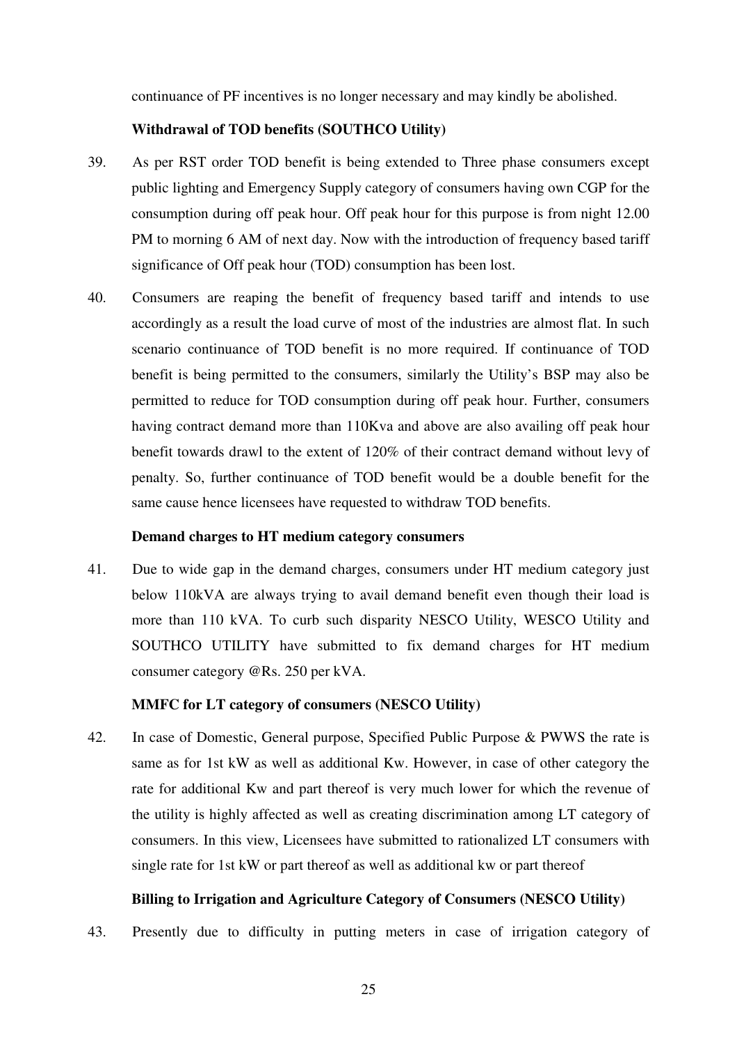continuance of PF incentives is no longer necessary and may kindly be abolished.

**Withdrawal of TOD benefits (SOUTHCO Utility)**

39. As per RST order TOD benefit is being extended to Three phase consumers except public lighting and Emergency Supply category of consumers having own CGP for the consumption during off peak hour. Off peak hour for this purpose is from night 12.00 PM to morning 6 AM of next day. Now with the introduction of frequency based tariff significance of Off peak hour (TOD) consumption has been lost.

40. Consumers are reaping the benefit of frequency based tariff and intends to use accordingly as a result the load curve of most of the industries are almost flat. In such scenario continuance of TOD benefit is no more required. If continuance of TOD benefit is being permitted to the consumers, similarly the Utility's BSP may also be permitted to reduce for TOD consumption during off peak hour. Further, consumers having contract demand more than 110Kva and above are also availing off peak hour benefit towards drawl to the extent of 120% of their contract demand without levy of penalty. So, further continuance of TOD benefit would be a double benefit for the same cause hence licensees have requested to withdraw TOD benefits.

**Demand charges to HT medium category consumers**

41. Due to wide gap in the demand charges, consumers under HT medium category just below 110kVA are always trying to avail demand benefit even though their load is more than 110 kVA. To curb such disparity NESCO Utility, WESCO Utility and SOUTHCO UTILITY have submitted to fix demand charges for HT medium consumer category @Rs. 250 per kVA.

**MMFC for LT category of consumers (NESCO Utility)**

42. In case of Domestic, General purpose, Specified Public Purpose & PWWS the rate is same as for 1st kW as well as additional Kw. However, in case of other category the rate for additional Kw and part thereof is very much lower for which the revenue of the utility is highly affected as well as creating discrimination among LT category of consumers. In this view, Licensees have submitted to rationalized LT consumers with single rate for 1st kW or part thereof as well as additional kw or part thereof

**Billing to Irrigation and Agriculture Category of Consumers (NESCO Utility)**

43. Presently due to difficulty in putting meters in case of irrigation category of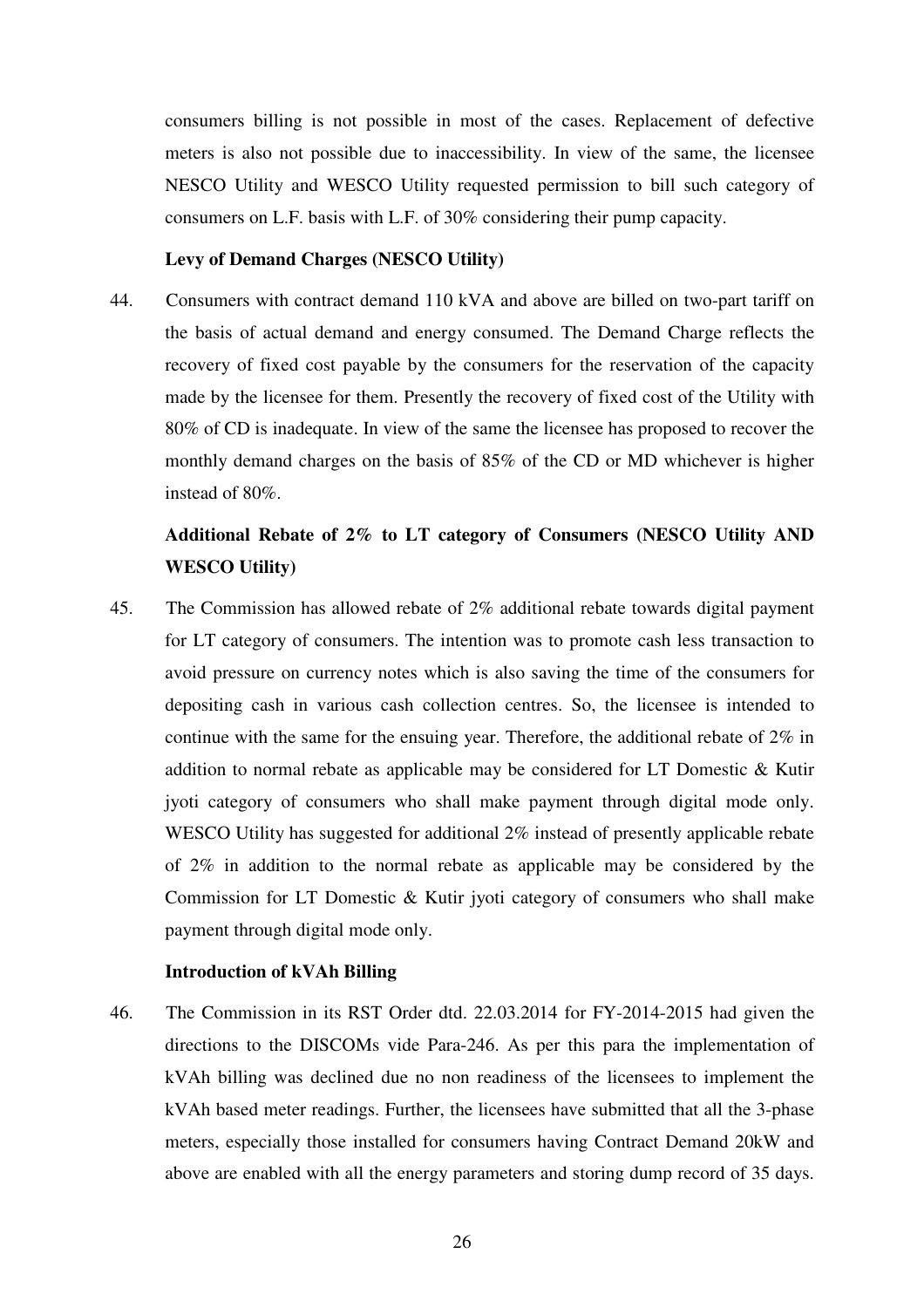consumers billing is not possible in most of the cases. Replacement of defective meters is also not possible due to inaccessibility. In view of the same, the licensee NESCO Utility and WESCO Utility requested permission to bill such category of consumers on L.F. basis with L.F. of 30% considering their pump capacity.

**Levy of Demand Charges (NESCO Utility)**

44. Consumers with contract demand 110 kVA and above are billed on two-part tariff on the basis of actual demand and energy consumed. The Demand Charge reflects the recovery of fixed cost payable by the consumers for the reservation of the capacity made by the licensee for them. Presently the recovery of fixed cost of the Utility with 80% of CD is inadequate. In view of the same the licensee has proposed to recover the monthly demand charges on the basis of 85% of the CD or MD whichever is higher instead of 80%.

**Additional Rebate of 2% to LT category of Consumers (NESCO Utility AND WESCO Utility)**

45. The Commission has allowed rebate of 2% additional rebate towards digital payment for LT category of consumers. The intention was to promote cash less transaction to avoid pressure on currency notes which is also saving the time of the consumers for depositing cash in various cash collection centres. So, the licensee is intended to continue with the same for the ensuing year. Therefore, the additional rebate of 2% in addition to normal rebate as applicable may be considered for LT Domestic & Kutir jyoti category of consumers who shall make payment through digital mode only. WESCO Utility has suggested for additional 2% instead of presently applicable rebate of 2% in addition to the normal rebate as applicable may be considered by the Commission for LT Domestic & Kutir jyoti category of consumers who shall make payment through digital mode only.

**Introduction of kVAh Billing**

46. The Commission in its RST Order dtd. 22.03.2014 for FY-2014-2015 had given the directions to the DISCOMs vide Para-246. As per this para the implementation of kVAh billing was declined due no non readiness of the licensees to implement the kVAh based meter readings. Further, the licensees have submitted that all the 3-phase meters, especially those installed for consumers having Contract Demand 20kW and above are enabled with all the energy parameters and storing dump record of 35 days.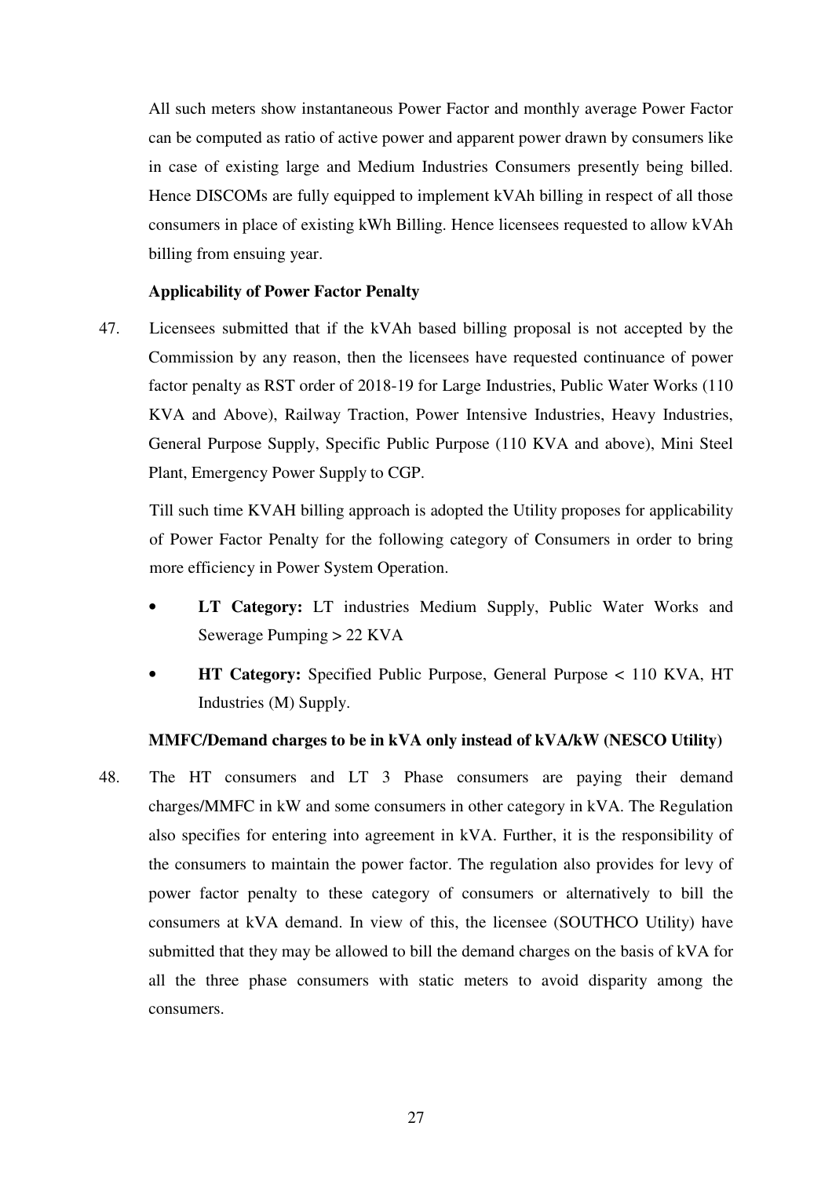All such meters show instantaneous Power Factor and monthly average Power Factor can be computed as ratio of active power and apparent power drawn by consumers like in case of existing large and Medium Industries Consumers presently being billed. Hence DISCOMs are fully equipped to implement kVAh billing in respect of all those consumers in place of existing kWh Billing. Hence licensees requested to allow kVAh billing from ensuing year.

**Applicability of Power Factor Penalty**

47. Licensees submitted that if the kVAh based billing proposal is not accepted by the Commission by any reason, then the licensees have requested continuance of power factor penalty as RST order of 2018-19 for Large Industries, Public Water Works (110 KVA and Above), Railway Traction, Power Intensive Industries, Heavy Industries, General Purpose Supply, Specific Public Purpose (110 KVA and above), Mini Steel Plant, Emergency Power Supply to CGP.

Till such time KVAH billing approach is adopted the Utility proposes for applicability of Power Factor Penalty for the following category of Consumers in order to bring more efficiency in Power System Operation.

- **LT Category:** LT industries Medium Supply, Public Water Works and Sewerage Pumping > 22 KVA
- **HT Category:** Specified Public Purpose, General Purpose < 110 KVA, HT Industries (M) Supply.

**MMFC/Demand charges to be in kVA only instead of kVA/kW (NESCO Utility)**

48. The HT consumers and LT 3 Phase consumers are paying their demand charges/MMFC in kW and some consumers in other category in kVA. The Regulation also specifies for entering into agreement in kVA. Further, it is the responsibility of the consumers to maintain the power factor. The regulation also provides for levy of power factor penalty to these category of consumers or alternatively to bill the consumers at kVA demand. In view of this, the licensee (SOUTHCO Utility) have submitted that they may be allowed to bill the demand charges on the basis of kVA for all the three phase consumers with static meters to avoid disparity among the consumers.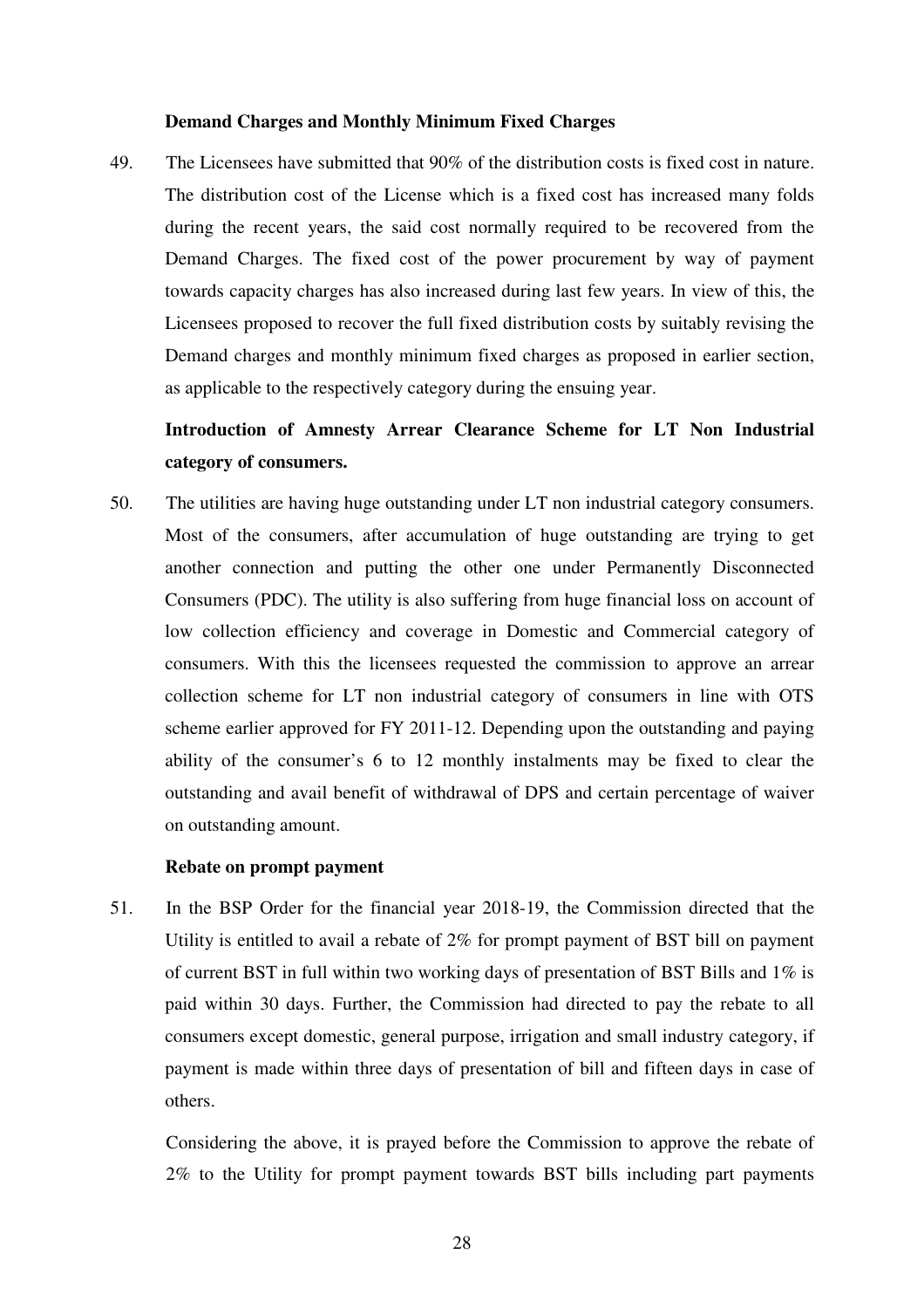**Demand Charges and Monthly Minimum Fixed Charges**

49. The Licensees have submitted that 90% of the distribution costs is fixed cost in nature. The distribution cost of the License which is a fixed cost has increased many folds during the recent years, the said cost normally required to be recovered from the Demand Charges. The fixed cost of the power procurement by way of payment towards capacity charges has also increased during last few years. In view of this, the Licensees proposed to recover the full fixed distribution costs by suitably revising the Demand charges and monthly minimum fixed charges as proposed in earlier section, as applicable to the respectively category during the ensuing year.

**Introduction of Amnesty Arrear Clearance Scheme for LT Non Industrial category of consumers.**

50. The utilities are having huge outstanding under LT non industrial category consumers. Most of the consumers, after accumulation of huge outstanding are trying to get another connection and putting the other one under Permanently Disconnected Consumers (PDC). The utility is also suffering from huge financial loss on account of low collection efficiency and coverage in Domestic and Commercial category of consumers. With this the licensees requested the commission to approve an arrear collection scheme for LT non industrial category of consumers in line with OTS scheme earlier approved for FY 2011-12. Depending upon the outstanding and paying ability of the consumer's 6 to 12 monthly instalments may be fixed to clear the outstanding and avail benefit of withdrawal of DPS and certain percentage of waiver on outstanding amount.

**Rebate on prompt payment**

51. In the BSP Order for the financial year 2018-19, the Commission directed that the Utility is entitled to avail a rebate of 2% for prompt payment of BST bill on payment of current BST in full within two working days of presentation of BST Bills and 1% is paid within 30 days. Further, the Commission had directed to pay the rebate to all consumers except domestic, general purpose, irrigation and small industry category, if payment is made within three days of presentation of bill and fifteen days in case of others.

Considering the above, it is prayed before the Commission to approve the rebate of 2% to the Utility for prompt payment towards BST bills including part payments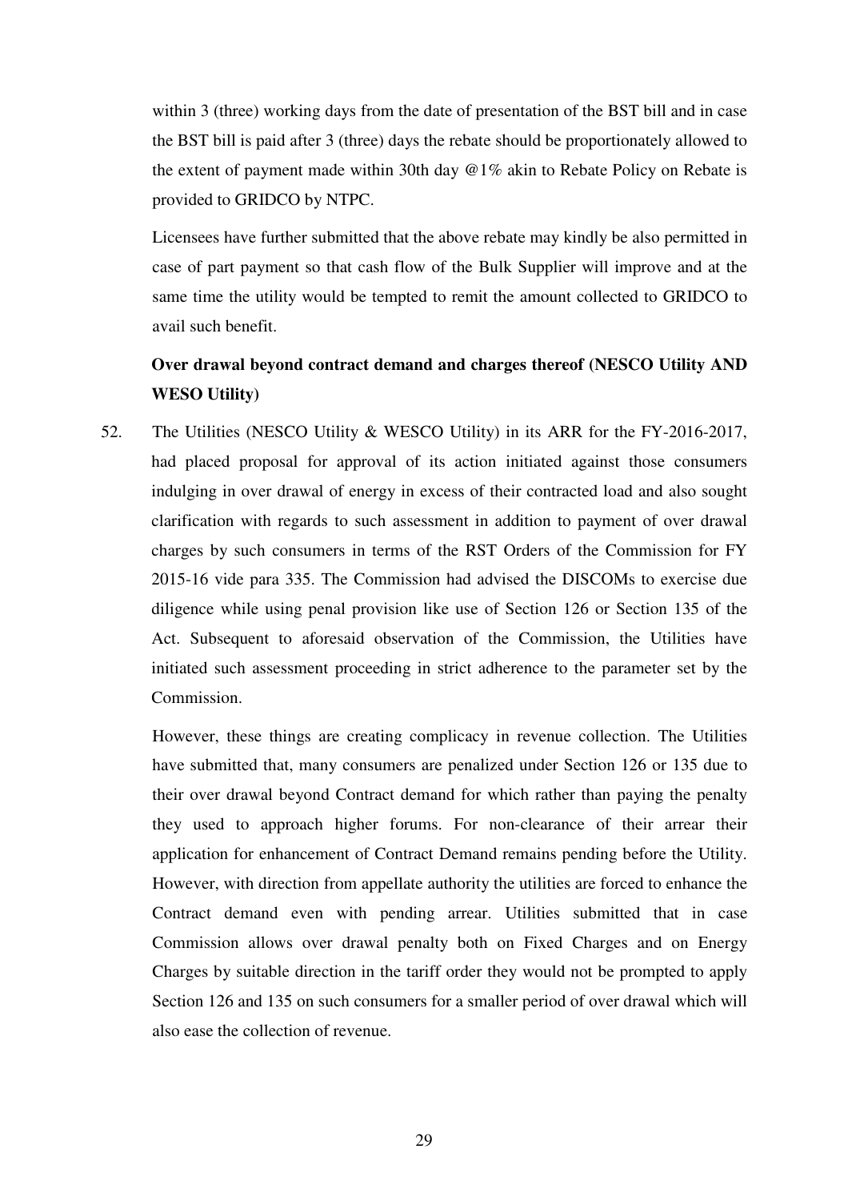within 3 (three) working days from the date of presentation of the BST bill and in case the BST bill is paid after 3 (three) days the rebate should be proportionately allowed to the extent of payment made within 30th day @1% akin to Rebate Policy on Rebate is provided to GRIDCO by NTPC.

Licensees have further submitted that the above rebate may kindly be also permitted in case of part payment so that cash flow of the Bulk Supplier will improve and at the same time the utility would be tempted to remit the amount collected to GRIDCO to avail such benefit.

**Over drawal beyond contract demand and charges thereof (NESCO Utility AND WESO Utility)**

52. The Utilities (NESCO Utility & WESCO Utility) in its ARR for the FY-2016-2017, had placed proposal for approval of its action initiated against those consumers indulging in over drawal of energy in excess of their contracted load and also sought clarification with regards to such assessment in addition to payment of over drawal charges by such consumers in terms of the RST Orders of the Commission for FY 2015-16 vide para 335. The Commission had advised the DISCOMs to exercise due diligence while using penal provision like use of Section 126 or Section 135 of the Act. Subsequent to aforesaid observation of the Commission, the Utilities have initiated such assessment proceeding in strict adherence to the parameter set by the Commission.

However, these things are creating complicacy in revenue collection. The Utilities have submitted that, many consumers are penalized under Section 126 or 135 due to their over drawal beyond Contract demand for which rather than paying the penalty they used to approach higher forums. For non-clearance of their arrear their application for enhancement of Contract Demand remains pending before the Utility. However, with direction from appellate authority the utilities are forced to enhance the Contract demand even with pending arrear. Utilities submitted that in case Commission allows over drawal penalty both on Fixed Charges and on Energy Charges by suitable direction in the tariff order they would not be prompted to apply Section 126 and 135 on such consumers for a smaller period of over drawal which will also ease the collection of revenue.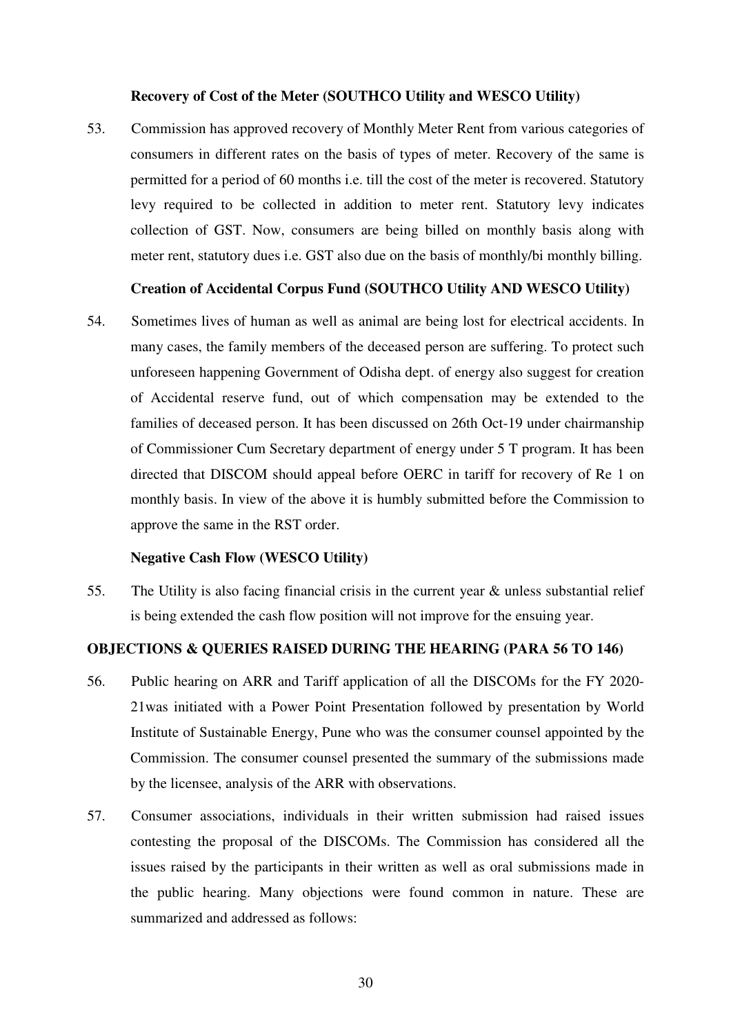**Recovery of Cost of the Meter (SOUTHCO Utility and WESCO Utility)**

53. Commission has approved recovery of Monthly Meter Rent from various categories of consumers in different rates on the basis of types of meter. Recovery of the same is permitted for a period of 60 months i.e. till the cost of the meter is recovered. Statutory levy required to be collected in addition to meter rent. Statutory levy indicates collection of GST. Now, consumers are being billed on monthly basis along with meter rent, statutory dues i.e. GST also due on the basis of monthly/bi monthly billing.

**Creation of Accidental Corpus Fund (SOUTHCO Utility AND WESCO Utility)**

54. Sometimes lives of human as well as animal are being lost for electrical accidents. In many cases, the family members of the deceased person are suffering. To protect such unforeseen happening Government of Odisha dept. of energy also suggest for creation of Accidental reserve fund, out of which compensation may be extended to the families of deceased person. It has been discussed on 26th Oct-19 under chairmanship of Commissioner Cum Secretary department of energy under 5 T program. It has been directed that DISCOM should appeal before OERC in tariff for recovery of Re 1 on monthly basis. In view of the above it is humbly submitted before the Commission to approve the same in the RST order.

**Negative Cash Flow (WESCO Utility)**

55. The Utility is also facing financial crisis in the current year & unless substantial relief is being extended the cash flow position will not improve for the ensuing year.

**OBJECTIONS & QUERIES RAISED DURING THE HEARING (PARA 56 TO 146)**

56. Public hearing on ARR and Tariff application of all the DISCOMs for the FY 2020-21was initiated with a Power Point Presentation followed by presentation by World Institute of Sustainable Energy, Pune who was the consumer counsel appointed by the Commission. The consumer counsel presented the summary of the submissions made by the licensee, analysis of the ARR with observations.

57. Consumer associations, individuals in their written submission had raised issues contesting the proposal of the DISCOMs. The Commission has considered all the issues raised by the participants in their written as well as oral submissions made in the public hearing. Many objections were found common in nature. These are summarized and addressed as follows: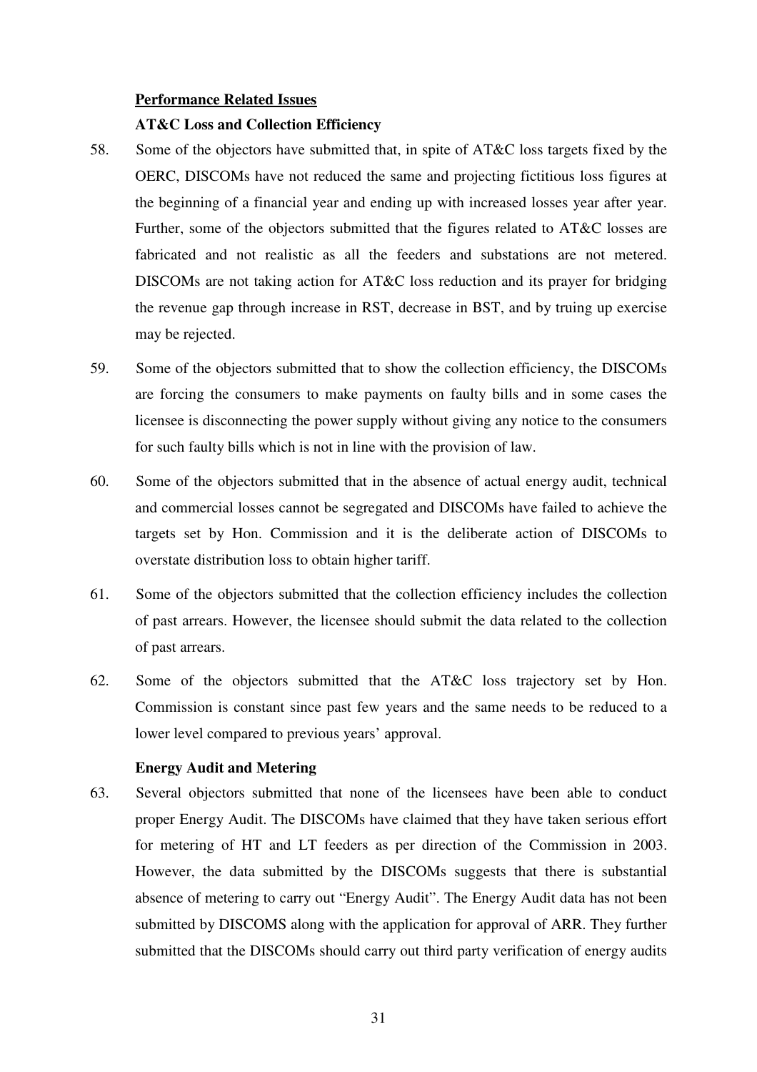**Performance Related Issues**

**AT&C Loss and Collection Efficiency**

58. Some of the objectors have submitted that, in spite of AT&C loss targets fixed by the OERC, DISCOMs have not reduced the same and projecting fictitious loss figures at the beginning of a financial year and ending up with increased losses year after year. Further, some of the objectors submitted that the figures related to AT&C losses are fabricated and not realistic as all the feeders and substations are not metered. DISCOMs are not taking action for AT&C loss reduction and its prayer for bridging the revenue gap through increase in RST, decrease in BST, and by truing up exercise may be rejected.

59. Some of the objectors submitted that to show the collection efficiency, the DISCOMs are forcing the consumers to make payments on faulty bills and in some cases the licensee is disconnecting the power supply without giving any notice to the consumers for such faulty bills which is not in line with the provision of law.

60. Some of the objectors submitted that in the absence of actual energy audit, technical and commercial losses cannot be segregated and DISCOMs have failed to achieve the targets set by Hon. Commission and it is the deliberate action of DISCOMs to overstate distribution loss to obtain higher tariff.

61. Some of the objectors submitted that the collection efficiency includes the collection of past arrears. However, the licensee should submit the data related to the collection of past arrears.

62. Some of the objectors submitted that the AT&C loss trajectory set by Hon. Commission is constant since past few years and the same needs to be reduced to a lower level compared to previous years' approval.

**Energy Audit and Metering**

63. Several objectors submitted that none of the licensees have been able to conduct proper Energy Audit. The DISCOMs have claimed that they have taken serious effort for metering of HT and LT feeders as per direction of the Commission in 2003. However, the data submitted by the DISCOMs suggests that there is substantial absence of metering to carry out "Energy Audit". The Energy Audit data has not been submitted by DISCOMS along with the application for approval of ARR. They further submitted that the DISCOMs should carry out third party verification of energy audits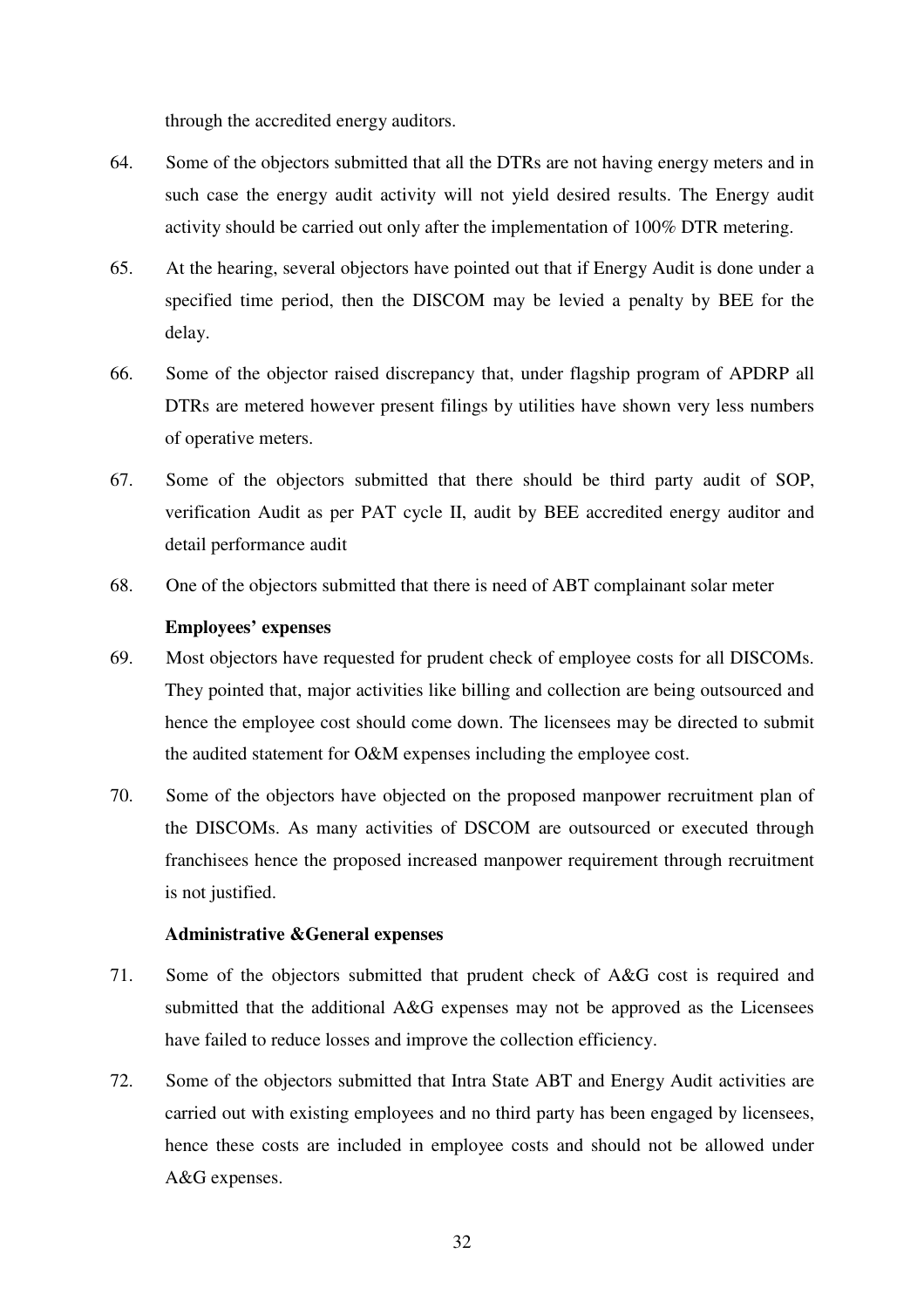through the accredited energy auditors.

64. Some of the objectors submitted that all the DTRs are not having energy meters and in such case the energy audit activity will not yield desired results. The Energy audit activity should be carried out only after the implementation of 100% DTR metering.

65. At the hearing, several objectors have pointed out that if Energy Audit is done under a specified time period, then the DISCOM may be levied a penalty by BEE for the delay.

66. Some of the objector raised discrepancy that, under flagship program of APDRP all DTRs are metered however present filings by utilities have shown very less numbers of operative meters.

67. Some of the objectors submitted that there should be third party audit of SOP, verification Audit as per PAT cycle II, audit by BEE accredited energy auditor and detail performance audit

68. One of the objectors submitted that there is need of ABT complainant solar meter

**Employees' expenses**

69. Most objectors have requested for prudent check of employee costs for all DISCOMs. They pointed that, major activities like billing and collection are being outsourced and hence the employee cost should come down. The licensees may be directed to submit the audited statement for O&M expenses including the employee cost.

70. Some of the objectors have objected on the proposed manpower recruitment plan of the DISCOMs. As many activities of DSCOM are outsourced or executed through franchisees hence the proposed increased manpower requirement through recruitment is not justified.

**Administrative &General expenses**

71. Some of the objectors submitted that prudent check of A&G cost is required and submitted that the additional A&G expenses may not be approved as the Licensees have failed to reduce losses and improve the collection efficiency.

72. Some of the objectors submitted that Intra State ABT and Energy Audit activities are carried out with existing employees and no third party has been engaged by licensees, hence these costs are included in employee costs and should not be allowed under A&G expenses.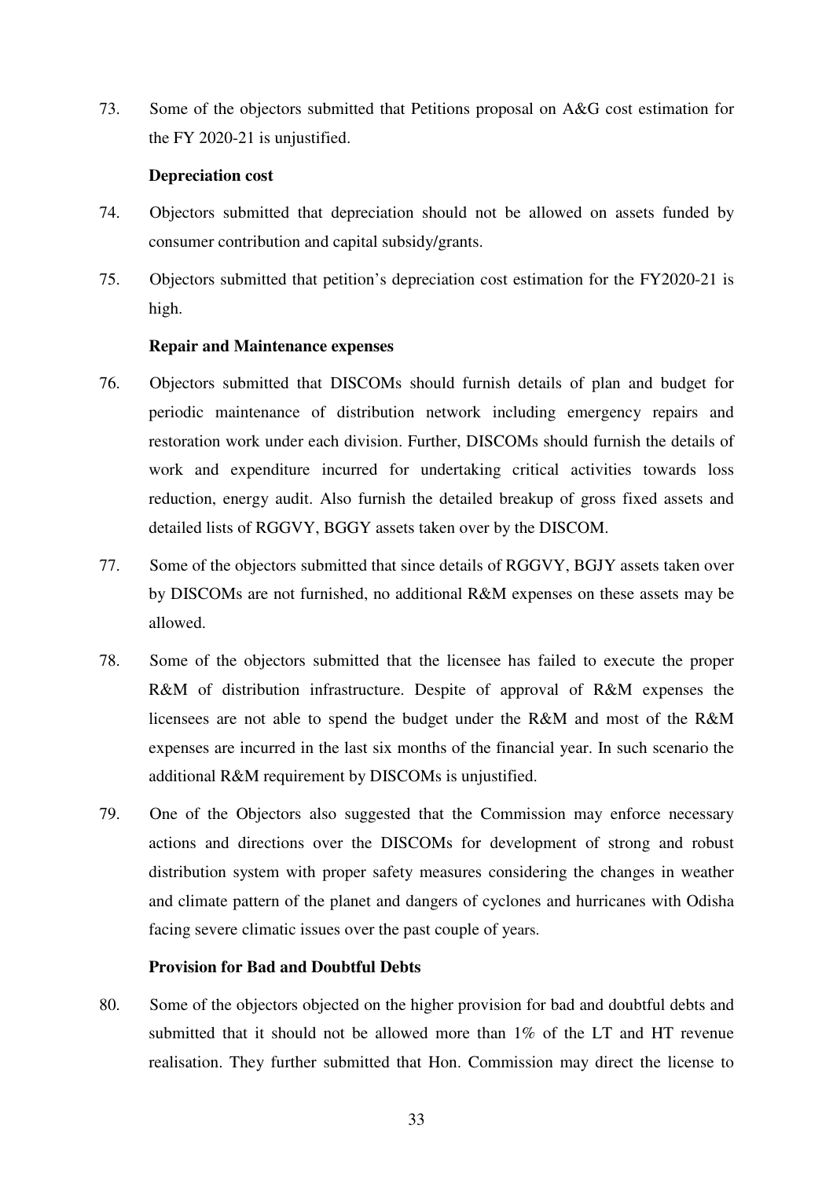73. Some of the objectors submitted that Petitions proposal on A&G cost estimation for the FY 2020-21 is unjustified.

**Depreciation cost**

74. Objectors submitted that depreciation should not be allowed on assets funded by consumer contribution and capital subsidy/grants.

75. Objectors submitted that petition's depreciation cost estimation for the FY2020-21 is high.

**Repair and Maintenance expenses**

76. Objectors submitted that DISCOMs should furnish details of plan and budget for periodic maintenance of distribution network including emergency repairs and restoration work under each division. Further, DISCOMs should furnish the details of work and expenditure incurred for undertaking critical activities towards loss reduction, energy audit. Also furnish the detailed breakup of gross fixed assets and detailed lists of RGGVY, BGGY assets taken over by the DISCOM.

77. Some of the objectors submitted that since details of RGGVY, BGJY assets taken over by DISCOMs are not furnished, no additional R&M expenses on these assets may be allowed.

78. Some of the objectors submitted that the licensee has failed to execute the proper R&M of distribution infrastructure. Despite of approval of R&M expenses the licensees are not able to spend the budget under the R&M and most of the R&M expenses are incurred in the last six months of the financial year. In such scenario the additional R&M requirement by DISCOMs is unjustified.

79. One of the Objectors also suggested that the Commission may enforce necessary actions and directions over the DISCOMs for development of strong and robust distribution system with proper safety measures considering the changes in weather and climate pattern of the planet and dangers of cyclones and hurricanes with Odisha facing severe climatic issues over the past couple of years.

**Provision for Bad and Doubtful Debts**

80. Some of the objectors objected on the higher provision for bad and doubtful debts and submitted that it should not be allowed more than 1% of the LT and HT revenue realisation. They further submitted that Hon. Commission may direct the license to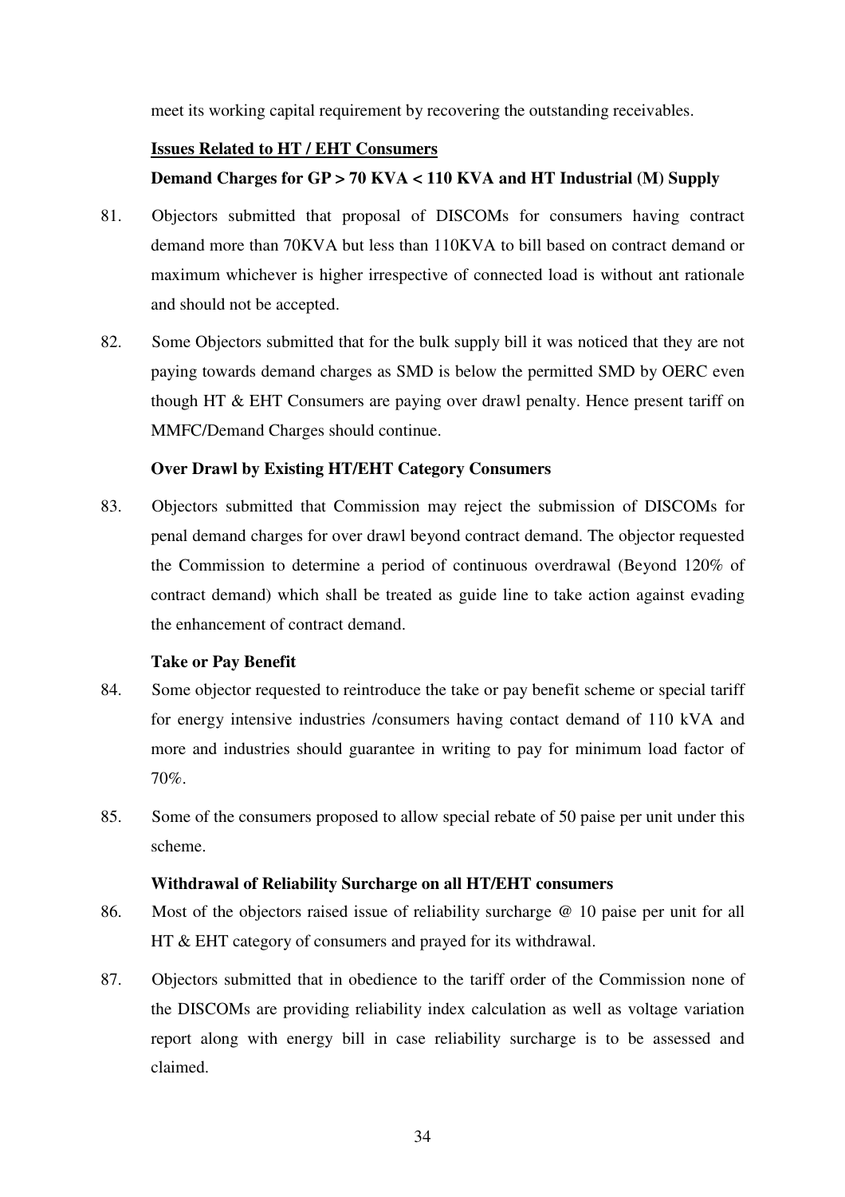meet its working capital requirement by recovering the outstanding receivables.

**Issues Related to HT / EHT Consumers**

**Demand Charges for GP > 70 KVA < 110 KVA and HT Industrial (M) Supply**

81. Objectors submitted that proposal of DISCOMs for consumers having contract demand more than 70KVA but less than 110KVA to bill based on contract demand or maximum whichever is higher irrespective of connected load is without ant rationale and should not be accepted.

82. Some Objectors submitted that for the bulk supply bill it was noticed that they are not paying towards demand charges as SMD is below the permitted SMD by OERC even though HT & EHT Consumers are paying over drawl penalty. Hence present tariff on MMFC/Demand Charges should continue.

**Over Drawl by Existing HT/EHT Category Consumers**

83. Objectors submitted that Commission may reject the submission of DISCOMs for penal demand charges for over drawl beyond contract demand. The objector requested the Commission to determine a period of continuous overdrawal (Beyond 120% of contract demand) which shall be treated as guide line to take action against evading the enhancement of contract demand.

**Take or Pay Benefit**

84. Some objector requested to reintroduce the take or pay benefit scheme or special tariff for energy intensive industries /consumers having contact demand of 110 kVA and more and industries should guarantee in writing to pay for minimum load factor of 70%.

85. Some of the consumers proposed to allow special rebate of 50 paise per unit under this scheme.

**Withdrawal of Reliability Surcharge on all HT/EHT consumers**

86. Most of the objectors raised issue of reliability surcharge @ 10 paise per unit for all HT & EHT category of consumers and prayed for its withdrawal.

87. Objectors submitted that in obedience to the tariff order of the Commission none of the DISCOMs are providing reliability index calculation as well as voltage variation report along with energy bill in case reliability surcharge is to be assessed and claimed.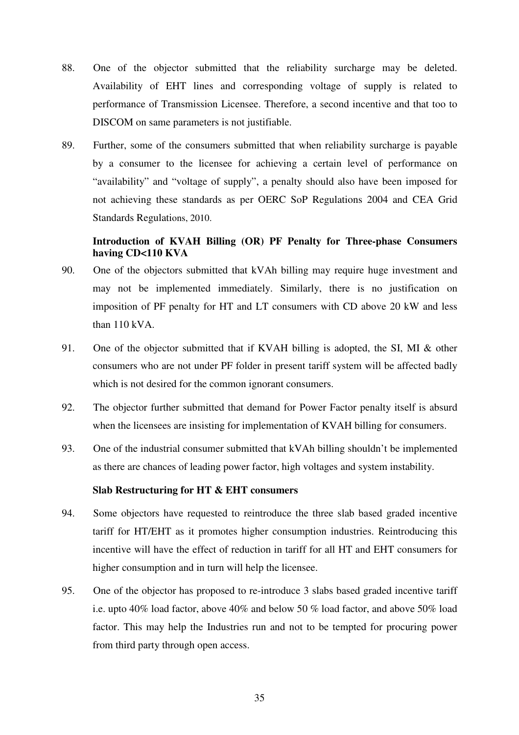88. One of the objector submitted that the reliability surcharge may be deleted. Availability of EHT lines and corresponding voltage of supply is related to performance of Transmission Licensee. Therefore, a second incentive and that too to DISCOM on same parameters is not justifiable.

89. Further, some of the consumers submitted that when reliability surcharge is payable by a consumer to the licensee for achieving a certain level of performance on "availability" and "voltage of supply", a penalty should also have been imposed for not achieving these standards as per OERC SoP Regulations 2004 and CEA Grid Standards Regulations, 2010.

**Introduction of KVAH Billing (OR) PF Penalty for Three-phase Consumers having CD<110 KVA**

90. One of the objectors submitted that kVAh billing may require huge investment and may not be implemented immediately. Similarly, there is no justification on imposition of PF penalty for HT and LT consumers with CD above 20 kW and less than 110 kVA.

91. One of the objector submitted that if KVAH billing is adopted, the SI, MI & other consumers who are not under PF folder in present tariff system will be affected badly which is not desired for the common ignorant consumers.

92. The objector further submitted that demand for Power Factor penalty itself is absurd when the licensees are insisting for implementation of KVAH billing for consumers.

93. One of the industrial consumer submitted that kVAh billing shouldn't be implemented as there are chances of leading power factor, high voltages and system instability.

**Slab Restructuring for HT & EHT consumers**

94. Some objectors have requested to reintroduce the three slab based graded incentive tariff for HT/EHT as it promotes higher consumption industries. Reintroducing this incentive will have the effect of reduction in tariff for all HT and EHT consumers for higher consumption and in turn will help the licensee.

95. One of the objector has proposed to re-introduce 3 slabs based graded incentive tariff i.e. upto 40% load factor, above 40% and below 50 % load factor, and above 50% load factor. This may help the Industries run and not to be tempted for procuring power from third party through open access.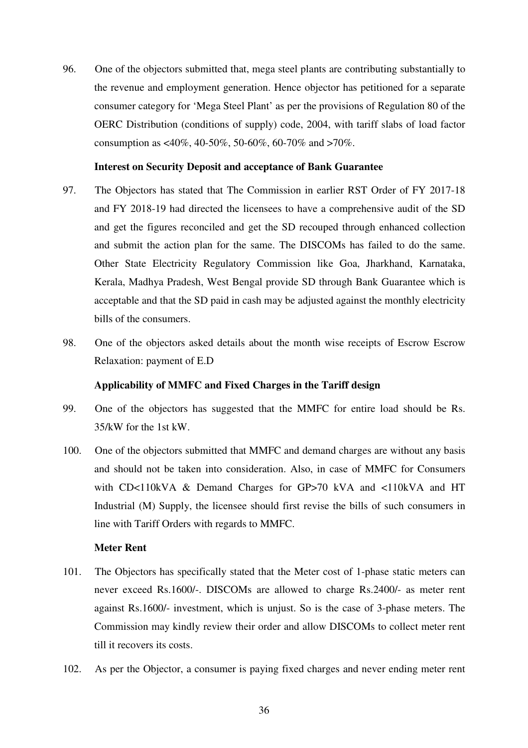96. One of the objectors submitted that, mega steel plants are contributing substantially to the revenue and employment generation. Hence objector has petitioned for a separate consumer category for 'Mega Steel Plant' as per the provisions of Regulation 80 of the OERC Distribution (conditions of supply) code, 2004, with tariff slabs of load factor consumption as <40%, 40-50%, 50-60%, 60-70% and >70%.

**Interest on Security Deposit and acceptance of Bank Guarantee**

97. The Objectors has stated that The Commission in earlier RST Order of FY 2017-18 and FY 2018-19 had directed the licensees to have a comprehensive audit of the SD and get the figures reconciled and get the SD recouped through enhanced collection and submit the action plan for the same. The DISCOMs has failed to do the same. Other State Electricity Regulatory Commission like Goa, Jharkhand, Karnataka, Kerala, Madhya Pradesh, West Bengal provide SD through Bank Guarantee which is acceptable and that the SD paid in cash may be adjusted against the monthly electricity bills of the consumers.

98. One of the objectors asked details about the month wise receipts of Escrow Escrow Relaxation: payment of E.D

**Applicability of MMFC and Fixed Charges in the Tariff design**

99. One of the objectors has suggested that the MMFC for entire load should be Rs. 35/kW for the 1st kW.

100. One of the objectors submitted that MMFC and demand charges are without any basis and should not be taken into consideration. Also, in case of MMFC for Consumers with CD<110kVA & Demand Charges for GP>70 kVA and <110kVA and HT Industrial (M) Supply, the licensee should first revise the bills of such consumers in line with Tariff Orders with regards to MMFC.

**Meter Rent**

101. The Objectors has specifically stated that the Meter cost of 1-phase static meters can never exceed Rs.1600/-. DISCOMs are allowed to charge Rs.2400/- as meter rent against Rs.1600/- investment, which is unjust. So is the case of 3-phase meters. The Commission may kindly review their order and allow DISCOMs to collect meter rent till it recovers its costs.

102. As per the Objector, a consumer is paying fixed charges and never ending meter rent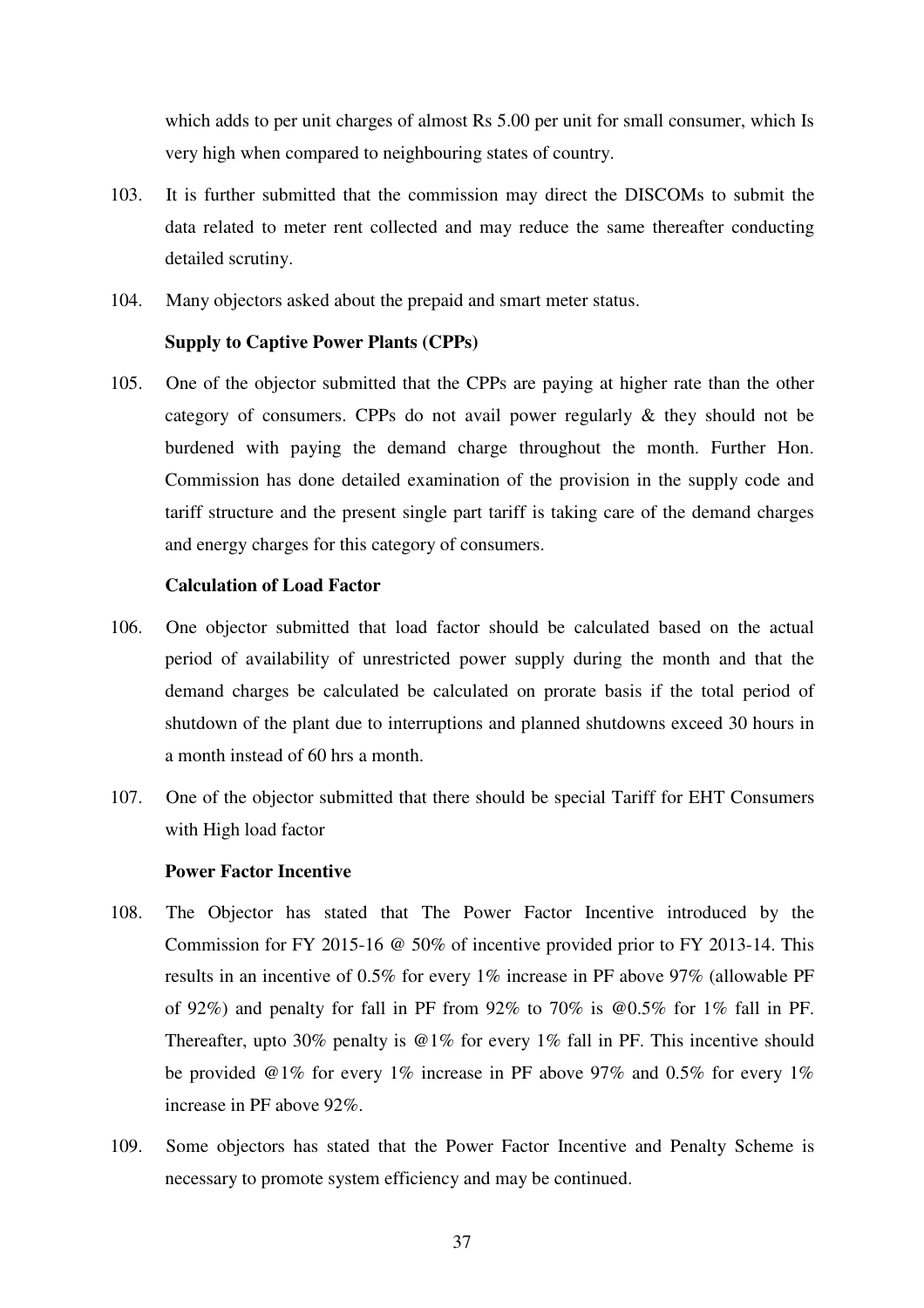which adds to per unit charges of almost Rs 5.00 per unit for small consumer, which Is very high when compared to neighbouring states of country.

103. It is further submitted that the commission may direct the DISCOMs to submit the data related to meter rent collected and may reduce the same thereafter conducting detailed scrutiny.

104. Many objectors asked about the prepaid and smart meter status.

**Supply to Captive Power Plants (CPPs)**

105. One of the objector submitted that the CPPs are paying at higher rate than the other category of consumers. CPPs do not avail power regularly & they should not be burdened with paying the demand charge throughout the month. Further Hon. Commission has done detailed examination of the provision in the supply code and tariff structure and the present single part tariff is taking care of the demand charges and energy charges for this category of consumers.

**Calculation of Load Factor**

106. One objector submitted that load factor should be calculated based on the actual period of availability of unrestricted power supply during the month and that the demand charges be calculated be calculated on prorate basis if the total period of shutdown of the plant due to interruptions and planned shutdowns exceed 30 hours in a month instead of 60 hrs a month.

107. One of the objector submitted that there should be special Tariff for EHT Consumers with High load factor

**Power Factor Incentive**

108. The Objector has stated that The Power Factor Incentive introduced by the Commission for FY 2015-16 @ 50% of incentive provided prior to FY 2013-14. This results in an incentive of 0.5% for every 1% increase in PF above 97% (allowable PF of 92%) and penalty for fall in PF from 92% to 70% is @0.5% for 1% fall in PF. Thereafter, upto 30% penalty is @1% for every 1% fall in PF. This incentive should be provided @1% for every 1% increase in PF above 97% and 0.5% for every 1% increase in PF above 92%.

109. Some objectors has stated that the Power Factor Incentive and Penalty Scheme is necessary to promote system efficiency and may be continued.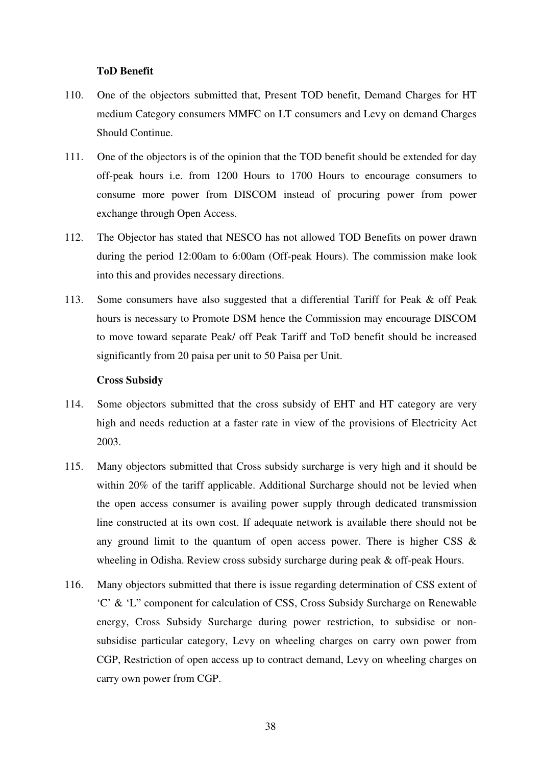**ToD Benefit**

110. One of the objectors submitted that, Present TOD benefit, Demand Charges for HT medium Category consumers MMFC on LT consumers and Levy on demand Charges Should Continue.

111. One of the objectors is of the opinion that the TOD benefit should be extended for day off-peak hours i.e. from 1200 Hours to 1700 Hours to encourage consumers to consume more power from DISCOM instead of procuring power from power exchange through Open Access.

112. The Objector has stated that NESCO has not allowed TOD Benefits on power drawn during the period 12:00am to 6:00am (Off-peak Hours). The commission make look into this and provides necessary directions.

113. Some consumers have also suggested that a differential Tariff for Peak & off Peak hours is necessary to Promote DSM hence the Commission may encourage DISCOM to move toward separate Peak/ off Peak Tariff and ToD benefit should be increased significantly from 20 paisa per unit to 50 Paisa per Unit.

**Cross Subsidy**

114. Some objectors submitted that the cross subsidy of EHT and HT category are very high and needs reduction at a faster rate in view of the provisions of Electricity Act 2003.

115. Many objectors submitted that Cross subsidy surcharge is very high and it should be within 20% of the tariff applicable. Additional Surcharge should not be levied when the open access consumer is availing power supply through dedicated transmission line constructed at its own cost. If adequate network is available there should not be any ground limit to the quantum of open access power. There is higher CSS & wheeling in Odisha. Review cross subsidy surcharge during peak & off-peak Hours.

116. Many objectors submitted that there is issue regarding determination of CSS extent of 'C' & 'L" component for calculation of CSS, Cross Subsidy Surcharge on Renewable energy, Cross Subsidy Surcharge during power restriction, to subsidise or non-subsidise particular category, Levy on wheeling charges on carry own power from CGP, Restriction of open access up to contract demand, Levy on wheeling charges on carry own power from CGP.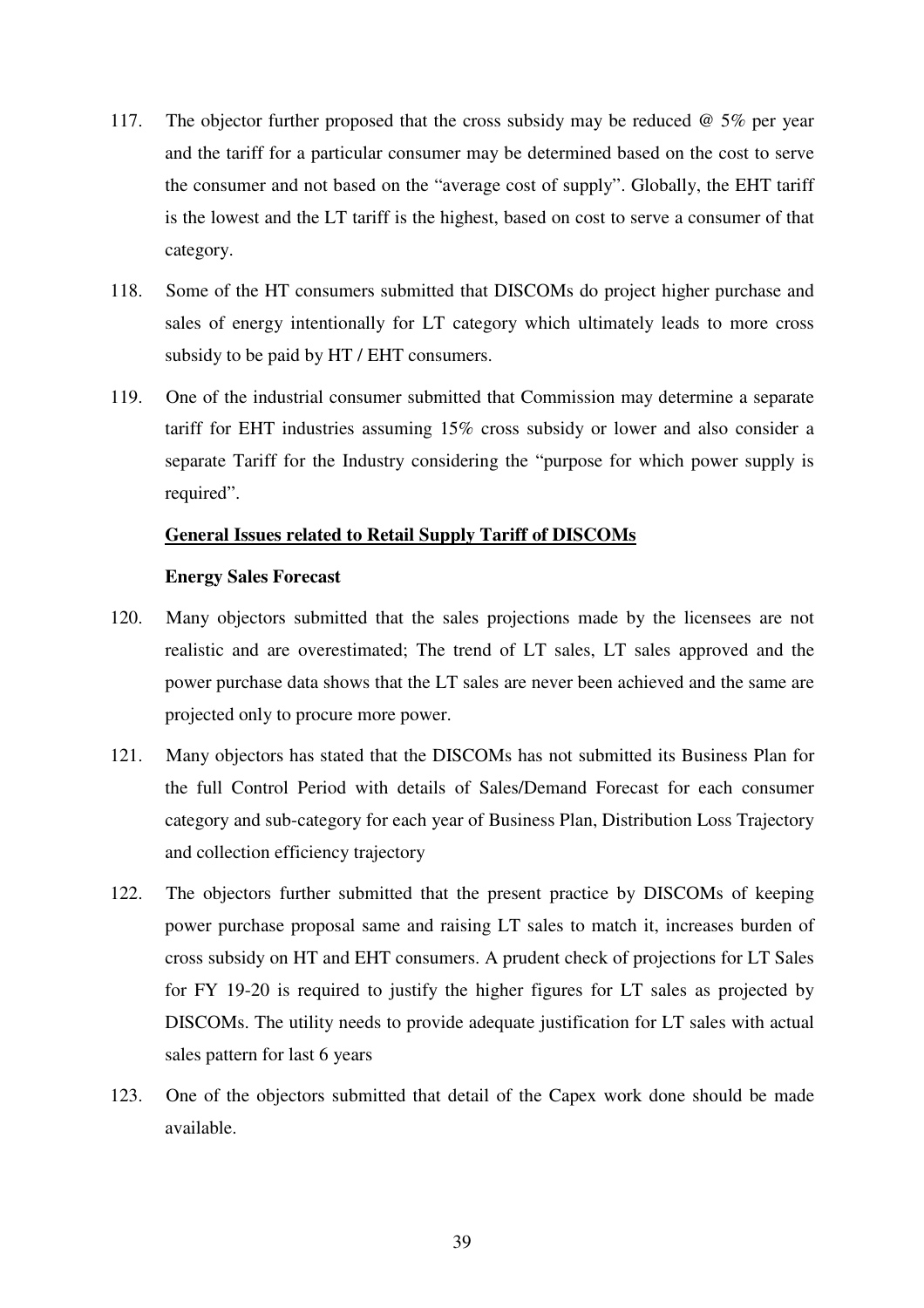117. The objector further proposed that the cross subsidy may be reduced @ 5% per year and the tariff for a particular consumer may be determined based on the cost to serve the consumer and not based on the "average cost of supply". Globally, the EHT tariff is the lowest and the LT tariff is the highest, based on cost to serve a consumer of that category.

118. Some of the HT consumers submitted that DISCOMs do project higher purchase and sales of energy intentionally for LT category which ultimately leads to more cross subsidy to be paid by HT / EHT consumers.

119. One of the industrial consumer submitted that Commission may determine a separate tariff for EHT industries assuming 15% cross subsidy or lower and also consider a separate Tariff for the Industry considering the "purpose for which power supply is required".

**General Issues related to Retail Supply Tariff of DISCOMs**

**Energy Sales Forecast**

120. Many objectors submitted that the sales projections made by the licensees are not realistic and are overestimated; The trend of LT sales, LT sales approved and the power purchase data shows that the LT sales are never been achieved and the same are projected only to procure more power.

121. Many objectors has stated that the DISCOMs has not submitted its Business Plan for the full Control Period with details of Sales/Demand Forecast for each consumer category and sub-category for each year of Business Plan, Distribution Loss Trajectory and collection efficiency trajectory

122. The objectors further submitted that the present practice by DISCOMs of keeping power purchase proposal same and raising LT sales to match it, increases burden of cross subsidy on HT and EHT consumers. A prudent check of projections for LT Sales for FY 19-20 is required to justify the higher figures for LT sales as projected by DISCOMs. The utility needs to provide adequate justification for LT sales with actual sales pattern for last 6 years

123. One of the objectors submitted that detail of the Capex work done should be made available.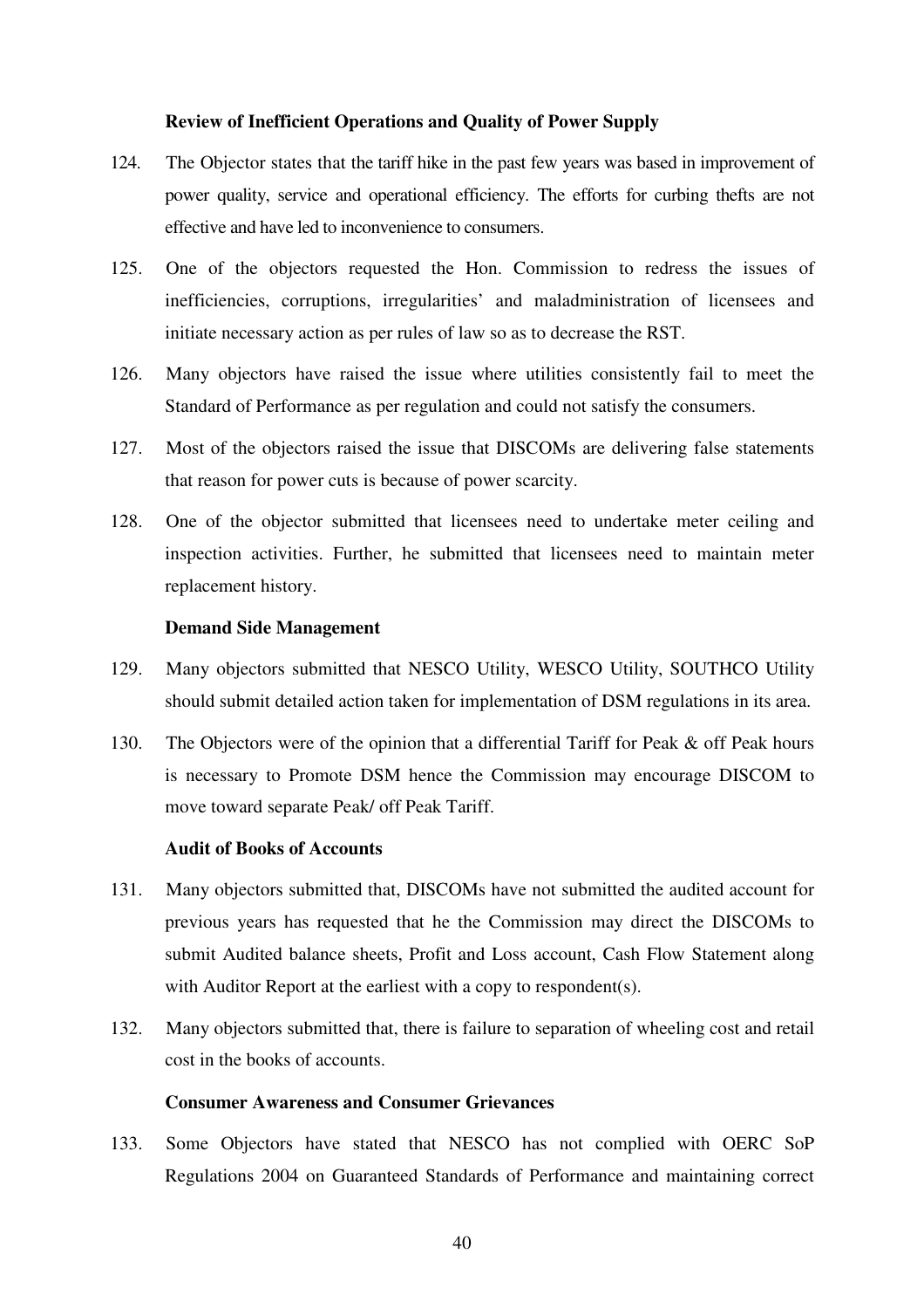### Review of Inefficient Operations and Quality of Power Supply

124. The Objector states that the tariff hike in the past few years was based in improvement of power quality, service and operational efficiency. The efforts for curbing thefts are not effective and have led to inconvenience to consumers.

125. One of the objectors requested the Hon. Commission to redress the issues of inefficiencies, corruptions, irregularities' and maladministration of licensees and initiate necessary action as per rules of law so as to decrease the RST.

126. Many objectors have raised the issue where utilities consistently fail to meet the Standard of Performance as per regulation and could not satisfy the consumers.

127. Most of the objectors raised the issue that DISCOMs are delivering false statements that reason for power cuts is because of power scarcity.

128. One of the objector submitted that licensees need to undertake meter ceiling and inspection activities. Further, he submitted that licensees need to maintain meter replacement history.

### Demand Side Management

129. Many objectors submitted that NESCO Utility, WESCO Utility, SOUTHCO Utility should submit detailed action taken for implementation of DSM regulations in its area.

130. The Objectors were of the opinion that a differential Tariff for Peak & off Peak hours is necessary to Promote DSM hence the Commission may encourage DISCOM to move toward separate Peak/ off Peak Tariff.

### Audit of Books of Accounts

131. Many objectors submitted that, DISCOMs have not submitted the audited account for previous years has requested that he the Commission may direct the DISCOMs to submit Audited balance sheets, Profit and Loss account, Cash Flow Statement along with Auditor Report at the earliest with a copy to respondent(s).

132. Many objectors submitted that, there is failure to separation of wheeling cost and retail cost in the books of accounts.

### Consumer Awareness and Consumer Grievances

133. Some Objectors have stated that NESCO has not complied with OERC SoP Regulations 2004 on Guaranteed Standards of Performance and maintaining correct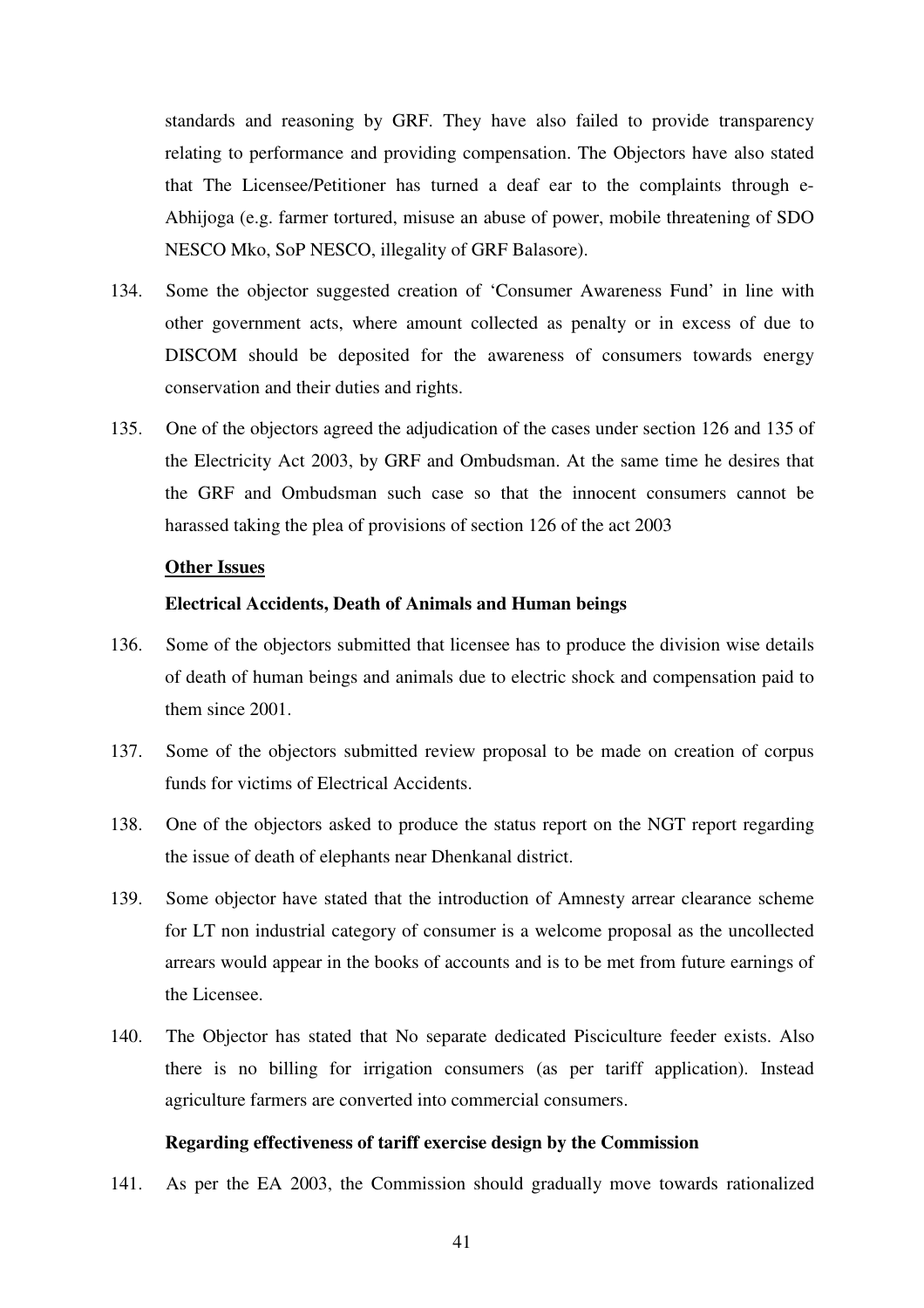standards and reasoning by GRF. They have also failed to provide transparency relating to performance and providing compensation. The Objectors have also stated that The Licensee/Petitioner has turned a deaf ear to the complaints through e-Abhijoga (e.g. farmer tortured, misuse an abuse of power, mobile threatening of SDO NESCO Mko, SoP NESCO, illegality of GRF Balasore).

134. Some the objector suggested creation of 'Consumer Awareness Fund' in line with other government acts, where amount collected as penalty or in excess of due to DISCOM should be deposited for the awareness of consumers towards energy conservation and their duties and rights.

135. One of the objectors agreed the adjudication of the cases under section 126 and 135 of the Electricity Act 2003, by GRF and Ombudsman. At the same time he desires that the GRF and Ombudsman such case so that the innocent consumers cannot be harassed taking the plea of provisions of section 126 of the act 2003

**<u>Other Issues</u>**

**Electrical Accidents, Death of Animals and Human beings**

136. Some of the objectors submitted that licensee has to produce the division wise details of death of human beings and animals due to electric shock and compensation paid to them since 2001.

137. Some of the objectors submitted review proposal to be made on creation of corpus funds for victims of Electrical Accidents.

138. One of the objectors asked to produce the status report on the NGT report regarding the issue of death of elephants near Dhenkanal district.

139. Some objector have stated that the introduction of Amnesty arrear clearance scheme for LT non industrial category of consumer is a welcome proposal as the uncollected arrears would appear in the books of accounts and is to be met from future earnings of the Licensee.

140. The Objector has stated that No separate dedicated Pisciculture feeder exists. Also there is no billing for irrigation consumers (as per tariff application). Instead agriculture farmers are converted into commercial consumers.

**Regarding effectiveness of tariff exercise design by the Commission**

141. As per the EA 2003, the Commission should gradually move towards rationalized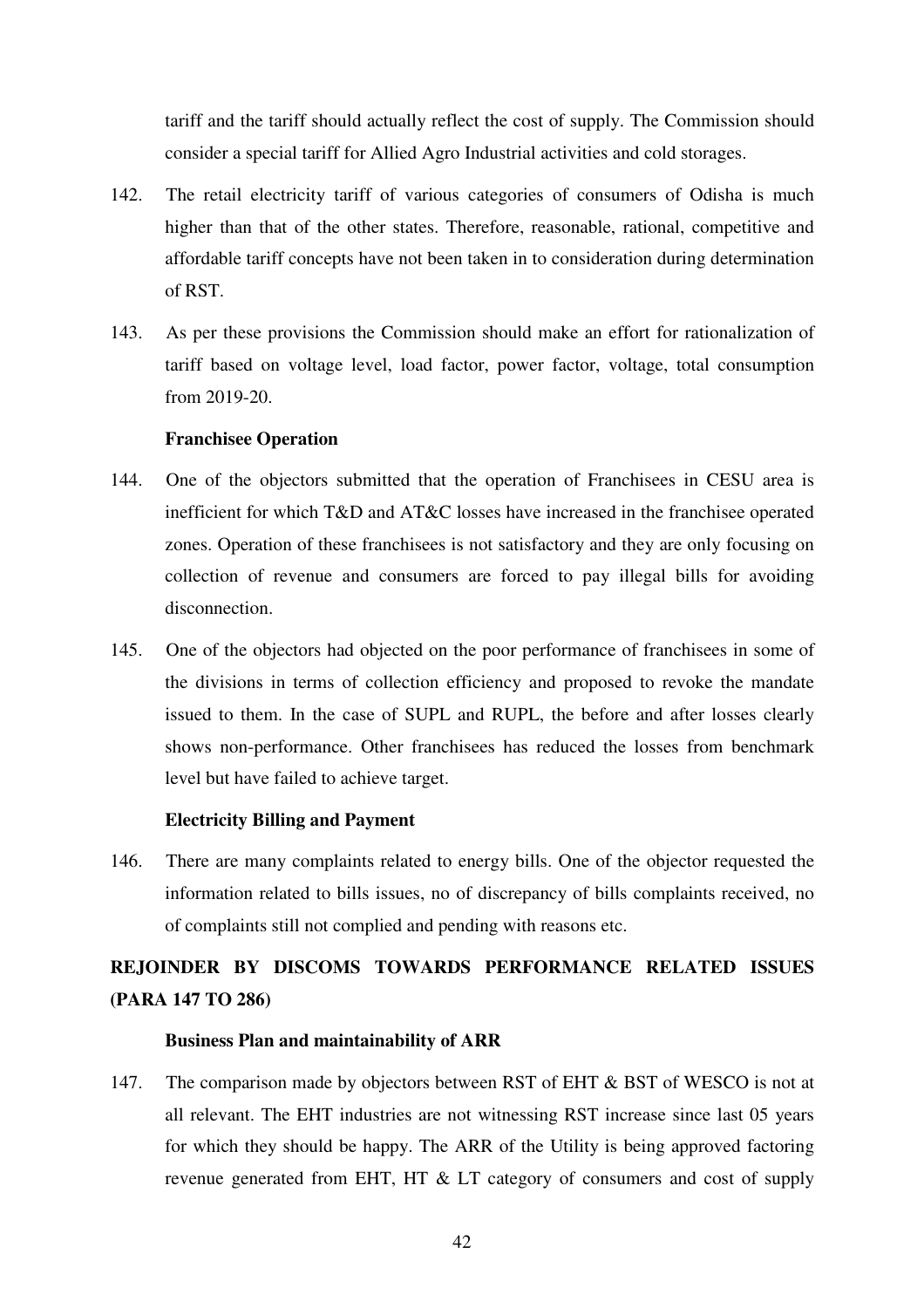tariff and the tariff should actually reflect the cost of supply. The Commission should consider a special tariff for Allied Agro Industrial activities and cold storages.

142. The retail electricity tariff of various categories of consumers of Odisha is much higher than that of the other states. Therefore, reasonable, rational, competitive and affordable tariff concepts have not been taken in to consideration during determination of RST.

143. As per these provisions the Commission should make an effort for rationalization of tariff based on voltage level, load factor, power factor, voltage, total consumption from 2019-20.

**Franchisee Operation**

144. One of the objectors submitted that the operation of Franchisees in CESU area is inefficient for which T&D and AT&C losses have increased in the franchisee operated zones. Operation of these franchisees is not satisfactory and they are only focusing on collection of revenue and consumers are forced to pay illegal bills for avoiding disconnection.

145. One of the objectors had objected on the poor performance of franchisees in some of the divisions in terms of collection efficiency and proposed to revoke the mandate issued to them. In the case of SUPL and RUPL, the before and after losses clearly shows non-performance. Other franchisees has reduced the losses from benchmark level but have failed to achieve target.

**Electricity Billing and Payment**

146. There are many complaints related to energy bills. One of the objector requested the information related to bills issues, no of discrepancy of bills complaints received, no of complaints still not complied and pending with reasons etc.

## REJOINDER BY DISCOMS TOWARDS PERFORMANCE RELATED ISSUES (PARA 147 TO 286)

**Business Plan and maintainability of ARR**

147. The comparison made by objectors between RST of EHT & BST of WESCO is not at all relevant. The EHT industries are not witnessing RST increase since last 05 years for which they should be happy. The ARR of the Utility is being approved factoring revenue generated from EHT, HT & LT category of consumers and cost of supply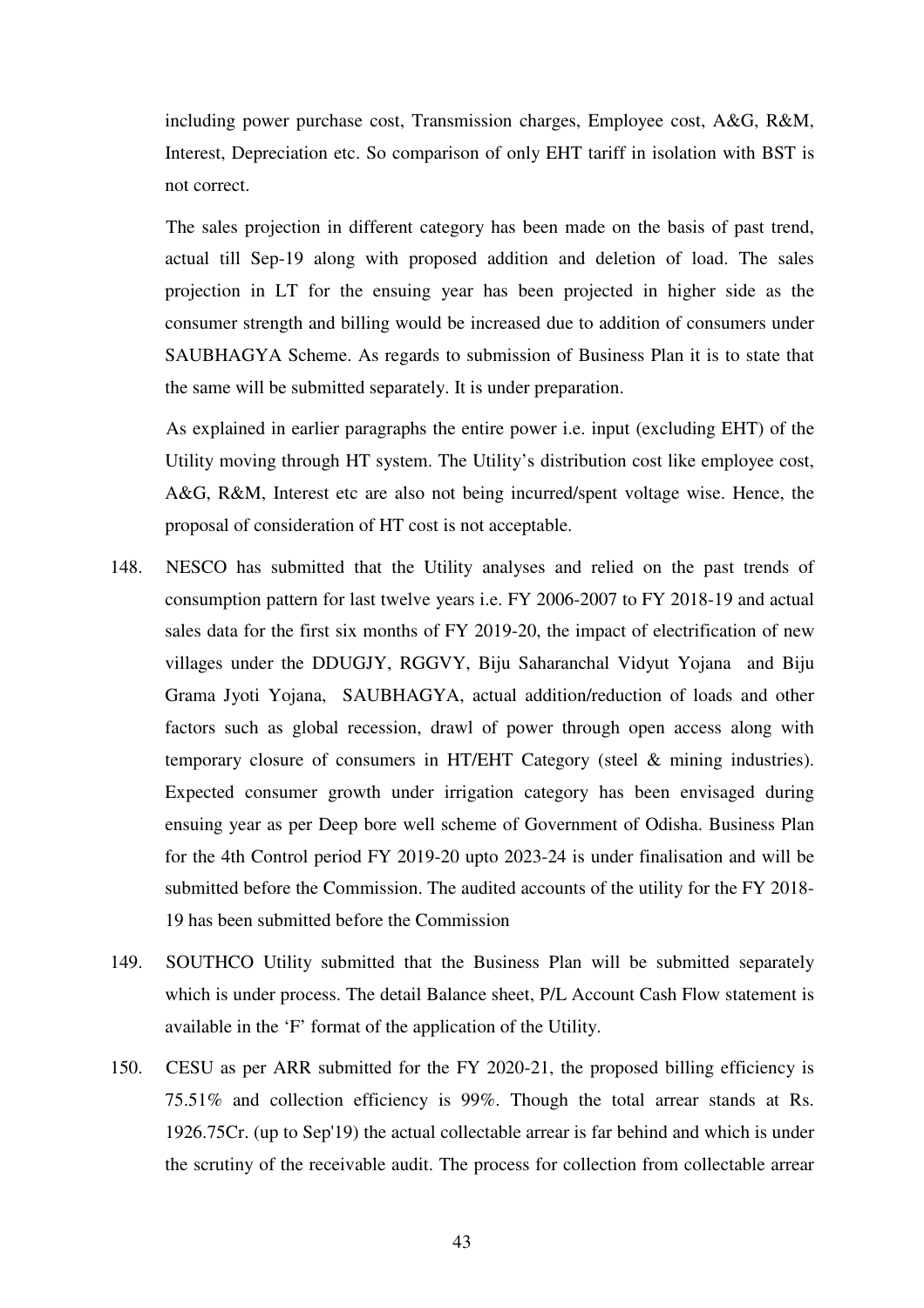including power purchase cost, Transmission charges, Employee cost, A&G, R&M, Interest, Depreciation etc. So comparison of only EHT tariff in isolation with BST is not correct.

The sales projection in different category has been made on the basis of past trend, actual till Sep-19 along with proposed addition and deletion of load. The sales projection in LT for the ensuing year has been projected in higher side as the consumer strength and billing would be increased due to addition of consumers under SAUBHAGYA Scheme. As regards to submission of Business Plan it is to state that the same will be submitted separately. It is under preparation.

As explained in earlier paragraphs the entire power i.e. input (excluding EHT) of the Utility moving through HT system. The Utility's distribution cost like employee cost, A&G, R&M, Interest etc are also not being incurred/spent voltage wise. Hence, the proposal of consideration of HT cost is not acceptable.

148. NESCO has submitted that the Utility analyses and relied on the past trends of consumption pattern for last twelve years i.e. FY 2006-2007 to FY 2018-19 and actual sales data for the first six months of FY 2019-20, the impact of electrification of new villages under the DDUGJY, RGGVY, Biju Saharanchal Vidyut Yojana and Biju Grama Jyoti Yojana, SAUBHAGYA, actual addition/reduction of loads and other factors such as global recession, drawl of power through open access along with temporary closure of consumers in HT/EHT Category (steel & mining industries). Expected consumer growth under irrigation category has been envisaged during ensuing year as per Deep bore well scheme of Government of Odisha. Business Plan for the 4th Control period FY 2019-20 upto 2023-24 is under finalisation and will be submitted before the Commission. The audited accounts of the utility for the FY 2018-19 has been submitted before the Commission

149. SOUTHCO Utility submitted that the Business Plan will be submitted separately which is under process. The detail Balance sheet, P/L Account Cash Flow statement is available in the 'F' format of the application of the Utility.

150. CESU as per ARR submitted for the FY 2020-21, the proposed billing efficiency is 75.51% and collection efficiency is 99%. Though the total arrear stands at Rs. 1926.75Cr. (up to Sep'19) the actual collectable arrear is far behind and which is under the scrutiny of the receivable audit. The process for collection from collectable arrear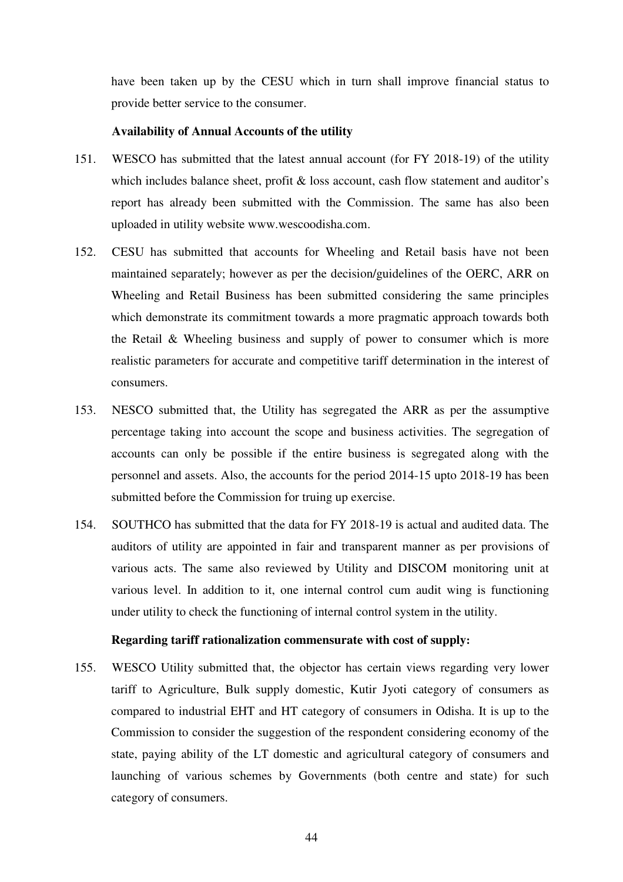have been taken up by the CESU which in turn shall improve financial status to provide better service to the consumer.

**Availability of Annual Accounts of the utility**

151. WESCO has submitted that the latest annual account (for FY 2018-19) of the utility which includes balance sheet, profit & loss account, cash flow statement and auditor's report has already been submitted with the Commission. The same has also been uploaded in utility website www.wescoodisha.com.

152. CESU has submitted that accounts for Wheeling and Retail basis have not been maintained separately; however as per the decision/guidelines of the OERC, ARR on Wheeling and Retail Business has been submitted considering the same principles which demonstrate its commitment towards a more pragmatic approach towards both the Retail & Wheeling business and supply of power to consumer which is more realistic parameters for accurate and competitive tariff determination in the interest of consumers.

153. NESCO submitted that, the Utility has segregated the ARR as per the assumptive percentage taking into account the scope and business activities. The segregation of accounts can only be possible if the entire business is segregated along with the personnel and assets. Also, the accounts for the period 2014-15 upto 2018-19 has been submitted before the Commission for truing up exercise.

154. SOUTHCO has submitted that the data for FY 2018-19 is actual and audited data. The auditors of utility are appointed in fair and transparent manner as per provisions of various acts. The same also reviewed by Utility and DISCOM monitoring unit at various level. In addition to it, one internal control cum audit wing is functioning under utility to check the functioning of internal control system in the utility.

**Regarding tariff rationalization commensurate with cost of supply:**

155. WESCO Utility submitted that, the objector has certain views regarding very lower tariff to Agriculture, Bulk supply domestic, Kutir Jyoti category of consumers as compared to industrial EHT and HT category of consumers in Odisha. It is up to the Commission to consider the suggestion of the respondent considering economy of the state, paying ability of the LT domestic and agricultural category of consumers and launching of various schemes by Governments (both centre and state) for such category of consumers.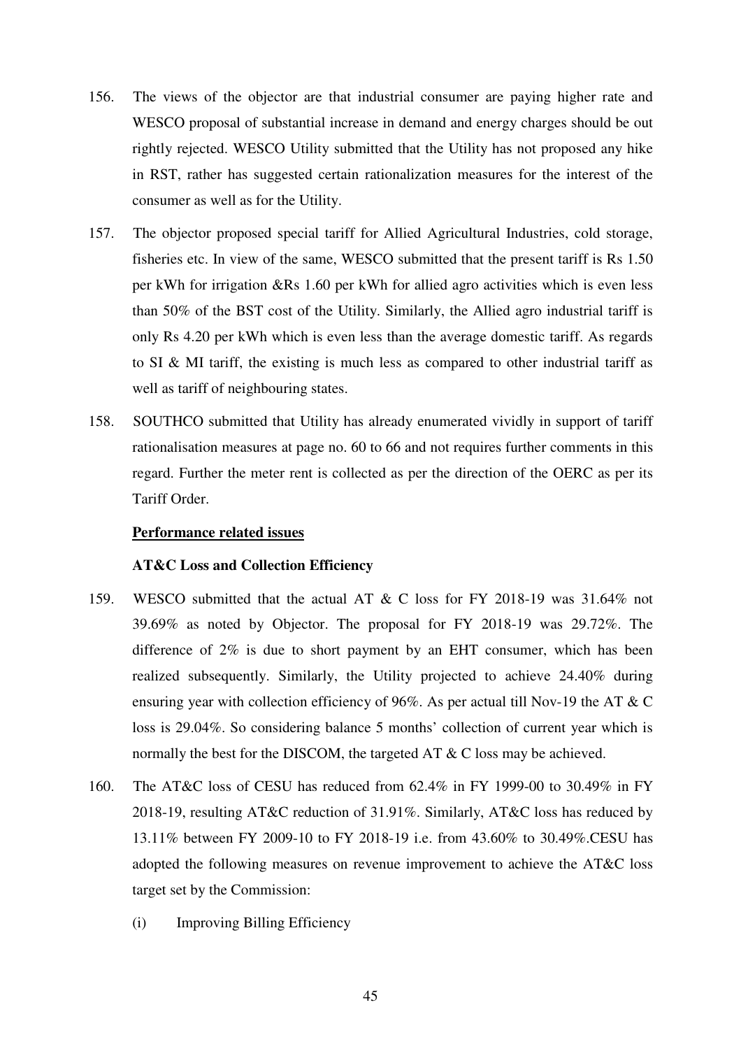156. The views of the objector are that industrial consumer are paying higher rate and WESCO proposal of substantial increase in demand and energy charges should be out rightly rejected. WESCO Utility submitted that the Utility has not proposed any hike in RST, rather has suggested certain rationalization measures for the interest of the consumer as well as for the Utility.

157. The objector proposed special tariff for Allied Agricultural Industries, cold storage, fisheries etc. In view of the same, WESCO submitted that the present tariff is Rs 1.50 per kWh for irrigation &Rs 1.60 per kWh for allied agro activities which is even less than 50% of the BST cost of the Utility. Similarly, the Allied agro industrial tariff is only Rs 4.20 per kWh which is even less than the average domestic tariff. As regards to SI & MI tariff, the existing is much less as compared to other industrial tariff as well as tariff of neighbouring states.

158. SOUTHCO submitted that Utility has already enumerated vividly in support of tariff rationalisation measures at page no. 60 to 66 and not requires further comments in this regard. Further the meter rent is collected as per the direction of the OERC as per its Tariff Order.

**Performance related issues**

**AT&C Loss and Collection Efficiency**

159. WESCO submitted that the actual AT & C loss for FY 2018-19 was 31.64% not 39.69% as noted by Objector. The proposal for FY 2018-19 was 29.72%. The difference of 2% is due to short payment by an EHT consumer, which has been realized subsequently. Similarly, the Utility projected to achieve 24.40% during ensuring year with collection efficiency of 96%. As per actual till Nov-19 the AT & C loss is 29.04%. So considering balance 5 months' collection of current year which is normally the best for the DISCOM, the targeted AT & C loss may be achieved.

160. The AT&C loss of CESU has reduced from 62.4% in FY 1999-00 to 30.49% in FY 2018-19, resulting AT&C reduction of 31.91%. Similarly, AT&C loss has reduced by 13.11% between FY 2009-10 to FY 2018-19 i.e. from 43.60% to 30.49%.CESU has adopted the following measures on revenue improvement to achieve the AT&C loss target set by the Commission:

   (i) Improving Billing Efficiency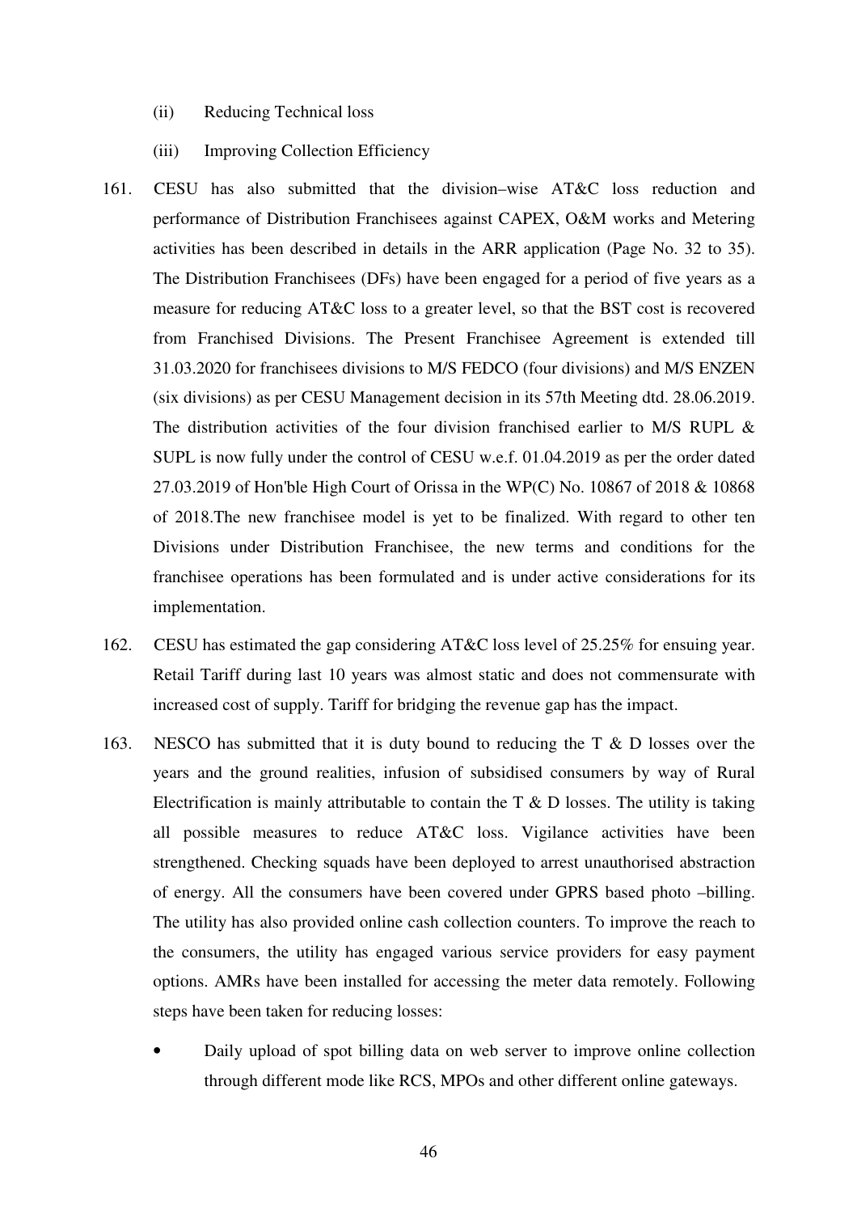(ii) Reducing Technical loss

(iii) Improving Collection Efficiency

161. CESU has also submitted that the division–wise AT&C loss reduction and performance of Distribution Franchisees against CAPEX, O&M works and Metering activities has been described in details in the ARR application (Page No. 32 to 35). The Distribution Franchisees (DFs) have been engaged for a period of five years as a measure for reducing AT&C loss to a greater level, so that the BST cost is recovered from Franchised Divisions. The Present Franchisee Agreement is extended till 31.03.2020 for franchisees divisions to M/S FEDCO (four divisions) and M/S ENZEN (six divisions) as per CESU Management decision in its 57th Meeting dtd. 28.06.2019. The distribution activities of the four division franchised earlier to M/S RUPL & SUPL is now fully under the control of CESU w.e.f. 01.04.2019 as per the order dated 27.03.2019 of Hon'ble High Court of Orissa in the WP(C) No. 10867 of 2018 & 10868 of 2018.The new franchisee model is yet to be finalized. With regard to other ten Divisions under Distribution Franchisee, the new terms and conditions for the franchisee operations has been formulated and is under active considerations for its implementation.

162. CESU has estimated the gap considering AT&C loss level of 25.25% for ensuing year. Retail Tariff during last 10 years was almost static and does not commensurate with increased cost of supply. Tariff for bridging the revenue gap has the impact.

163. NESCO has submitted that it is duty bound to reducing the T & D losses over the years and the ground realities, infusion of subsidised consumers by way of Rural Electrification is mainly attributable to contain the T & D losses. The utility is taking all possible measures to reduce AT&C loss. Vigilance activities have been strengthened. Checking squads have been deployed to arrest unauthorised abstraction of energy. All the consumers have been covered under GPRS based photo –billing. The utility has also provided online cash collection counters. To improve the reach to the consumers, the utility has engaged various service providers for easy payment options. AMRs have been installed for accessing the meter data remotely. Following steps have been taken for reducing losses:

- Daily upload of spot billing data on web server to improve online collection through different mode like RCS, MPOs and other different online gateways.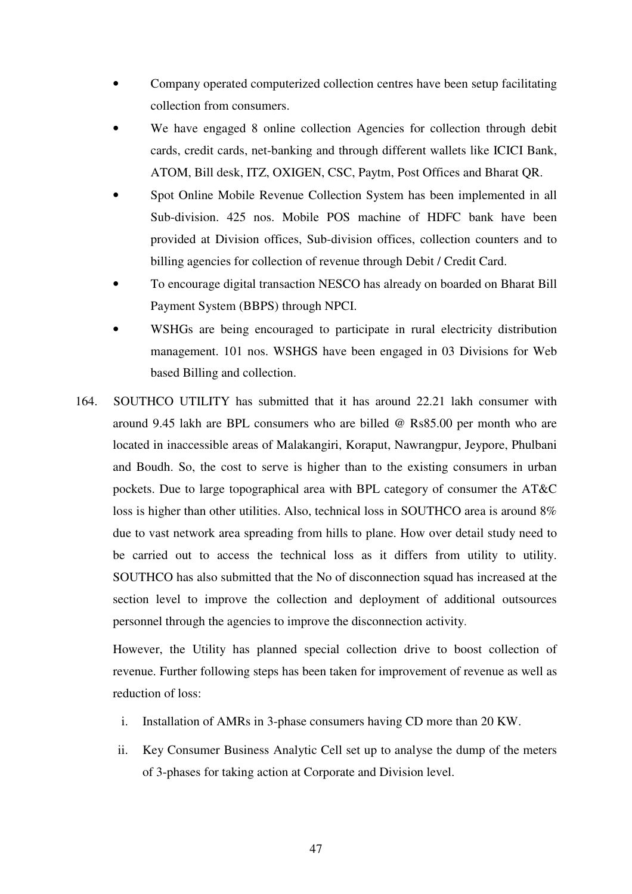- Company operated computerized collection centres have been setup facilitating collection from consumers.
- We have engaged 8 online collection Agencies for collection through debit cards, credit cards, net-banking and through different wallets like ICICI Bank, ATOM, Bill desk, ITZ, OXIGEN, CSC, Paytm, Post Offices and Bharat QR.
- Spot Online Mobile Revenue Collection System has been implemented in all Sub-division. 425 nos. Mobile POS machine of HDFC bank have been provided at Division offices, Sub-division offices, collection counters and to billing agencies for collection of revenue through Debit / Credit Card.
- To encourage digital transaction NESCO has already on boarded on Bharat Bill Payment System (BBPS) through NPCI.
- WSHGs are being encouraged to participate in rural electricity distribution management. 101 nos. WSHGS have been engaged in 03 Divisions for Web based Billing and collection.

164. SOUTHCO UTILITY has submitted that it has around 22.21 lakh consumer with around 9.45 lakh are BPL consumers who are billed @ Rs85.00 per month who are located in inaccessible areas of Malakangiri, Koraput, Nawrangpur, Jeypore, Phulbani and Boudh. So, the cost to serve is higher than to the existing consumers in urban pockets. Due to large topographical area with BPL category of consumer the AT&C loss is higher than other utilities. Also, technical loss in SOUTHCO area is around 8% due to vast network area spreading from hills to plane. How over detail study need to be carried out to access the technical loss as it differs from utility to utility. SOUTHCO has also submitted that the No of disconnection squad has increased at the section level to improve the collection and deployment of additional outsources personnel through the agencies to improve the disconnection activity.

However, the Utility has planned special collection drive to boost collection of revenue. Further following steps has been taken for improvement of revenue as well as reduction of loss:

i. Installation of AMRs in 3-phase consumers having CD more than 20 KW.

ii. Key Consumer Business Analytic Cell set up to analyse the dump of the meters of 3-phases for taking action at Corporate and Division level.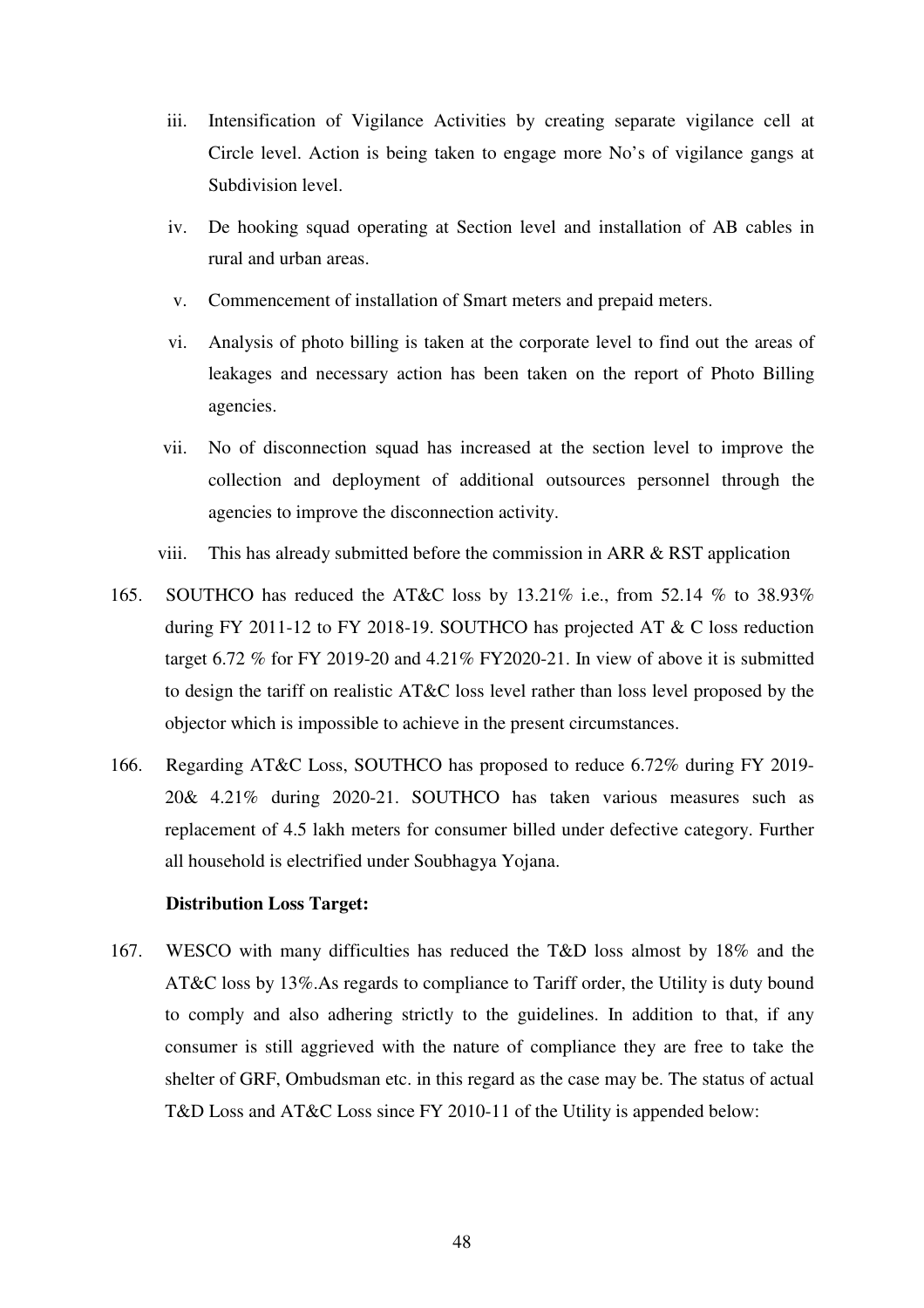iii. Intensification of Vigilance Activities by creating separate vigilance cell at Circle level. Action is being taken to engage more No's of vigilance gangs at Subdivision level.

iv. De hooking squad operating at Section level and installation of AB cables in rural and urban areas.

v. Commencement of installation of Smart meters and prepaid meters.

vi. Analysis of photo billing is taken at the corporate level to find out the areas of leakages and necessary action has been taken on the report of Photo Billing agencies.

vii. No of disconnection squad has increased at the section level to improve the collection and deployment of additional outsources personnel through the agencies to improve the disconnection activity.

viii. This has already submitted before the commission in ARR & RST application

165. SOUTHCO has reduced the AT&C loss by 13.21% i.e., from 52.14 % to 38.93% during FY 2011-12 to FY 2018-19. SOUTHCO has projected AT & C loss reduction target 6.72 % for FY 2019-20 and 4.21% FY2020-21. In view of above it is submitted to design the tariff on realistic AT&C loss level rather than loss level proposed by the objector which is impossible to achieve in the present circumstances.

166. Regarding AT&C Loss, SOUTHCO has proposed to reduce 6.72% during FY 2019-20& 4.21% during 2020-21. SOUTHCO has taken various measures such as replacement of 4.5 lakh meters for consumer billed under defective category. Further all household is electrified under Soubhagya Yojana.

**Distribution Loss Target:**

167. WESCO with many difficulties has reduced the T&D loss almost by 18% and the AT&C loss by 13%.As regards to compliance to Tariff order, the Utility is duty bound to comply and also adhering strictly to the guidelines. In addition to that, if any consumer is still aggrieved with the nature of compliance they are free to take the shelter of GRF, Ombudsman etc. in this regard as the case may be. The status of actual T&D Loss and AT&C Loss since FY 2010-11 of the Utility is appended below: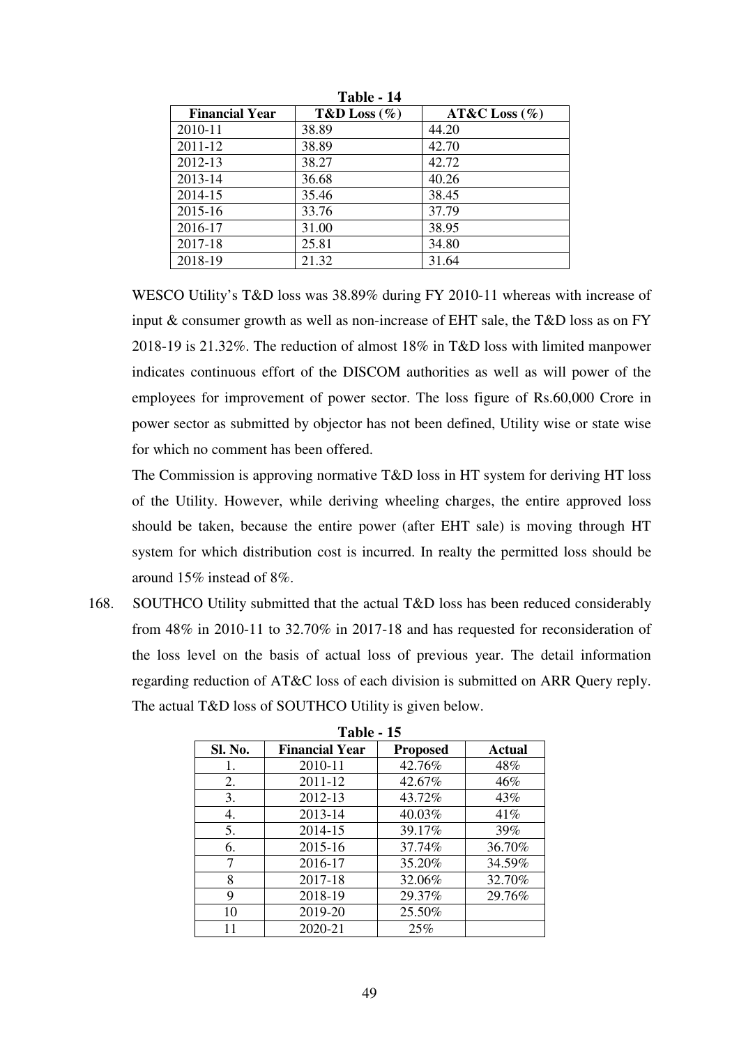**Table - 14**

| Financial Year | T&D Loss (%) | AT&C Loss (%) |
|---|---|---|
| 2010-11 | 38.89 | 44.20 |
| 2011-12 | 38.89 | 42.70 |
| 2012-13 | 38.27 | 42.72 |
| 2013-14 | 36.68 | 40.26 |
| 2014-15 | 35.46 | 38.45 |
| 2015-16 | 33.76 | 37.79 |
| 2016-17 | 31.00 | 38.95 |
| 2017-18 | 25.81 | 34.80 |
| 2018-19 | 21.32 | 31.64 |

WESCO Utility's T&D loss was 38.89% during FY 2010-11 whereas with increase of input & consumer growth as well as non-increase of EHT sale, the T&D loss as on FY 2018-19 is 21.32%. The reduction of almost 18% in T&D loss with limited manpower indicates continuous effort of the DISCOM authorities as well as will power of the employees for improvement of power sector. The loss figure of Rs.60,000 Crore in power sector as submitted by objector has not been defined, Utility wise or state wise for which no comment has been offered.

The Commission is approving normative T&D loss in HT system for deriving HT loss of the Utility. However, while deriving wheeling charges, the entire approved loss should be taken, because the entire power (after EHT sale) is moving through HT system for which distribution cost is incurred. In realty the permitted loss should be around 15% instead of 8%.

168. SOUTHCO Utility submitted that the actual T&D loss has been reduced considerably from 48% in 2010-11 to 32.70% in 2017-18 and has requested for reconsideration of the loss level on the basis of actual loss of previous year. The detail information regarding reduction of AT&C loss of each division is submitted on ARR Query reply. The actual T&D loss of SOUTHCO Utility is given below.

**Table - 15**

| Sl. No. | Financial Year | Proposed | Actual |
|---|---|---|---|
| 1. | 2010-11 | 42.76% | 48% |
| 2. | 2011-12 | 42.67% | 46% |
| 3. | 2012-13 | 43.72% | 43% |
| 4. | 2013-14 | 40.03% | 41% |
| 5. | 2014-15 | 39.17% | 39% |
| 6. | 2015-16 | 37.74% | 36.70% |
| 7 | 2016-17 | 35.20% | 34.59% |
| 8 | 2017-18 | 32.06% | 32.70% |
| 9 | 2018-19 | 29.37% | 29.76% |
| 10 | 2019-20 | 25.50% | |
| 11 | 2020-21 | 25% | |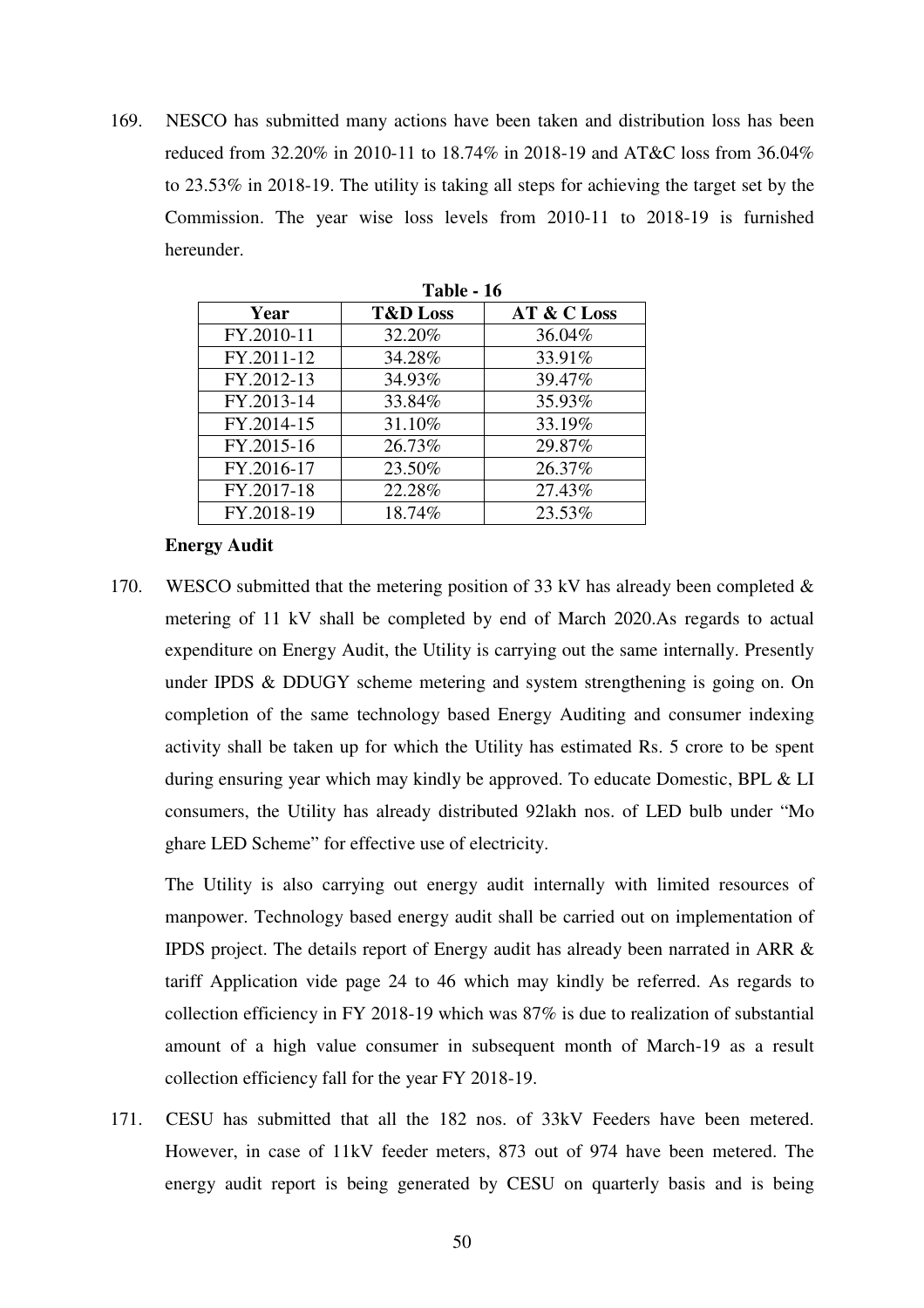169. NESCO has submitted many actions have been taken and distribution loss has been reduced from 32.20% in 2010-11 to 18.74% in 2018-19 and AT&C loss from 36.04% to 23.53% in 2018-19. The utility is taking all steps for achieving the target set by the Commission. The year wise loss levels from 2010-11 to 2018-19 is furnished hereunder.

**Table - 16**

| Year | T&D Loss | AT & C Loss |
|---|---|---|
| FY.2010-11 | 32.20% | 36.04% |
| FY.2011-12 | 34.28% | 33.91% |
| FY.2012-13 | 34.93% | 39.47% |
| FY.2013-14 | 33.84% | 35.93% |
| FY.2014-15 | 31.10% | 33.19% |
| FY.2015-16 | 26.73% | 29.87% |
| FY.2016-17 | 23.50% | 26.37% |
| FY.2017-18 | 22.28% | 27.43% |
| FY.2018-19 | 18.74% | 23.53% |

**Energy Audit**

170. WESCO submitted that the metering position of 33 kV has already been completed & metering of 11 kV shall be completed by end of March 2020.As regards to actual expenditure on Energy Audit, the Utility is carrying out the same internally. Presently under IPDS & DDUGY scheme metering and system strengthening is going on. On completion of the same technology based Energy Auditing and consumer indexing activity shall be taken up for which the Utility has estimated Rs. 5 crore to be spent during ensuring year which may kindly be approved. To educate Domestic, BPL & LI consumers, the Utility has already distributed 92lakh nos. of LED bulb under "Mo ghare LED Scheme" for effective use of electricity.

    The Utility is also carrying out energy audit internally with limited resources of manpower. Technology based energy audit shall be carried out on implementation of IPDS project. The details report of Energy audit has already been narrated in ARR & tariff Application vide page 24 to 46 which may kindly be referred. As regards to collection efficiency in FY 2018-19 which was 87% is due to realization of substantial amount of a high value consumer in subsequent month of March-19 as a result collection efficiency fall for the year FY 2018-19.

171. CESU has submitted that all the 182 nos. of 33kV Feeders have been metered. However, in case of 11kV feeder meters, 873 out of 974 have been metered. The energy audit report is being generated by CESU on quarterly basis and is being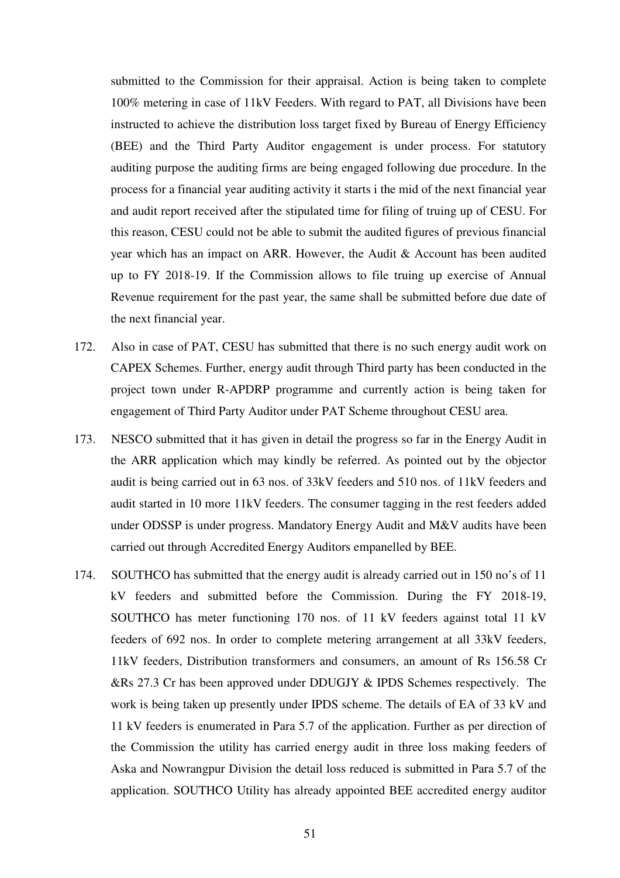submitted to the Commission for their appraisal. Action is being taken to complete 100% metering in case of 11kV Feeders. With regard to PAT, all Divisions have been instructed to achieve the distribution loss target fixed by Bureau of Energy Efficiency (BEE) and the Third Party Auditor engagement is under process. For statutory auditing purpose the auditing firms are being engaged following due procedure. In the process for a financial year auditing activity it starts i the mid of the next financial year and audit report received after the stipulated time for filing of truing up of CESU. For this reason, CESU could not be able to submit the audited figures of previous financial year which has an impact on ARR. However, the Audit & Account has been audited up to FY 2018-19. If the Commission allows to file truing up exercise of Annual Revenue requirement for the past year, the same shall be submitted before due date of the next financial year.

172. Also in case of PAT, CESU has submitted that there is no such energy audit work on CAPEX Schemes. Further, energy audit through Third party has been conducted in the project town under R-APDRP programme and currently action is being taken for engagement of Third Party Auditor under PAT Scheme throughout CESU area.

173. NESCO submitted that it has given in detail the progress so far in the Energy Audit in the ARR application which may kindly be referred. As pointed out by the objector audit is being carried out in 63 nos. of 33kV feeders and 510 nos. of 11kV feeders and audit started in 10 more 11kV feeders. The consumer tagging in the rest feeders added under ODSSP is under progress. Mandatory Energy Audit and M&V audits have been carried out through Accredited Energy Auditors empanelled by BEE.

174. SOUTHCO has submitted that the energy audit is already carried out in 150 no's of 11 kV feeders and submitted before the Commission. During the FY 2018-19, SOUTHCO has meter functioning 170 nos. of 11 kV feeders against total 11 kV feeders of 692 nos. In order to complete metering arrangement at all 33kV feeders, 11kV feeders, Distribution transformers and consumers, an amount of Rs 156.58 Cr &Rs 27.3 Cr has been approved under DDUGJY & IPDS Schemes respectively. The work is being taken up presently under IPDS scheme. The details of EA of 33 kV and 11 kV feeders is enumerated in Para 5.7 of the application. Further as per direction of the Commission the utility has carried energy audit in three loss making feeders of Aska and Nowrangpur Division the detail loss reduced is submitted in Para 5.7 of the application. SOUTHCO Utility has already appointed BEE accredited energy auditor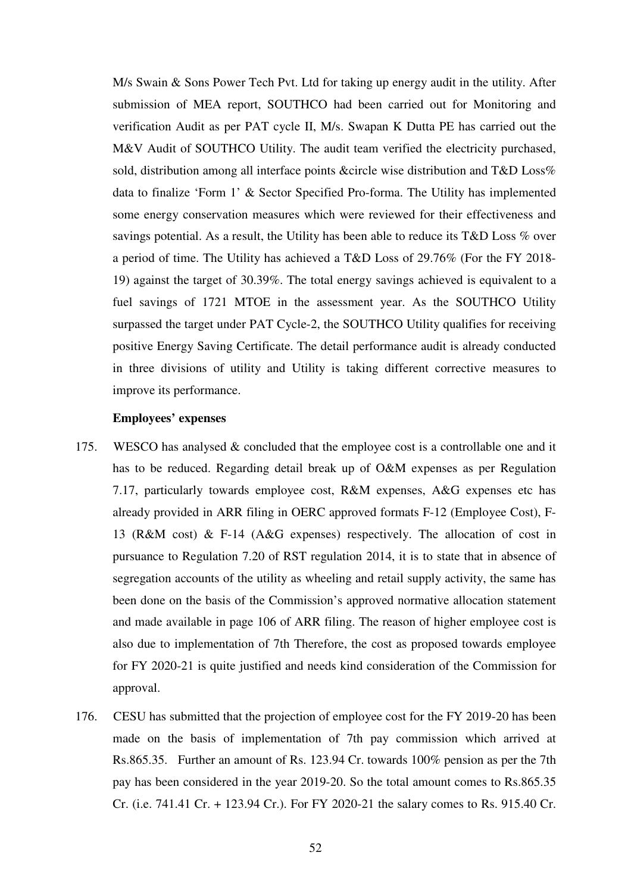M/s Swain & Sons Power Tech Pvt. Ltd for taking up energy audit in the utility. After submission of MEA report, SOUTHCO had been carried out for Monitoring and verification Audit as per PAT cycle II, M/s. Swapan K Dutta PE has carried out the M&V Audit of SOUTHCO Utility. The audit team verified the electricity purchased, sold, distribution among all interface points &circle wise distribution and T&D Loss% data to finalize 'Form 1' & Sector Specified Pro-forma. The Utility has implemented some energy conservation measures which were reviewed for their effectiveness and savings potential. As a result, the Utility has been able to reduce its T&D Loss % over a period of time. The Utility has achieved a T&D Loss of 29.76% (For the FY 2018-19) against the target of 30.39%. The total energy savings achieved is equivalent to a fuel savings of 1721 MTOE in the assessment year. As the SOUTHCO Utility surpassed the target under PAT Cycle-2, the SOUTHCO Utility qualifies for receiving positive Energy Saving Certificate. The detail performance audit is already conducted in three divisions of utility and Utility is taking different corrective measures to improve its performance.

**Employees' expenses**

175. WESCO has analysed & concluded that the employee cost is a controllable one and it has to be reduced. Regarding detail break up of O&M expenses as per Regulation 7.17, particularly towards employee cost, R&M expenses, A&G expenses etc has already provided in ARR filing in OERC approved formats F-12 (Employee Cost), F-13 (R&M cost) & F-14 (A&G expenses) respectively. The allocation of cost in pursuance to Regulation 7.20 of RST regulation 2014, it is to state that in absence of segregation accounts of the utility as wheeling and retail supply activity, the same has been done on the basis of the Commission's approved normative allocation statement and made available in page 106 of ARR filing. The reason of higher employee cost is also due to implementation of 7th Therefore, the cost as proposed towards employee for FY 2020-21 is quite justified and needs kind consideration of the Commission for approval.

176. CESU has submitted that the projection of employee cost for the FY 2019-20 has been made on the basis of implementation of 7th pay commission which arrived at Rs.865.35. Further an amount of Rs. 123.94 Cr. towards 100% pension as per the 7th pay has been considered in the year 2019-20. So the total amount comes to Rs.865.35 Cr. (i.e. 741.41 Cr. + 123.94 Cr.). For FY 2020-21 the salary comes to Rs. 915.40 Cr.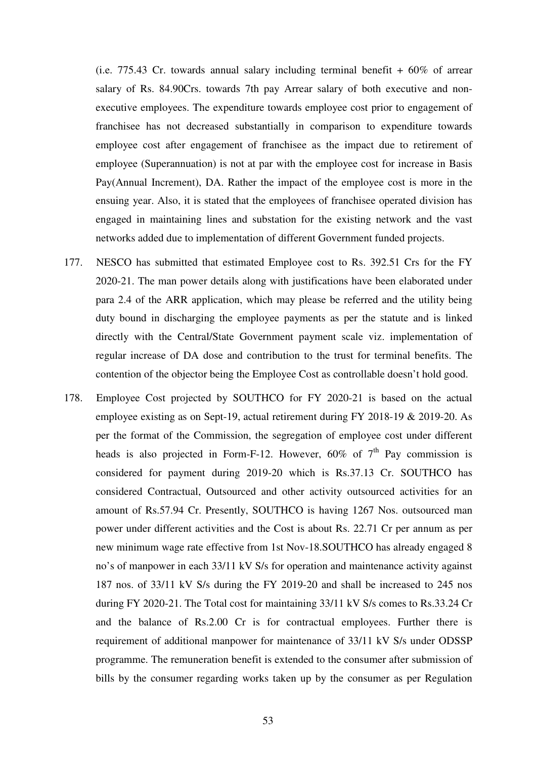(i.e. 775.43 Cr. towards annual salary including terminal benefit + 60% of arrear salary of Rs. 84.90Crs. towards 7th pay Arrear salary of both executive and non-executive employees. The expenditure towards employee cost prior to engagement of franchisee has not decreased substantially in comparison to expenditure towards employee cost after engagement of franchisee as the impact due to retirement of employee (Superannuation) is not at par with the employee cost for increase in Basis Pay(Annual Increment), DA. Rather the impact of the employee cost is more in the ensuing year. Also, it is stated that the employees of franchisee operated division has engaged in maintaining lines and substation for the existing network and the vast networks added due to implementation of different Government funded projects.

177. NESCO has submitted that estimated Employee cost to Rs. 392.51 Crs for the FY 2020-21. The man power details along with justifications have been elaborated under para 2.4 of the ARR application, which may please be referred and the utility being duty bound in discharging the employee payments as per the statute and is linked directly with the Central/State Government payment scale viz. implementation of regular increase of DA dose and contribution to the trust for terminal benefits. The contention of the objector being the Employee Cost as controllable doesn't hold good.

178. Employee Cost projected by SOUTHCO for FY 2020-21 is based on the actual employee existing as on Sept-19, actual retirement during FY 2018-19 & 2019-20. As per the format of the Commission, the segregation of employee cost under different heads is also projected in Form-F-12. However, 60% of 7th Pay commission is considered for payment during 2019-20 which is Rs.37.13 Cr. SOUTHCO has considered Contractual, Outsourced and other activity outsourced activities for an amount of Rs.57.94 Cr. Presently, SOUTHCO is having 1267 Nos. outsourced man power under different activities and the Cost is about Rs. 22.71 Cr per annum as per new minimum wage rate effective from 1st Nov-18.SOUTHCO has already engaged 8 no's of manpower in each 33/11 kV S/s for operation and maintenance activity against 187 nos. of 33/11 kV S/s during the FY 2019-20 and shall be increased to 245 nos during FY 2020-21. The Total cost for maintaining 33/11 kV S/s comes to Rs.33.24 Cr and the balance of Rs.2.00 Cr is for contractual employees. Further there is requirement of additional manpower for maintenance of 33/11 kV S/s under ODSSP programme. The remuneration benefit is extended to the consumer after submission of bills by the consumer regarding works taken up by the consumer as per Regulation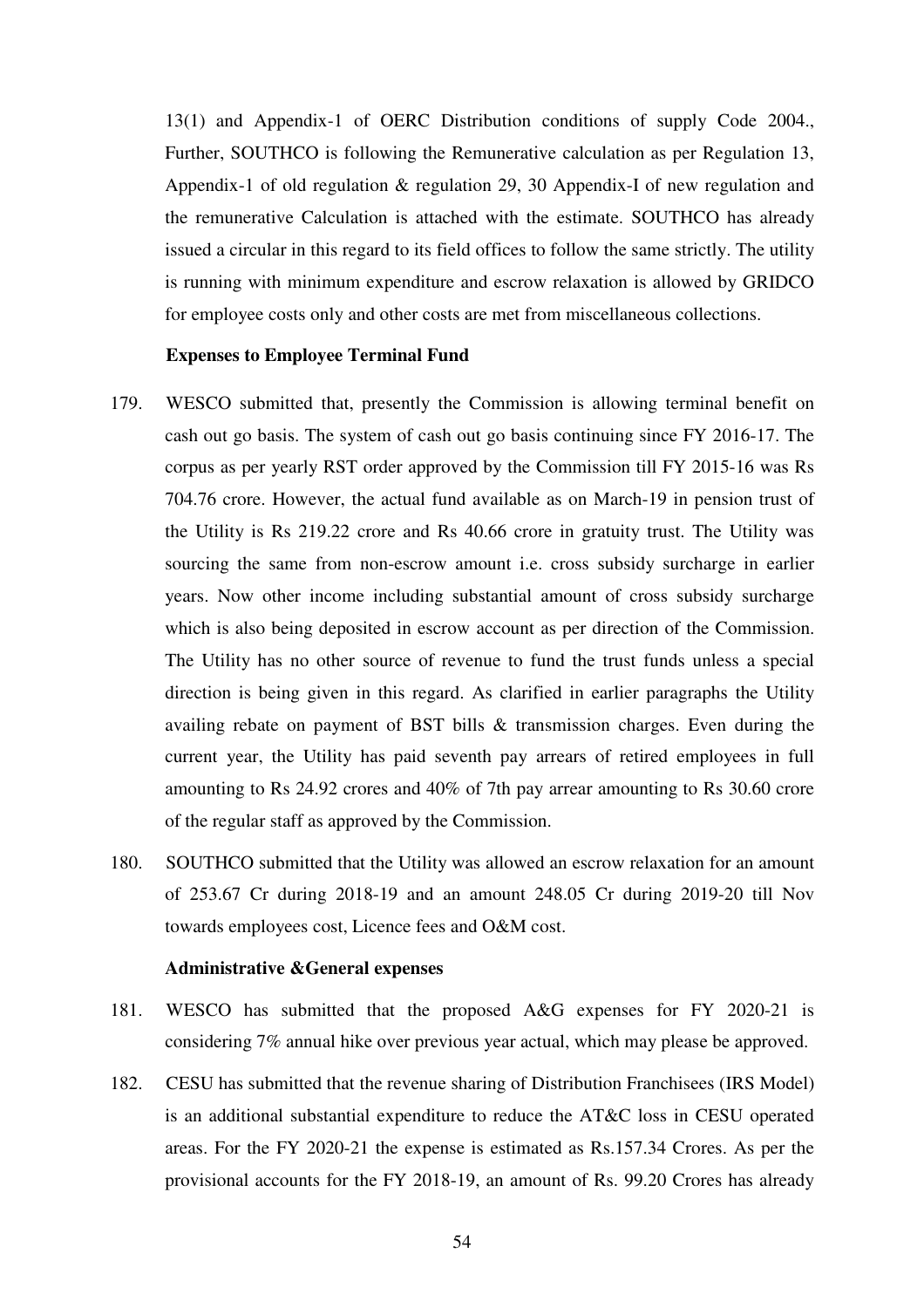13(1) and Appendix-1 of OERC Distribution conditions of supply Code 2004., Further, SOUTHCO is following the Remunerative calculation as per Regulation 13, Appendix-1 of old regulation & regulation 29, 30 Appendix-I of new regulation and the remunerative Calculation is attached with the estimate. SOUTHCO has already issued a circular in this regard to its field offices to follow the same strictly. The utility is running with minimum expenditure and escrow relaxation is allowed by GRIDCO for employee costs only and other costs are met from miscellaneous collections.

**Expenses to Employee Terminal Fund**

179. WESCO submitted that, presently the Commission is allowing terminal benefit on cash out go basis. The system of cash out go basis continuing since FY 2016-17. The corpus as per yearly RST order approved by the Commission till FY 2015-16 was Rs 704.76 crore. However, the actual fund available as on March-19 in pension trust of the Utility is Rs 219.22 crore and Rs 40.66 crore in gratuity trust. The Utility was sourcing the same from non-escrow amount i.e. cross subsidy surcharge in earlier years. Now other income including substantial amount of cross subsidy surcharge which is also being deposited in escrow account as per direction of the Commission. The Utility has no other source of revenue to fund the trust funds unless a special direction is being given in this regard. As clarified in earlier paragraphs the Utility availing rebate on payment of BST bills & transmission charges. Even during the current year, the Utility has paid seventh pay arrears of retired employees in full amounting to Rs 24.92 crores and 40% of 7th pay arrear amounting to Rs 30.60 crore of the regular staff as approved by the Commission.

180. SOUTHCO submitted that the Utility was allowed an escrow relaxation for an amount of 253.67 Cr during 2018-19 and an amount 248.05 Cr during 2019-20 till Nov towards employees cost, Licence fees and O&M cost.

**Administrative &General expenses**

181. WESCO has submitted that the proposed A&G expenses for FY 2020-21 is considering 7% annual hike over previous year actual, which may please be approved.

182. CESU has submitted that the revenue sharing of Distribution Franchisees (IRS Model) is an additional substantial expenditure to reduce the AT&C loss in CESU operated areas. For the FY 2020-21 the expense is estimated as Rs.157.34 Crores. As per the provisional accounts for the FY 2018-19, an amount of Rs. 99.20 Crores has already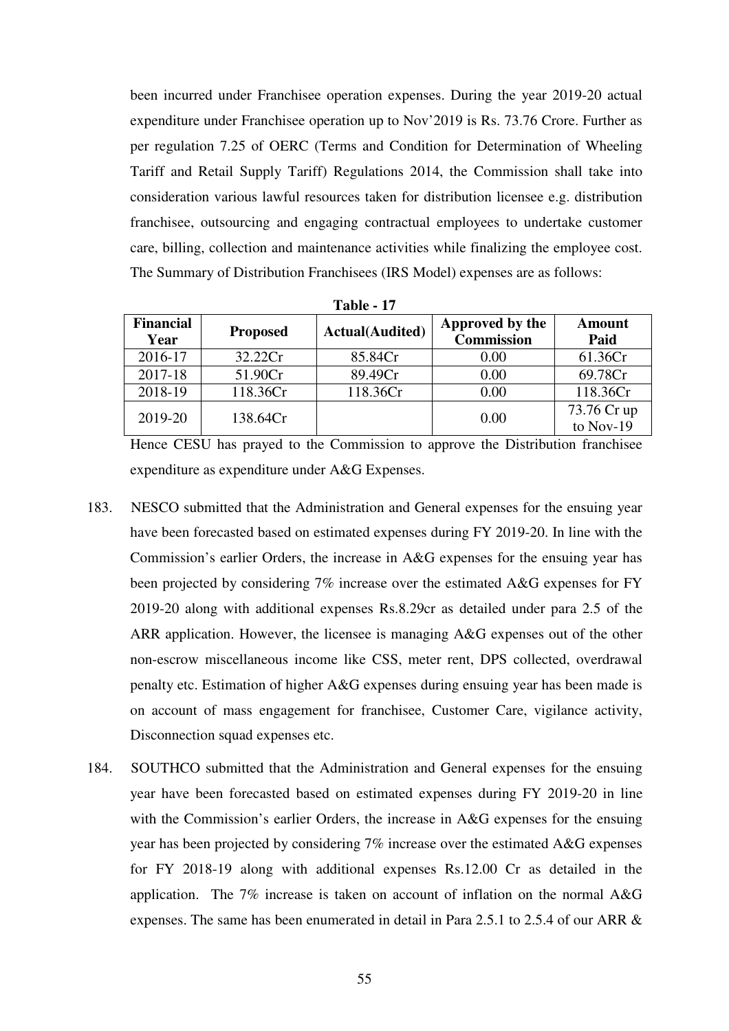been incurred under Franchisee operation expenses. During the year 2019-20 actual expenditure under Franchisee operation up to Nov'2019 is Rs. 73.76 Crore. Further as per regulation 7.25 of OERC (Terms and Condition for Determination of Wheeling Tariff and Retail Supply Tariff) Regulations 2014, the Commission shall take into consideration various lawful resources taken for distribution licensee e.g. distribution franchisee, outsourcing and engaging contractual employees to undertake customer care, billing, collection and maintenance activities while finalizing the employee cost. The Summary of Distribution Franchisees (IRS Model) expenses are as follows:

**Table - 17**

| Financial Year | Proposed | Actual(Audited) | Approved by the Commission | Amount Paid |
|---|---|---|---|---|
| 2016-17 | 32.22Cr | 85.84Cr | 0.00 | 61.36Cr |
| 2017-18 | 51.90Cr | 89.49Cr | 0.00 | 69.78Cr |
| 2018-19 | 118.36Cr | 118.36Cr | 0.00 | 118.36Cr |
| 2019-20 | 138.64Cr | | 0.00 | 73.76 Cr up to Nov-19 |

Hence CESU has prayed to the Commission to approve the Distribution franchisee expenditure as expenditure under A&G Expenses.

183. NESCO submitted that the Administration and General expenses for the ensuing year have been forecasted based on estimated expenses during FY 2019-20. In line with the Commission's earlier Orders, the increase in A&G expenses for the ensuing year has been projected by considering 7% increase over the estimated A&G expenses for FY 2019-20 along with additional expenses Rs.8.29cr as detailed under para 2.5 of the ARR application. However, the licensee is managing A&G expenses out of the other non-escrow miscellaneous income like CSS, meter rent, DPS collected, overdrawal penalty etc. Estimation of higher A&G expenses during ensuing year has been made is on account of mass engagement for franchisee, Customer Care, vigilance activity, Disconnection squad expenses etc.

184. SOUTHCO submitted that the Administration and General expenses for the ensuing year have been forecasted based on estimated expenses during FY 2019-20 in line with the Commission's earlier Orders, the increase in A&G expenses for the ensuing year has been projected by considering 7% increase over the estimated A&G expenses for FY 2018-19 along with additional expenses Rs.12.00 Cr as detailed in the application. The 7% increase is taken on account of inflation on the normal A&G expenses. The same has been enumerated in detail in Para 2.5.1 to 2.5.4 of our ARR &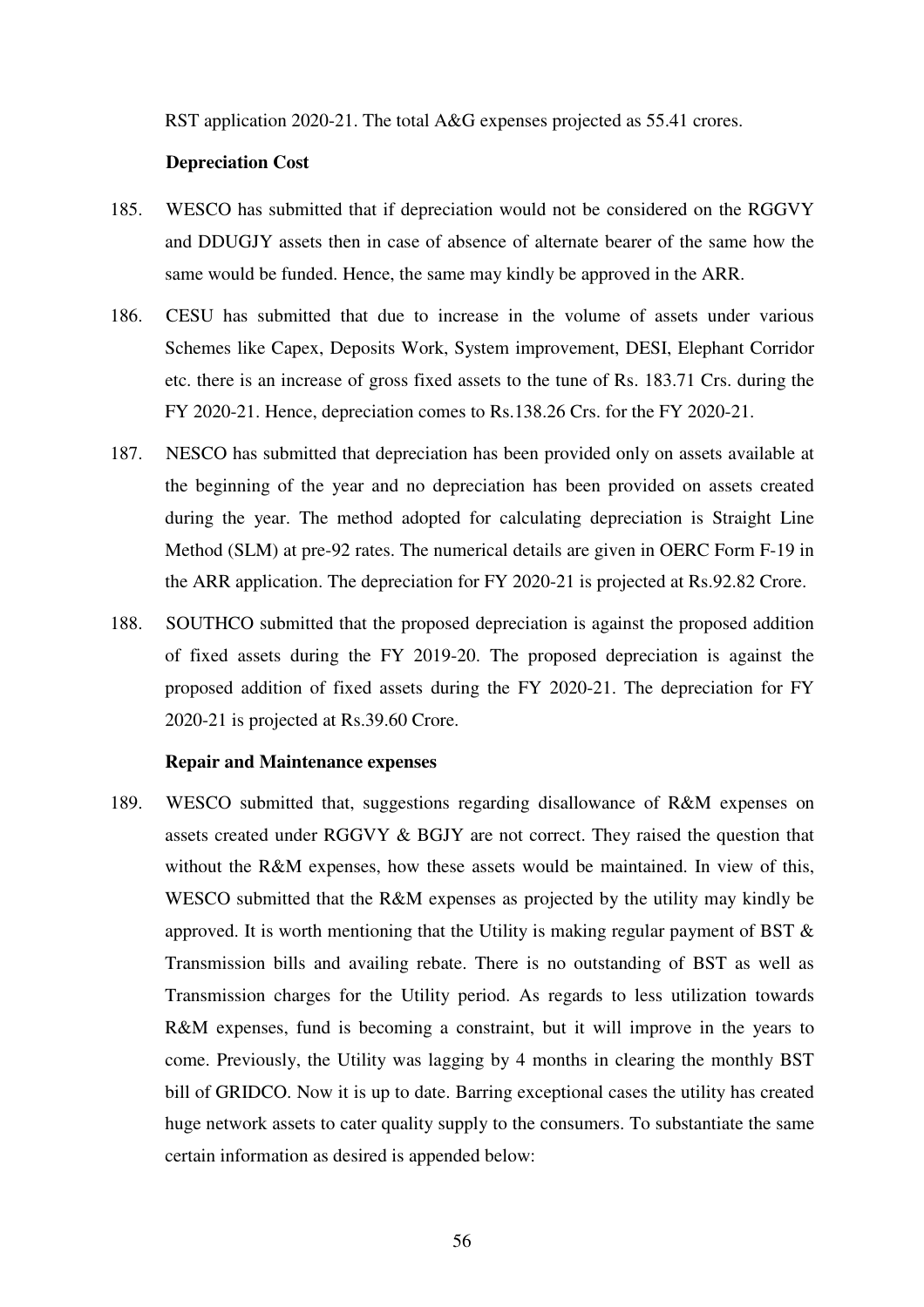RST application 2020-21. The total A&G expenses projected as 55.41 crores.

**Depreciation Cost**

185. WESCO has submitted that if depreciation would not be considered on the RGGVY and DDUGJY assets then in case of absence of alternate bearer of the same how the same would be funded. Hence, the same may kindly be approved in the ARR.

186. CESU has submitted that due to increase in the volume of assets under various Schemes like Capex, Deposits Work, System improvement, DESI, Elephant Corridor etc. there is an increase of gross fixed assets to the tune of Rs. 183.71 Crs. during the FY 2020-21. Hence, depreciation comes to Rs.138.26 Crs. for the FY 2020-21.

187. NESCO has submitted that depreciation has been provided only on assets available at the beginning of the year and no depreciation has been provided on assets created during the year. The method adopted for calculating depreciation is Straight Line Method (SLM) at pre-92 rates. The numerical details are given in OERC Form F-19 in the ARR application. The depreciation for FY 2020-21 is projected at Rs.92.82 Crore.

188. SOUTHCO submitted that the proposed depreciation is against the proposed addition of fixed assets during the FY 2019-20. The proposed depreciation is against the proposed addition of fixed assets during the FY 2020-21. The depreciation for FY 2020-21 is projected at Rs.39.60 Crore.

**Repair and Maintenance expenses**

189. WESCO submitted that, suggestions regarding disallowance of R&M expenses on assets created under RGGVY & BGJY are not correct. They raised the question that without the R&M expenses, how these assets would be maintained. In view of this, WESCO submitted that the R&M expenses as projected by the utility may kindly be approved. It is worth mentioning that the Utility is making regular payment of BST & Transmission bills and availing rebate. There is no outstanding of BST as well as Transmission charges for the Utility period. As regards to less utilization towards R&M expenses, fund is becoming a constraint, but it will improve in the years to come. Previously, the Utility was lagging by 4 months in clearing the monthly BST bill of GRIDCO. Now it is up to date. Barring exceptional cases the utility has created huge network assets to cater quality supply to the consumers. To substantiate the same certain information as desired is appended below: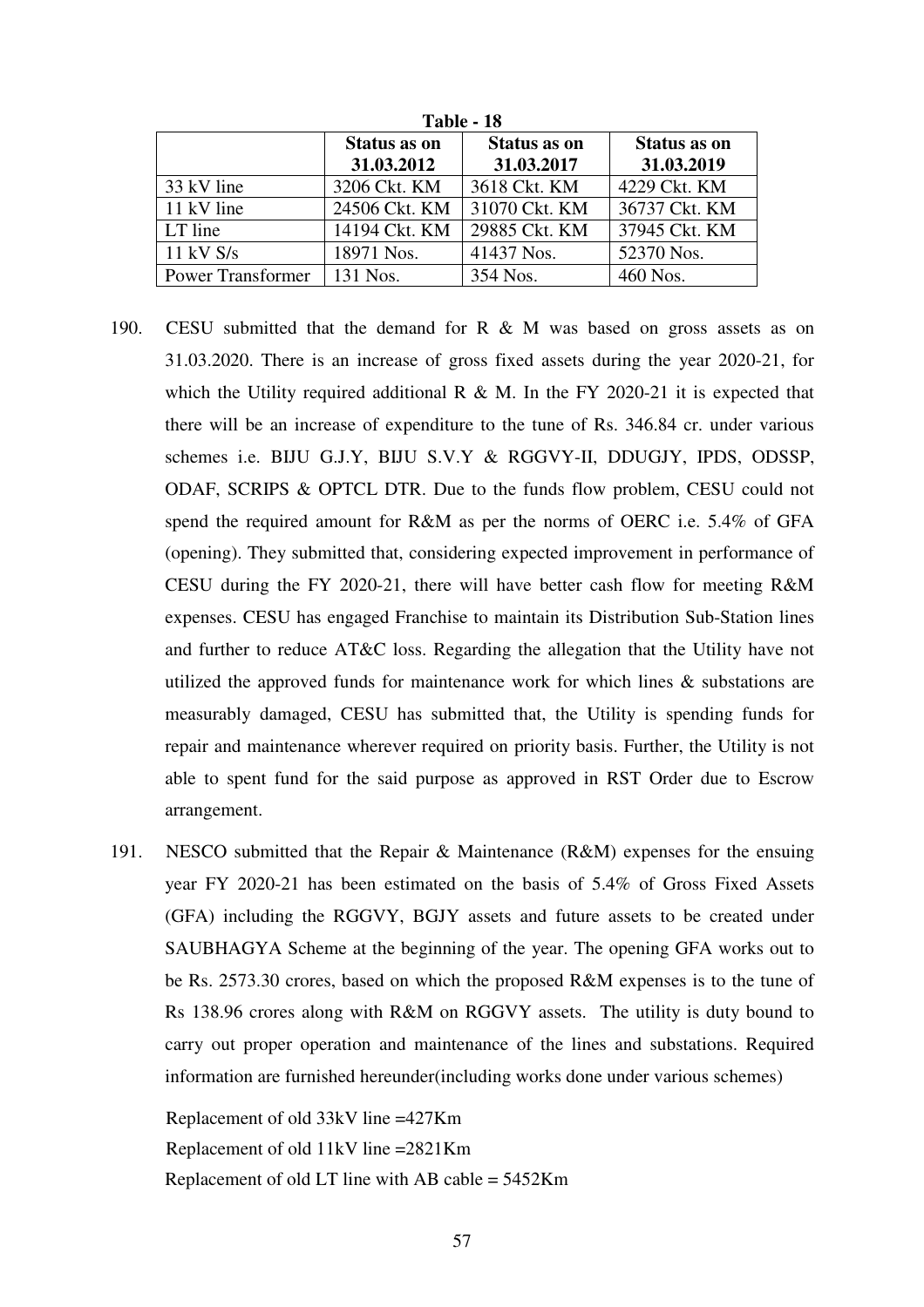**Table - 18**

| | Status as on 31.03.2012 | Status as on 31.03.2017 | Status as on 31.03.2019 |
|---|---|---|---|
| 33 kV line | 3206 Ckt. KM | 3618 Ckt. KM | 4229 Ckt. KM |
| 11 kV line | 24506 Ckt. KM | 31070 Ckt. KM | 36737 Ckt. KM |
| LT line | 14194 Ckt. KM | 29885 Ckt. KM | 37945 Ckt. KM |
| 11 kV S/s | 18971 Nos. | 41437 Nos. | 52370 Nos. |
| Power Transformer | 131 Nos. | 354 Nos. | 460 Nos. |

190. CESU submitted that the demand for R & M was based on gross assets as on 31.03.2020. There is an increase of gross fixed assets during the year 2020-21, for which the Utility required additional R & M. In the FY 2020-21 it is expected that there will be an increase of expenditure to the tune of Rs. 346.84 cr. under various schemes i.e. BIJU G.J.Y, BIJU S.V.Y & RGGVY-II, DDUGJY, IPDS, ODSSP, ODAF, SCRIPS & OPTCL DTR. Due to the funds flow problem, CESU could not spend the required amount for R&M as per the norms of OERC i.e. 5.4% of GFA (opening). They submitted that, considering expected improvement in performance of CESU during the FY 2020-21, there will have better cash flow for meeting R&M expenses. CESU has engaged Franchise to maintain its Distribution Sub-Station lines and further to reduce AT&C loss. Regarding the allegation that the Utility have not utilized the approved funds for maintenance work for which lines & substations are measurably damaged, CESU has submitted that, the Utility is spending funds for repair and maintenance wherever required on priority basis. Further, the Utility is not able to spent fund for the said purpose as approved in RST Order due to Escrow arrangement.

191. NESCO submitted that the Repair & Maintenance (R&M) expenses for the ensuing year FY 2020-21 has been estimated on the basis of 5.4% of Gross Fixed Assets (GFA) including the RGGVY, BGJY assets and future assets to be created under SAUBHAGYA Scheme at the beginning of the year. The opening GFA works out to be Rs. 2573.30 crores, based on which the proposed R&M expenses is to the tune of Rs 138.96 crores along with R&M on RGGVY assets. The utility is duty bound to carry out proper operation and maintenance of the lines and substations. Required information are furnished hereunder(including works done under various schemes)

Replacement of old 33kV line =427Km

Replacement of old 11kV line =2821Km

Replacement of old LT line with AB cable = 5452Km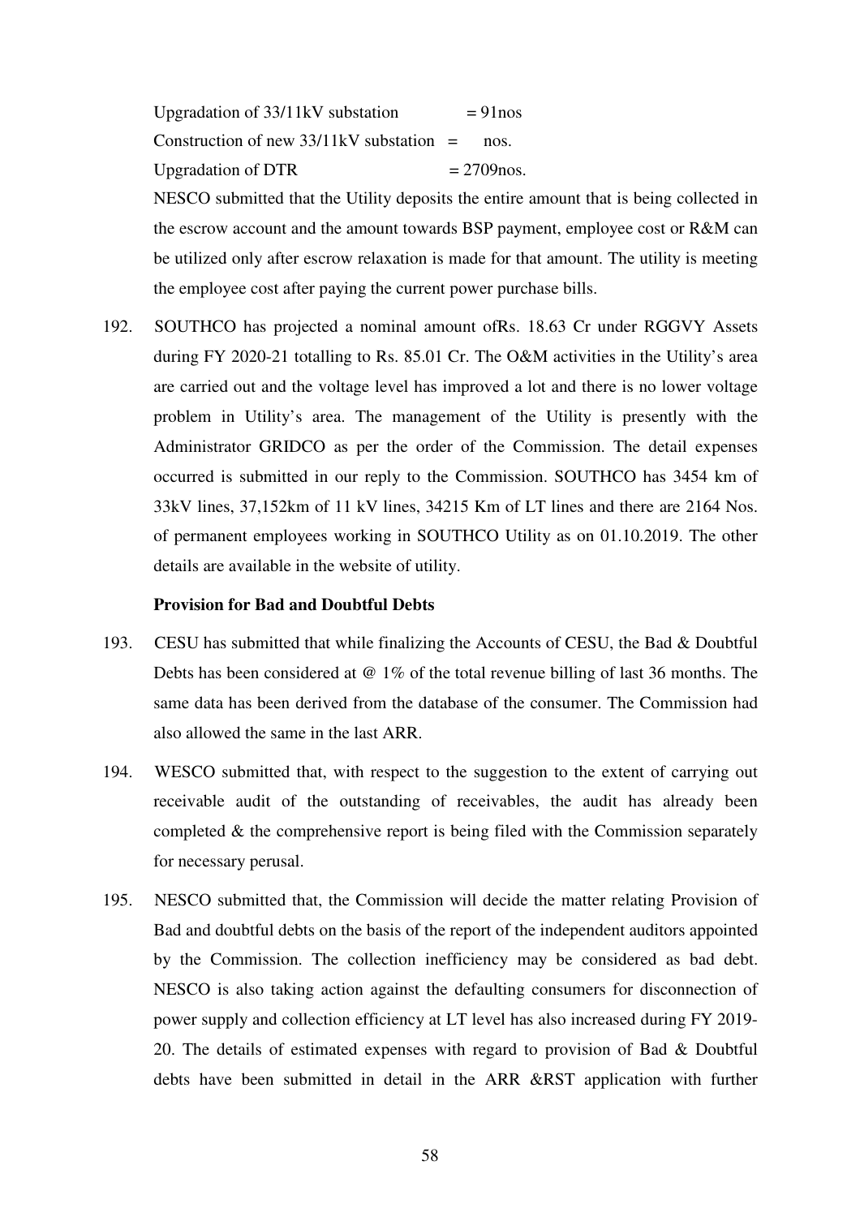Upgradation of 33/11kV substation = 91nos

Construction of new 33/11kV substation = nos.

Upgradation of DTR = 2709nos.

NESCO submitted that the Utility deposits the entire amount that is being collected in the escrow account and the amount towards BSP payment, employee cost or R&M can be utilized only after escrow relaxation is made for that amount. The utility is meeting the employee cost after paying the current power purchase bills.

192. SOUTHCO has projected a nominal amount ofRs. 18.63 Cr under RGGVY Assets during FY 2020-21 totalling to Rs. 85.01 Cr. The O&M activities in the Utility's area are carried out and the voltage level has improved a lot and there is no lower voltage problem in Utility's area. The management of the Utility is presently with the Administrator GRIDCO as per the order of the Commission. The detail expenses occurred is submitted in our reply to the Commission. SOUTHCO has 3454 km of 33kV lines, 37,152km of 11 kV lines, 34215 Km of LT lines and there are 2164 Nos. of permanent employees working in SOUTHCO Utility as on 01.10.2019. The other details are available in the website of utility.

**Provision for Bad and Doubtful Debts**

193. CESU has submitted that while finalizing the Accounts of CESU, the Bad & Doubtful Debts has been considered at @ 1% of the total revenue billing of last 36 months. The same data has been derived from the database of the consumer. The Commission had also allowed the same in the last ARR.

194. WESCO submitted that, with respect to the suggestion to the extent of carrying out receivable audit of the outstanding of receivables, the audit has already been completed & the comprehensive report is being filed with the Commission separately for necessary perusal.

195. NESCO submitted that, the Commission will decide the matter relating Provision of Bad and doubtful debts on the basis of the report of the independent auditors appointed by the Commission. The collection inefficiency may be considered as bad debt. NESCO is also taking action against the defaulting consumers for disconnection of power supply and collection efficiency at LT level has also increased during FY 2019-20. The details of estimated expenses with regard to provision of Bad & Doubtful debts have been submitted in detail in the ARR &RST application with further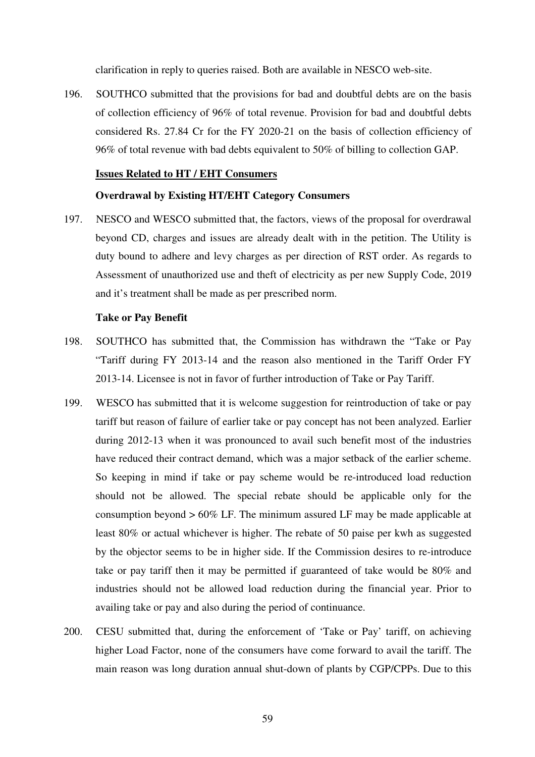clarification in reply to queries raised. Both are available in NESCO web-site.

196. SOUTHCO submitted that the provisions for bad and doubtful debts are on the basis of collection efficiency of 96% of total revenue. Provision for bad and doubtful debts considered Rs. 27.84 Cr for the FY 2020-21 on the basis of collection efficiency of 96% of total revenue with bad debts equivalent to 50% of billing to collection GAP.

**Issues Related to HT / EHT Consumers**

**Overdrawal by Existing HT/EHT Category Consumers**

197. NESCO and WESCO submitted that, the factors, views of the proposal for overdrawal beyond CD, charges and issues are already dealt with in the petition. The Utility is duty bound to adhere and levy charges as per direction of RST order. As regards to Assessment of unauthorized use and theft of electricity as per new Supply Code, 2019 and it's treatment shall be made as per prescribed norm.

**Take or Pay Benefit**

198. SOUTHCO has submitted that, the Commission has withdrawn the "Take or Pay "Tariff during FY 2013-14 and the reason also mentioned in the Tariff Order FY 2013-14. Licensee is not in favor of further introduction of Take or Pay Tariff.

199. WESCO has submitted that it is welcome suggestion for reintroduction of take or pay tariff but reason of failure of earlier take or pay concept has not been analyzed. Earlier during 2012-13 when it was pronounced to avail such benefit most of the industries have reduced their contract demand, which was a major setback of the earlier scheme. So keeping in mind if take or pay scheme would be re-introduced load reduction should not be allowed. The special rebate should be applicable only for the consumption beyond > 60% LF. The minimum assured LF may be made applicable at least 80% or actual whichever is higher. The rebate of 50 paise per kwh as suggested by the objector seems to be in higher side. If the Commission desires to re-introduce take or pay tariff then it may be permitted if guaranteed of take would be 80% and industries should not be allowed load reduction during the financial year. Prior to availing take or pay and also during the period of continuance.

200. CESU submitted that, during the enforcement of 'Take or Pay' tariff, on achieving higher Load Factor, none of the consumers have come forward to avail the tariff. The main reason was long duration annual shut-down of plants by CGP/CPPs. Due to this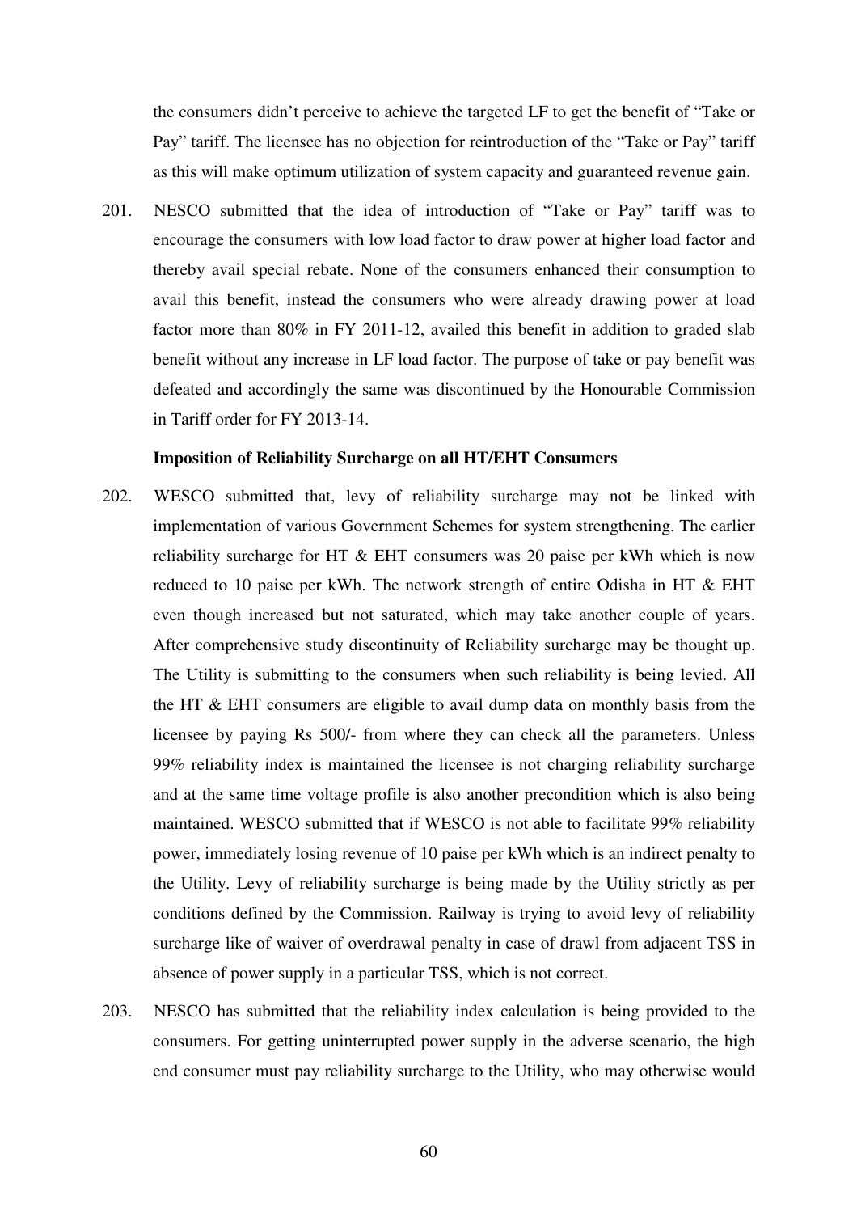the consumers didn't perceive to achieve the targeted LF to get the benefit of "Take or Pay" tariff. The licensee has no objection for reintroduction of the "Take or Pay" tariff as this will make optimum utilization of system capacity and guaranteed revenue gain.

201. NESCO submitted that the idea of introduction of "Take or Pay" tariff was to encourage the consumers with low load factor to draw power at higher load factor and thereby avail special rebate. None of the consumers enhanced their consumption to avail this benefit, instead the consumers who were already drawing power at load factor more than 80% in FY 2011-12, availed this benefit in addition to graded slab benefit without any increase in LF load factor. The purpose of take or pay benefit was defeated and accordingly the same was discontinued by the Honourable Commission in Tariff order for FY 2013-14.

**Imposition of Reliability Surcharge on all HT/EHT Consumers**

202. WESCO submitted that, levy of reliability surcharge may not be linked with implementation of various Government Schemes for system strengthening. The earlier reliability surcharge for HT & EHT consumers was 20 paise per kWh which is now reduced to 10 paise per kWh. The network strength of entire Odisha in HT & EHT even though increased but not saturated, which may take another couple of years. After comprehensive study discontinuity of Reliability surcharge may be thought up. The Utility is submitting to the consumers when such reliability is being levied. All the HT & EHT consumers are eligible to avail dump data on monthly basis from the licensee by paying Rs 500/- from where they can check all the parameters. Unless 99% reliability index is maintained the licensee is not charging reliability surcharge and at the same time voltage profile is also another precondition which is also being maintained. WESCO submitted that if WESCO is not able to facilitate 99% reliability power, immediately losing revenue of 10 paise per kWh which is an indirect penalty to the Utility. Levy of reliability surcharge is being made by the Utility strictly as per conditions defined by the Commission. Railway is trying to avoid levy of reliability surcharge like of waiver of overdrawal penalty in case of drawl from adjacent TSS in absence of power supply in a particular TSS, which is not correct.

203. NESCO has submitted that the reliability index calculation is being provided to the consumers. For getting uninterrupted power supply in the adverse scenario, the high end consumer must pay reliability surcharge to the Utility, who may otherwise would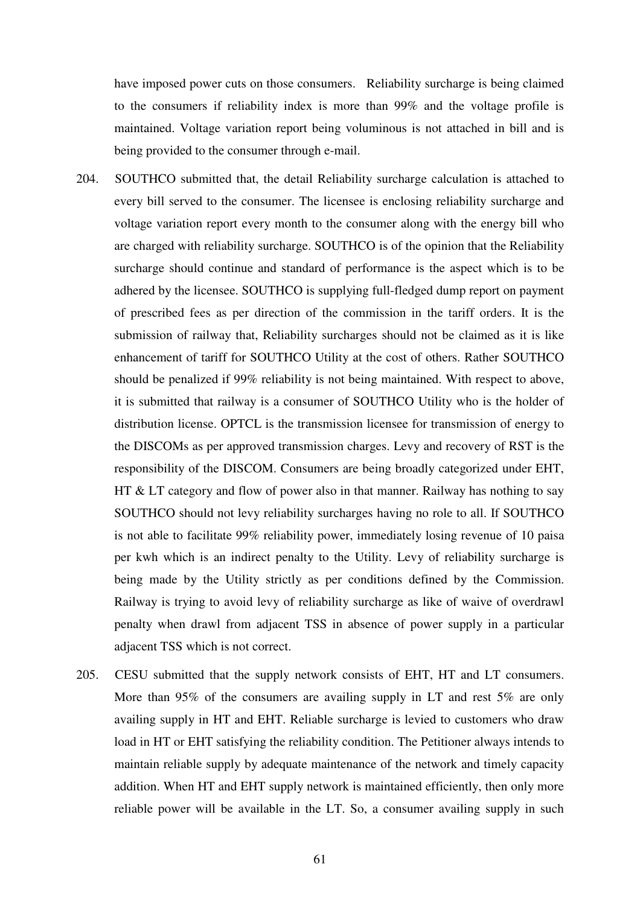have imposed power cuts on those consumers. Reliability surcharge is being claimed to the consumers if reliability index is more than 99% and the voltage profile is maintained. Voltage variation report being voluminous is not attached in bill and is being provided to the consumer through e-mail.

204. SOUTHCO submitted that, the detail Reliability surcharge calculation is attached to every bill served to the consumer. The licensee is enclosing reliability surcharge and voltage variation report every month to the consumer along with the energy bill who are charged with reliability surcharge. SOUTHCO is of the opinion that the Reliability surcharge should continue and standard of performance is the aspect which is to be adhered by the licensee. SOUTHCO is supplying full-fledged dump report on payment of prescribed fees as per direction of the commission in the tariff orders. It is the submission of railway that, Reliability surcharges should not be claimed as it is like enhancement of tariff for SOUTHCO Utility at the cost of others. Rather SOUTHCO should be penalized if 99% reliability is not being maintained. With respect to above, it is submitted that railway is a consumer of SOUTHCO Utility who is the holder of distribution license. OPTCL is the transmission licensee for transmission of energy to the DISCOMs as per approved transmission charges. Levy and recovery of RST is the responsibility of the DISCOM. Consumers are being broadly categorized under EHT, HT & LT category and flow of power also in that manner. Railway has nothing to say SOUTHCO should not levy reliability surcharges having no role to all. If SOUTHCO is not able to facilitate 99% reliability power, immediately losing revenue of 10 paisa per kwh which is an indirect penalty to the Utility. Levy of reliability surcharge is being made by the Utility strictly as per conditions defined by the Commission. Railway is trying to avoid levy of reliability surcharge as like of waive of overdrawl penalty when drawl from adjacent TSS in absence of power supply in a particular adjacent TSS which is not correct.

205. CESU submitted that the supply network consists of EHT, HT and LT consumers. More than 95% of the consumers are availing supply in LT and rest 5% are only availing supply in HT and EHT. Reliable surcharge is levied to customers who draw load in HT or EHT satisfying the reliability condition. The Petitioner always intends to maintain reliable supply by adequate maintenance of the network and timely capacity addition. When HT and EHT supply network is maintained efficiently, then only more reliable power will be available in the LT. So, a consumer availing supply in such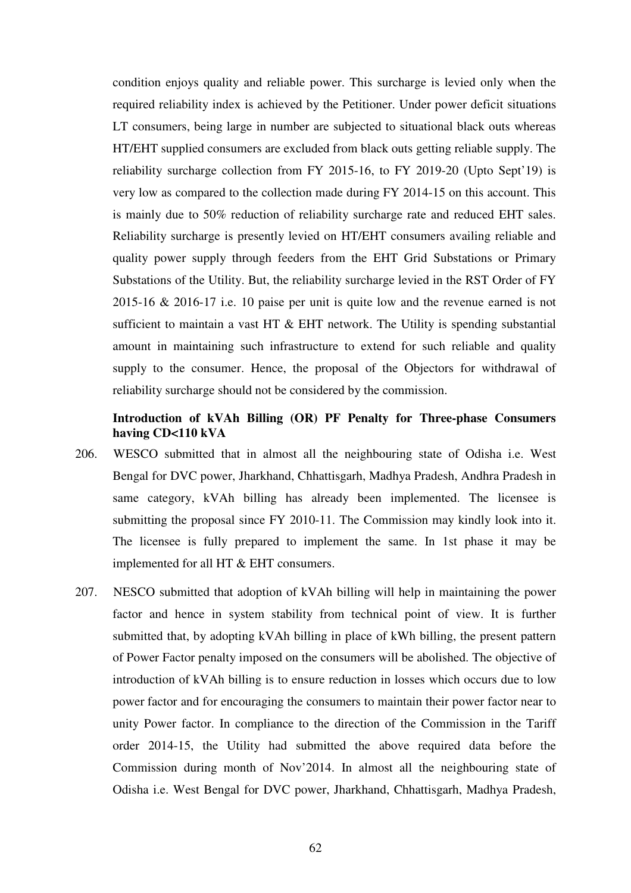condition enjoys quality and reliable power. This surcharge is levied only when the required reliability index is achieved by the Petitioner. Under power deficit situations LT consumers, being large in number are subjected to situational black outs whereas HT/EHT supplied consumers are excluded from black outs getting reliable supply. The reliability surcharge collection from FY 2015-16, to FY 2019-20 (Upto Sept'19) is very low as compared to the collection made during FY 2014-15 on this account. This is mainly due to 50% reduction of reliability surcharge rate and reduced EHT sales. Reliability surcharge is presently levied on HT/EHT consumers availing reliable and quality power supply through feeders from the EHT Grid Substations or Primary Substations of the Utility. But, the reliability surcharge levied in the RST Order of FY 2015-16 & 2016-17 i.e. 10 paise per unit is quite low and the revenue earned is not sufficient to maintain a vast HT & EHT network. The Utility is spending substantial amount in maintaining such infrastructure to extend for such reliable and quality supply to the consumer. Hence, the proposal of the Objectors for withdrawal of reliability surcharge should not be considered by the commission.

**Introduction of kVAh Billing (OR) PF Penalty for Three-phase Consumers having CD<110 kVA**

206. WESCO submitted that in almost all the neighbouring state of Odisha i.e. West Bengal for DVC power, Jharkhand, Chhattisgarh, Madhya Pradesh, Andhra Pradesh in same category, kVAh billing has already been implemented. The licensee is submitting the proposal since FY 2010-11. The Commission may kindly look into it. The licensee is fully prepared to implement the same. In 1st phase it may be implemented for all HT & EHT consumers.

207. NESCO submitted that adoption of kVAh billing will help in maintaining the power factor and hence in system stability from technical point of view. It is further submitted that, by adopting kVAh billing in place of kWh billing, the present pattern of Power Factor penalty imposed on the consumers will be abolished. The objective of introduction of kVAh billing is to ensure reduction in losses which occurs due to low power factor and for encouraging the consumers to maintain their power factor near to unity Power factor. In compliance to the direction of the Commission in the Tariff order 2014-15, the Utility had submitted the above required data before the Commission during month of Nov'2014. In almost all the neighbouring state of Odisha i.e. West Bengal for DVC power, Jharkhand, Chhattisgarh, Madhya Pradesh,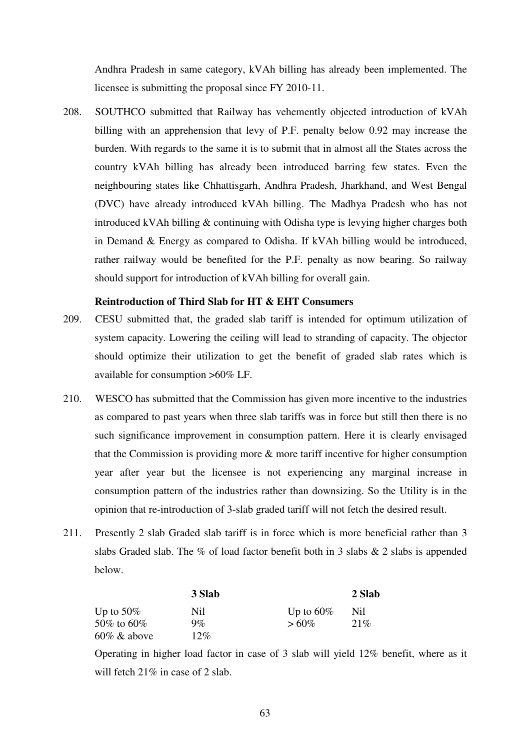Andhra Pradesh in same category, kVAh billing has already been implemented. The licensee is submitting the proposal since FY 2010-11.

208. SOUTHCO submitted that Railway has vehemently objected introduction of kVAh billing with an apprehension that levy of P.F. penalty below 0.92 may increase the burden. With regards to the same it is to submit that in almost all the States across the country kVAh billing has already been introduced barring few states. Even the neighbouring states like Chhattisgarh, Andhra Pradesh, Jharkhand, and West Bengal (DVC) have already introduced kVAh billing. The Madhya Pradesh who has not introduced kVAh billing & continuing with Odisha type is levying higher charges both in Demand & Energy as compared to Odisha. If kVAh billing would be introduced, rather railway would be benefited for the P.F. penalty as now bearing. So railway should support for introduction of kVAh billing for overall gain.

**Reintroduction of Third Slab for HT & EHT Consumers**

209. CESU submitted that, the graded slab tariff is intended for optimum utilization of system capacity. Lowering the ceiling will lead to stranding of capacity. The objector should optimize their utilization to get the benefit of graded slab rates which is available for consumption >60% LF.

210. WESCO has submitted that the Commission has given more incentive to the industries as compared to past years when three slab tariffs was in force but still then there is no such significance improvement in consumption pattern. Here it is clearly envisaged that the Commission is providing more & more tariff incentive for higher consumption year after year but the licensee is not experiencing any marginal increase in consumption pattern of the industries rather than downsizing. So the Utility is in the opinion that re-introduction of 3-slab graded tariff will not fetch the desired result.

211. Presently 2 slab Graded slab tariff is in force which is more beneficial rather than 3 slabs Graded slab. The % of load factor benefit both in 3 slabs & 2 slabs is appended below.

| | 3 Slab | | 2 Slab |
|---|---|---|---|
| Up to 50% | Nil | Up to 60% | Nil |
| 50% to 60% | 9% | > 60% | 21% |
| 60% & above | 12% | | |

Operating in higher load factor in case of 3 slab will yield 12% benefit, where as it will fetch 21% in case of 2 slab.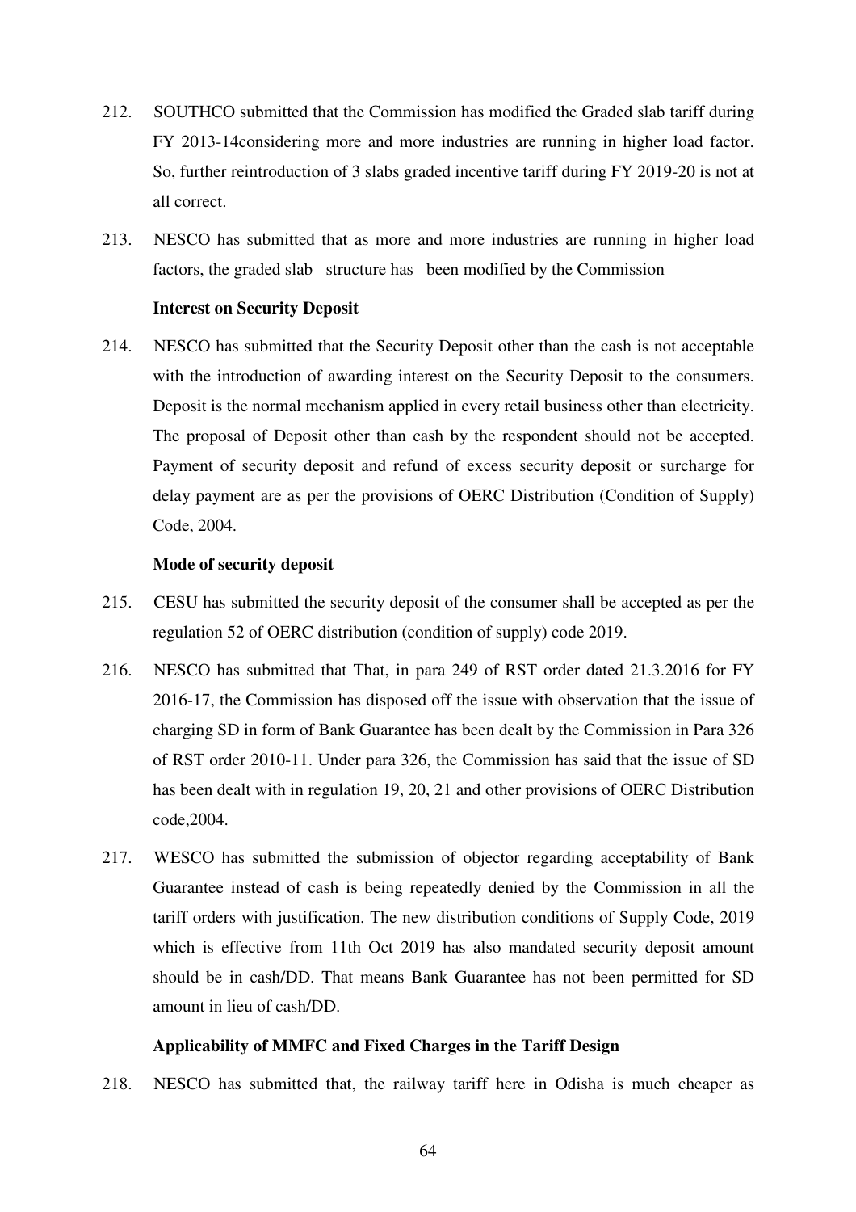212. SOUTHCO submitted that the Commission has modified the Graded slab tariff during FY 2013-14considering more and more industries are running in higher load factor. So, further reintroduction of 3 slabs graded incentive tariff during FY 2019-20 is not at all correct.

213. NESCO has submitted that as more and more industries are running in higher load factors, the graded slab structure has been modified by the Commission

**Interest on Security Deposit**

214. NESCO has submitted that the Security Deposit other than the cash is not acceptable with the introduction of awarding interest on the Security Deposit to the consumers. Deposit is the normal mechanism applied in every retail business other than electricity. The proposal of Deposit other than cash by the respondent should not be accepted. Payment of security deposit and refund of excess security deposit or surcharge for delay payment are as per the provisions of OERC Distribution (Condition of Supply) Code, 2004.

**Mode of security deposit**

215. CESU has submitted the security deposit of the consumer shall be accepted as per the regulation 52 of OERC distribution (condition of supply) code 2019.

216. NESCO has submitted that That, in para 249 of RST order dated 21.3.2016 for FY 2016-17, the Commission has disposed off the issue with observation that the issue of charging SD in form of Bank Guarantee has been dealt by the Commission in Para 326 of RST order 2010-11. Under para 326, the Commission has said that the issue of SD has been dealt with in regulation 19, 20, 21 and other provisions of OERC Distribution code,2004.

217. WESCO has submitted the submission of objector regarding acceptability of Bank Guarantee instead of cash is being repeatedly denied by the Commission in all the tariff orders with justification. The new distribution conditions of Supply Code, 2019 which is effective from 11th Oct 2019 has also mandated security deposit amount should be in cash/DD. That means Bank Guarantee has not been permitted for SD amount in lieu of cash/DD.

**Applicability of MMFC and Fixed Charges in the Tariff Design**

218. NESCO has submitted that, the railway tariff here in Odisha is much cheaper as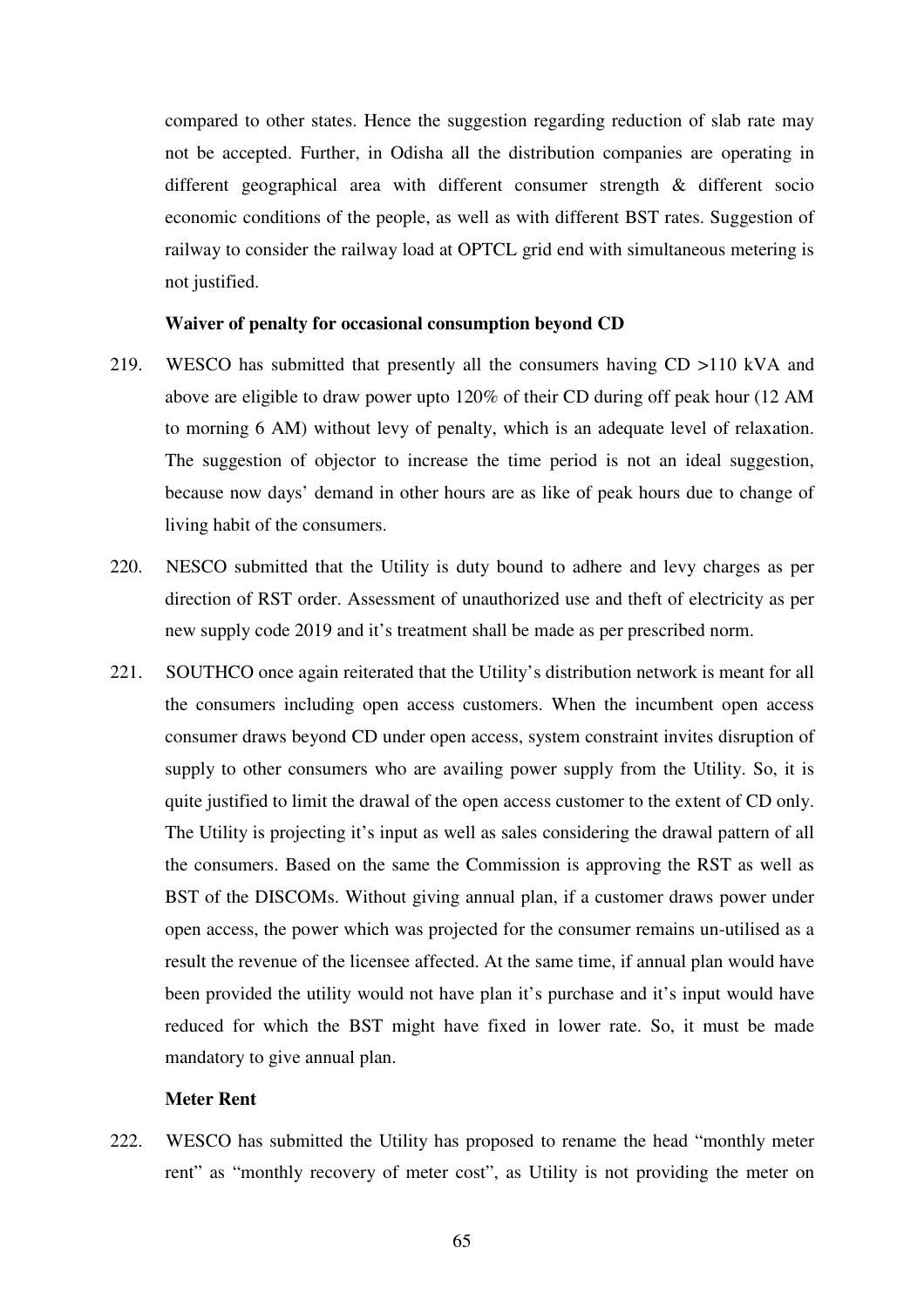compared to other states. Hence the suggestion regarding reduction of slab rate may not be accepted. Further, in Odisha all the distribution companies are operating in different geographical area with different consumer strength & different socio economic conditions of the people, as well as with different BST rates. Suggestion of railway to consider the railway load at OPTCL grid end with simultaneous metering is not justified.

**Waiver of penalty for occasional consumption beyond CD**

219. WESCO has submitted that presently all the consumers having CD >110 kVA and above are eligible to draw power upto 120% of their CD during off peak hour (12 AM to morning 6 AM) without levy of penalty, which is an adequate level of relaxation. The suggestion of objector to increase the time period is not an ideal suggestion, because now days' demand in other hours are as like of peak hours due to change of living habit of the consumers.

220. NESCO submitted that the Utility is duty bound to adhere and levy charges as per direction of RST order. Assessment of unauthorized use and theft of electricity as per new supply code 2019 and it's treatment shall be made as per prescribed norm.

221. SOUTHCO once again reiterated that the Utility's distribution network is meant for all the consumers including open access customers. When the incumbent open access consumer draws beyond CD under open access, system constraint invites disruption of supply to other consumers who are availing power supply from the Utility. So, it is quite justified to limit the drawal of the open access customer to the extent of CD only. The Utility is projecting it's input as well as sales considering the drawal pattern of all the consumers. Based on the same the Commission is approving the RST as well as BST of the DISCOMs. Without giving annual plan, if a customer draws power under open access, the power which was projected for the consumer remains un-utilised as a result the revenue of the licensee affected. At the same time, if annual plan would have been provided the utility would not have plan it's purchase and it's input would have reduced for which the BST might have fixed in lower rate. So, it must be made mandatory to give annual plan.

**Meter Rent**

222. WESCO has submitted the Utility has proposed to rename the head "monthly meter rent" as "monthly recovery of meter cost", as Utility is not providing the meter on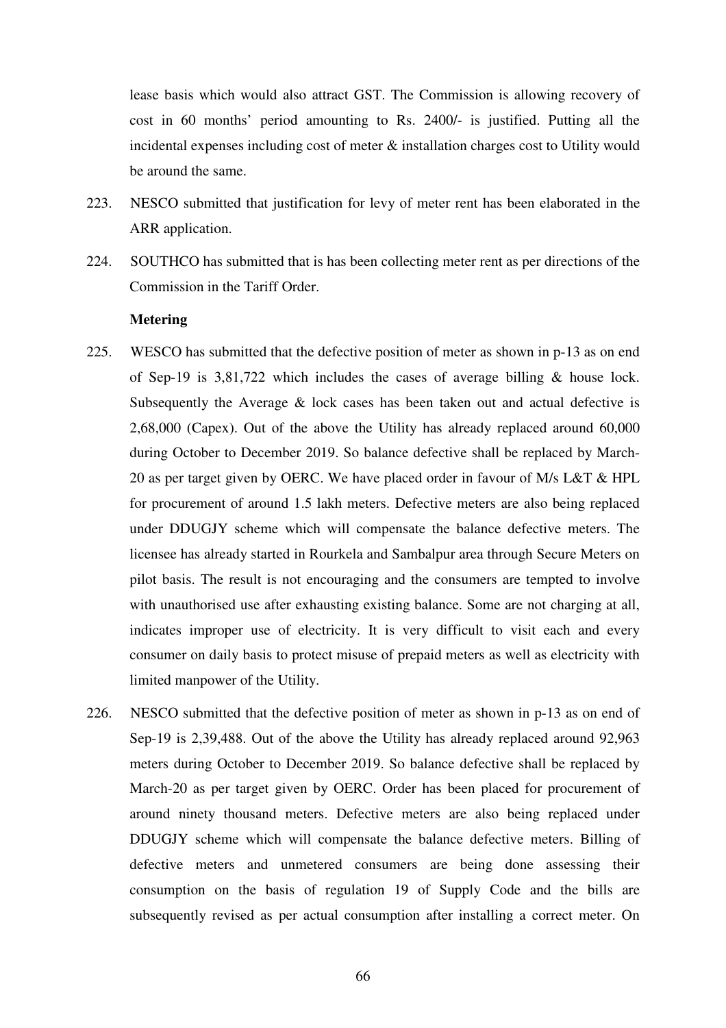lease basis which would also attract GST. The Commission is allowing recovery of cost in 60 months' period amounting to Rs. 2400/- is justified. Putting all the incidental expenses including cost of meter & installation charges cost to Utility would be around the same.

223. NESCO submitted that justification for levy of meter rent has been elaborated in the ARR application.

224. SOUTHCO has submitted that is has been collecting meter rent as per directions of the Commission in the Tariff Order.

**Metering**

225. WESCO has submitted that the defective position of meter as shown in p-13 as on end of Sep-19 is 3,81,722 which includes the cases of average billing & house lock. Subsequently the Average & lock cases has been taken out and actual defective is 2,68,000 (Capex). Out of the above the Utility has already replaced around 60,000 during October to December 2019. So balance defective shall be replaced by March-20 as per target given by OERC. We have placed order in favour of M/s L&T & HPL for procurement of around 1.5 lakh meters. Defective meters are also being replaced under DDUGJY scheme which will compensate the balance defective meters. The licensee has already started in Rourkela and Sambalpur area through Secure Meters on pilot basis. The result is not encouraging and the consumers are tempted to involve with unauthorised use after exhausting existing balance. Some are not charging at all, indicates improper use of electricity. It is very difficult to visit each and every consumer on daily basis to protect misuse of prepaid meters as well as electricity with limited manpower of the Utility.

226. NESCO submitted that the defective position of meter as shown in p-13 as on end of Sep-19 is 2,39,488. Out of the above the Utility has already replaced around 92,963 meters during October to December 2019. So balance defective shall be replaced by March-20 as per target given by OERC. Order has been placed for procurement of around ninety thousand meters. Defective meters are also being replaced under DDUGJY scheme which will compensate the balance defective meters. Billing of defective meters and unmetered consumers are being done assessing their consumption on the basis of regulation 19 of Supply Code and the bills are subsequently revised as per actual consumption after installing a correct meter. On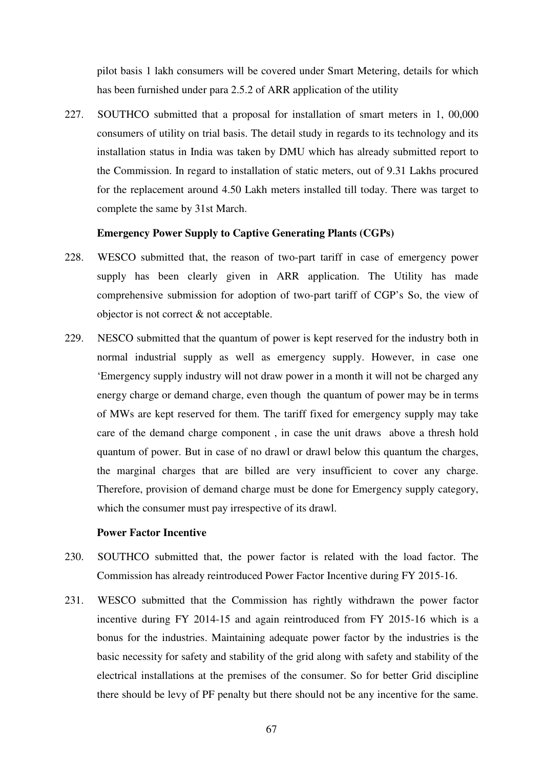pilot basis 1 lakh consumers will be covered under Smart Metering, details for which has been furnished under para 2.5.2 of ARR application of the utility

227. SOUTHCO submitted that a proposal for installation of smart meters in 1, 00,000 consumers of utility on trial basis. The detail study in regards to its technology and its installation status in India was taken by DMU which has already submitted report to the Commission. In regard to installation of static meters, out of 9.31 Lakhs procured for the replacement around 4.50 Lakh meters installed till today. There was target to complete the same by 31st March.

**Emergency Power Supply to Captive Generating Plants (CGPs)**

228. WESCO submitted that, the reason of two-part tariff in case of emergency power supply has been clearly given in ARR application. The Utility has made comprehensive submission for adoption of two-part tariff of CGP's So, the view of objector is not correct & not acceptable.

229. NESCO submitted that the quantum of power is kept reserved for the industry both in normal industrial supply as well as emergency supply. However, in case one 'Emergency supply industry will not draw power in a month it will not be charged any energy charge or demand charge, even though the quantum of power may be in terms of MWs are kept reserved for them. The tariff fixed for emergency supply may take care of the demand charge component , in case the unit draws above a thresh hold quantum of power. But in case of no drawl or drawl below this quantum the charges, the marginal charges that are billed are very insufficient to cover any charge. Therefore, provision of demand charge must be done for Emergency supply category, which the consumer must pay irrespective of its drawl.

**Power Factor Incentive**

230. SOUTHCO submitted that, the power factor is related with the load factor. The Commission has already reintroduced Power Factor Incentive during FY 2015-16.

231. WESCO submitted that the Commission has rightly withdrawn the power factor incentive during FY 2014-15 and again reintroduced from FY 2015-16 which is a bonus for the industries. Maintaining adequate power factor by the industries is the basic necessity for safety and stability of the grid along with safety and stability of the electrical installations at the premises of the consumer. So for better Grid discipline there should be levy of PF penalty but there should not be any incentive for the same.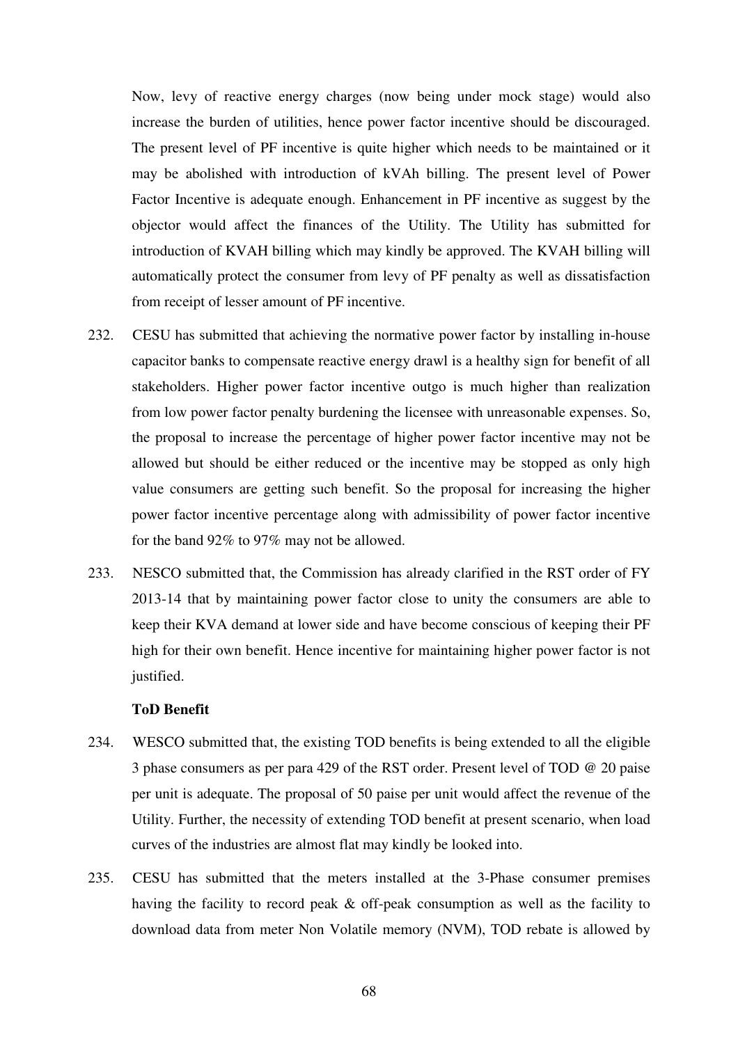Now, levy of reactive energy charges (now being under mock stage) would also increase the burden of utilities, hence power factor incentive should be discouraged. The present level of PF incentive is quite higher which needs to be maintained or it may be abolished with introduction of kVAh billing. The present level of Power Factor Incentive is adequate enough. Enhancement in PF incentive as suggest by the objector would affect the finances of the Utility. The Utility has submitted for introduction of KVAH billing which may kindly be approved. The KVAH billing will automatically protect the consumer from levy of PF penalty as well as dissatisfaction from receipt of lesser amount of PF incentive.

232. CESU has submitted that achieving the normative power factor by installing in-house capacitor banks to compensate reactive energy drawl is a healthy sign for benefit of all stakeholders. Higher power factor incentive outgo is much higher than realization from low power factor penalty burdening the licensee with unreasonable expenses. So, the proposal to increase the percentage of higher power factor incentive may not be allowed but should be either reduced or the incentive may be stopped as only high value consumers are getting such benefit. So the proposal for increasing the higher power factor incentive percentage along with admissibility of power factor incentive for the band 92% to 97% may not be allowed.

233. NESCO submitted that, the Commission has already clarified in the RST order of FY 2013-14 that by maintaining power factor close to unity the consumers are able to keep their KVA demand at lower side and have become conscious of keeping their PF high for their own benefit. Hence incentive for maintaining higher power factor is not justified.

**ToD Benefit**

234. WESCO submitted that, the existing TOD benefits is being extended to all the eligible 3 phase consumers as per para 429 of the RST order. Present level of TOD @ 20 paise per unit is adequate. The proposal of 50 paise per unit would affect the revenue of the Utility. Further, the necessity of extending TOD benefit at present scenario, when load curves of the industries are almost flat may kindly be looked into.

235. CESU has submitted that the meters installed at the 3-Phase consumer premises having the facility to record peak & off-peak consumption as well as the facility to download data from meter Non Volatile memory (NVM), TOD rebate is allowed by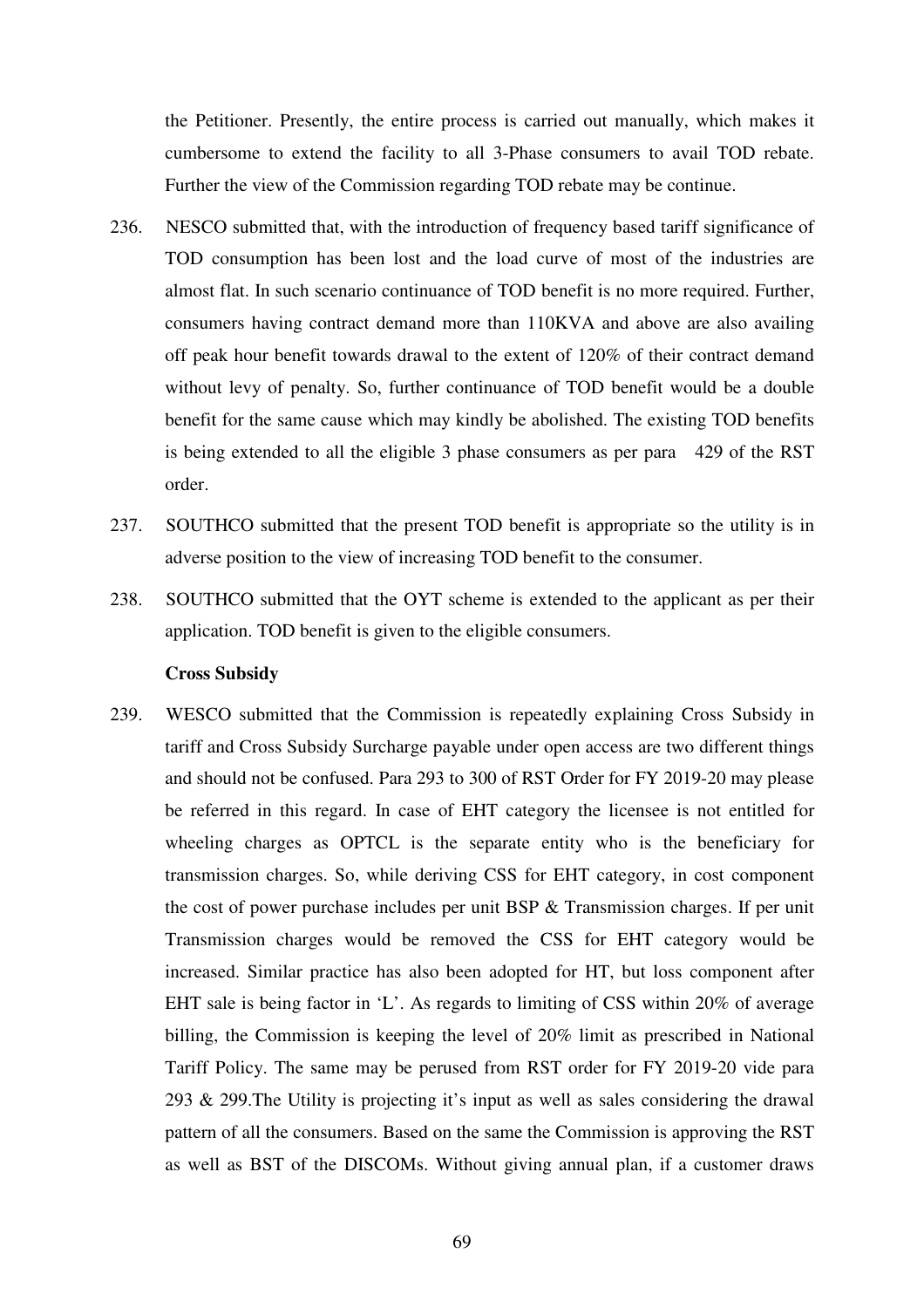the Petitioner. Presently, the entire process is carried out manually, which makes it cumbersome to extend the facility to all 3-Phase consumers to avail TOD rebate. Further the view of the Commission regarding TOD rebate may be continue.

236. NESCO submitted that, with the introduction of frequency based tariff significance of TOD consumption has been lost and the load curve of most of the industries are almost flat. In such scenario continuance of TOD benefit is no more required. Further, consumers having contract demand more than 110KVA and above are also availing off peak hour benefit towards drawal to the extent of 120% of their contract demand without levy of penalty. So, further continuance of TOD benefit would be a double benefit for the same cause which may kindly be abolished. The existing TOD benefits is being extended to all the eligible 3 phase consumers as per para 429 of the RST order.

237. SOUTHCO submitted that the present TOD benefit is appropriate so the utility is in adverse position to the view of increasing TOD benefit to the consumer.

238. SOUTHCO submitted that the OYT scheme is extended to the applicant as per their application. TOD benefit is given to the eligible consumers.

**Cross Subsidy**

239. WESCO submitted that the Commission is repeatedly explaining Cross Subsidy in tariff and Cross Subsidy Surcharge payable under open access are two different things and should not be confused. Para 293 to 300 of RST Order for FY 2019-20 may please be referred in this regard. In case of EHT category the licensee is not entitled for wheeling charges as OPTCL is the separate entity who is the beneficiary for transmission charges. So, while deriving CSS for EHT category, in cost component the cost of power purchase includes per unit BSP & Transmission charges. If per unit Transmission charges would be removed the CSS for EHT category would be increased. Similar practice has also been adopted for HT, but loss component after EHT sale is being factor in 'L'. As regards to limiting of CSS within 20% of average billing, the Commission is keeping the level of 20% limit as prescribed in National Tariff Policy. The same may be perused from RST order for FY 2019-20 vide para 293 & 299.The Utility is projecting it's input as well as sales considering the drawal pattern of all the consumers. Based on the same the Commission is approving the RST as well as BST of the DISCOMs. Without giving annual plan, if a customer draws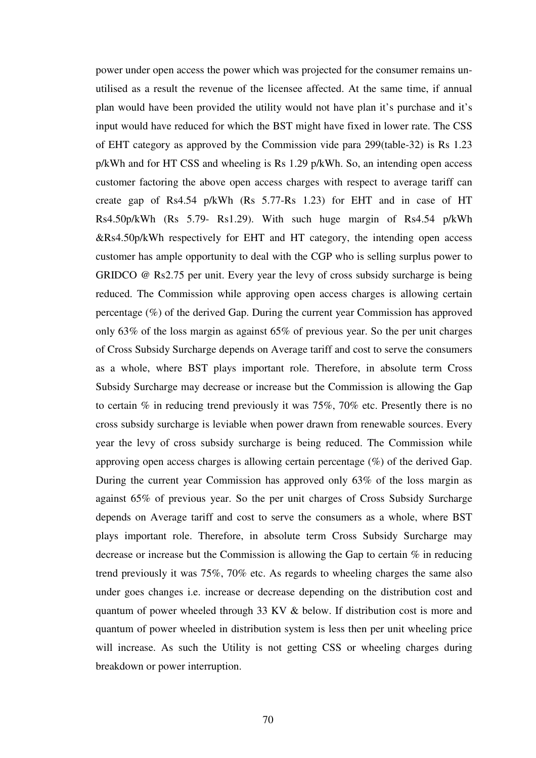power under open access the power which was projected for the consumer remains un-utilised as a result the revenue of the licensee affected. At the same time, if annual plan would have been provided the utility would not have plan it's purchase and it's input would have reduced for which the BST might have fixed in lower rate. The CSS of EHT category as approved by the Commission vide para 299(table-32) is Rs 1.23 p/kWh and for HT CSS and wheeling is Rs 1.29 p/kWh. So, an intending open access customer factoring the above open access charges with respect to average tariff can create gap of Rs4.54 p/kWh (Rs 5.77-Rs 1.23) for EHT and in case of HT Rs4.50p/kWh (Rs 5.79- Rs1.29). With such huge margin of Rs4.54 p/kWh &Rs4.50p/kWh respectively for EHT and HT category, the intending open access customer has ample opportunity to deal with the CGP who is selling surplus power to GRIDCO @ Rs2.75 per unit. Every year the levy of cross subsidy surcharge is being reduced. The Commission while approving open access charges is allowing certain percentage (%) of the derived Gap. During the current year Commission has approved only 63% of the loss margin as against 65% of previous year. So the per unit charges of Cross Subsidy Surcharge depends on Average tariff and cost to serve the consumers as a whole, where BST plays important role. Therefore, in absolute term Cross Subsidy Surcharge may decrease or increase but the Commission is allowing the Gap to certain % in reducing trend previously it was 75%, 70% etc. Presently there is no cross subsidy surcharge is leviable when power drawn from renewable sources. Every year the levy of cross subsidy surcharge is being reduced. The Commission while approving open access charges is allowing certain percentage (%) of the derived Gap. During the current year Commission has approved only 63% of the loss margin as against 65% of previous year. So the per unit charges of Cross Subsidy Surcharge depends on Average tariff and cost to serve the consumers as a whole, where BST plays important role. Therefore, in absolute term Cross Subsidy Surcharge may decrease or increase but the Commission is allowing the Gap to certain % in reducing trend previously it was 75%, 70% etc. As regards to wheeling charges the same also under goes changes i.e. increase or decrease depending on the distribution cost and quantum of power wheeled through 33 KV & below. If distribution cost is more and quantum of power wheeled in distribution system is less then per unit wheeling price will increase. As such the Utility is not getting CSS or wheeling charges during breakdown or power interruption.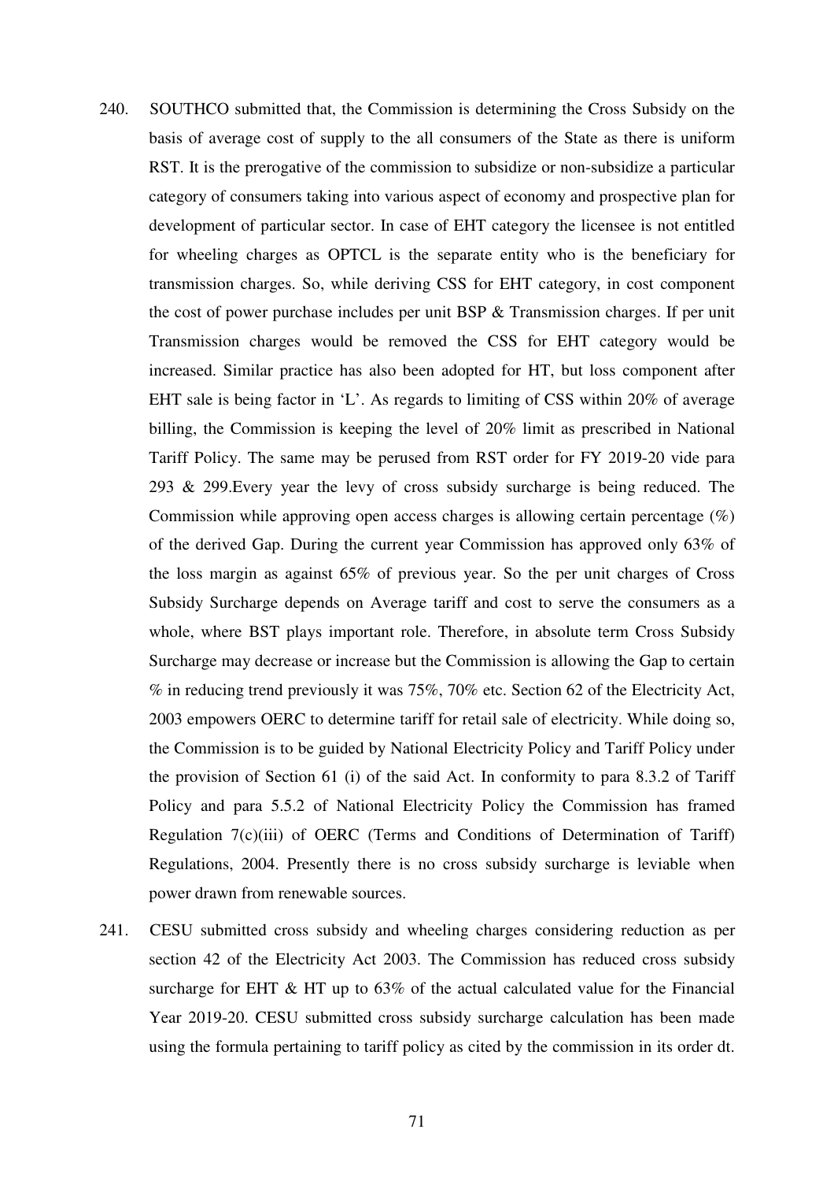240. SOUTHCO submitted that, the Commission is determining the Cross Subsidy on the basis of average cost of supply to the all consumers of the State as there is uniform RST. It is the prerogative of the commission to subsidize or non-subsidize a particular category of consumers taking into various aspect of economy and prospective plan for development of particular sector. In case of EHT category the licensee is not entitled for wheeling charges as OPTCL is the separate entity who is the beneficiary for transmission charges. So, while deriving CSS for EHT category, in cost component the cost of power purchase includes per unit BSP & Transmission charges. If per unit Transmission charges would be removed the CSS for EHT category would be increased. Similar practice has also been adopted for HT, but loss component after EHT sale is being factor in 'L'. As regards to limiting of CSS within 20% of average billing, the Commission is keeping the level of 20% limit as prescribed in National Tariff Policy. The same may be perused from RST order for FY 2019-20 vide para 293 & 299.Every year the levy of cross subsidy surcharge is being reduced. The Commission while approving open access charges is allowing certain percentage (%) of the derived Gap. During the current year Commission has approved only 63% of the loss margin as against 65% of previous year. So the per unit charges of Cross Subsidy Surcharge depends on Average tariff and cost to serve the consumers as a whole, where BST plays important role. Therefore, in absolute term Cross Subsidy Surcharge may decrease or increase but the Commission is allowing the Gap to certain % in reducing trend previously it was 75%, 70% etc. Section 62 of the Electricity Act, 2003 empowers OERC to determine tariff for retail sale of electricity. While doing so, the Commission is to be guided by National Electricity Policy and Tariff Policy under the provision of Section 61 (i) of the said Act. In conformity to para 8.3.2 of Tariff Policy and para 5.5.2 of National Electricity Policy the Commission has framed Regulation 7(c)(iii) of OERC (Terms and Conditions of Determination of Tariff) Regulations, 2004. Presently there is no cross subsidy surcharge is leviable when power drawn from renewable sources.

241. CESU submitted cross subsidy and wheeling charges considering reduction as per section 42 of the Electricity Act 2003. The Commission has reduced cross subsidy surcharge for EHT & HT up to 63% of the actual calculated value for the Financial Year 2019-20. CESU submitted cross subsidy surcharge calculation has been made using the formula pertaining to tariff policy as cited by the commission in its order dt.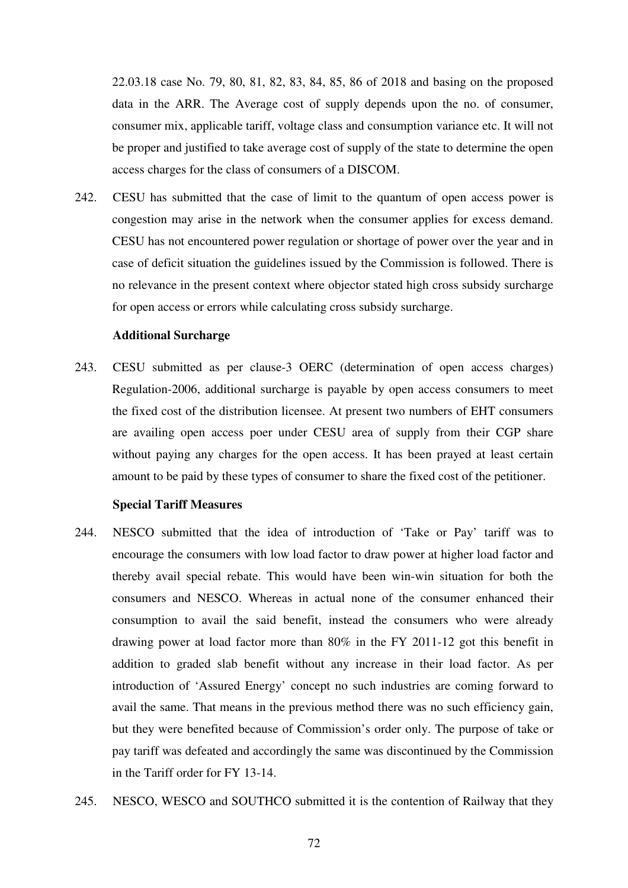22.03.18 case No. 79, 80, 81, 82, 83, 84, 85, 86 of 2018 and basing on the proposed data in the ARR. The Average cost of supply depends upon the no. of consumer, consumer mix, applicable tariff, voltage class and consumption variance etc. It will not be proper and justified to take average cost of supply of the state to determine the open access charges for the class of consumers of a DISCOM.

242. CESU has submitted that the case of limit to the quantum of open access power is congestion may arise in the network when the consumer applies for excess demand. CESU has not encountered power regulation or shortage of power over the year and in case of deficit situation the guidelines issued by the Commission is followed. There is no relevance in the present context where objector stated high cross subsidy surcharge for open access or errors while calculating cross subsidy surcharge.

**Additional Surcharge**

243. CESU submitted as per clause-3 OERC (determination of open access charges) Regulation-2006, additional surcharge is payable by open access consumers to meet the fixed cost of the distribution licensee. At present two numbers of EHT consumers are availing open access poer under CESU area of supply from their CGP share without paying any charges for the open access. It has been prayed at least certain amount to be paid by these types of consumer to share the fixed cost of the petitioner.

**Special Tariff Measures**

244. NESCO submitted that the idea of introduction of 'Take or Pay' tariff was to encourage the consumers with low load factor to draw power at higher load factor and thereby avail special rebate. This would have been win-win situation for both the consumers and NESCO. Whereas in actual none of the consumer enhanced their consumption to avail the said benefit, instead the consumers who were already drawing power at load factor more than 80% in the FY 2011-12 got this benefit in addition to graded slab benefit without any increase in their load factor. As per introduction of 'Assured Energy' concept no such industries are coming forward to avail the same. That means in the previous method there was no such efficiency gain, but they were benefited because of Commission's order only. The purpose of take or pay tariff was defeated and accordingly the same was discontinued by the Commission in the Tariff order for FY 13-14.

245. NESCO, WESCO and SOUTHCO submitted it is the contention of Railway that they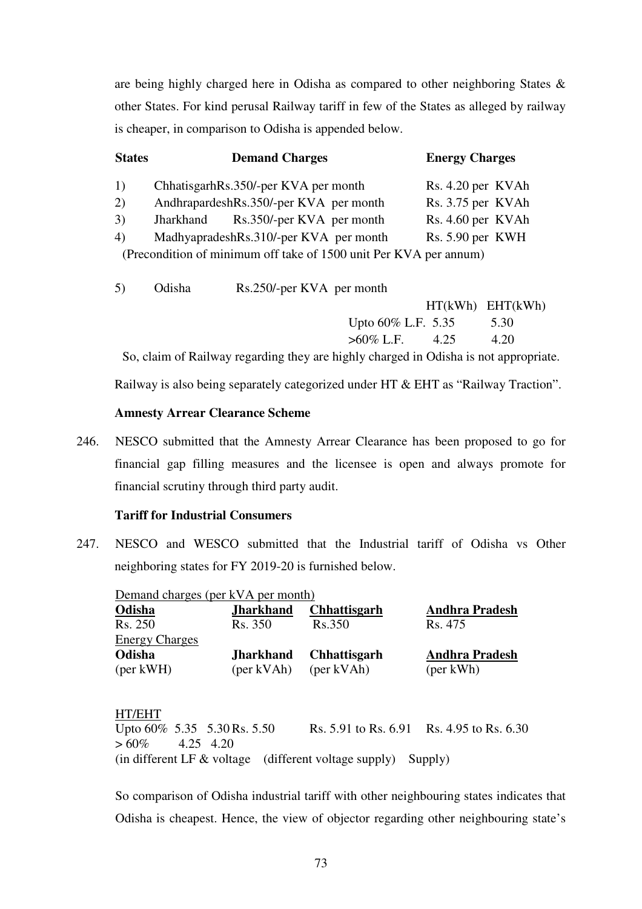are being highly charged here in Odisha as compared to other neighboring States & other States. For kind perusal Railway tariff in few of the States as alleged by railway is cheaper, in comparison to Odisha is appended below.

| States | | Demand Charges | Energy Charges |
|---|---|---|---|
| 1) | Chhatisgarh | Rs.350/-per KVA per month | Rs. 4.20 per KVAh |
| 2) | Andhrapardesh | Rs.350/-per KVA per month | Rs. 3.75 per KVAh |
| 3) | Jharkhand | Rs.350/-per KVA per month | Rs. 4.60 per KVAh |
| 4) | Madhyapradesh | Rs.310/-per KVA per month | Rs. 5.90 per KWH |

(Precondition of minimum off take of 1500 unit Per KVA per annum)

5) Odisha Rs.250/-per KVA per month

| | HT(kWh) | EHT(kWh) |
|---|---|---|
| Upto 60% L.F. | 5.35 | 5.30 |
| >60% L.F. | 4.25 | 4.20 |

So, claim of Railway regarding they are highly charged in Odisha is not appropriate.

Railway is also being separately categorized under HT & EHT as "Railway Traction".

**Amnesty Arrear Clearance Scheme**

246. NESCO submitted that the Amnesty Arrear Clearance has been proposed to go for financial gap filling measures and the licensee is open and always promote for financial scrutiny through third party audit.

**Tariff for Industrial Consumers**

247. NESCO and WESCO submitted that the Industrial tariff of Odisha vs Other neighboring states for FY 2019-20 is furnished below.

Demand charges (per kVA per month)

| Odisha | Jharkhand | Chhattisgarh | Andhra Pradesh |
|---|---|---|---|
| Rs. 250 | Rs. 350 | Rs.350 | Rs. 475 |

Energy Charges

| Odisha (per kWH) | | | Jharkhand (per kVAh) | Chhattisgarh (per kVAh) | Andhra Pradesh (per kWh) |
|---|---|---|---|---|---|
| HT/EHT | | | | | |
| Upto 60% | 5.35 | 5.30 | Rs. 5.50 | Rs. 5.91 to Rs. 6.91 | Rs. 4.95 to Rs. 6.30 |
| > 60% | 4.25 | 4.20 | | | |
| (in different LF & voltage | | | | (different voltage supply) | Supply) |

So comparison of Odisha industrial tariff with other neighbouring states indicates that Odisha is cheapest. Hence, the view of objector regarding other neighbouring state's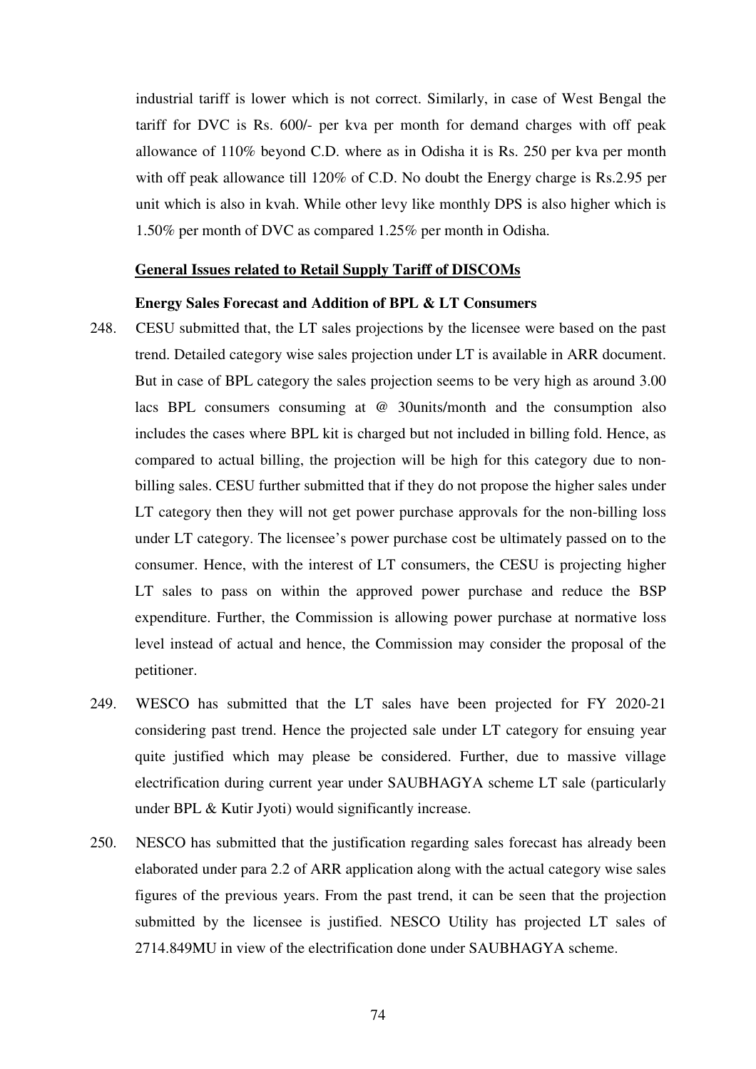industrial tariff is lower which is not correct. Similarly, in case of West Bengal the tariff for DVC is Rs. 600/- per kva per month for demand charges with off peak allowance of 110% beyond C.D. where as in Odisha it is Rs. 250 per kva per month with off peak allowance till 120% of C.D. No doubt the Energy charge is Rs.2.95 per unit which is also in kvah. While other levy like monthly DPS is also higher which is 1.50% per month of DVC as compared 1.25% per month in Odisha.

**General Issues related to Retail Supply Tariff of DISCOMs**

**Energy Sales Forecast and Addition of BPL & LT Consumers**

248. CESU submitted that, the LT sales projections by the licensee were based on the past trend. Detailed category wise sales projection under LT is available in ARR document. But in case of BPL category the sales projection seems to be very high as around 3.00 lacs BPL consumers consuming at @ 30units/month and the consumption also includes the cases where BPL kit is charged but not included in billing fold. Hence, as compared to actual billing, the projection will be high for this category due to non-billing sales. CESU further submitted that if they do not propose the higher sales under LT category then they will not get power purchase approvals for the non-billing loss under LT category. The licensee's power purchase cost be ultimately passed on to the consumer. Hence, with the interest of LT consumers, the CESU is projecting higher LT sales to pass on within the approved power purchase and reduce the BSP expenditure. Further, the Commission is allowing power purchase at normative loss level instead of actual and hence, the Commission may consider the proposal of the petitioner.

249. WESCO has submitted that the LT sales have been projected for FY 2020-21 considering past trend. Hence the projected sale under LT category for ensuing year quite justified which may please be considered. Further, due to massive village electrification during current year under SAUBHAGYA scheme LT sale (particularly under BPL & Kutir Jyoti) would significantly increase.

250. NESCO has submitted that the justification regarding sales forecast has already been elaborated under para 2.2 of ARR application along with the actual category wise sales figures of the previous years. From the past trend, it can be seen that the projection submitted by the licensee is justified. NESCO Utility has projected LT sales of 2714.849MU in view of the electrification done under SAUBHAGYA scheme.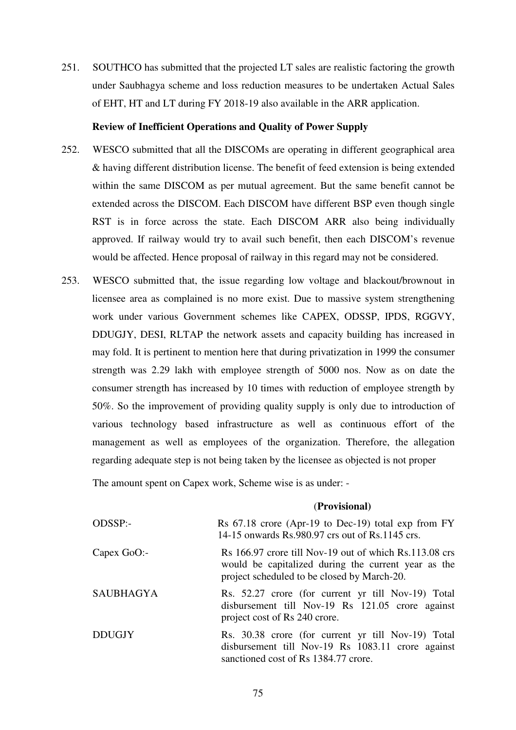251. SOUTHCO has submitted that the projected LT sales are realistic factoring the growth under Saubhagya scheme and loss reduction measures to be undertaken Actual Sales of EHT, HT and LT during FY 2018-19 also available in the ARR application.

**Review of Inefficient Operations and Quality of Power Supply**

252. WESCO submitted that all the DISCOMs are operating in different geographical area & having different distribution license. The benefit of feed extension is being extended within the same DISCOM as per mutual agreement. But the same benefit cannot be extended across the DISCOM. Each DISCOM have different BSP even though single RST is in force across the state. Each DISCOM ARR also being individually approved. If railway would try to avail such benefit, then each DISCOM's revenue would be affected. Hence proposal of railway in this regard may not be considered.

253. WESCO submitted that, the issue regarding low voltage and blackout/brownout in licensee area as complained is no more exist. Due to massive system strengthening work under various Government schemes like CAPEX, ODSSP, IPDS, RGGVY, DDUGJY, DESI, RLTAP the network assets and capacity building has increased in may fold. It is pertinent to mention here that during privatization in 1999 the consumer strength was 2.29 lakh with employee strength of 5000 nos. Now as on date the consumer strength has increased by 10 times with reduction of employee strength by 50%. So the improvement of providing quality supply is only due to introduction of various technology based infrastructure as well as continuous effort of the management as well as employees of the organization. Therefore, the allegation regarding adequate step is not being taken by the licensee as objected is not proper

The amount spent on Capex work, Scheme wise is as under: -

| | **(Provisional)** |
|---|---|
| ODSSP:- | Rs 67.18 crore (Apr-19 to Dec-19) total exp from FY 14-15 onwards Rs.980.97 crs out of Rs.1145 crs. |
| Capex GoO:- | Rs 166.97 crore till Nov-19 out of which Rs.113.08 crs would be capitalized during the current year as the project scheduled to be closed by March-20. |
| SAUBHAGYA | Rs. 52.27 crore (for current yr till Nov-19) Total disbursement till Nov-19 Rs 121.05 crore against project cost of Rs 240 crore. |
| DDUGJY | Rs. 30.38 crore (for current yr till Nov-19) Total disbursement till Nov-19 Rs 1083.11 crore against sanctioned cost of Rs 1384.77 crore. |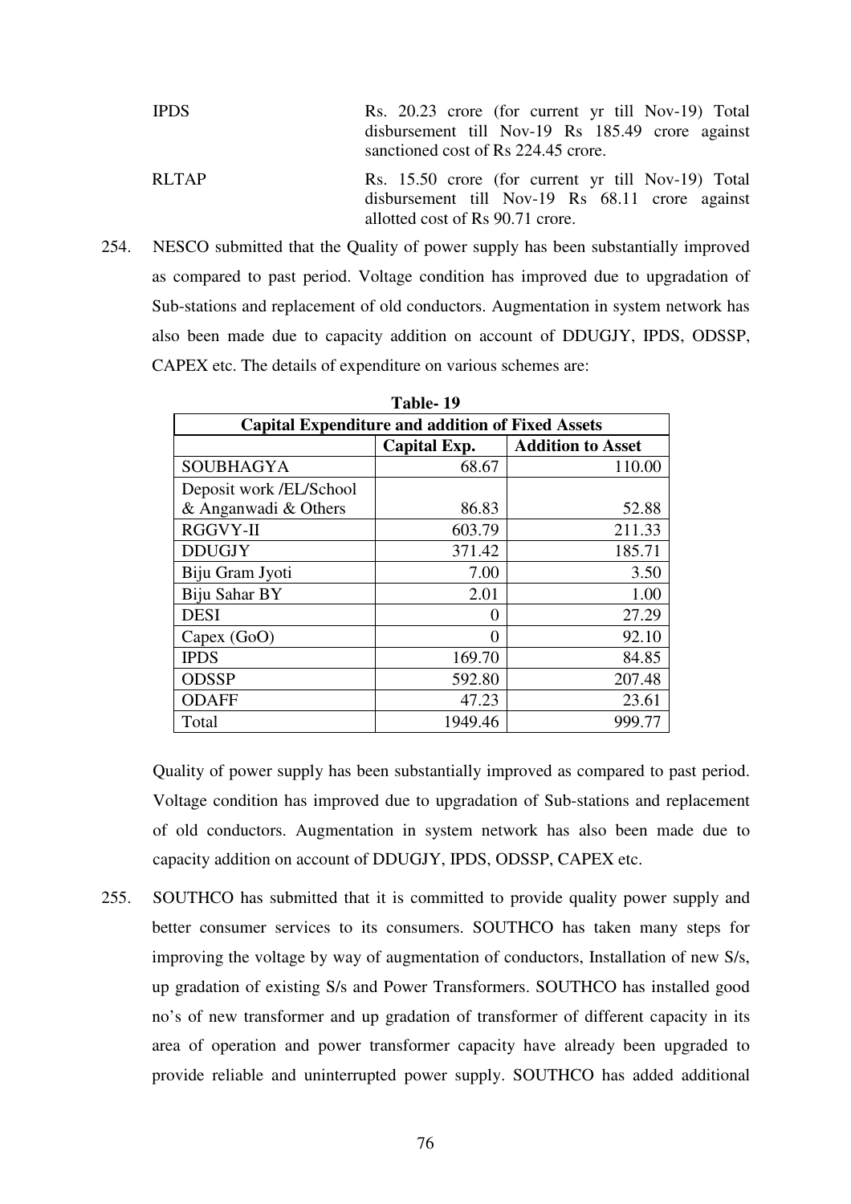| | |
|---|---|
| IPDS | Rs. 20.23 crore (for current yr till Nov-19) Total disbursement till Nov-19 Rs 185.49 crore against sanctioned cost of Rs 224.45 crore. |
| RLTAP | Rs. 15.50 crore (for current yr till Nov-19) Total disbursement till Nov-19 Rs 68.11 crore against allotted cost of Rs 90.71 crore. |

254. NESCO submitted that the Quality of power supply has been substantially improved as compared to past period. Voltage condition has improved due to upgradation of Sub-stations and replacement of old conductors. Augmentation in system network has also been made due to capacity addition on account of DDUGJY, IPDS, ODSSP, CAPEX etc. The details of expenditure on various schemes are:

**Table- 19**

| Capital Expenditure and addition of Fixed Assets | | |
|---|---|---|
| | **Capital Exp.** | **Addition to Asset** |
| SOUBHAGYA | 68.67 | 110.00 |
| Deposit work /EL/School & Anganwadi & Others | 86.83 | 52.88 |
| RGGVY-II | 603.79 | 211.33 |
| DDUGJY | 371.42 | 185.71 |
| Biju Gram Jyoti | 7.00 | 3.50 |
| Biju Sahar BY | 2.01 | 1.00 |
| DESI | 0 | 27.29 |
| Capex (GoO) | 0 | 92.10 |
| IPDS | 169.70 | 84.85 |
| ODSSP | 592.80 | 207.48 |
| ODAFF | 47.23 | 23.61 |
| Total | 1949.46 | 999.77 |

Quality of power supply has been substantially improved as compared to past period. Voltage condition has improved due to upgradation of Sub-stations and replacement of old conductors. Augmentation in system network has also been made due to capacity addition on account of DDUGJY, IPDS, ODSSP, CAPEX etc.

255. SOUTHCO has submitted that it is committed to provide quality power supply and better consumer services to its consumers. SOUTHCO has taken many steps for improving the voltage by way of augmentation of conductors, Installation of new S/s, up gradation of existing S/s and Power Transformers. SOUTHCO has installed good no's of new transformer and up gradation of transformer of different capacity in its area of operation and power transformer capacity have already been upgraded to provide reliable and uninterrupted power supply. SOUTHCO has added additional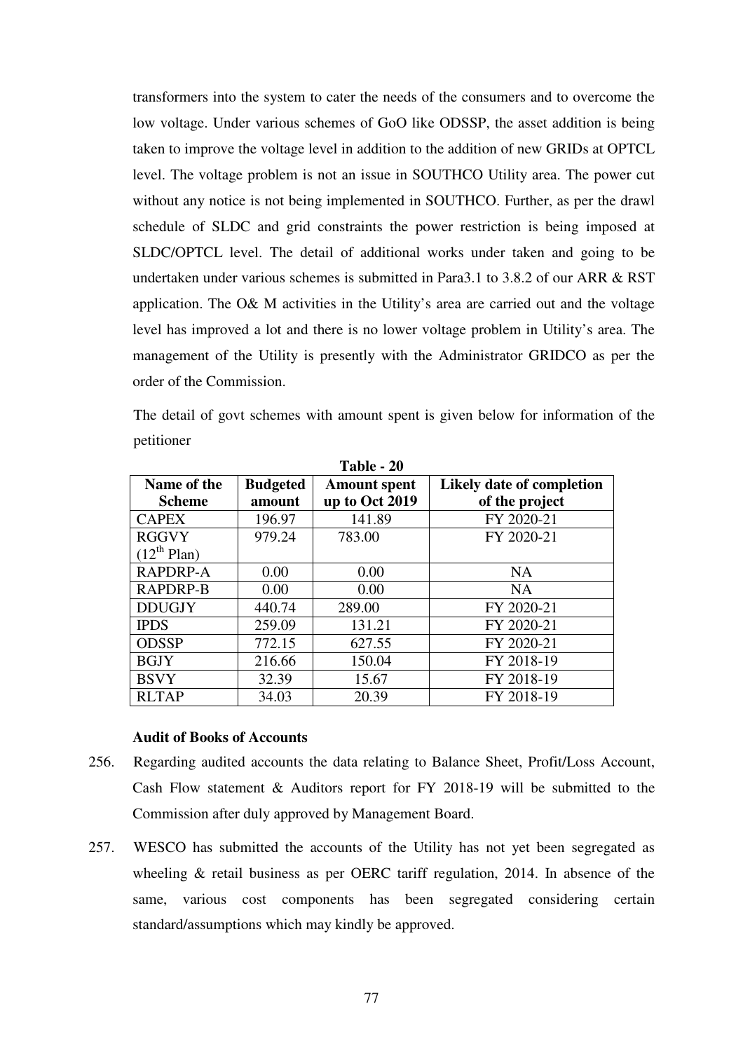transformers into the system to cater the needs of the consumers and to overcome the low voltage. Under various schemes of GoO like ODSSP, the asset addition is being taken to improve the voltage level in addition to the addition of new GRIDs at OPTCL level. The voltage problem is not an issue in SOUTHCO Utility area. The power cut without any notice is not being implemented in SOUTHCO. Further, as per the drawl schedule of SLDC and grid constraints the power restriction is being imposed at SLDC/OPTCL level. The detail of additional works under taken and going to be undertaken under various schemes is submitted in Para3.1 to 3.8.2 of our ARR & RST application. The O& M activities in the Utility's area are carried out and the voltage level has improved a lot and there is no lower voltage problem in Utility's area. The management of the Utility is presently with the Administrator GRIDCO as per the order of the Commission.

The detail of govt schemes with amount spent is given below for information of the petitioner

**Table - 20**

| Name of the Scheme | Budgeted amount | Amount spent up to Oct 2019 | Likely date of completion of the project |
|---|---|---|---|
| CAPEX | 196.97 | 141.89 | FY 2020-21 |
| RGGVY ($12^{th}$ Plan) | 979.24 | 783.00 | FY 2020-21 |
| RAPDRP-A | 0.00 | 0.00 | NA |
| RAPDRP-B | 0.00 | 0.00 | NA |
| DDUGJY | 440.74 | 289.00 | FY 2020-21 |
| IPDS | 259.09 | 131.21 | FY 2020-21 |
| ODSSP | 772.15 | 627.55 | FY 2020-21 |
| BGJY | 216.66 | 150.04 | FY 2018-19 |
| BSVY | 32.39 | 15.67 | FY 2018-19 |
| RLTAP | 34.03 | 20.39 | FY 2018-19 |

**Audit of Books of Accounts**

256. Regarding audited accounts the data relating to Balance Sheet, Profit/Loss Account, Cash Flow statement & Auditors report for FY 2018-19 will be submitted to the Commission after duly approved by Management Board.

257. WESCO has submitted the accounts of the Utility has not yet been segregated as wheeling & retail business as per OERC tariff regulation, 2014. In absence of the same, various cost components has been segregated considering certain standard/assumptions which may kindly be approved.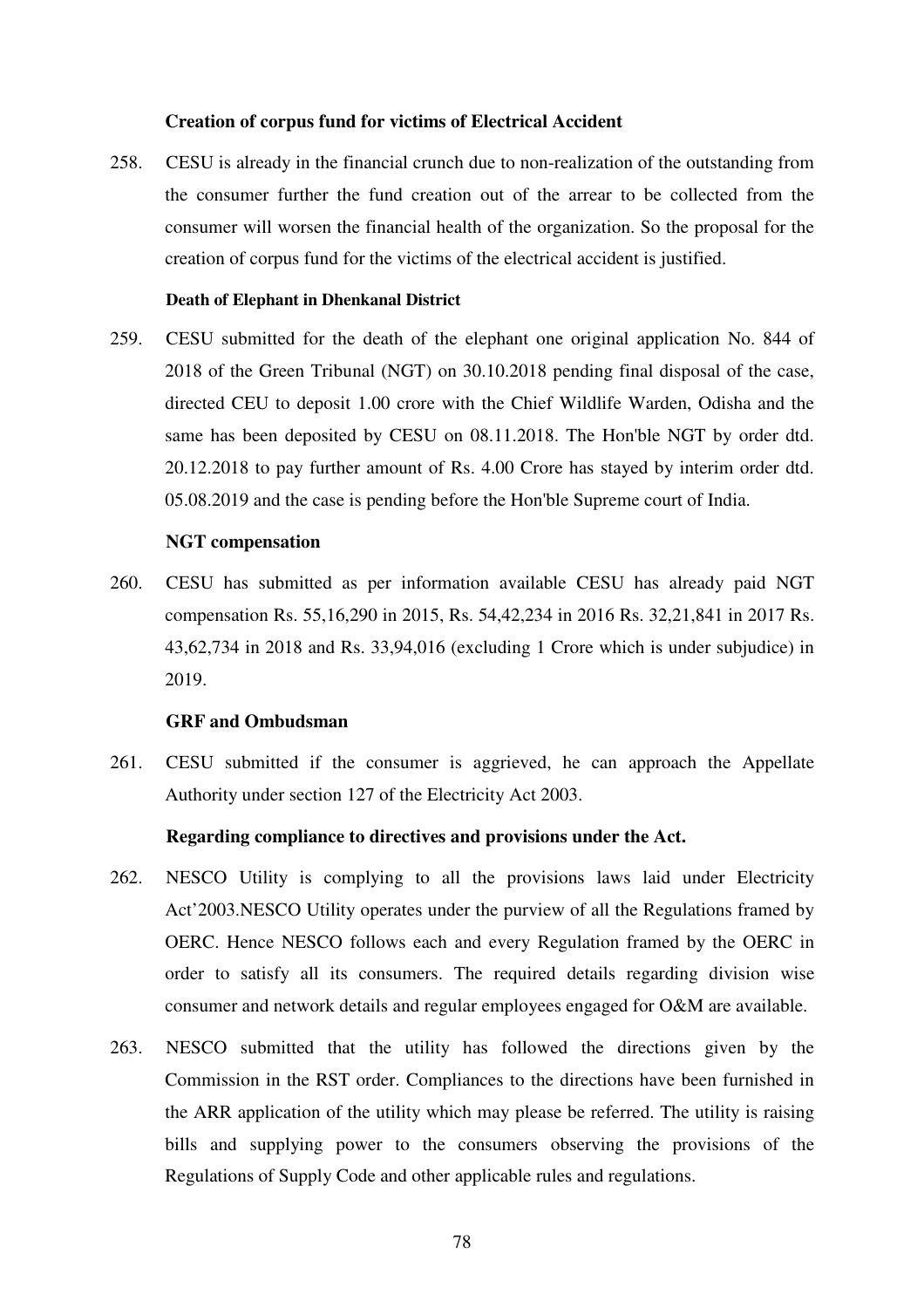**Creation of corpus fund for victims of Electrical Accident**

258. CESU is already in the financial crunch due to non-realization of the outstanding from the consumer further the fund creation out of the arrear to be collected from the consumer will worsen the financial health of the organization. So the proposal for the creation of corpus fund for the victims of the electrical accident is justified.

**Death of Elephant in Dhenkanal District**

259. CESU submitted for the death of the elephant one original application No. 844 of 2018 of the Green Tribunal (NGT) on 30.10.2018 pending final disposal of the case, directed CEU to deposit 1.00 crore with the Chief Wildlife Warden, Odisha and the same has been deposited by CESU on 08.11.2018. The Hon'ble NGT by order dtd. 20.12.2018 to pay further amount of Rs. 4.00 Crore has stayed by interim order dtd. 05.08.2019 and the case is pending before the Hon'ble Supreme court of India.

**NGT compensation**

260. CESU has submitted as per information available CESU has already paid NGT compensation Rs. 55,16,290 in 2015, Rs. 54,42,234 in 2016 Rs. 32,21,841 in 2017 Rs. 43,62,734 in 2018 and Rs. 33,94,016 (excluding 1 Crore which is under subjudice) in 2019.

**GRF and Ombudsman**

261. CESU submitted if the consumer is aggrieved, he can approach the Appellate Authority under section 127 of the Electricity Act 2003.

**Regarding compliance to directives and provisions under the Act.**

262. NESCO Utility is complying to all the provisions laws laid under Electricity Act'2003.NESCO Utility operates under the purview of all the Regulations framed by OERC. Hence NESCO follows each and every Regulation framed by the OERC in order to satisfy all its consumers. The required details regarding division wise consumer and network details and regular employees engaged for O&M are available.

263. NESCO submitted that the utility has followed the directions given by the Commission in the RST order. Compliances to the directions have been furnished in the ARR application of the utility which may please be referred. The utility is raising bills and supplying power to the consumers observing the provisions of the Regulations of Supply Code and other applicable rules and regulations.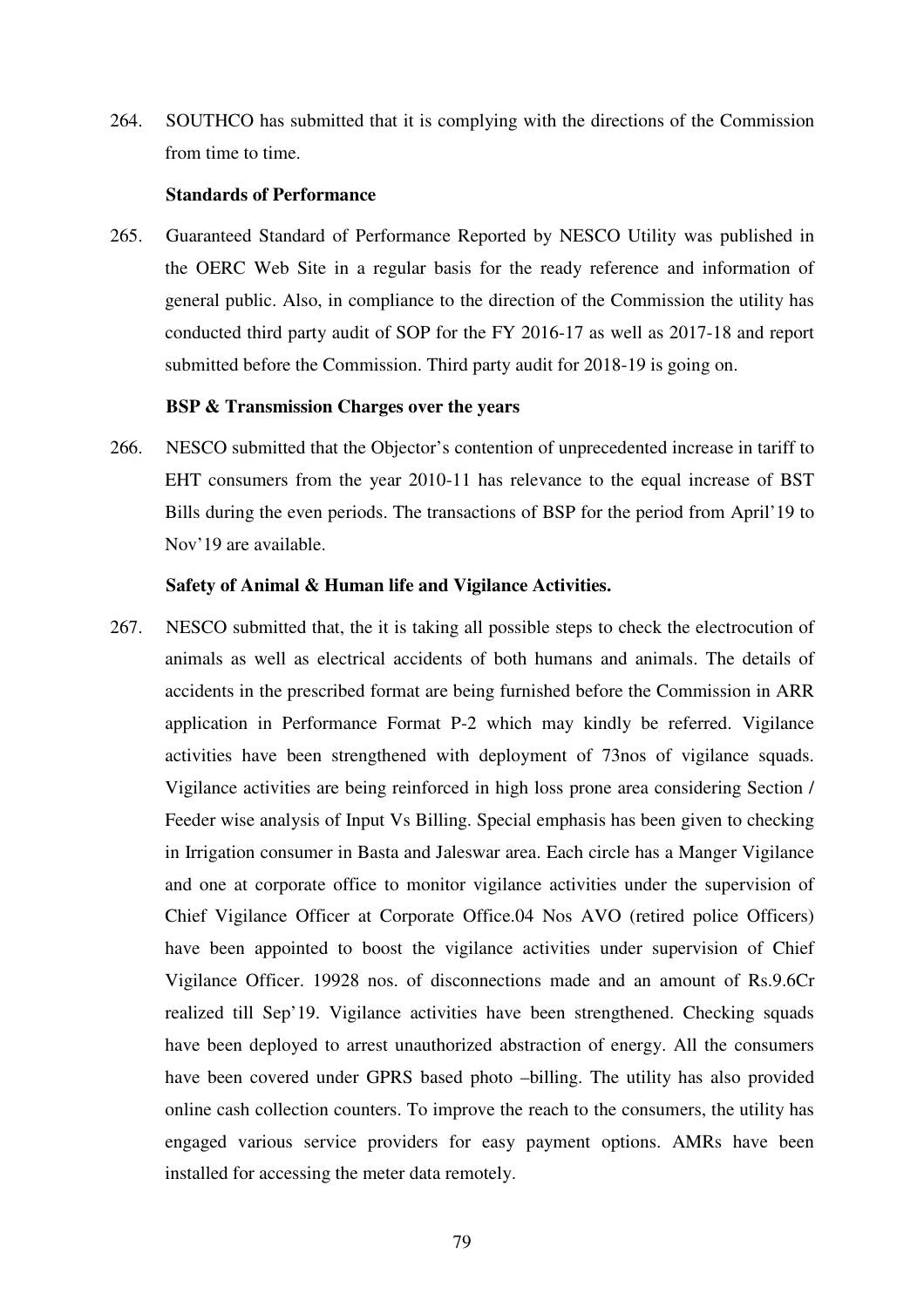264. SOUTHCO has submitted that it is complying with the directions of the Commission from time to time.

**Standards of Performance**

265. Guaranteed Standard of Performance Reported by NESCO Utility was published in the OERC Web Site in a regular basis for the ready reference and information of general public. Also, in compliance to the direction of the Commission the utility has conducted third party audit of SOP for the FY 2016-17 as well as 2017-18 and report submitted before the Commission. Third party audit for 2018-19 is going on.

**BSP & Transmission Charges over the years**

266. NESCO submitted that the Objector's contention of unprecedented increase in tariff to EHT consumers from the year 2010-11 has relevance to the equal increase of BST Bills during the even periods. The transactions of BSP for the period from April'19 to Nov'19 are available.

**Safety of Animal & Human life and Vigilance Activities.**

267. NESCO submitted that, the it is taking all possible steps to check the electrocution of animals as well as electrical accidents of both humans and animals. The details of accidents in the prescribed format are being furnished before the Commission in ARR application in Performance Format P-2 which may kindly be referred. Vigilance activities have been strengthened with deployment of 73nos of vigilance squads. Vigilance activities are being reinforced in high loss prone area considering Section / Feeder wise analysis of Input Vs Billing. Special emphasis has been given to checking in Irrigation consumer in Basta and Jaleswar area. Each circle has a Manger Vigilance and one at corporate office to monitor vigilance activities under the supervision of Chief Vigilance Officer at Corporate Office.04 Nos AVO (retired police Officers) have been appointed to boost the vigilance activities under supervision of Chief Vigilance Officer. 19928 nos. of disconnections made and an amount of Rs.9.6Cr realized till Sep'19. Vigilance activities have been strengthened. Checking squads have been deployed to arrest unauthorized abstraction of energy. All the consumers have been covered under GPRS based photo –billing. The utility has also provided online cash collection counters. To improve the reach to the consumers, the utility has engaged various service providers for easy payment options. AMRs have been installed for accessing the meter data remotely.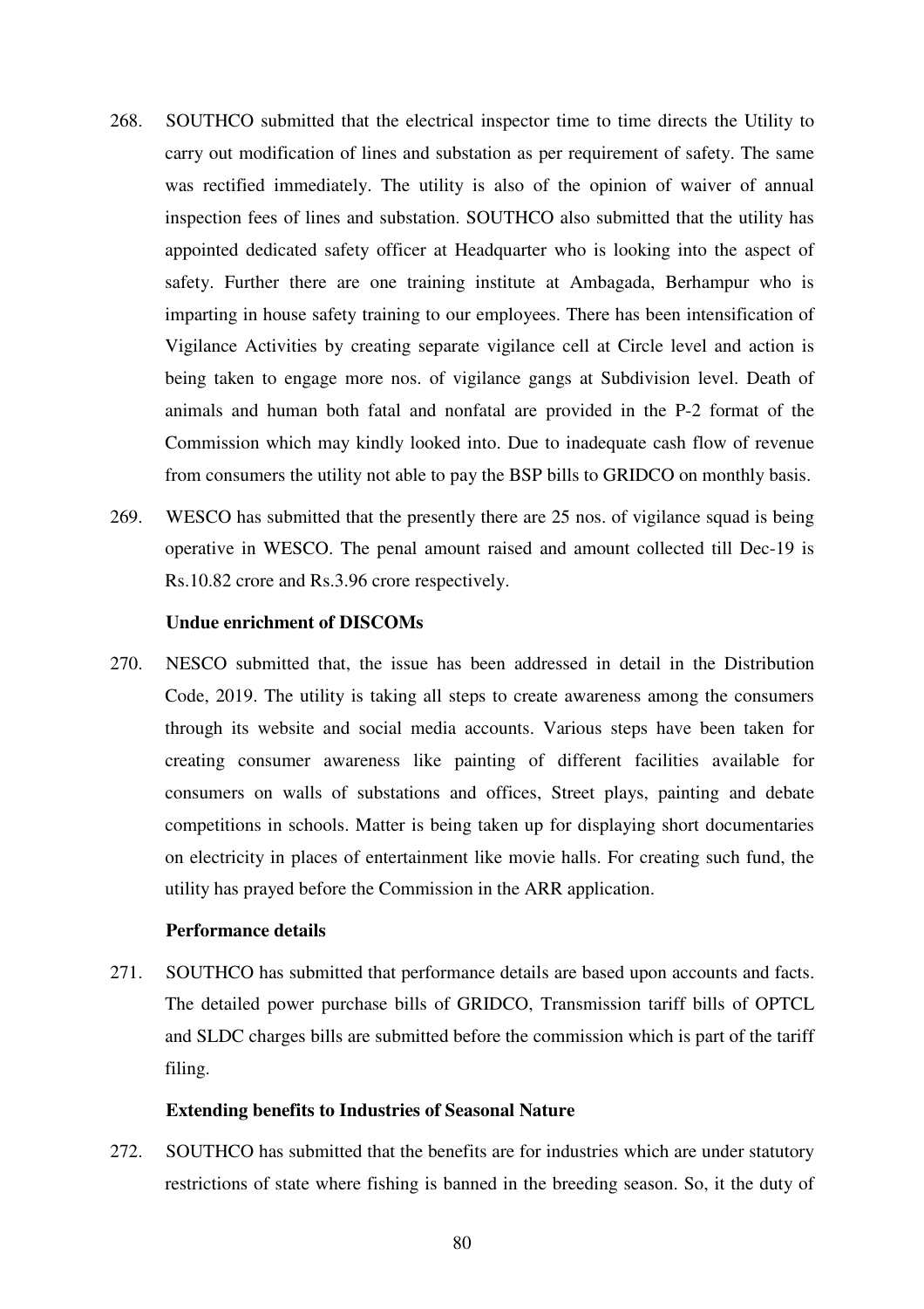268. SOUTHCO submitted that the electrical inspector time to time directs the Utility to carry out modification of lines and substation as per requirement of safety. The same was rectified immediately. The utility is also of the opinion of waiver of annual inspection fees of lines and substation. SOUTHCO also submitted that the utility has appointed dedicated safety officer at Headquarter who is looking into the aspect of safety. Further there are one training institute at Ambagada, Berhampur who is imparting in house safety training to our employees. There has been intensification of Vigilance Activities by creating separate vigilance cell at Circle level and action is being taken to engage more nos. of vigilance gangs at Subdivision level. Death of animals and human both fatal and nonfatal are provided in the P-2 format of the Commission which may kindly looked into. Due to inadequate cash flow of revenue from consumers the utility not able to pay the BSP bills to GRIDCO on monthly basis.

269. WESCO has submitted that the presently there are 25 nos. of vigilance squad is being operative in WESCO. The penal amount raised and amount collected till Dec-19 is Rs.10.82 crore and Rs.3.96 crore respectively.

**Undue enrichment of DISCOMs**

270. NESCO submitted that, the issue has been addressed in detail in the Distribution Code, 2019. The utility is taking all steps to create awareness among the consumers through its website and social media accounts. Various steps have been taken for creating consumer awareness like painting of different facilities available for consumers on walls of substations and offices, Street plays, painting and debate competitions in schools. Matter is being taken up for displaying short documentaries on electricity in places of entertainment like movie halls. For creating such fund, the utility has prayed before the Commission in the ARR application.

**Performance details**

271. SOUTHCO has submitted that performance details are based upon accounts and facts. The detailed power purchase bills of GRIDCO, Transmission tariff bills of OPTCL and SLDC charges bills are submitted before the commission which is part of the tariff filing.

**Extending benefits to Industries of Seasonal Nature**

272. SOUTHCO has submitted that the benefits are for industries which are under statutory restrictions of state where fishing is banned in the breeding season. So, it the duty of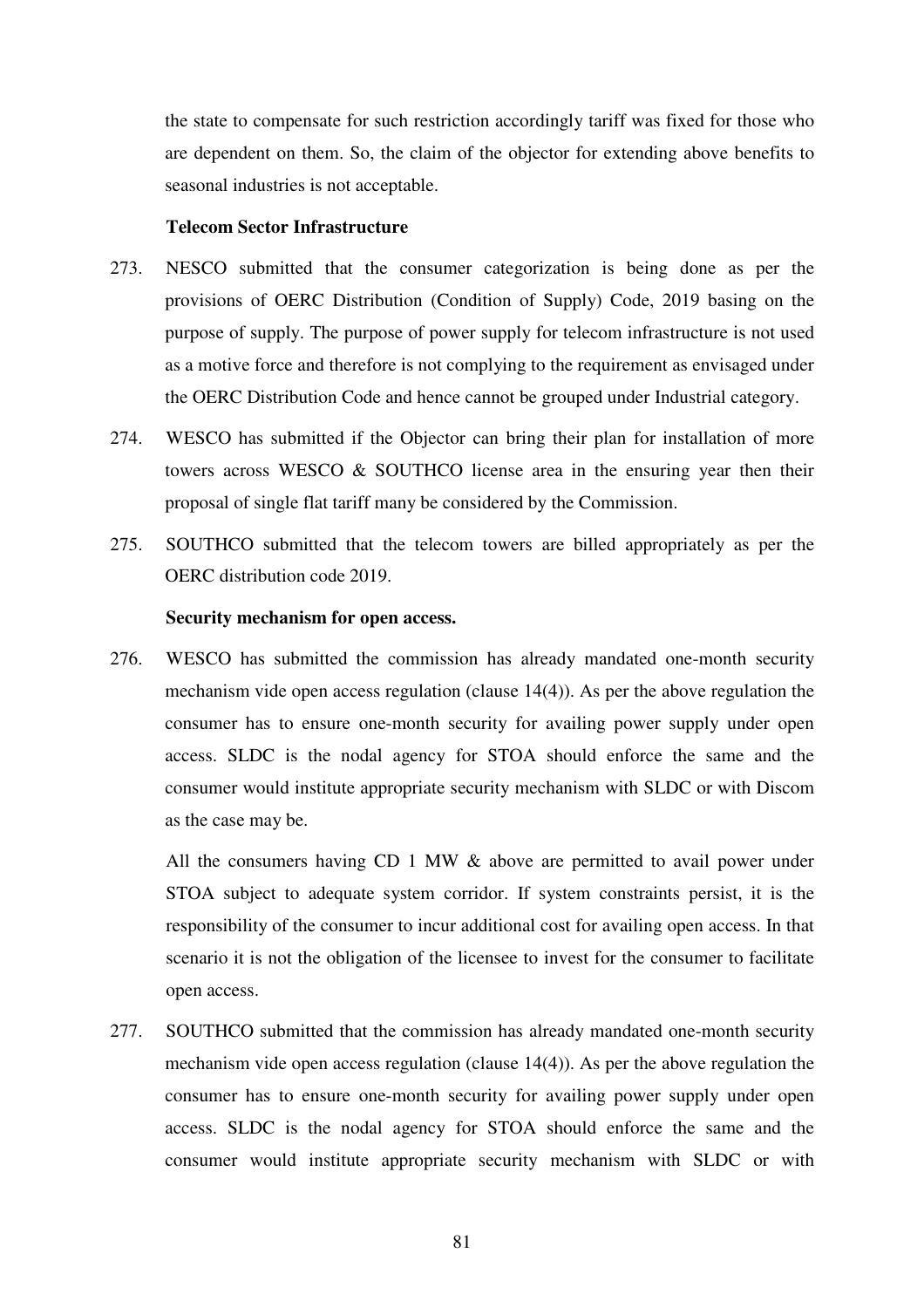the state to compensate for such restriction accordingly tariff was fixed for those who are dependent on them. So, the claim of the objector for extending above benefits to seasonal industries is not acceptable.

**Telecom Sector Infrastructure**

273. NESCO submitted that the consumer categorization is being done as per the provisions of OERC Distribution (Condition of Supply) Code, 2019 basing on the purpose of supply. The purpose of power supply for telecom infrastructure is not used as a motive force and therefore is not complying to the requirement as envisaged under the OERC Distribution Code and hence cannot be grouped under Industrial category.

274. WESCO has submitted if the Objector can bring their plan for installation of more towers across WESCO & SOUTHCO license area in the ensuring year then their proposal of single flat tariff many be considered by the Commission.

275. SOUTHCO submitted that the telecom towers are billed appropriately as per the OERC distribution code 2019.

**Security mechanism for open access.**

276. WESCO has submitted the commission has already mandated one-month security mechanism vide open access regulation (clause 14(4)). As per the above regulation the consumer has to ensure one-month security for availing power supply under open access. SLDC is the nodal agency for STOA should enforce the same and the consumer would institute appropriate security mechanism with SLDC or with Discom as the case may be.

All the consumers having CD 1 MW & above are permitted to avail power under STOA subject to adequate system corridor. If system constraints persist, it is the responsibility of the consumer to incur additional cost for availing open access. In that scenario it is not the obligation of the licensee to invest for the consumer to facilitate open access.

277. SOUTHCO submitted that the commission has already mandated one-month security mechanism vide open access regulation (clause 14(4)). As per the above regulation the consumer has to ensure one-month security for availing power supply under open access. SLDC is the nodal agency for STOA should enforce the same and the consumer would institute appropriate security mechanism with SLDC or with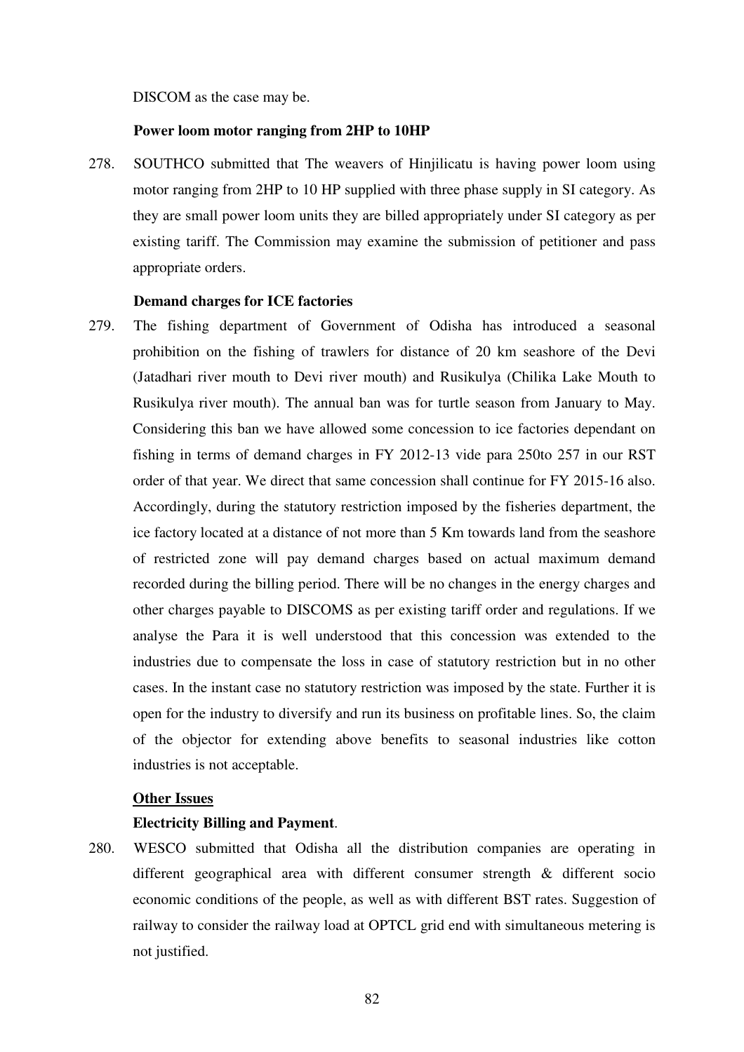DISCOM as the case may be.

**Power loom motor ranging from 2HP to 10HP**

278. SOUTHCO submitted that The weavers of Hinjilicatu is having power loom using motor ranging from 2HP to 10 HP supplied with three phase supply in SI category. As they are small power loom units they are billed appropriately under SI category as per existing tariff. The Commission may examine the submission of petitioner and pass appropriate orders.

**Demand charges for ICE factories**

279. The fishing department of Government of Odisha has introduced a seasonal prohibition on the fishing of trawlers for distance of 20 km seashore of the Devi (Jatadhari river mouth to Devi river mouth) and Rusikulya (Chilika Lake Mouth to Rusikulya river mouth). The annual ban was for turtle season from January to May. Considering this ban we have allowed some concession to ice factories dependant on fishing in terms of demand charges in FY 2012-13 vide para 250to 257 in our RST order of that year. We direct that same concession shall continue for FY 2015-16 also. Accordingly, during the statutory restriction imposed by the fisheries department, the ice factory located at a distance of not more than 5 Km towards land from the seashore of restricted zone will pay demand charges based on actual maximum demand recorded during the billing period. There will be no changes in the energy charges and other charges payable to DISCOMS as per existing tariff order and regulations. If we analyse the Para it is well understood that this concession was extended to the industries due to compensate the loss in case of statutory restriction but in no other cases. In the instant case no statutory restriction was imposed by the state. Further it is open for the industry to diversify and run its business on profitable lines. So, the claim of the objector for extending above benefits to seasonal industries like cotton industries is not acceptable.

**<u>Other Issues</u>**

**Electricity Billing and Payment**.

280. WESCO submitted that Odisha all the distribution companies are operating in different geographical area with different consumer strength & different socio economic conditions of the people, as well as with different BST rates. Suggestion of railway to consider the railway load at OPTCL grid end with simultaneous metering is not justified.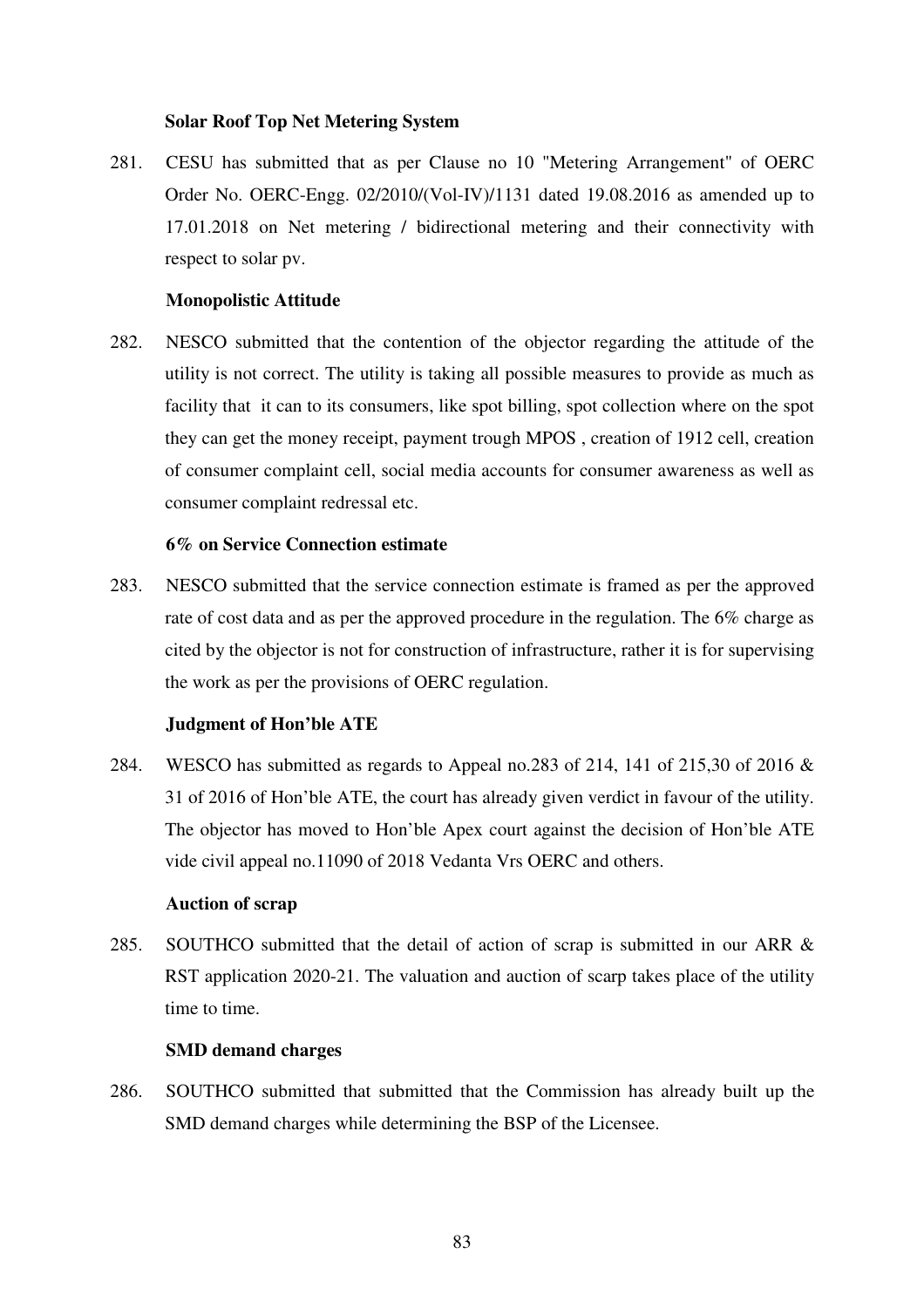### Solar Roof Top Net Metering System

281. CESU has submitted that as per Clause no 10 "Metering Arrangement" of OERC Order No. OERC-Engg. 02/2010/(Vol-IV)/1131 dated 19.08.2016 as amended up to 17.01.2018 on Net metering / bidirectional metering and their connectivity with respect to solar pv.

### Monopolistic Attitude

282. NESCO submitted that the contention of the objector regarding the attitude of the utility is not correct. The utility is taking all possible measures to provide as much as facility that it can to its consumers, like spot billing, spot collection where on the spot they can get the money receipt, payment trough MPOS , creation of 1912 cell, creation of consumer complaint cell, social media accounts for consumer awareness as well as consumer complaint redressal etc.

### 6% on Service Connection estimate

283. NESCO submitted that the service connection estimate is framed as per the approved rate of cost data and as per the approved procedure in the regulation. The 6% charge as cited by the objector is not for construction of infrastructure, rather it is for supervising the work as per the provisions of OERC regulation.

### Judgment of Hon'ble ATE

284. WESCO has submitted as regards to Appeal no.283 of 214, 141 of 215,30 of 2016 & 31 of 2016 of Hon'ble ATE, the court has already given verdict in favour of the utility. The objector has moved to Hon'ble Apex court against the decision of Hon'ble ATE vide civil appeal no.11090 of 2018 Vedanta Vrs OERC and others.

### Auction of scrap

285. SOUTHCO submitted that the detail of action of scrap is submitted in our ARR & RST application 2020-21. The valuation and auction of scarp takes place of the utility time to time.

### SMD demand charges

286. SOUTHCO submitted that submitted that the Commission has already built up the SMD demand charges while determining the BSP of the Licensee.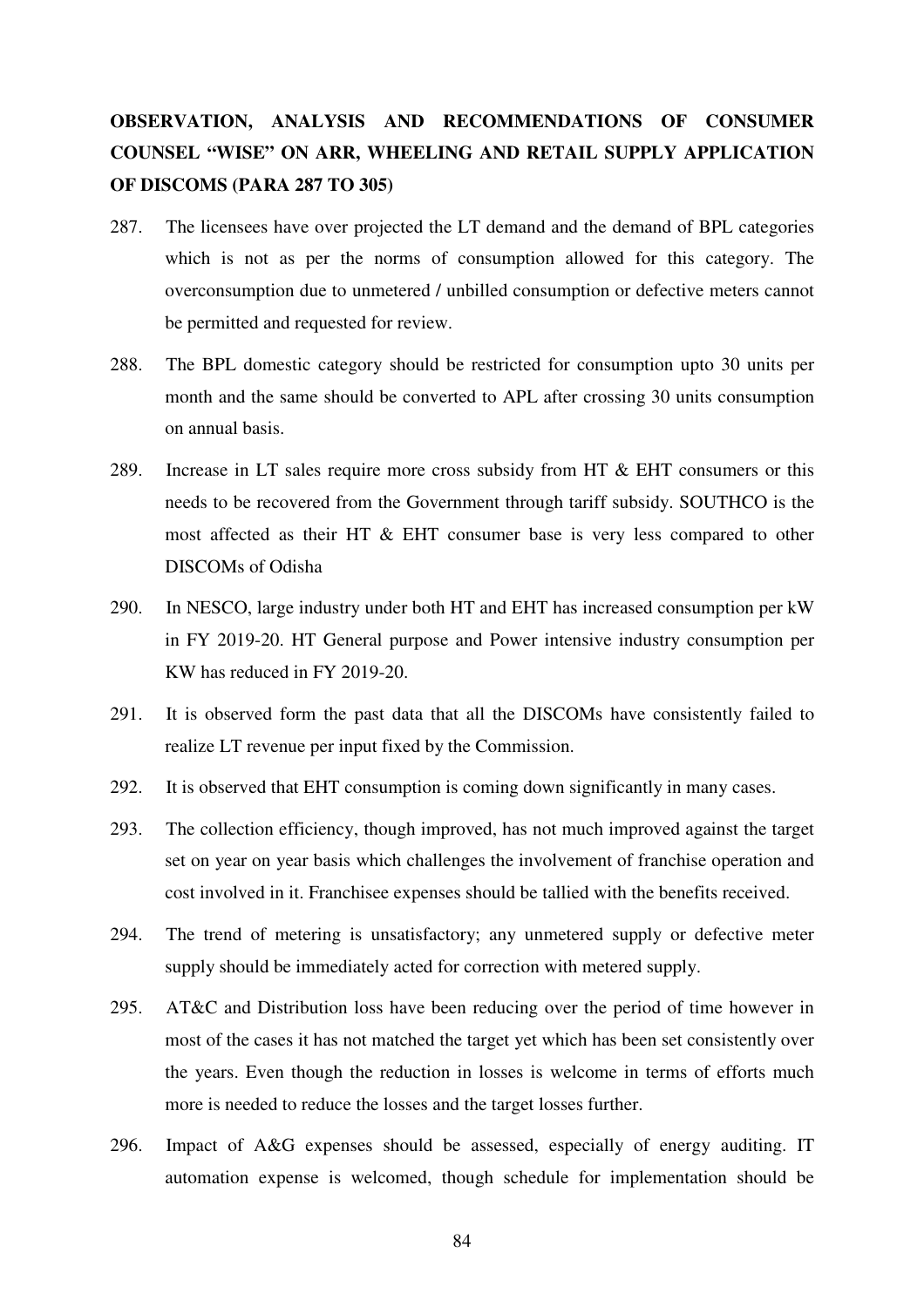**OBSERVATION, ANALYSIS AND RECOMMENDATIONS OF CONSUMER COUNSEL "WISE" ON ARR, WHEELING AND RETAIL SUPPLY APPLICATION OF DISCOMS (PARA 287 TO 305)**

287. The licensees have over projected the LT demand and the demand of BPL categories which is not as per the norms of consumption allowed for this category. The overconsumption due to unmetered / unbilled consumption or defective meters cannot be permitted and requested for review.

288. The BPL domestic category should be restricted for consumption upto 30 units per month and the same should be converted to APL after crossing 30 units consumption on annual basis.

289. Increase in LT sales require more cross subsidy from HT & EHT consumers or this needs to be recovered from the Government through tariff subsidy. SOUTHCO is the most affected as their HT & EHT consumer base is very less compared to other DISCOMs of Odisha

290. In NESCO, large industry under both HT and EHT has increased consumption per kW in FY 2019-20. HT General purpose and Power intensive industry consumption per KW has reduced in FY 2019-20.

291. It is observed form the past data that all the DISCOMs have consistently failed to realize LT revenue per input fixed by the Commission.

292. It is observed that EHT consumption is coming down significantly in many cases.

293. The collection efficiency, though improved, has not much improved against the target set on year on year basis which challenges the involvement of franchise operation and cost involved in it. Franchisee expenses should be tallied with the benefits received.

294. The trend of metering is unsatisfactory; any unmetered supply or defective meter supply should be immediately acted for correction with metered supply.

295. AT&C and Distribution loss have been reducing over the period of time however in most of the cases it has not matched the target yet which has been set consistently over the years. Even though the reduction in losses is welcome in terms of efforts much more is needed to reduce the losses and the target losses further.

296. Impact of A&G expenses should be assessed, especially of energy auditing. IT automation expense is welcomed, though schedule for implementation should be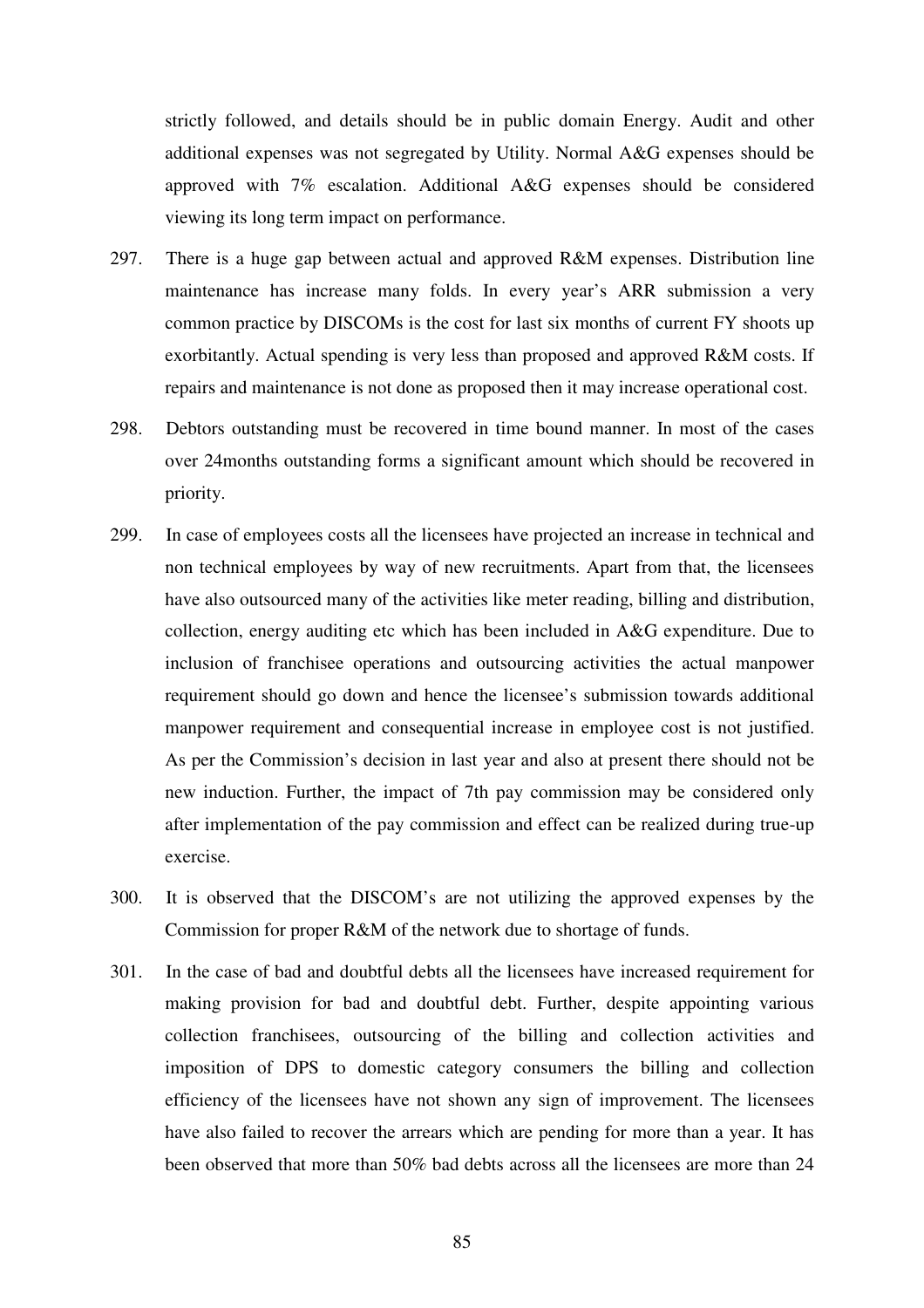strictly followed, and details should be in public domain Energy. Audit and other additional expenses was not segregated by Utility. Normal A&G expenses should be approved with 7% escalation. Additional A&G expenses should be considered viewing its long term impact on performance.

297. There is a huge gap between actual and approved R&M expenses. Distribution line maintenance has increase many folds. In every year's ARR submission a very common practice by DISCOMs is the cost for last six months of current FY shoots up exorbitantly. Actual spending is very less than proposed and approved R&M costs. If repairs and maintenance is not done as proposed then it may increase operational cost.

298. Debtors outstanding must be recovered in time bound manner. In most of the cases over 24months outstanding forms a significant amount which should be recovered in priority.

299. In case of employees costs all the licensees have projected an increase in technical and non technical employees by way of new recruitments. Apart from that, the licensees have also outsourced many of the activities like meter reading, billing and distribution, collection, energy auditing etc which has been included in A&G expenditure. Due to inclusion of franchisee operations and outsourcing activities the actual manpower requirement should go down and hence the licensee's submission towards additional manpower requirement and consequential increase in employee cost is not justified. As per the Commission's decision in last year and also at present there should not be new induction. Further, the impact of 7th pay commission may be considered only after implementation of the pay commission and effect can be realized during true-up exercise.

300. It is observed that the DISCOM's are not utilizing the approved expenses by the Commission for proper R&M of the network due to shortage of funds.

301. In the case of bad and doubtful debts all the licensees have increased requirement for making provision for bad and doubtful debt. Further, despite appointing various collection franchisees, outsourcing of the billing and collection activities and imposition of DPS to domestic category consumers the billing and collection efficiency of the licensees have not shown any sign of improvement. The licensees have also failed to recover the arrears which are pending for more than a year. It has been observed that more than 50% bad debts across all the licensees are more than 24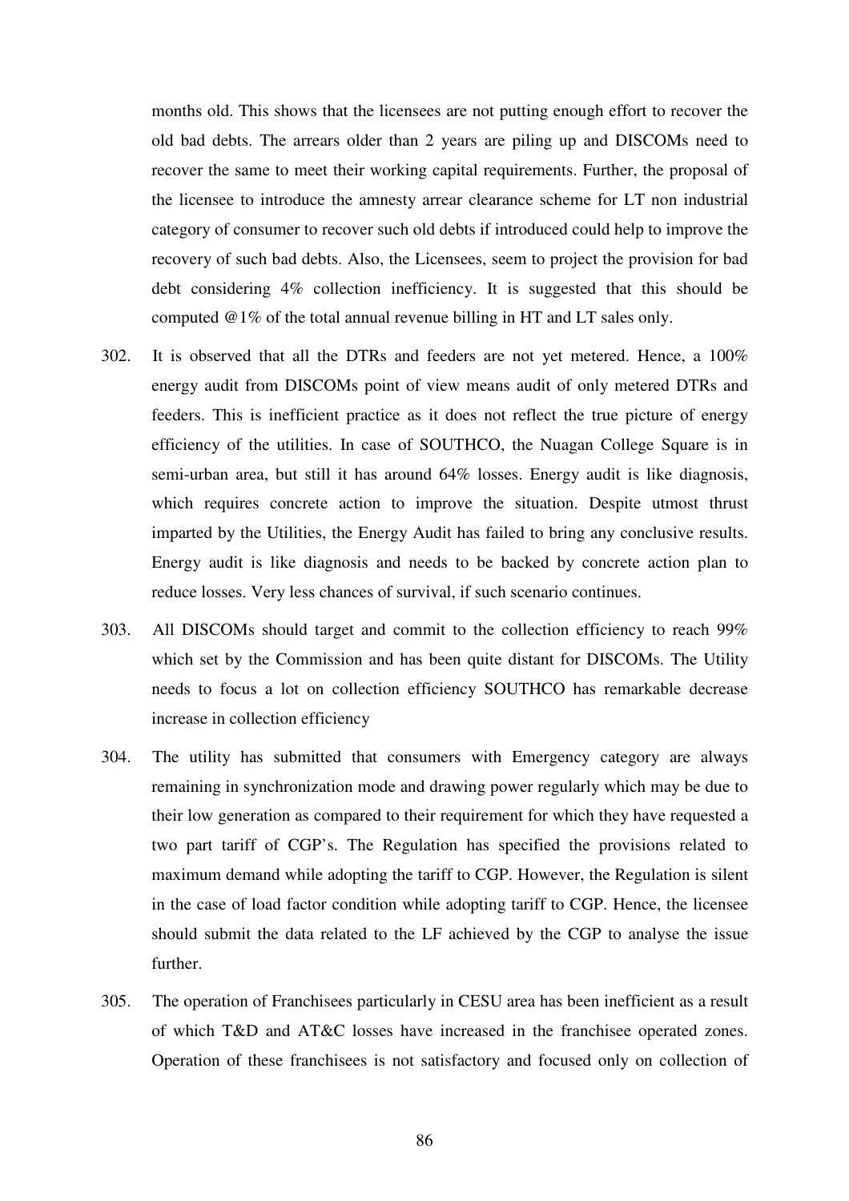months old. This shows that the licensees are not putting enough effort to recover the old bad debts. The arrears older than 2 years are piling up and DISCOMs need to recover the same to meet their working capital requirements. Further, the proposal of the licensee to introduce the amnesty arrear clearance scheme for LT non industrial category of consumer to recover such old debts if introduced could help to improve the recovery of such bad debts. Also, the Licensees, seem to project the provision for bad debt considering 4% collection inefficiency. It is suggested that this should be computed @1% of the total annual revenue billing in HT and LT sales only.

302. It is observed that all the DTRs and feeders are not yet metered. Hence, a 100% energy audit from DISCOMs point of view means audit of only metered DTRs and feeders. This is inefficient practice as it does not reflect the true picture of energy efficiency of the utilities. In case of SOUTHCO, the Nuagan College Square is in semi-urban area, but still it has around 64% losses. Energy audit is like diagnosis, which requires concrete action to improve the situation. Despite utmost thrust imparted by the Utilities, the Energy Audit has failed to bring any conclusive results. Energy audit is like diagnosis and needs to be backed by concrete action plan to reduce losses. Very less chances of survival, if such scenario continues.

303. All DISCOMs should target and commit to the collection efficiency to reach 99% which set by the Commission and has been quite distant for DISCOMs. The Utility needs to focus a lot on collection efficiency SOUTHCO has remarkable decrease increase in collection efficiency

304. The utility has submitted that consumers with Emergency category are always remaining in synchronization mode and drawing power regularly which may be due to their low generation as compared to their requirement for which they have requested a two part tariff of CGP's. The Regulation has specified the provisions related to maximum demand while adopting the tariff to CGP. However, the Regulation is silent in the case of load factor condition while adopting tariff to CGP. Hence, the licensee should submit the data related to the LF achieved by the CGP to analyse the issue further.

305. The operation of Franchisees particularly in CESU area has been inefficient as a result of which T&D and AT&C losses have increased in the franchisee operated zones. Operation of these franchisees is not satisfactory and focused only on collection of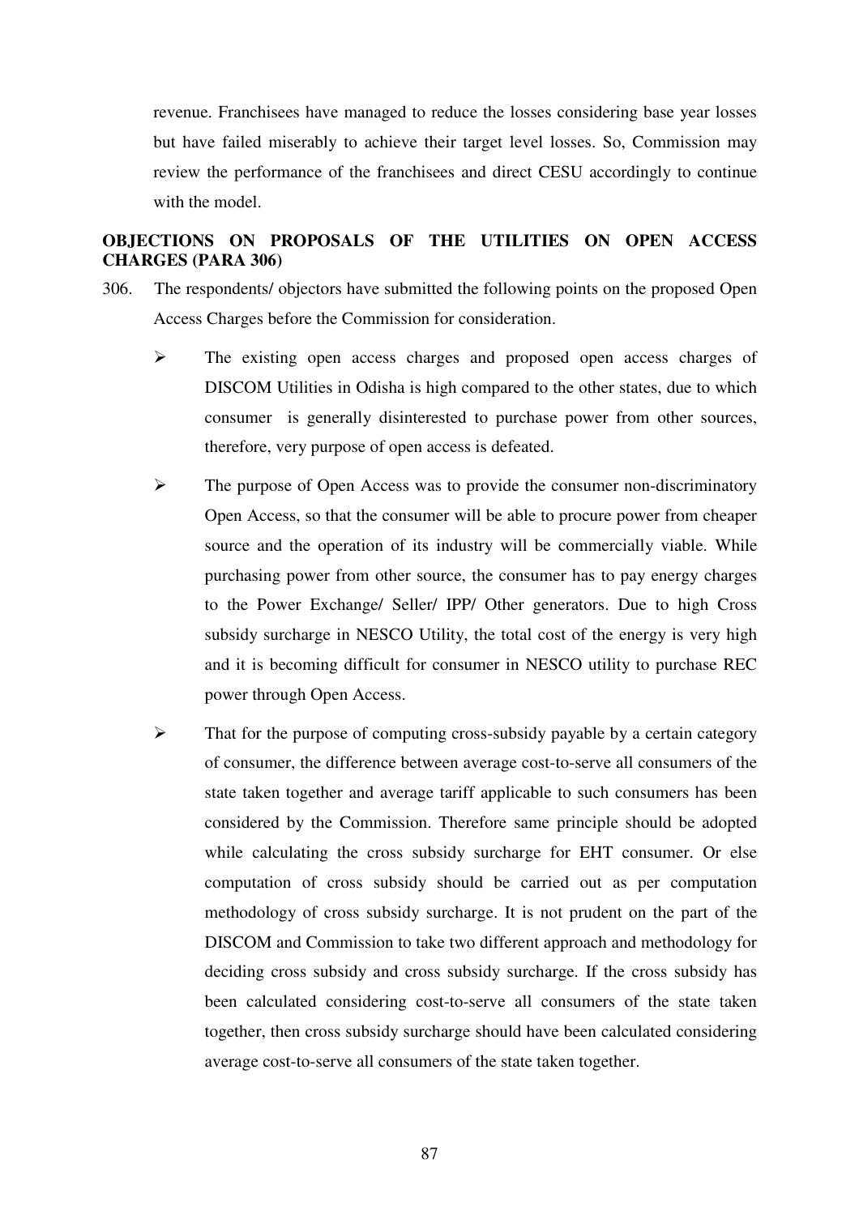revenue. Franchisees have managed to reduce the losses considering base year losses but have failed miserably to achieve their target level losses. So, Commission may review the performance of the franchisees and direct CESU accordingly to continue with the model.

**OBJECTIONS ON PROPOSALS OF THE UTILITIES ON OPEN ACCESS CHARGES (PARA 306)**

306. The respondents/ objectors have submitted the following points on the proposed Open Access Charges before the Commission for consideration.

- The existing open access charges and proposed open access charges of DISCOM Utilities in Odisha is high compared to the other states, due to which consumer is generally disinterested to purchase power from other sources, therefore, very purpose of open access is defeated.

- The purpose of Open Access was to provide the consumer non-discriminatory Open Access, so that the consumer will be able to procure power from cheaper source and the operation of its industry will be commercially viable. While purchasing power from other source, the consumer has to pay energy charges to the Power Exchange/ Seller/ IPP/ Other generators. Due to high Cross subsidy surcharge in NESCO Utility, the total cost of the energy is very high and it is becoming difficult for consumer in NESCO utility to purchase REC power through Open Access.

- That for the purpose of computing cross-subsidy payable by a certain category of consumer, the difference between average cost-to-serve all consumers of the state taken together and average tariff applicable to such consumers has been considered by the Commission. Therefore same principle should be adopted while calculating the cross subsidy surcharge for EHT consumer. Or else computation of cross subsidy should be carried out as per computation methodology of cross subsidy surcharge. It is not prudent on the part of the DISCOM and Commission to take two different approach and methodology for deciding cross subsidy and cross subsidy surcharge. If the cross subsidy has been calculated considering cost-to-serve all consumers of the state taken together, then cross subsidy surcharge should have been calculated considering average cost-to-serve all consumers of the state taken together.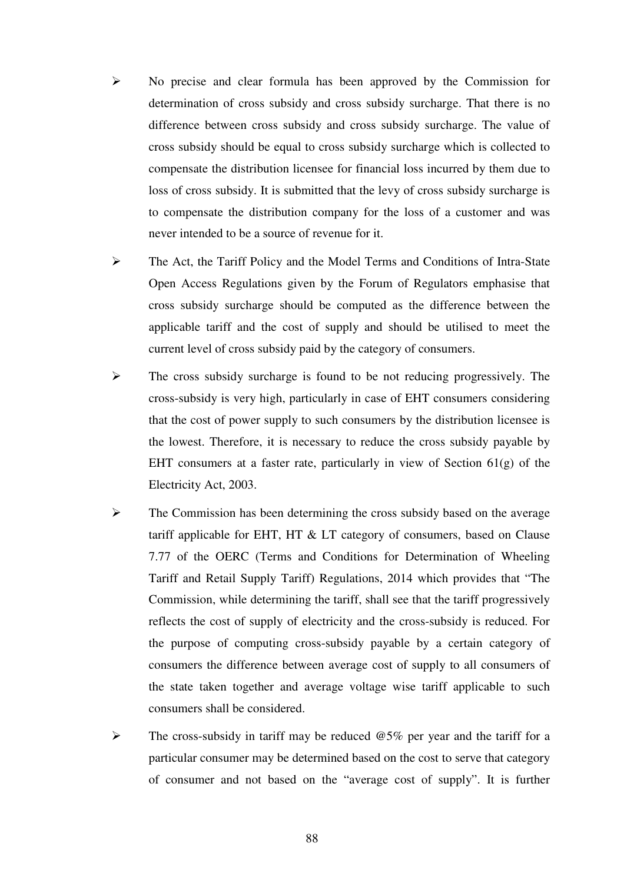- No precise and clear formula has been approved by the Commission for determination of cross subsidy and cross subsidy surcharge. That there is no difference between cross subsidy and cross subsidy surcharge. The value of cross subsidy should be equal to cross subsidy surcharge which is collected to compensate the distribution licensee for financial loss incurred by them due to loss of cross subsidy. It is submitted that the levy of cross subsidy surcharge is to compensate the distribution company for the loss of a customer and was never intended to be a source of revenue for it.

- The Act, the Tariff Policy and the Model Terms and Conditions of Intra-State Open Access Regulations given by the Forum of Regulators emphasise that cross subsidy surcharge should be computed as the difference between the applicable tariff and the cost of supply and should be utilised to meet the current level of cross subsidy paid by the category of consumers.

- The cross subsidy surcharge is found to be not reducing progressively. The cross-subsidy is very high, particularly in case of EHT consumers considering that the cost of power supply to such consumers by the distribution licensee is the lowest. Therefore, it is necessary to reduce the cross subsidy payable by EHT consumers at a faster rate, particularly in view of Section 61(g) of the Electricity Act, 2003.

- The Commission has been determining the cross subsidy based on the average tariff applicable for EHT, HT & LT category of consumers, based on Clause 7.77 of the OERC (Terms and Conditions for Determination of Wheeling Tariff and Retail Supply Tariff) Regulations, 2014 which provides that "The Commission, while determining the tariff, shall see that the tariff progressively reflects the cost of supply of electricity and the cross-subsidy is reduced. For the purpose of computing cross-subsidy payable by a certain category of consumers the difference between average cost of supply to all consumers of the state taken together and average voltage wise tariff applicable to such consumers shall be considered.

- The cross-subsidy in tariff may be reduced @5% per year and the tariff for a particular consumer may be determined based on the cost to serve that category of consumer and not based on the "average cost of supply". It is further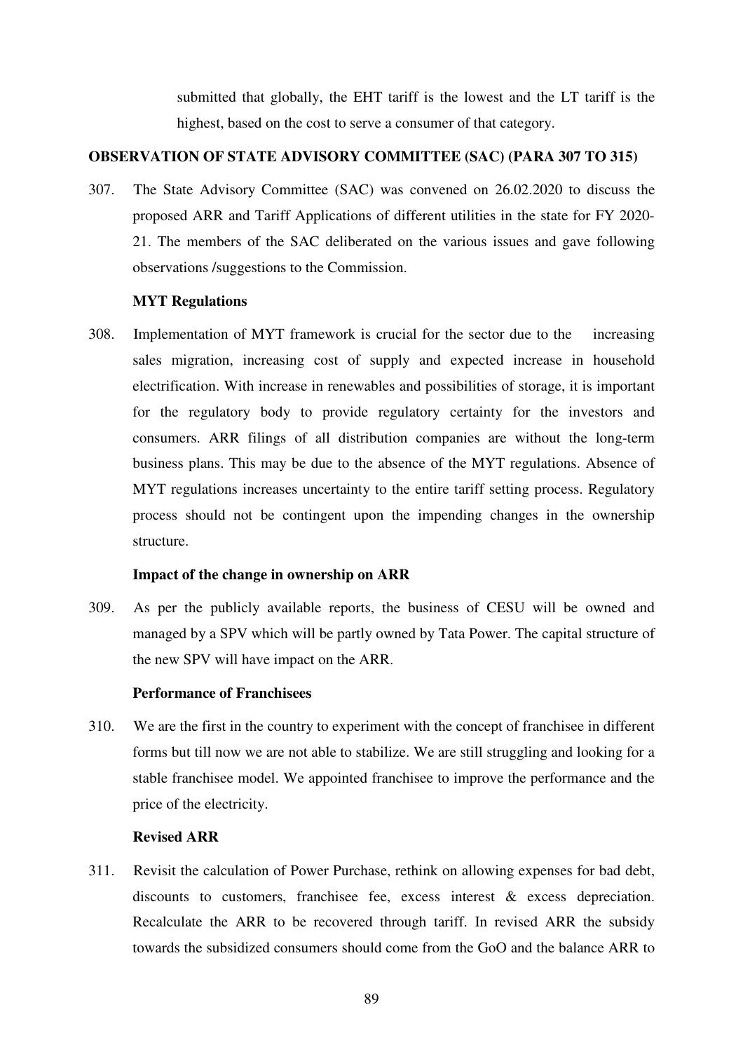submitted that globally, the EHT tariff is the lowest and the LT tariff is the highest, based on the cost to serve a consumer of that category.

**OBSERVATION OF STATE ADVISORY COMMITTEE (SAC) (PARA 307 TO 315)**

307. The State Advisory Committee (SAC) was convened on 26.02.2020 to discuss the proposed ARR and Tariff Applications of different utilities in the state for FY 2020-21. The members of the SAC deliberated on the various issues and gave following observations /suggestions to the Commission.

**MYT Regulations**

308. Implementation of MYT framework is crucial for the sector due to the increasing sales migration, increasing cost of supply and expected increase in household electrification. With increase in renewables and possibilities of storage, it is important for the regulatory body to provide regulatory certainty for the investors and consumers. ARR filings of all distribution companies are without the long-term business plans. This may be due to the absence of the MYT regulations. Absence of MYT regulations increases uncertainty to the entire tariff setting process. Regulatory process should not be contingent upon the impending changes in the ownership structure.

**Impact of the change in ownership on ARR**

309. As per the publicly available reports, the business of CESU will be owned and managed by a SPV which will be partly owned by Tata Power. The capital structure of the new SPV will have impact on the ARR.

**Performance of Franchisees**

310. We are the first in the country to experiment with the concept of franchisee in different forms but till now we are not able to stabilize. We are still struggling and looking for a stable franchisee model. We appointed franchisee to improve the performance and the price of the electricity.

**Revised ARR**

311. Revisit the calculation of Power Purchase, rethink on allowing expenses for bad debt, discounts to customers, franchisee fee, excess interest & excess depreciation. Recalculate the ARR to be recovered through tariff. In revised ARR the subsidy towards the subsidized consumers should come from the GoO and the balance ARR to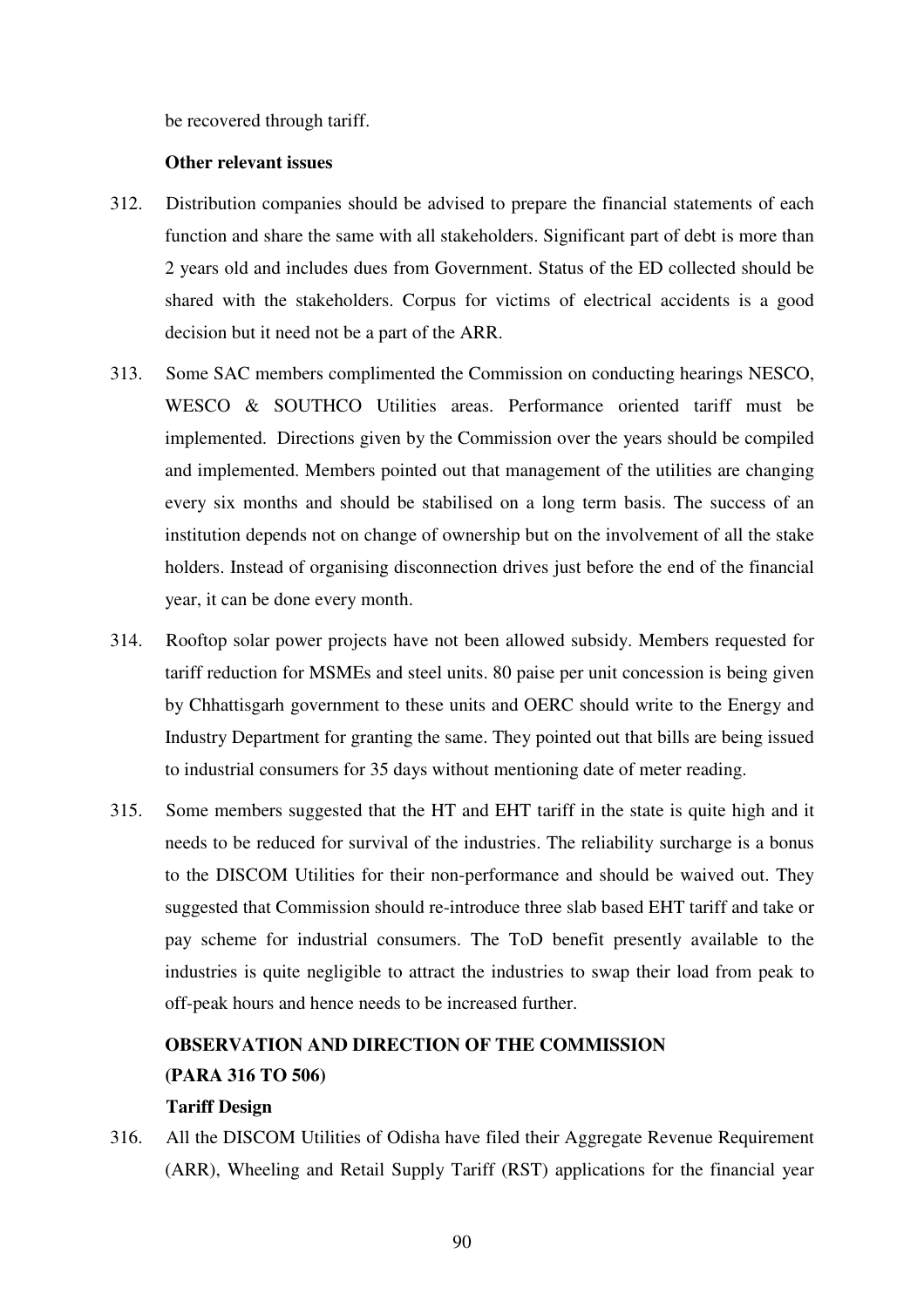be recovered through tariff.

**Other relevant issues**

312. Distribution companies should be advised to prepare the financial statements of each function and share the same with all stakeholders. Significant part of debt is more than 2 years old and includes dues from Government. Status of the ED collected should be shared with the stakeholders. Corpus for victims of electrical accidents is a good decision but it need not be a part of the ARR.

313. Some SAC members complimented the Commission on conducting hearings NESCO, WESCO & SOUTHCO Utilities areas. Performance oriented tariff must be implemented. Directions given by the Commission over the years should be compiled and implemented. Members pointed out that management of the utilities are changing every six months and should be stabilised on a long term basis. The success of an institution depends not on change of ownership but on the involvement of all the stake holders. Instead of organising disconnection drives just before the end of the financial year, it can be done every month.

314. Rooftop solar power projects have not been allowed subsidy. Members requested for tariff reduction for MSMEs and steel units. 80 paise per unit concession is being given by Chhattisgarh government to these units and OERC should write to the Energy and Industry Department for granting the same. They pointed out that bills are being issued to industrial consumers for 35 days without mentioning date of meter reading.

315. Some members suggested that the HT and EHT tariff in the state is quite high and it needs to be reduced for survival of the industries. The reliability surcharge is a bonus to the DISCOM Utilities for their non-performance and should be waived out. They suggested that Commission should re-introduce three slab based EHT tariff and take or pay scheme for industrial consumers. The ToD benefit presently available to the industries is quite negligible to attract the industries to swap their load from peak to off-peak hours and hence needs to be increased further.

**OBSERVATION AND DIRECTION OF THE COMMISSION**
**(PARA 316 TO 506)**

**Tariff Design**

316. All the DISCOM Utilities of Odisha have filed their Aggregate Revenue Requirement (ARR), Wheeling and Retail Supply Tariff (RST) applications for the financial year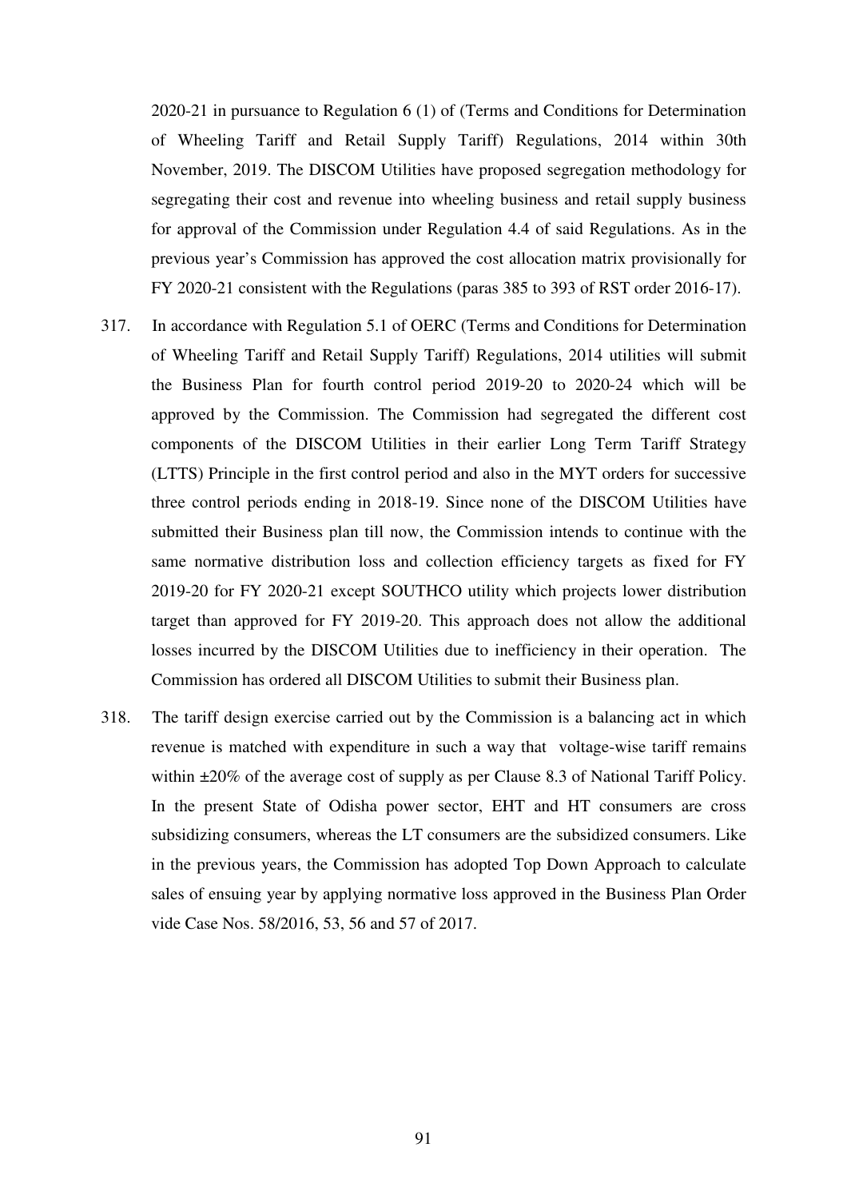2020-21 in pursuance to Regulation 6 (1) of (Terms and Conditions for Determination of Wheeling Tariff and Retail Supply Tariff) Regulations, 2014 within 30th November, 2019. The DISCOM Utilities have proposed segregation methodology for segregating their cost and revenue into wheeling business and retail supply business for approval of the Commission under Regulation 4.4 of said Regulations. As in the previous year's Commission has approved the cost allocation matrix provisionally for FY 2020-21 consistent with the Regulations (paras 385 to 393 of RST order 2016-17).

317. In accordance with Regulation 5.1 of OERC (Terms and Conditions for Determination of Wheeling Tariff and Retail Supply Tariff) Regulations, 2014 utilities will submit the Business Plan for fourth control period 2019-20 to 2020-24 which will be approved by the Commission. The Commission had segregated the different cost components of the DISCOM Utilities in their earlier Long Term Tariff Strategy (LTTS) Principle in the first control period and also in the MYT orders for successive three control periods ending in 2018-19. Since none of the DISCOM Utilities have submitted their Business plan till now, the Commission intends to continue with the same normative distribution loss and collection efficiency targets as fixed for FY 2019-20 for FY 2020-21 except SOUTHCO utility which projects lower distribution target than approved for FY 2019-20. This approach does not allow the additional losses incurred by the DISCOM Utilities due to inefficiency in their operation. The Commission has ordered all DISCOM Utilities to submit their Business plan.

318. The tariff design exercise carried out by the Commission is a balancing act in which revenue is matched with expenditure in such a way that voltage-wise tariff remains within ±20% of the average cost of supply as per Clause 8.3 of National Tariff Policy. In the present State of Odisha power sector, EHT and HT consumers are cross subsidizing consumers, whereas the LT consumers are the subsidized consumers. Like in the previous years, the Commission has adopted Top Down Approach to calculate sales of ensuing year by applying normative loss approved in the Business Plan Order vide Case Nos. 58/2016, 53, 56 and 57 of 2017.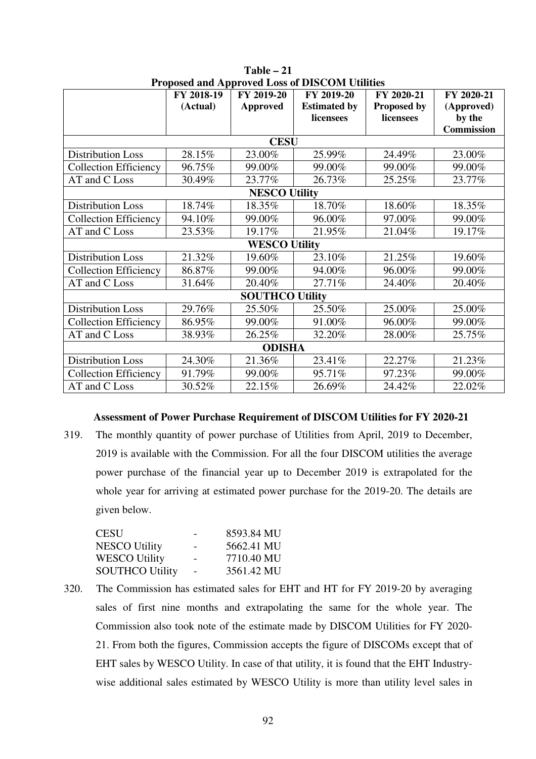**Table – 21**
**Proposed and Approved Loss of DISCOM Utilities**

| | FY 2018-19 (Actual) | FY 2019-20 Approved | FY 2019-20 Estimated by licensees | FY 2020-21 Proposed by licensees | FY 2020-21 (Approved) by the Commission |
|---|---|---|---|---|---|
| **CESU** | | | | | |
| Distribution Loss | 28.15% | 23.00% | 25.99% | 24.49% | 23.00% |
| Collection Efficiency | 96.75% | 99.00% | 99.00% | 99.00% | 99.00% |
| AT and C Loss | 30.49% | 23.77% | 26.73% | 25.25% | 23.77% |
| **NESCO Utility** | | | | | |
| Distribution Loss | 18.74% | 18.35% | 18.70% | 18.60% | 18.35% |
| Collection Efficiency | 94.10% | 99.00% | 96.00% | 97.00% | 99.00% |
| AT and C Loss | 23.53% | 19.17% | 21.95% | 21.04% | 19.17% |
| **WESCO Utility** | | | | | |
| Distribution Loss | 21.32% | 19.60% | 23.10% | 21.25% | 19.60% |
| Collection Efficiency | 86.87% | 99.00% | 94.00% | 96.00% | 99.00% |
| AT and C Loss | 31.64% | 20.40% | 27.71% | 24.40% | 20.40% |
| **SOUTHCO Utility** | | | | | |
| Distribution Loss | 29.76% | 25.50% | 25.50% | 25.00% | 25.00% |
| Collection Efficiency | 86.95% | 99.00% | 91.00% | 96.00% | 99.00% |
| AT and C Loss | 38.93% | 26.25% | 32.20% | 28.00% | 25.75% |
| **ODISHA** | | | | | |
| Distribution Loss | 24.30% | 21.36% | 23.41% | 22.27% | 21.23% |
| Collection Efficiency | 91.79% | 99.00% | 95.71% | 97.23% | 99.00% |
| AT and C Loss | 30.52% | 22.15% | 26.69% | 24.42% | 22.02% |

**Assessment of Power Purchase Requirement of DISCOM Utilities for FY 2020-21**

319. The monthly quantity of power purchase of Utilities from April, 2019 to December, 2019 is available with the Commission. For all the four DISCOM utilities the average power purchase of the financial year up to December 2019 is extrapolated for the whole year for arriving at estimated power purchase for the 2019-20. The details are given below.

| | | |
|---|---|---|
| CESU | - | 8593.84 MU |
| NESCO Utility | - | 5662.41 MU |
| WESCO Utility | - | 7710.40 MU |
| SOUTHCO Utility | - | 3561.42 MU |

320. The Commission has estimated sales for EHT and HT for FY 2019-20 by averaging sales of first nine months and extrapolating the same for the whole year. The Commission also took note of the estimate made by DISCOM Utilities for FY 2020-21. From both the figures, Commission accepts the figure of DISCOMs except that of EHT sales by WESCO Utility. In case of that utility, it is found that the EHT Industry-wise additional sales estimated by WESCO Utility is more than utility level sales in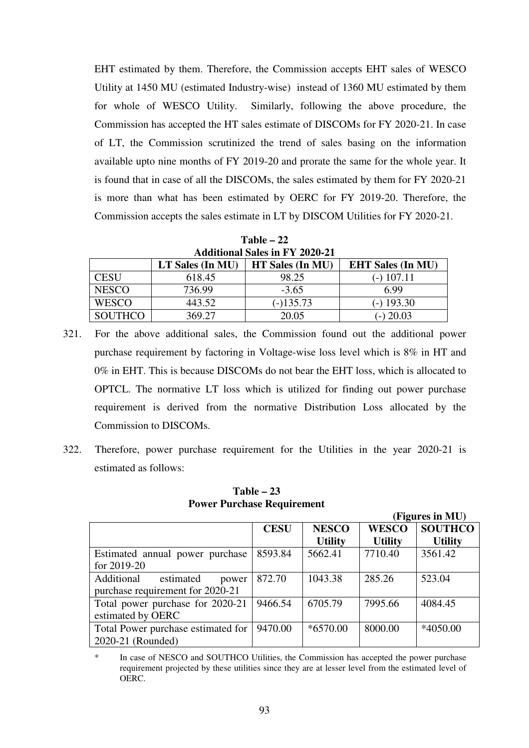EHT estimated by them. Therefore, the Commission accepts EHT sales of WESCO Utility at 1450 MU (estimated Industry-wise) instead of 1360 MU estimated by them for whole of WESCO Utility. Similarly, following the above procedure, the Commission has accepted the HT sales estimate of DISCOMs for FY 2020-21. In case of LT, the Commission scrutinized the trend of sales basing on the information available upto nine months of FY 2019-20 and prorate the same for the whole year. It is found that in case of all the DISCOMs, the sales estimated by them for FY 2020-21 is more than what has been estimated by OERC for FY 2019-20. Therefore, the Commission accepts the sales estimate in LT by DISCOM Utilities for FY 2020-21.

**Table – 22**
**Additional Sales in FY 2020-21**

| | LT Sales (In MU) | HT Sales (In MU) | EHT Sales (In MU) |
|---|---|---|---|
| CESU | 618.45 | 98.25 | (-) 107.11 |
| NESCO | 736.99 | -3.65 | 6.99 |
| WESCO | 443.52 | (-)135.73 | (-) 193.30 |
| SOUTHCO | 369.27 | 20.05 | (-) 20.03 |

321. For the above additional sales, the Commission found out the additional power purchase requirement by factoring in Voltage-wise loss level which is 8% in HT and 0% in EHT. This is because DISCOMs do not bear the EHT loss, which is allocated to OPTCL. The normative LT loss which is utilized for finding out power purchase requirement is derived from the normative Distribution Loss allocated by the Commission to DISCOMs.

322. Therefore, power purchase requirement for the Utilities in the year 2020-21 is estimated as follows:

**Table – 23**
**Power Purchase Requirement**

**(Figures in MU)**

| | CESU | NESCO Utility | WESCO Utility | SOUTHCO Utility |
|---|---|---|---|---|
| Estimated annual power purchase for 2019-20 | 8593.84 | 5662.41 | 7710.40 | 3561.42 |
| Additional estimated power purchase requirement for 2020-21 | 872.70 | 1043.38 | 285.26 | 523.04 |
| Total power purchase for 2020-21 estimated by OERC | 9466.54 | 6705.79 | 7995.66 | 4084.45 |
| Total Power purchase estimated for 2020-21 (Rounded) | 9470.00 | *6570.00 | 8000.00 | *4050.00 |

\* In case of NESCO and SOUTHCO Utilities, the Commission has accepted the power purchase requirement projected by these utilities since they are at lesser level from the estimated level of OERC.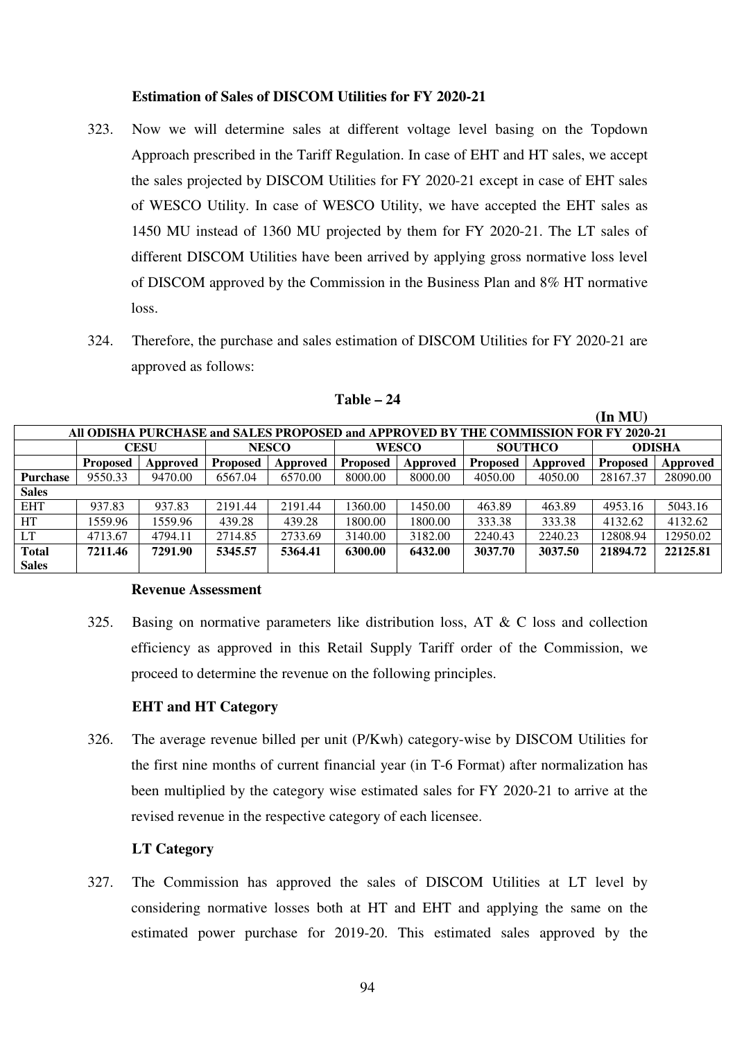**Estimation of Sales of DISCOM Utilities for FY 2020-21**

323. Now we will determine sales at different voltage level basing on the Topdown Approach prescribed in the Tariff Regulation. In case of EHT and HT sales, we accept the sales projected by DISCOM Utilities for FY 2020-21 except in case of EHT sales of WESCO Utility. In case of WESCO Utility, we have accepted the EHT sales as 1450 MU instead of 1360 MU projected by them for FY 2020-21. The LT sales of different DISCOM Utilities have been arrived by applying gross normative loss level of DISCOM approved by the Commission in the Business Plan and 8% HT normative loss.

324. Therefore, the purchase and sales estimation of DISCOM Utilities for FY 2020-21 are approved as follows:

**Table – 24**

**(In MU)**

| All ODISHA PURCHASE and SALES PROPOSED and APPROVED BY THE COMMISSION FOR FY 2020-21 | | | | | | | | | | |
|---|---|---|---|---|---|---|---|---|---|---|
| | **CESU** | | **NESCO** | | **WESCO** | | **SOUTHCO** | | **ODISHA** | |
| | **Proposed** | **Approved** | **Proposed** | **Approved** | **Proposed** | **Approved** | **Proposed** | **Approved** | **Proposed** | **Approved** |
| **Purchase** | 9550.33 | 9470.00 | 6567.04 | 6570.00 | 8000.00 | 8000.00 | 4050.00 | 4050.00 | 28167.37 | 28090.00 |
| **Sales** | | | | | | | | | | |
| EHT | 937.83 | 937.83 | 2191.44 | 2191.44 | 1360.00 | 1450.00 | 463.89 | 463.89 | 4953.16 | 5043.16 |
| HT | 1559.96 | 1559.96 | 439.28 | 439.28 | 1800.00 | 1800.00 | 333.38 | 333.38 | 4132.62 | 4132.62 |
| LT | 4713.67 | 4794.11 | 2714.85 | 2733.69 | 3140.00 | 3182.00 | 2240.43 | 2240.23 | 12808.94 | 12950.02 |
| **Total Sales** | **7211.46** | **7291.90** | **5345.57** | **5364.41** | **6300.00** | **6432.00** | **3037.70** | **3037.50** | **21894.72** | **22125.81** |

**Revenue Assessment**

325. Basing on normative parameters like distribution loss, AT & C loss and collection efficiency as approved in this Retail Supply Tariff order of the Commission, we proceed to determine the revenue on the following principles.

**EHT and HT Category**

326. The average revenue billed per unit (P/Kwh) category-wise by DISCOM Utilities for the first nine months of current financial year (in T-6 Format) after normalization has been multiplied by the category wise estimated sales for FY 2020-21 to arrive at the revised revenue in the respective category of each licensee.

**LT Category**

327. The Commission has approved the sales of DISCOM Utilities at LT level by considering normative losses both at HT and EHT and applying the same on the estimated power purchase for 2019-20. This estimated sales approved by the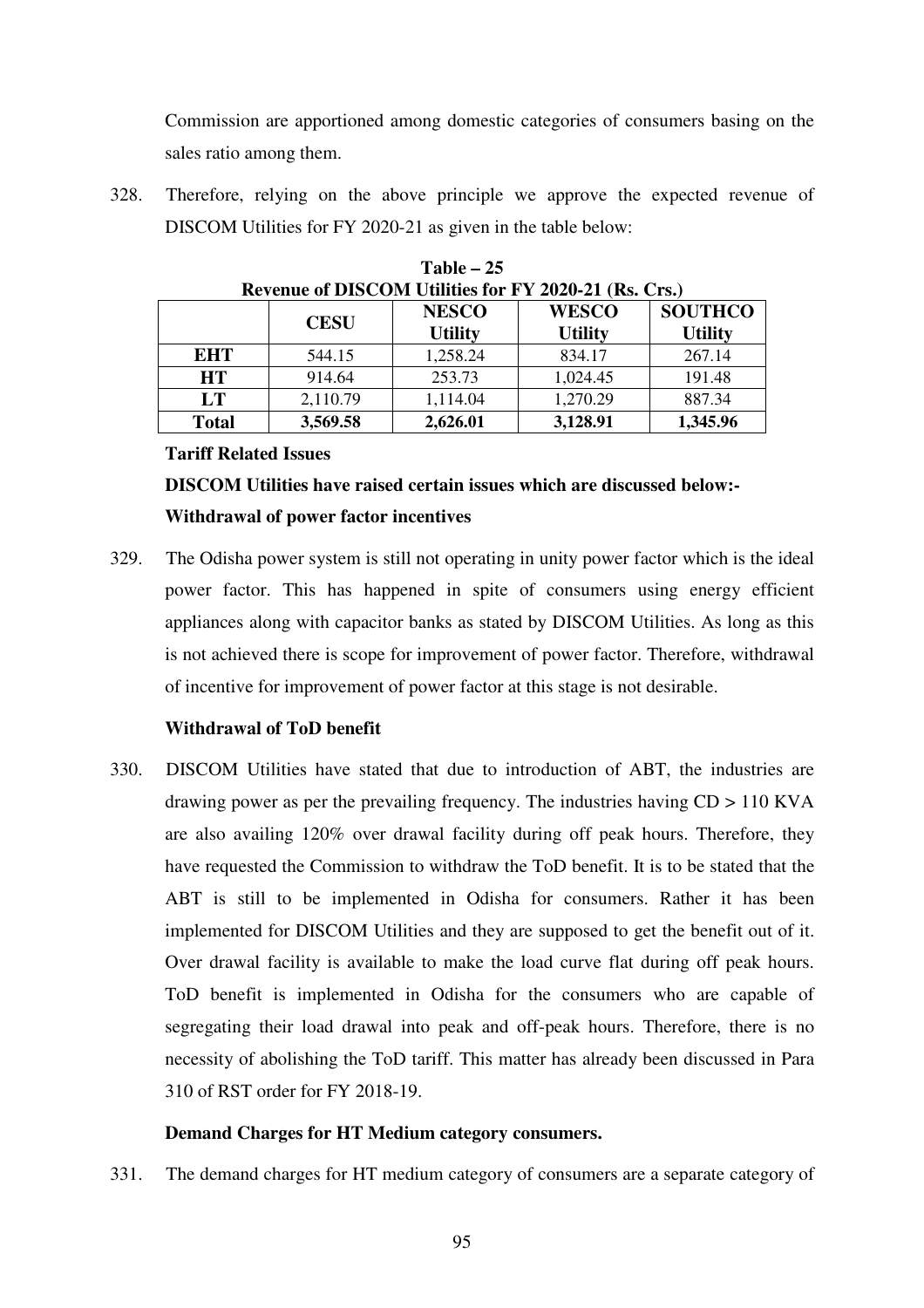Commission are apportioned among domestic categories of consumers basing on the sales ratio among them.

328. Therefore, relying on the above principle we approve the expected revenue of DISCOM Utilities for FY 2020-21 as given in the table below:

**Table – 25**
**Revenue of DISCOM Utilities for FY 2020-21 (Rs. Crs.)**

| | CESU | NESCO Utility | WESCO Utility | SOUTHCO Utility |
|---|---|---|---|---|
| **EHT** | 544.15 | 1,258.24 | 834.17 | 267.14 |
| **HT** | 914.64 | 253.73 | 1,024.45 | 191.48 |
| **LT** | 2,110.79 | 1,114.04 | 1,270.29 | 887.34 |
| **Total** | **3,569.58** | **2,626.01** | **3,128.91** | **1,345.96** |

**Tariff Related Issues**

**DISCOM Utilities have raised certain issues which are discussed below:-**

**Withdrawal of power factor incentives**

329. The Odisha power system is still not operating in unity power factor which is the ideal power factor. This has happened in spite of consumers using energy efficient appliances along with capacitor banks as stated by DISCOM Utilities. As long as this is not achieved there is scope for improvement of power factor. Therefore, withdrawal of incentive for improvement of power factor at this stage is not desirable.

**Withdrawal of ToD benefit**

330. DISCOM Utilities have stated that due to introduction of ABT, the industries are drawing power as per the prevailing frequency. The industries having CD > 110 KVA are also availing 120% over drawal facility during off peak hours. Therefore, they have requested the Commission to withdraw the ToD benefit. It is to be stated that the ABT is still to be implemented in Odisha for consumers. Rather it has been implemented for DISCOM Utilities and they are supposed to get the benefit out of it. Over drawal facility is available to make the load curve flat during off peak hours. ToD benefit is implemented in Odisha for the consumers who are capable of segregating their load drawal into peak and off-peak hours. Therefore, there is no necessity of abolishing the ToD tariff. This matter has already been discussed in Para 310 of RST order for FY 2018-19.

**Demand Charges for HT Medium category consumers.**

331. The demand charges for HT medium category of consumers are a separate category of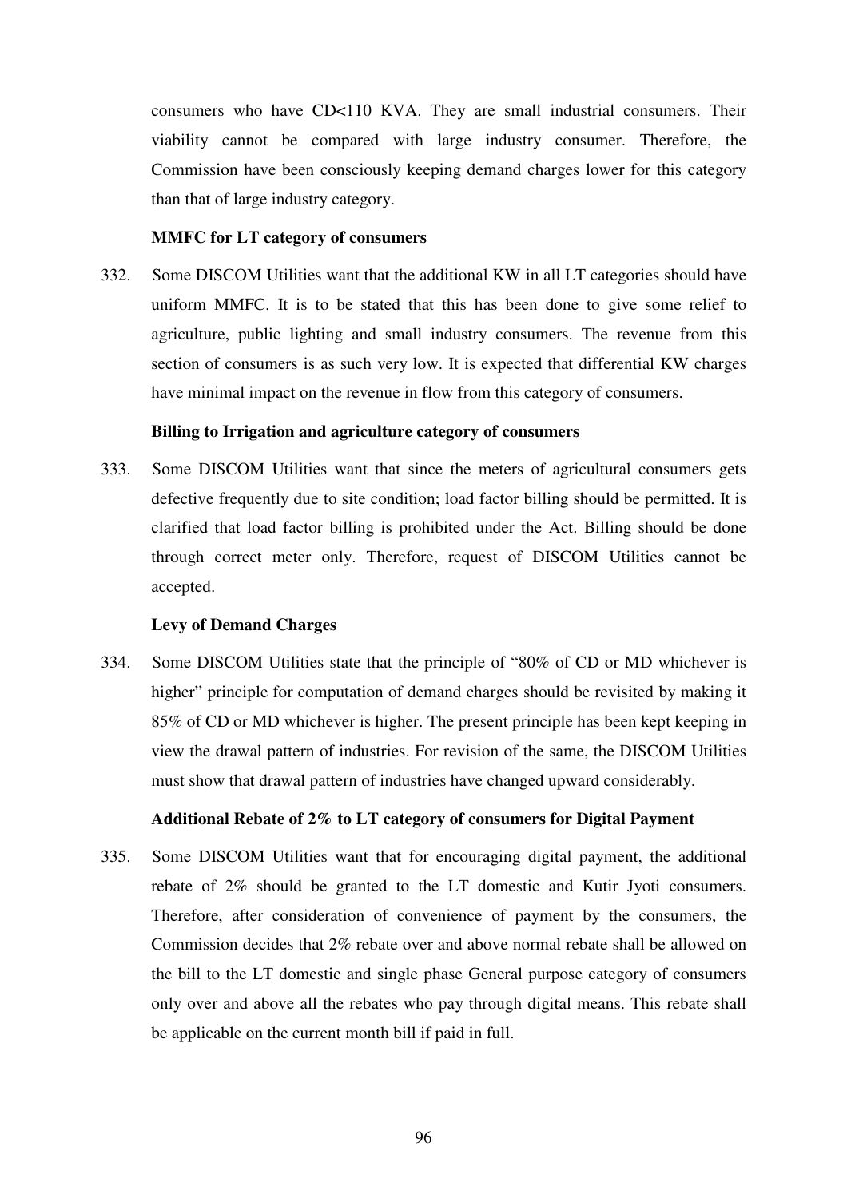consumers who have CD<110 KVA. They are small industrial consumers. Their viability cannot be compared with large industry consumer. Therefore, the Commission have been consciously keeping demand charges lower for this category than that of large industry category.

**MMFC for LT category of consumers**

332. Some DISCOM Utilities want that the additional KW in all LT categories should have uniform MMFC. It is to be stated that this has been done to give some relief to agriculture, public lighting and small industry consumers. The revenue from this section of consumers is as such very low. It is expected that differential KW charges have minimal impact on the revenue in flow from this category of consumers.

**Billing to Irrigation and agriculture category of consumers**

333. Some DISCOM Utilities want that since the meters of agricultural consumers gets defective frequently due to site condition; load factor billing should be permitted. It is clarified that load factor billing is prohibited under the Act. Billing should be done through correct meter only. Therefore, request of DISCOM Utilities cannot be accepted.

**Levy of Demand Charges**

334. Some DISCOM Utilities state that the principle of "80% of CD or MD whichever is higher" principle for computation of demand charges should be revisited by making it 85% of CD or MD whichever is higher. The present principle has been kept keeping in view the drawal pattern of industries. For revision of the same, the DISCOM Utilities must show that drawal pattern of industries have changed upward considerably.

**Additional Rebate of 2% to LT category of consumers for Digital Payment**

335. Some DISCOM Utilities want that for encouraging digital payment, the additional rebate of 2% should be granted to the LT domestic and Kutir Jyoti consumers. Therefore, after consideration of convenience of payment by the consumers, the Commission decides that 2% rebate over and above normal rebate shall be allowed on the bill to the LT domestic and single phase General purpose category of consumers only over and above all the rebates who pay through digital means. This rebate shall be applicable on the current month bill if paid in full.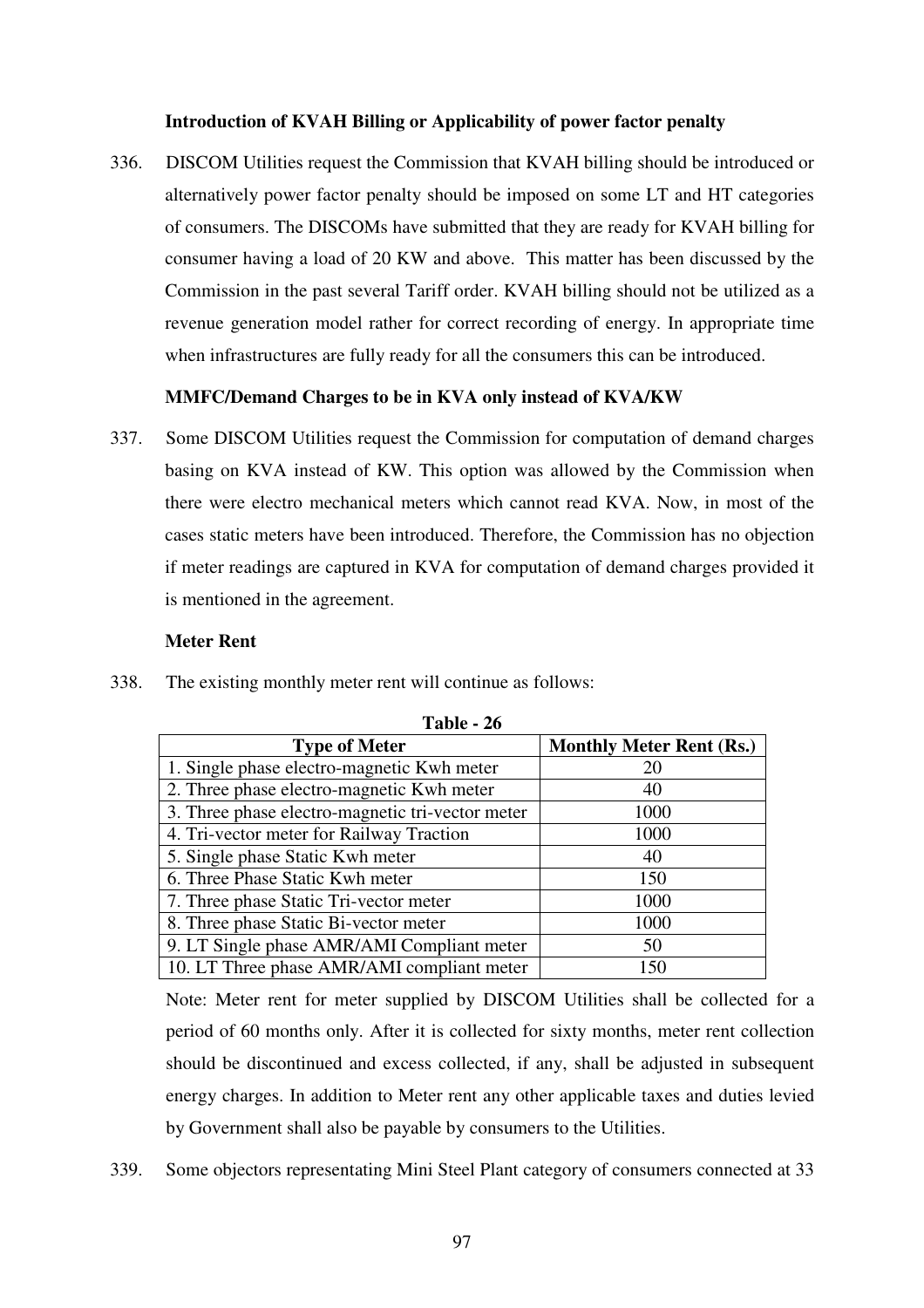### Introduction of KVAH Billing or Applicability of power factor penalty

336. DISCOM Utilities request the Commission that KVAH billing should be introduced or alternatively power factor penalty should be imposed on some LT and HT categories of consumers. The DISCOMs have submitted that they are ready for KVAH billing for consumer having a load of 20 KW and above. This matter has been discussed by the Commission in the past several Tariff order. KVAH billing should not be utilized as a revenue generation model rather for correct recording of energy. In appropriate time when infrastructures are fully ready for all the consumers this can be introduced.

### MMFC/Demand Charges to be in KVA only instead of KVA/KW

337. Some DISCOM Utilities request the Commission for computation of demand charges basing on KVA instead of KW. This option was allowed by the Commission when there were electro mechanical meters which cannot read KVA. Now, in most of the cases static meters have been introduced. Therefore, the Commission has no objection if meter readings are captured in KVA for computation of demand charges provided it is mentioned in the agreement.

### Meter Rent

338. The existing monthly meter rent will continue as follows:

**Table - 26**

| Type of Meter | Monthly Meter Rent (Rs.) |
|---|---|
| 1. Single phase electro-magnetic Kwh meter | 20 |
| 2. Three phase electro-magnetic Kwh meter | 40 |
| 3. Three phase electro-magnetic tri-vector meter | 1000 |
| 4. Tri-vector meter for Railway Traction | 1000 |
| 5. Single phase Static Kwh meter | 40 |
| 6. Three Phase Static Kwh meter | 150 |
| 7. Three phase Static Tri-vector meter | 1000 |
| 8. Three phase Static Bi-vector meter | 1000 |
| 9. LT Single phase AMR/AMI Compliant meter | 50 |
| 10. LT Three phase AMR/AMI compliant meter | 150 |

Note: Meter rent for meter supplied by DISCOM Utilities shall be collected for a period of 60 months only. After it is collected for sixty months, meter rent collection should be discontinued and excess collected, if any, shall be adjusted in subsequent energy charges. In addition to Meter rent any other applicable taxes and duties levied by Government shall also be payable by consumers to the Utilities.

339. Some objectors representating Mini Steel Plant category of consumers connected at 33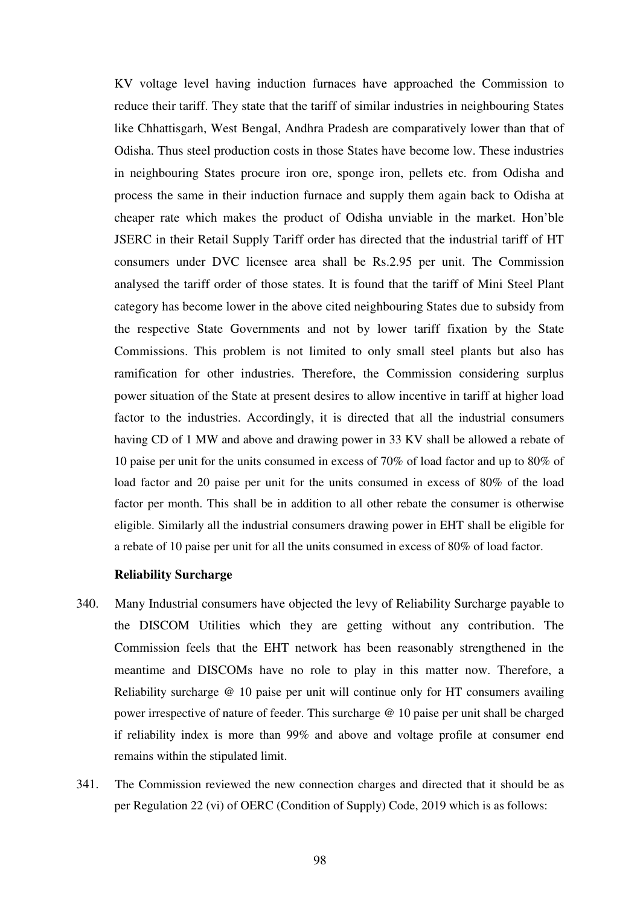KV voltage level having induction furnaces have approached the Commission to reduce their tariff. They state that the tariff of similar industries in neighbouring States like Chhattisgarh, West Bengal, Andhra Pradesh are comparatively lower than that of Odisha. Thus steel production costs in those States have become low. These industries in neighbouring States procure iron ore, sponge iron, pellets etc. from Odisha and process the same in their induction furnace and supply them again back to Odisha at cheaper rate which makes the product of Odisha unviable in the market. Hon'ble JSERC in their Retail Supply Tariff order has directed that the industrial tariff of HT consumers under DVC licensee area shall be Rs.2.95 per unit. The Commission analysed the tariff order of those states. It is found that the tariff of Mini Steel Plant category has become lower in the above cited neighbouring States due to subsidy from the respective State Governments and not by lower tariff fixation by the State Commissions. This problem is not limited to only small steel plants but also has ramification for other industries. Therefore, the Commission considering surplus power situation of the State at present desires to allow incentive in tariff at higher load factor to the industries. Accordingly, it is directed that all the industrial consumers having CD of 1 MW and above and drawing power in 33 KV shall be allowed a rebate of 10 paise per unit for the units consumed in excess of 70% of load factor and up to 80% of load factor and 20 paise per unit for the units consumed in excess of 80% of the load factor per month. This shall be in addition to all other rebate the consumer is otherwise eligible. Similarly all the industrial consumers drawing power in EHT shall be eligible for a rebate of 10 paise per unit for all the units consumed in excess of 80% of load factor.

**Reliability Surcharge**

340. Many Industrial consumers have objected the levy of Reliability Surcharge payable to the DISCOM Utilities which they are getting without any contribution. The Commission feels that the EHT network has been reasonably strengthened in the meantime and DISCOMs have no role to play in this matter now. Therefore, a Reliability surcharge @ 10 paise per unit will continue only for HT consumers availing power irrespective of nature of feeder. This surcharge @ 10 paise per unit shall be charged if reliability index is more than 99% and above and voltage profile at consumer end remains within the stipulated limit.

341. The Commission reviewed the new connection charges and directed that it should be as per Regulation 22 (vi) of OERC (Condition of Supply) Code, 2019 which is as follows: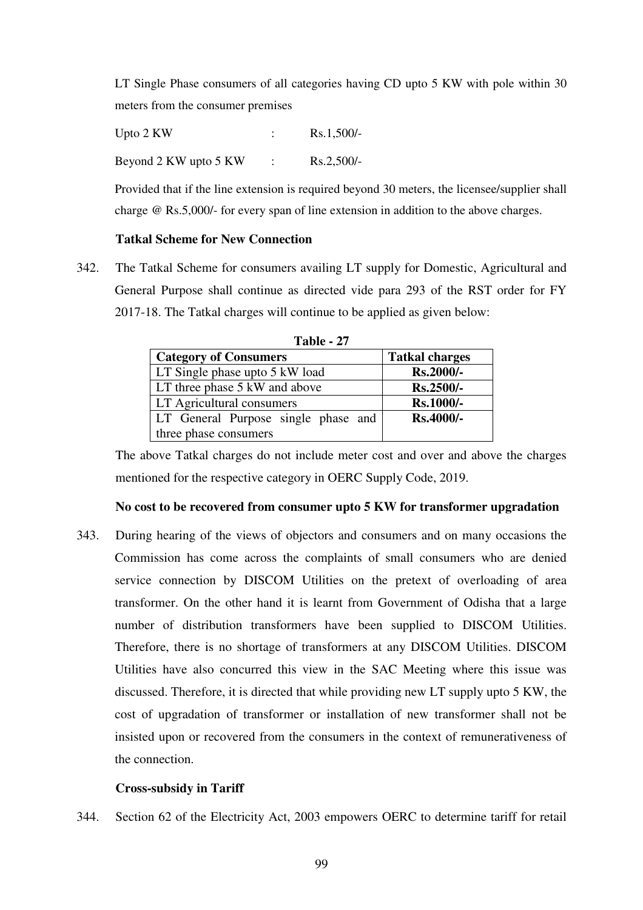LT Single Phase consumers of all categories having CD upto 5 KW with pole within 30 meters from the consumer premises

Upto 2 KW : Rs.1,500/-

Beyond 2 KW upto 5 KW : Rs.2,500/-

Provided that if the line extension is required beyond 30 meters, the licensee/supplier shall charge @ Rs.5,000/- for every span of line extension in addition to the above charges.

**Tatkal Scheme for New Connection**

342. The Tatkal Scheme for consumers availing LT supply for Domestic, Agricultural and General Purpose shall continue as directed vide para 293 of the RST order for FY 2017-18. The Tatkal charges will continue to be applied as given below:

**Table - 27**

| Category of Consumers | Tatkal charges |
|---|---|
| LT Single phase upto 5 kW load | **Rs.2000/-** |
| LT three phase 5 kW and above | **Rs.2500/-** |
| LT Agricultural consumers | **Rs.1000/-** |
| LT General Purpose single phase and three phase consumers | **Rs.4000/-** |

The above Tatkal charges do not include meter cost and over and above the charges mentioned for the respective category in OERC Supply Code, 2019.

**No cost to be recovered from consumer upto 5 KW for transformer upgradation**

343. During hearing of the views of objectors and consumers and on many occasions the Commission has come across the complaints of small consumers who are denied service connection by DISCOM Utilities on the pretext of overloading of area transformer. On the other hand it is learnt from Government of Odisha that a large number of distribution transformers have been supplied to DISCOM Utilities. Therefore, there is no shortage of transformers at any DISCOM Utilities. DISCOM Utilities have also concurred this view in the SAC Meeting where this issue was discussed. Therefore, it is directed that while providing new LT supply upto 5 KW, the cost of upgradation of transformer or installation of new transformer shall not be insisted upon or recovered from the consumers in the context of remunerativeness of the connection.

**Cross-subsidy in Tariff**

344. Section 62 of the Electricity Act, 2003 empowers OERC to determine tariff for retail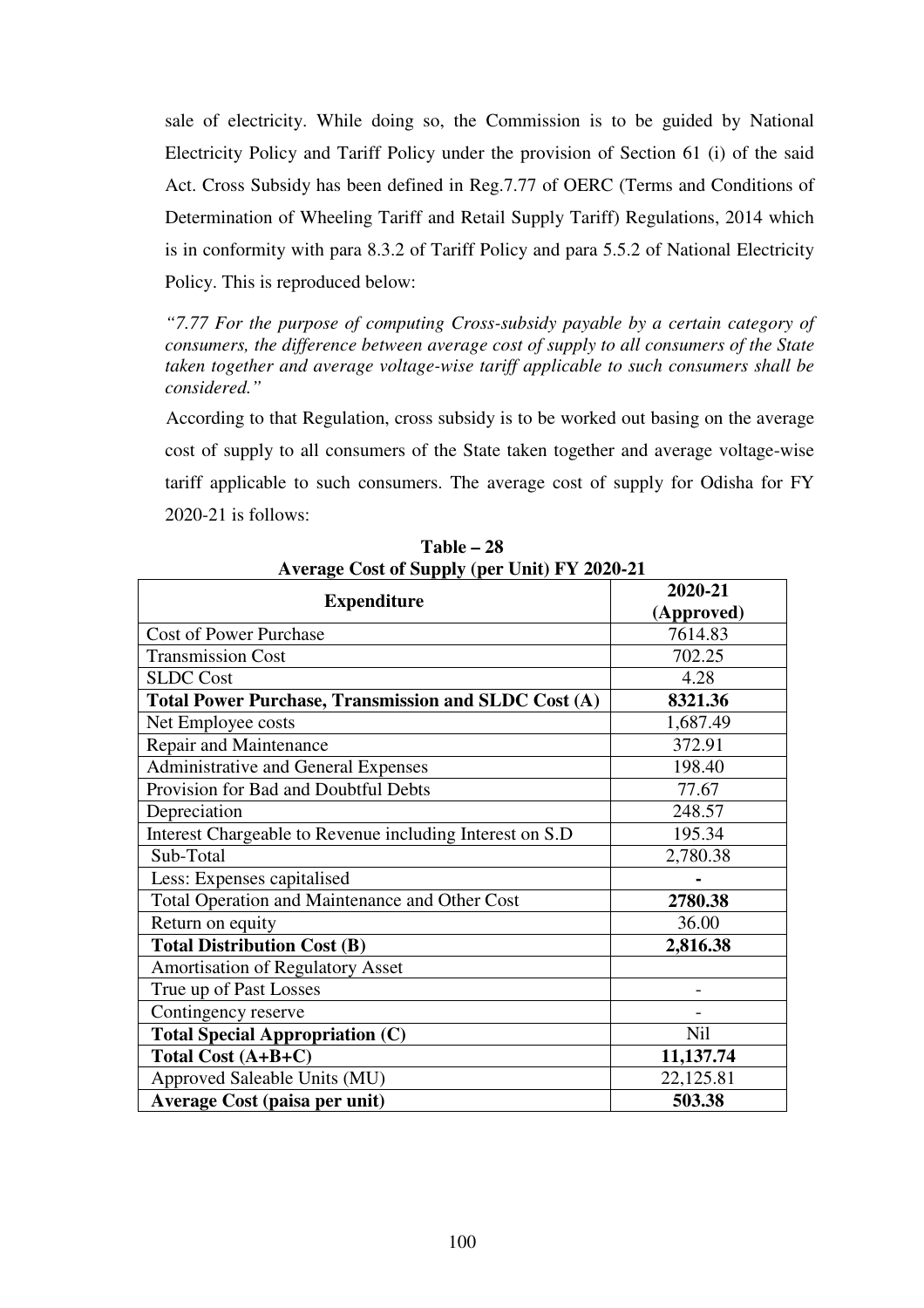sale of electricity. While doing so, the Commission is to be guided by National Electricity Policy and Tariff Policy under the provision of Section 61 (i) of the said Act. Cross Subsidy has been defined in Reg.7.77 of OERC (Terms and Conditions of Determination of Wheeling Tariff and Retail Supply Tariff) Regulations, 2014 which is in conformity with para 8.3.2 of Tariff Policy and para 5.5.2 of National Electricity Policy. This is reproduced below:

*"7.77 For the purpose of computing Cross-subsidy payable by a certain category of consumers, the difference between average cost of supply to all consumers of the State taken together and average voltage-wise tariff applicable to such consumers shall be considered."*

According to that Regulation, cross subsidy is to be worked out basing on the average cost of supply to all consumers of the State taken together and average voltage-wise tariff applicable to such consumers. The average cost of supply for Odisha for FY 2020-21 is follows:

**Table – 28**
**Average Cost of Supply (per Unit) FY 2020-21**

| **Expenditure** | **2020-21 (Approved)** |
|---|---|
| Cost of Power Purchase | 7614.83 |
| Transmission Cost | 702.25 |
| SLDC Cost | 4.28 |
| **Total Power Purchase, Transmission and SLDC Cost (A)** | **8321.36** |
| Net Employee costs | 1,687.49 |
| Repair and Maintenance | 372.91 |
| Administrative and General Expenses | 198.40 |
| Provision for Bad and Doubtful Debts | 77.67 |
| Depreciation | 248.57 |
| Interest Chargeable to Revenue including Interest on S.D | 195.34 |
| Sub-Total | 2,780.38 |
| Less: Expenses capitalised | **-** |
| Total Operation and Maintenance and Other Cost | **2780.38** |
| Return on equity | 36.00 |
| **Total Distribution Cost (B)** | **2,816.38** |
| Amortisation of Regulatory Asset | |
| True up of Past Losses | - |
| Contingency reserve | - |
| **Total Special Appropriation (C)** | Nil |
| **Total Cost (A+B+C)** | **11,137.74** |
| Approved Saleable Units (MU) | 22,125.81 |
| **Average Cost (paisa per unit)** | **503.38** |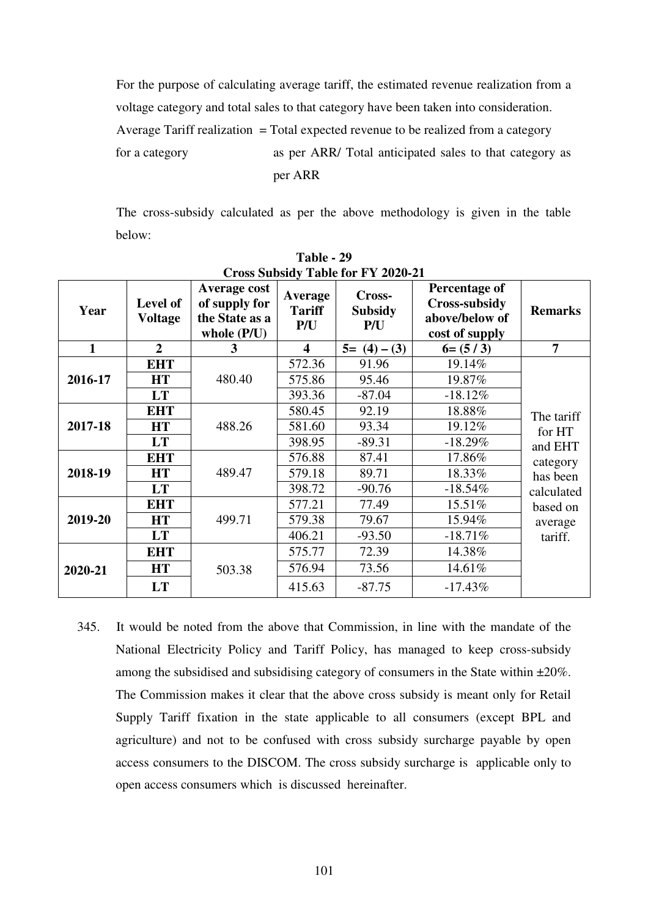For the purpose of calculating average tariff, the estimated revenue realization from a voltage category and total sales to that category have been taken into consideration.

Average Tariff realization for a category = Total expected revenue to be realized from a category as per ARR/ Total anticipated sales to that category as per ARR

The cross-subsidy calculated as per the above methodology is given in the table below:

**Table - 29**
**Cross Subsidy Table for FY 2020-21**

| Year | Level of Voltage | Average cost of supply for the State as a whole (P/U) | Average Tariff P/U | Cross-Subsidy P/U | Percentage of Cross-subsidy above/below of cost of supply | Remarks |
|---|---|---|---|---|---|---|
| 1 | 2 | 3 | 4 | 5= (4) – (3) | 6= (5 / 3) | 7 |
| 2016-17 | EHT | 480.40 | 572.36 | 91.96 | 19.14% | The tariff for HT and EHT category has been calculated based on average tariff. |
| | HT | | 575.86 | 95.46 | 19.87% | |
| | LT | | 393.36 | -87.04 | -18.12% | |
| 2017-18 | EHT | 488.26 | 580.45 | 92.19 | 18.88% | |
| | HT | | 581.60 | 93.34 | 19.12% | |
| | LT | | 398.95 | -89.31 | -18.29% | |
| 2018-19 | EHT | 489.47 | 576.88 | 87.41 | 17.86% | |
| | HT | | 579.18 | 89.71 | 18.33% | |
| | LT | | 398.72 | -90.76 | -18.54% | |
| 2019-20 | EHT | 499.71 | 577.21 | 77.49 | 15.51% | |
| | HT | | 579.38 | 79.67 | 15.94% | |
| | LT | | 406.21 | -93.50 | -18.71% | |
| 2020-21 | EHT | 503.38 | 575.77 | 72.39 | 14.38% | |
| | HT | | 576.94 | 73.56 | 14.61% | |
| | LT | | 415.63 | -87.75 | -17.43% | |

345. It would be noted from the above that Commission, in line with the mandate of the National Electricity Policy and Tariff Policy, has managed to keep cross-subsidy among the subsidised and subsidising category of consumers in the State within ±20%. The Commission makes it clear that the above cross subsidy is meant only for Retail Supply Tariff fixation in the state applicable to all consumers (except BPL and agriculture) and not to be confused with cross subsidy surcharge payable by open access consumers to the DISCOM. The cross subsidy surcharge is applicable only to open access consumers which is discussed hereinafter.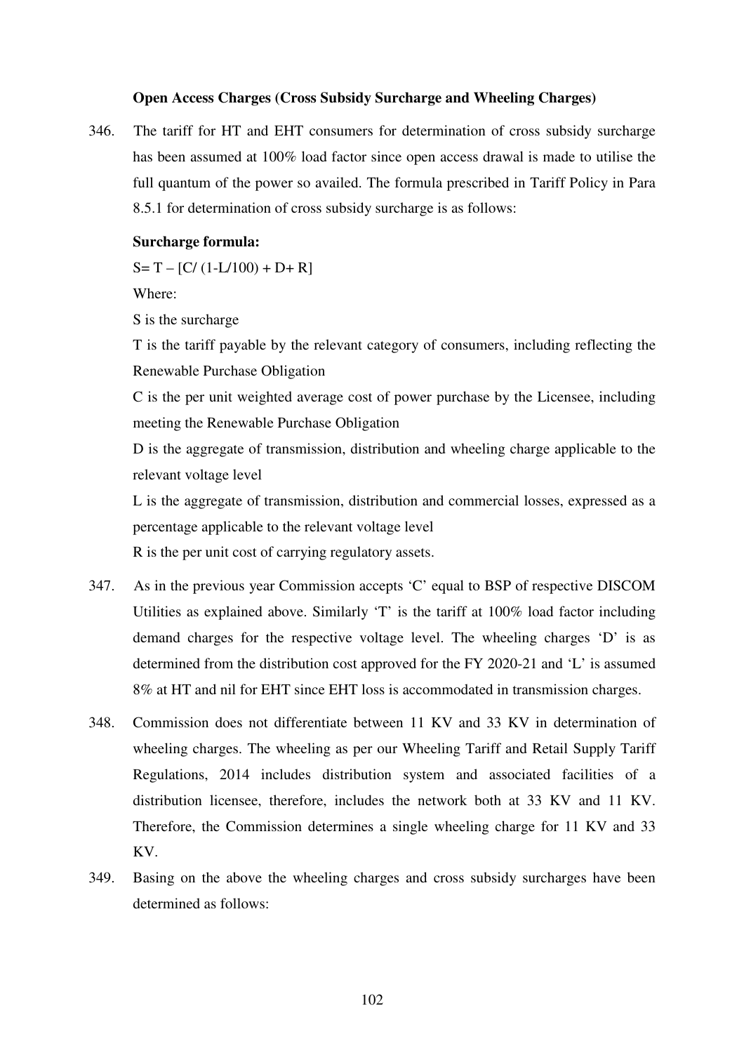**Open Access Charges (Cross Subsidy Surcharge and Wheeling Charges)**

346. The tariff for HT and EHT consumers for determination of cross subsidy surcharge has been assumed at 100% load factor since open access drawal is made to utilise the full quantum of the power so availed. The formula prescribed in Tariff Policy in Para 8.5.1 for determination of cross subsidy surcharge is as follows:

**Surcharge formula:**

$S = T - [C / (1 - L/100) + D + R]$

Where:

S is the surcharge

T is the tariff payable by the relevant category of consumers, including reflecting the Renewable Purchase Obligation

C is the per unit weighted average cost of power purchase by the Licensee, including meeting the Renewable Purchase Obligation

D is the aggregate of transmission, distribution and wheeling charge applicable to the relevant voltage level

L is the aggregate of transmission, distribution and commercial losses, expressed as a percentage applicable to the relevant voltage level

R is the per unit cost of carrying regulatory assets.

347. As in the previous year Commission accepts 'C' equal to BSP of respective DISCOM Utilities as explained above. Similarly 'T' is the tariff at 100% load factor including demand charges for the respective voltage level. The wheeling charges 'D' is as determined from the distribution cost approved for the FY 2020-21 and 'L' is assumed 8% at HT and nil for EHT since EHT loss is accommodated in transmission charges.

348. Commission does not differentiate between 11 KV and 33 KV in determination of wheeling charges. The wheeling as per our Wheeling Tariff and Retail Supply Tariff Regulations, 2014 includes distribution system and associated facilities of a distribution licensee, therefore, includes the network both at 33 KV and 11 KV. Therefore, the Commission determines a single wheeling charge for 11 KV and 33 KV.

349. Basing on the above the wheeling charges and cross subsidy surcharges have been determined as follows: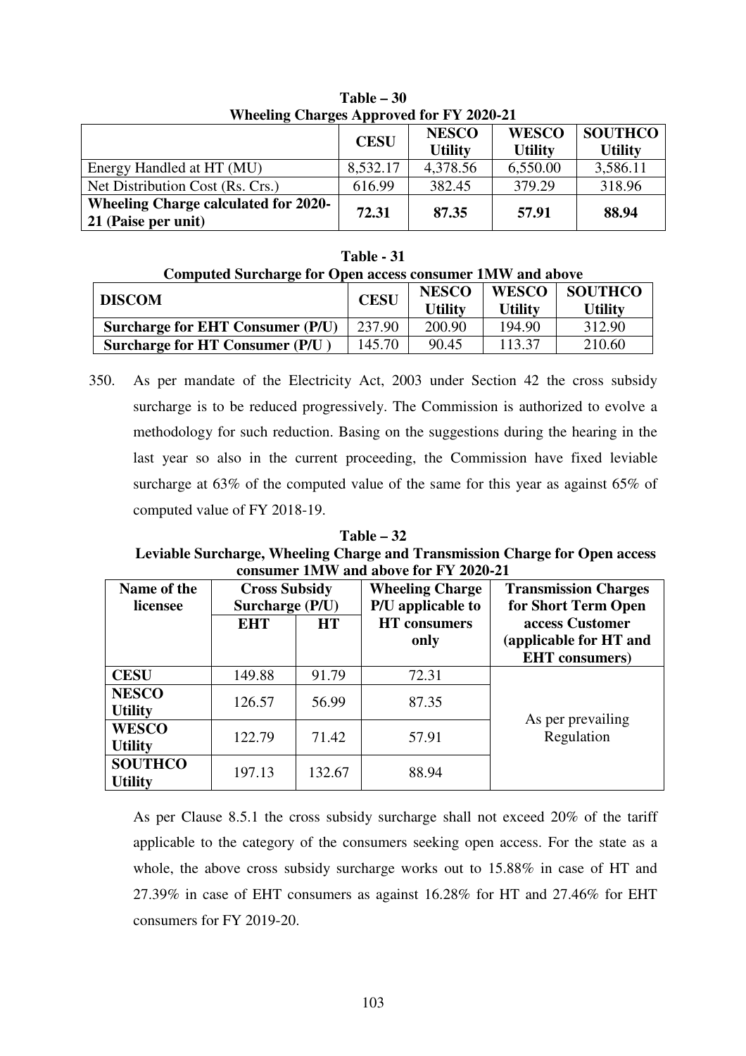**Table – 30**
**Wheeling Charges Approved for FY 2020-21**

| | CESU | NESCO Utility | WESCO Utility | SOUTHCO Utility |
|---|---|---|---|---|
| Energy Handled at HT (MU) | 8,532.17 | 4,378.56 | 6,550.00 | 3,586.11 |
| Net Distribution Cost (Rs. Crs.) | 616.99 | 382.45 | 379.29 | 318.96 |
| **Wheeling Charge calculated for 2020-21 (Paise per unit)** | **72.31** | **87.35** | **57.91** | **88.94** |

**Table - 31**
**Computed Surcharge for Open access consumer 1MW and above**

| DISCOM | CESU | NESCO Utility | WESCO Utility | SOUTHCO Utility |
|---|---|---|---|---|
| **Surcharge for EHT Consumer (P/U)** | 237.90 | 200.90 | 194.90 | 312.90 |
| **Surcharge for HT Consumer (P/U )** | 145.70 | 90.45 | 113.37 | 210.60 |

350. As per mandate of the Electricity Act, 2003 under Section 42 the cross subsidy surcharge is to be reduced progressively. The Commission is authorized to evolve a methodology for such reduction. Basing on the suggestions during the hearing in the last year so also in the current proceeding, the Commission have fixed leviable surcharge at 63% of the computed value of the same for this year as against 65% of computed value of FY 2018-19.

**Table – 32**
**Leviable Surcharge, Wheeling Charge and Transmission Charge for Open access consumer 1MW and above for FY 2020-21**

| Name of the licensee | Cross Subsidy Surcharge (P/U) | | Wheeling Charge P/U applicable to HT consumers only | Transmission Charges for Short Term Open access Customer (applicable for HT and EHT consumers) |
|---|---|---|---|---|
| | EHT | HT | | |
| **CESU** | 149.88 | 91.79 | 72.31 | As per prevailing Regulation |
| **NESCO Utility** | 126.57 | 56.99 | 87.35 | |
| **WESCO Utility** | 122.79 | 71.42 | 57.91 | |
| **SOUTHCO Utility** | 197.13 | 132.67 | 88.94 | |

As per Clause 8.5.1 the cross subsidy surcharge shall not exceed 20% of the tariff applicable to the category of the consumers seeking open access. For the state as a whole, the above cross subsidy surcharge works out to 15.88% in case of HT and 27.39% in case of EHT consumers as against 16.28% for HT and 27.46% for EHT consumers for FY 2019-20.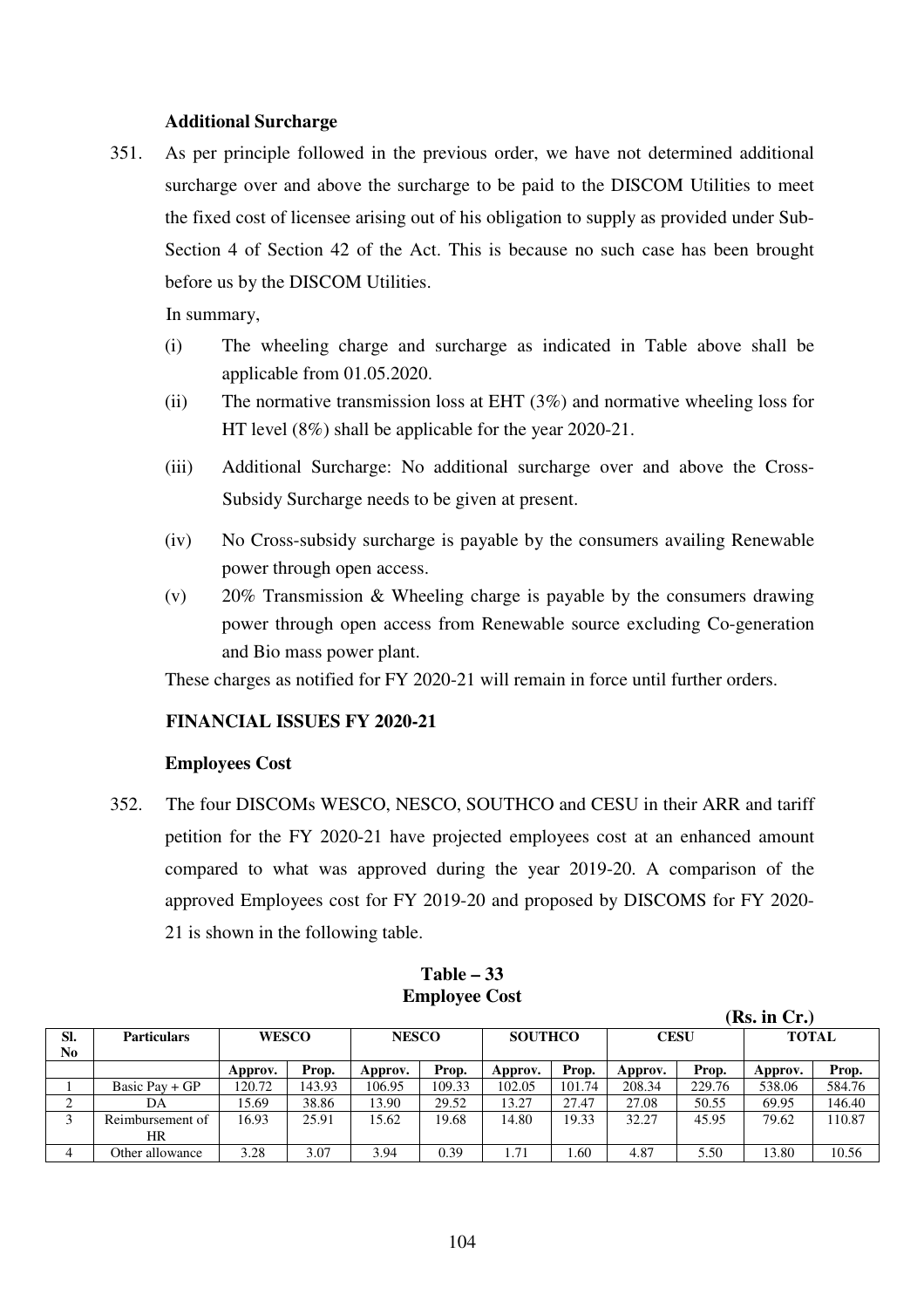### Additional Surcharge

351. As per principle followed in the previous order, we have not determined additional surcharge over and above the surcharge to be paid to the DISCOM Utilities to meet the fixed cost of licensee arising out of his obligation to supply as provided under Sub-Section 4 of Section 42 of the Act. This is because no such case has been brought before us by the DISCOM Utilities.

In summary,

(i) The wheeling charge and surcharge as indicated in Table above shall be applicable from 01.05.2020.

(ii) The normative transmission loss at EHT (3%) and normative wheeling loss for HT level (8%) shall be applicable for the year 2020-21.

(iii) Additional Surcharge: No additional surcharge over and above the Cross-Subsidy Surcharge needs to be given at present.

(iv) No Cross-subsidy surcharge is payable by the consumers availing Renewable power through open access.

(v) 20% Transmission & Wheeling charge is payable by the consumers drawing power through open access from Renewable source excluding Co-generation and Bio mass power plant.

These charges as notified for FY 2020-21 will remain in force until further orders.

### FINANCIAL ISSUES FY 2020-21

### Employees Cost

352. The four DISCOMs WESCO, NESCO, SOUTHCO and CESU in their ARR and tariff petition for the FY 2020-21 have projected employees cost at an enhanced amount compared to what was approved during the year 2019-20. A comparison of the approved Employees cost for FY 2019-20 and proposed by DISCOMS for FY 2020-21 is shown in the following table.

**Table – 33**
**Employee Cost**

**(Rs. in Cr.)**

| Sl. No | Particulars | WESCO | | NESCO | | SOUTHCO | | CESU | | TOTAL | |
|---|---|---|---|---|---|---|---|---|---|---|---|
| | | Approv. | Prop. | Approv. | Prop. | Approv. | Prop. | Approv. | Prop. | Approv. | Prop. |
| 1 | Basic Pay + GP | 120.72 | 143.93 | 106.95 | 109.33 | 102.05 | 101.74 | 208.34 | 229.76 | 538.06 | 584.76 |
| 2 | DA | 15.69 | 38.86 | 13.90 | 29.52 | 13.27 | 27.47 | 27.08 | 50.55 | 69.95 | 146.40 |
| 3 | Reimbursement of HR | 16.93 | 25.91 | 15.62 | 19.68 | 14.80 | 19.33 | 32.27 | 45.95 | 79.62 | 110.87 |
| 4 | Other allowance | 3.28 | 3.07 | 3.94 | 0.39 | 1.71 | 1.60 | 4.87 | 5.50 | 13.80 | 10.56 |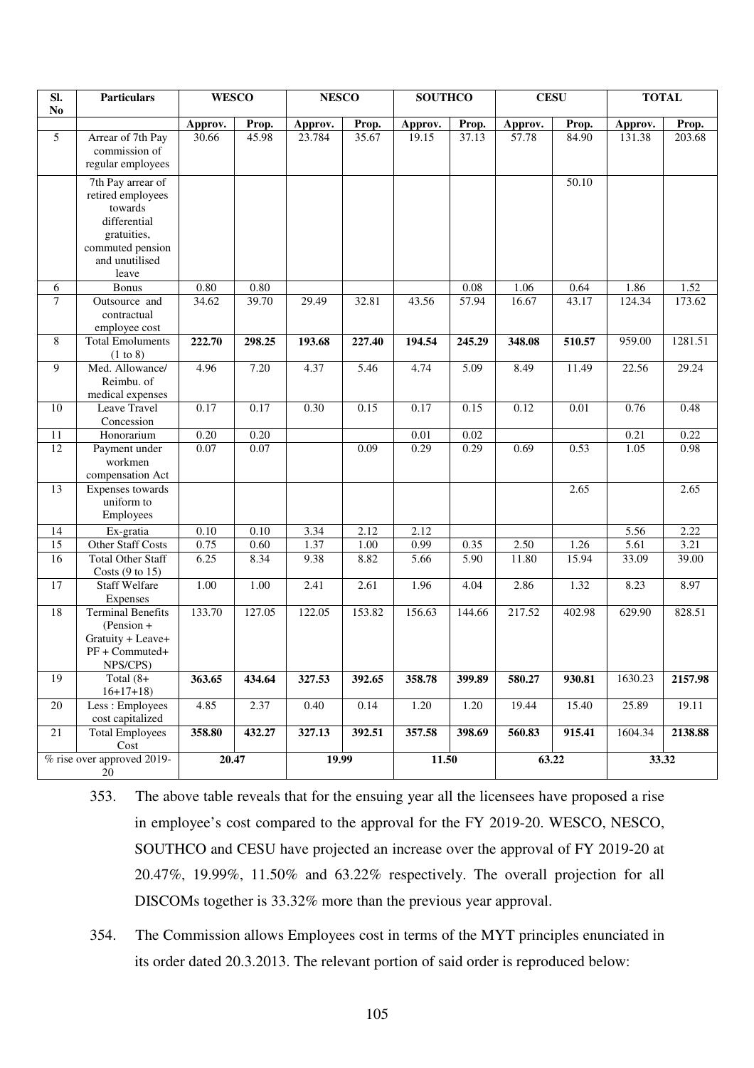| Sl. No | Particulars | WESCO | | NESCO | | SOUTHCO | | CESU | | TOTAL | |
|---|---|---|---|---|---|---|---|---|---|---|---|
| | | Approv. | Prop. | Approv. | Prop. | Approv. | Prop. | Approv. | Prop. | Approv. | Prop. |
| 5 | Arrear of 7th Pay commission of regular employees | 30.66 | 45.98 | 23.784 | 35.67 | 19.15 | 37.13 | 57.78 | 84.90 | 131.38 | 203.68 |
| | 7th Pay arrear of retired employees towards differential gratuities, commuted pension and unutilised leave | | | | | | | | 50.10 | | |
| 6 | Bonus | 0.80 | 0.80 | | | | 0.08 | 1.06 | 0.64 | 1.86 | 1.52 |
| 7 | Outsource and contractual employee cost | 34.62 | 39.70 | 29.49 | 32.81 | 43.56 | 57.94 | 16.67 | 43.17 | 124.34 | 173.62 |
| 8 | Total Emoluments (1 to 8) | **222.70** | **298.25** | **193.68** | **227.40** | **194.54** | **245.29** | **348.08** | **510.57** | 959.00 | 1281.51 |
| 9 | Med. Allowance/ Reimbu. of medical expenses | 4.96 | 7.20 | 4.37 | 5.46 | 4.74 | 5.09 | 8.49 | 11.49 | 22.56 | 29.24 |
| 10 | Leave Travel Concession | 0.17 | 0.17 | 0.30 | 0.15 | 0.17 | 0.15 | 0.12 | 0.01 | 0.76 | 0.48 |
| 11 | Honorarium | 0.20 | 0.20 | | | 0.01 | 0.02 | | | 0.21 | 0.22 |
| 12 | Payment under workmen compensation Act | 0.07 | 0.07 | | 0.09 | 0.29 | 0.29 | 0.69 | 0.53 | 1.05 | 0.98 |
| 13 | Expenses towards uniform to Employees | | | | | | | | 2.65 | | 2.65 |
| 14 | Ex-gratia | 0.10 | 0.10 | 3.34 | 2.12 | 2.12 | | | | 5.56 | 2.22 |
| 15 | Other Staff Costs | 0.75 | 0.60 | 1.37 | 1.00 | 0.99 | 0.35 | 2.50 | 1.26 | 5.61 | 3.21 |
| 16 | Total Other Staff Costs (9 to 15) | 6.25 | 8.34 | 9.38 | 8.82 | 5.66 | 5.90 | 11.80 | 15.94 | 33.09 | 39.00 |
| 17 | Staff Welfare Expenses | 1.00 | 1.00 | 2.41 | 2.61 | 1.96 | 4.04 | 2.86 | 1.32 | 8.23 | 8.97 |
| 18 | Terminal Benefits (Pension + Gratuity + Leave+ PF + Commuted+ NPS/CPS) | 133.70 | 127.05 | 122.05 | 153.82 | 156.63 | 144.66 | 217.52 | 402.98 | 629.90 | 828.51 |
| 19 | Total (8+ 16+17+18) | **363.65** | **434.64** | **327.53** | **392.65** | **358.78** | **399.89** | **580.27** | **930.81** | 1630.23 | **2157.98** |
| 20 | Less : Employees cost capitalized | 4.85 | 2.37 | 0.40 | 0.14 | 1.20 | 1.20 | 19.44 | 15.40 | 25.89 | 19.11 |
| 21 | Total Employees Cost | **358.80** | **432.27** | **327.13** | **392.51** | **357.58** | **398.69** | **560.83** | **915.41** | 1604.34 | **2138.88** |
| % rise over approved 2019-20 | | **20.47** | | **19.99** | | **11.50** | | **63.22** | | **33.32** | |

353. The above table reveals that for the ensuing year all the licensees have proposed a rise in employee's cost compared to the approval for the FY 2019-20. WESCO, NESCO, SOUTHCO and CESU have projected an increase over the approval of FY 2019-20 at 20.47%, 19.99%, 11.50% and 63.22% respectively. The overall projection for all DISCOMs together is 33.32% more than the previous year approval.

354. The Commission allows Employees cost in terms of the MYT principles enunciated in its order dated 20.3.2013. The relevant portion of said order is reproduced below: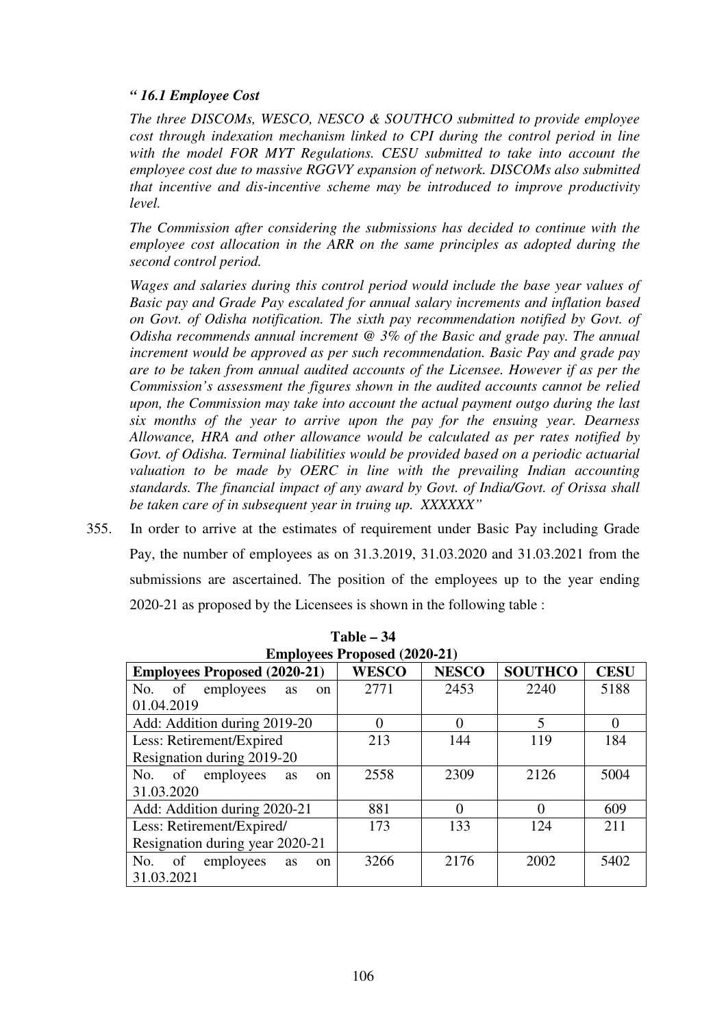***" 16.1 Employee Cost***

*The three DISCOMs, WESCO, NESCO & SOUTHCO submitted to provide employee cost through indexation mechanism linked to CPI during the control period in line with the model FOR MYT Regulations. CESU submitted to take into account the employee cost due to massive RGGVY expansion of network. DISCOMs also submitted that incentive and dis-incentive scheme may be introduced to improve productivity level.*

*The Commission after considering the submissions has decided to continue with the employee cost allocation in the ARR on the same principles as adopted during the second control period.*

*Wages and salaries during this control period would include the base year values of Basic pay and Grade Pay escalated for annual salary increments and inflation based on Govt. of Odisha notification. The sixth pay recommendation notified by Govt. of Odisha recommends annual increment @ 3% of the Basic and grade pay. The annual increment would be approved as per such recommendation. Basic Pay and grade pay are to be taken from annual audited accounts of the Licensee. However if as per the Commission's assessment the figures shown in the audited accounts cannot be relied upon, the Commission may take into account the actual payment outgo during the last six months of the year to arrive upon the pay for the ensuing year. Dearness Allowance, HRA and other allowance would be calculated as per rates notified by Govt. of Odisha. Terminal liabilities would be provided based on a periodic actuarial valuation to be made by OERC in line with the prevailing Indian accounting standards. The financial impact of any award by Govt. of India/Govt. of Orissa shall be taken care of in subsequent year in truing up. XXXXXX"*

355. In order to arrive at the estimates of requirement under Basic Pay including Grade Pay, the number of employees as on 31.3.2019, 31.03.2020 and 31.03.2021 from the submissions are ascertained. The position of the employees up to the year ending 2020-21 as proposed by the Licensees is shown in the following table :

**Table – 34**
**Employees Proposed (2020-21)**

| Employees Proposed (2020-21) | WESCO | NESCO | SOUTHCO | CESU |
|---|---|---|---|---|
| No. of employees as on 01.04.2019 | 2771 | 2453 | 2240 | 5188 |
| Add: Addition during 2019-20 | 0 | 0 | 5 | 0 |
| Less: Retirement/Expired Resignation during 2019-20 | 213 | 144 | 119 | 184 |
| No. of employees as on 31.03.2020 | 2558 | 2309 | 2126 | 5004 |
| Add: Addition during 2020-21 | 881 | 0 | 0 | 609 |
| Less: Retirement/Expired/ Resignation during year 2020-21 | 173 | 133 | 124 | 211 |
| No. of employees as on 31.03.2021 | 3266 | 2176 | 2002 | 5402 |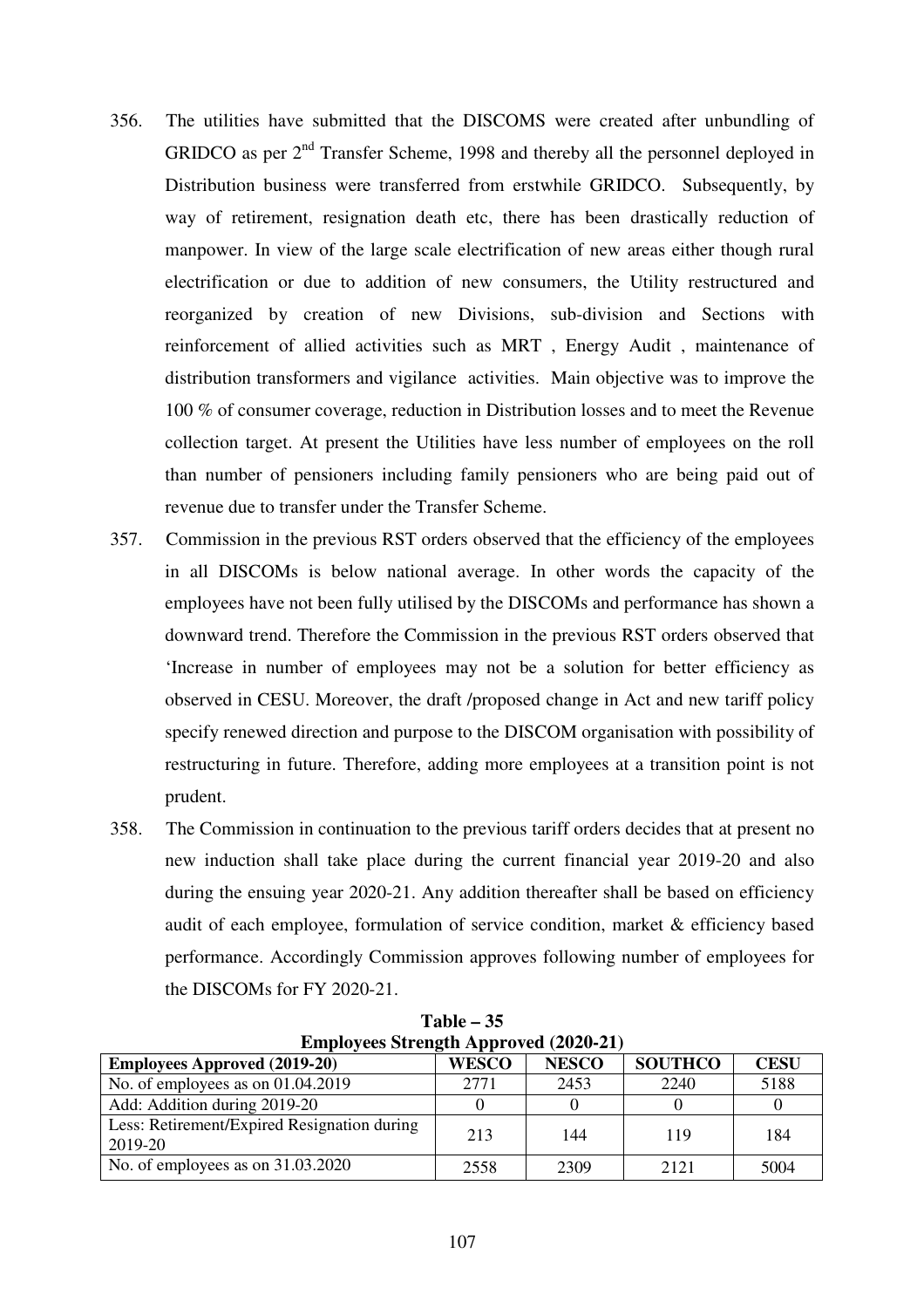356. The utilities have submitted that the DISCOMS were created after unbundling of GRIDCO as per 2[nd] Transfer Scheme, 1998 and thereby all the personnel deployed in Distribution business were transferred from erstwhile GRIDCO. Subsequently, by way of retirement, resignation death etc, there has been drastically reduction of manpower. In view of the large scale electrification of new areas either though rural electrification or due to addition of new consumers, the Utility restructured and reorganized by creation of new Divisions, sub-division and Sections with reinforcement of allied activities such as MRT , Energy Audit , maintenance of distribution transformers and vigilance activities. Main objective was to improve the 100 % of consumer coverage, reduction in Distribution losses and to meet the Revenue collection target. At present the Utilities have less number of employees on the roll than number of pensioners including family pensioners who are being paid out of revenue due to transfer under the Transfer Scheme.

357. Commission in the previous RST orders observed that the efficiency of the employees in all DISCOMs is below national average. In other words the capacity of the employees have not been fully utilised by the DISCOMs and performance has shown a downward trend. Therefore the Commission in the previous RST orders observed that 'Increase in number of employees may not be a solution for better efficiency as observed in CESU. Moreover, the draft /proposed change in Act and new tariff policy specify renewed direction and purpose to the DISCOM organisation with possibility of restructuring in future. Therefore, adding more employees at a transition point is not prudent.

358. The Commission in continuation to the previous tariff orders decides that at present no new induction shall take place during the current financial year 2019-20 and also during the ensuing year 2020-21. Any addition thereafter shall be based on efficiency audit of each employee, formulation of service condition, market & efficiency based performance. Accordingly Commission approves following number of employees for the DISCOMs for FY 2020-21.

**Table – 35**
**Employees Strength Approved (2020-21)**

| Employees Approved (2019-20) | WESCO | NESCO | SOUTHCO | CESU |
|---|---|---|---|---|
| No. of employees as on 01.04.2019 | 2771 | 2453 | 2240 | 5188 |
| Add: Addition during 2019-20 | 0 | 0 | 0 | 0 |
| Less: Retirement/Expired Resignation during 2019-20 | 213 | 144 | 119 | 184 |
| No. of employees as on 31.03.2020 | 2558 | 2309 | 2121 | 5004 |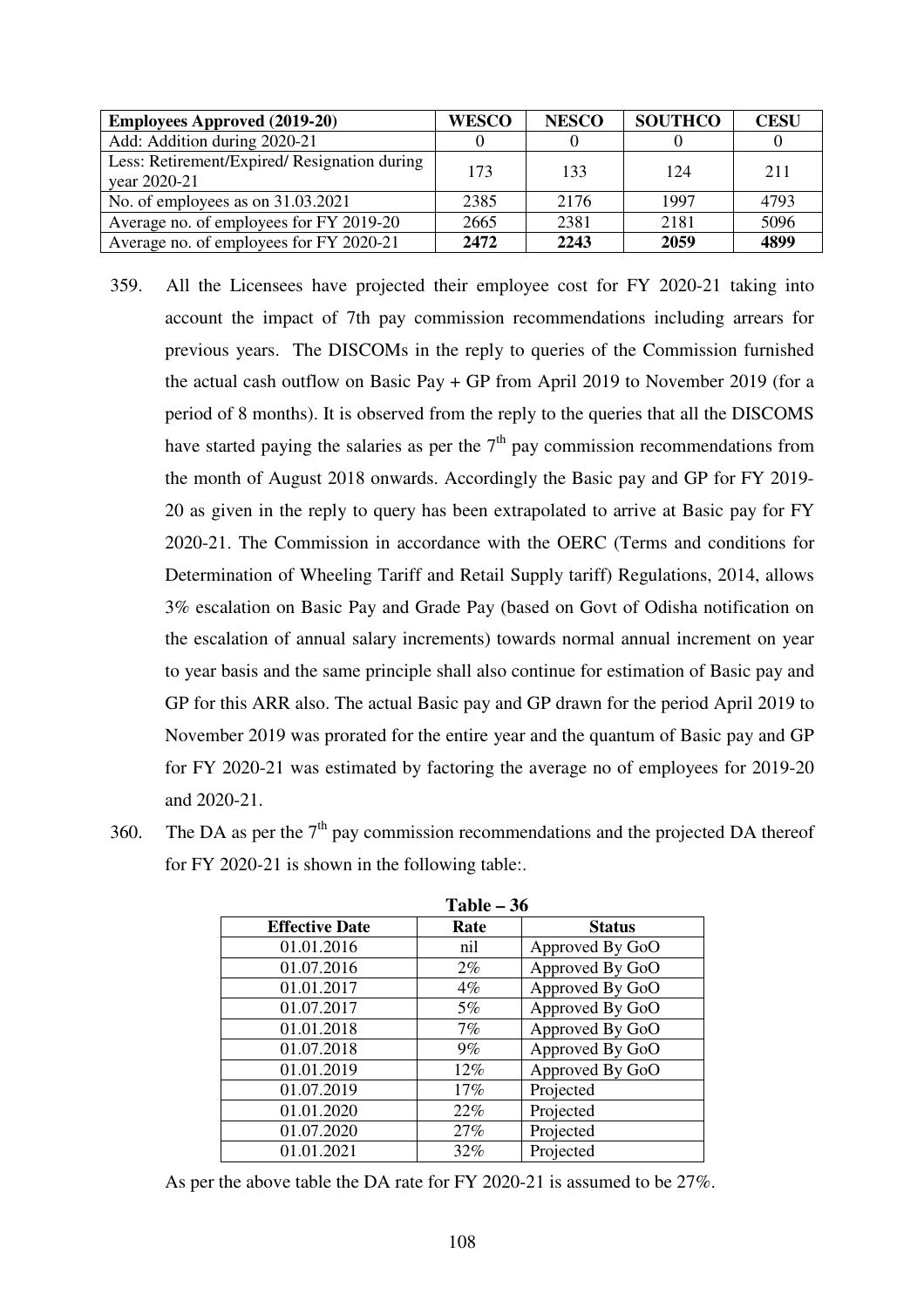| Employees Approved (2019-20) | WESCO | NESCO | SOUTHCO | CESU |
|---|---|---|---|---|
| Add: Addition during 2020-21 | 0 | 0 | 0 | 0 |
| Less: Retirement/Expired/ Resignation during year 2020-21 | 173 | 133 | 124 | 211 |
| No. of employees as on 31.03.2021 | 2385 | 2176 | 1997 | 4793 |
| Average no. of employees for FY 2019-20 | 2665 | 2381 | 2181 | 5096 |
| Average no. of employees for FY 2020-21 | **2472** | **2243** | **2059** | **4899** |

359. All the Licensees have projected their employee cost for FY 2020-21 taking into account the impact of 7th pay commission recommendations including arrears for previous years. The DISCOMs in the reply to queries of the Commission furnished the actual cash outflow on Basic Pay + GP from April 2019 to November 2019 (for a period of 8 months). It is observed from the reply to the queries that all the DISCOMS have started paying the salaries as per the 7th pay commission recommendations from the month of August 2018 onwards. Accordingly the Basic pay and GP for FY 2019-20 as given in the reply to query has been extrapolated to arrive at Basic pay for FY 2020-21. The Commission in accordance with the OERC (Terms and conditions for Determination of Wheeling Tariff and Retail Supply tariff) Regulations, 2014, allows 3% escalation on Basic Pay and Grade Pay (based on Govt of Odisha notification on the escalation of annual salary increments) towards normal annual increment on year to year basis and the same principle shall also continue for estimation of Basic pay and GP for this ARR also. The actual Basic pay and GP drawn for the period April 2019 to November 2019 was prorated for the entire year and the quantum of Basic pay and GP for FY 2020-21 was estimated by factoring the average no of employees for 2019-20 and 2020-21.

360. The DA as per the 7th pay commission recommendations and the projected DA thereof for FY 2020-21 is shown in the following table:.

**Table – 36**

| Effective Date | Rate | Status |
|---|---|---|
| 01.01.2016 | nil | Approved By GoO |
| 01.07.2016 | 2% | Approved By GoO |
| 01.01.2017 | 4% | Approved By GoO |
| 01.07.2017 | 5% | Approved By GoO |
| 01.01.2018 | 7% | Approved By GoO |
| 01.07.2018 | 9% | Approved By GoO |
| 01.01.2019 | 12% | Approved By GoO |
| 01.07.2019 | 17% | Projected |
| 01.01.2020 | 22% | Projected |
| 01.07.2020 | 27% | Projected |
| 01.01.2021 | 32% | Projected |

As per the above table the DA rate for FY 2020-21 is assumed to be 27%.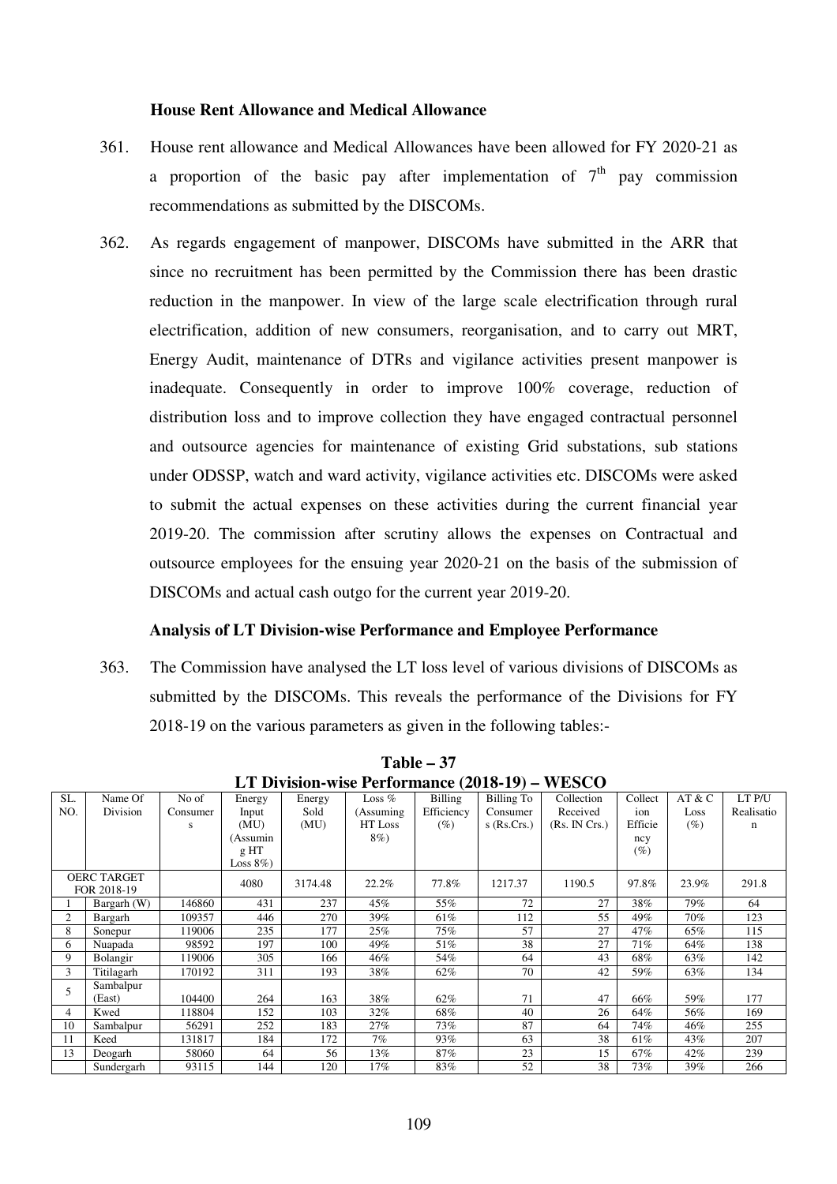### House Rent Allowance and Medical Allowance

361. House rent allowance and Medical Allowances have been allowed for FY 2020-21 as a proportion of the basic pay after implementation of 7[th] pay commission recommendations as submitted by the DISCOMs.

362. As regards engagement of manpower, DISCOMs have submitted in the ARR that since no recruitment has been permitted by the Commission there has been drastic reduction in the manpower. In view of the large scale electrification through rural electrification, addition of new consumers, reorganisation, and to carry out MRT, Energy Audit, maintenance of DTRs and vigilance activities present manpower is inadequate. Consequently in order to improve 100% coverage, reduction of distribution loss and to improve collection they have engaged contractual personnel and outsource agencies for maintenance of existing Grid substations, sub stations under ODSSP, watch and ward activity, vigilance activities etc. DISCOMs were asked to submit the actual expenses on these activities during the current financial year 2019-20. The commission after scrutiny allows the expenses on Contractual and outsource employees for the ensuing year 2020-21 on the basis of the submission of DISCOMs and actual cash outgo for the current year 2019-20.

### Analysis of LT Division-wise Performance and Employee Performance

363. The Commission have analysed the LT loss level of various divisions of DISCOMs as submitted by the DISCOMs. This reveals the performance of the Divisions for FY 2018-19 on the various parameters as given in the following tables:-

**Table – 37**
**LT Division-wise Performance (2018-19) – WESCO**

| SL. NO. | Name Of Division | No of Consumers | Energy Input (MU) (Assuming HT Loss 8%) | Energy Sold (MU) | Loss % (Assuming HT Loss 8%) | Billing Efficiency (%) | Billing To Consumers (Rs.Crs.) | Collection Received (Rs. IN Crs.) | Collection Efficiency (%) | AT & C Loss (%) | LT P/U Realisation |
|---|---|---|---|---|---|---|---|---|---|---|---|
| OERC TARGET FOR 2018-19 | | | 4080 | 3174.48 | 22.2% | 77.8% | 1217.37 | 1190.5 | 97.8% | 23.9% | 291.8 |
| 1 | Bargarh (W) | 146860 | 431 | 237 | 45% | 55% | 72 | 27 | 38% | 79% | 64 |
| 2 | Bargarh | 109357 | 446 | 270 | 39% | 61% | 112 | 55 | 49% | 70% | 123 |
| 8 | Sonepur | 119006 | 235 | 177 | 25% | 75% | 57 | 27 | 47% | 65% | 115 |
| 6 | Nuapada | 98592 | 197 | 100 | 49% | 51% | 38 | 27 | 71% | 64% | 138 |
| 9 | Bolangir | 119006 | 305 | 166 | 46% | 54% | 64 | 43 | 68% | 63% | 142 |
| 3 | Titilagarh | 170192 | 311 | 193 | 38% | 62% | 70 | 42 | 59% | 63% | 134 |
| 5 | Sambalpur (East) | 104400 | 264 | 163 | 38% | 62% | 71 | 47 | 66% | 59% | 177 |
| 4 | Kwed | 118804 | 152 | 103 | 32% | 68% | 40 | 26 | 64% | 56% | 169 |
| 10 | Sambalpur | 56291 | 252 | 183 | 27% | 73% | 87 | 64 | 74% | 46% | 255 |
| 11 | Keed | 131817 | 184 | 172 | 7% | 93% | 63 | 38 | 61% | 43% | 207 |
| 13 | Deogarh | 58060 | 64 | 56 | 13% | 87% | 23 | 15 | 67% | 42% | 239 |
| | Sundergarh | 93115 | 144 | 120 | 17% | 83% | 52 | 38 | 73% | 39% | 266 |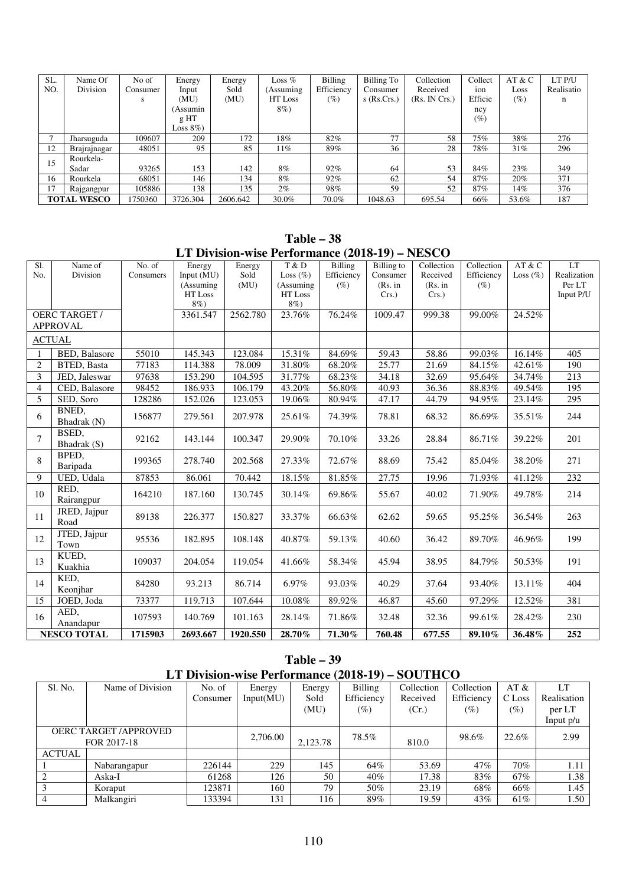| SL. NO. | Name Of Division | No of Consumers | Energy Input (MU) (Assuming HT Loss 8%) | Energy Sold (MU) | Loss % (Assuming HT Loss 8%) | Billing Efficiency (%) | Billing To Consumers (Rs.Crs.) | Collection Received (Rs. IN Crs.) | Collection Efficiency (%) | AT & C Loss (%) | LT P/U Realisation |
|---|---|---|---|---|---|---|---|---|---|---|---|
| 7 | Jharsuguda | 109607 | 209 | 172 | 18% | 82% | 77 | 58 | 75% | 38% | 276 |
| 12 | Brajrajnagar | 48051 | 95 | 85 | 11% | 89% | 36 | 28 | 78% | 31% | 296 |
| 15 | Rourkela-Sadar | 93265 | 153 | 142 | 8% | 92% | 64 | 53 | 84% | 23% | 349 |
| 16 | Rourkela | 68051 | 146 | 134 | 8% | 92% | 62 | 54 | 87% | 20% | 371 |
| 17 | Rajgangpur | 105886 | 138 | 135 | 2% | 98% | 59 | 52 | 87% | 14% | 376 |
| **TOTAL WESCO** | | 1750360 | 3726.304 | 2606.642 | 30.0% | 70.0% | 1048.63 | 695.54 | 66% | 53.6% | 187 |

## Table – 38
## LT Division-wise Performance (2018-19) – NESCO

| Sl. No. | Name of Division | No. of Consumers | Energy Input (MU) (Assuming HT Loss 8%) | Energy Sold (MU) | T & D Loss (%) (Assuming HT Loss 8%) | Billing Efficiency (%) | Billing to Consumer (Rs. in Crs.) | Collection Received (Rs. in Crs.) | Collection Efficiency (%) | AT & C Loss (%) | LT Realization Per LT Input P/U |
|---|---|---|---|---|---|---|---|---|---|---|---|
| OERC TARGET / APPROVAL | | | 3361.547 | 2562.780 | 23.76% | 76.24% | 1009.47 | 999.38 | 99.00% | 24.52% | |
| ACTUAL | | | | | | | | | | | |
| 1 | BED, Balasore | 55010 | 145.343 | 123.084 | 15.31% | 84.69% | 59.43 | 58.86 | 99.03% | 16.14% | 405 |
| 2 | BTED, Basta | 77183 | 114.388 | 78.009 | 31.80% | 68.20% | 25.77 | 21.69 | 84.15% | 42.61% | 190 |
| 3 | JED, Jaleswar | 97638 | 153.290 | 104.595 | 31.77% | 68.23% | 34.18 | 32.69 | 95.64% | 34.74% | 213 |
| 4 | CED, Balasore | 98452 | 186.933 | 106.179 | 43.20% | 56.80% | 40.93 | 36.36 | 88.83% | 49.54% | 195 |
| 5 | SED, Soro | 128286 | 152.026 | 123.053 | 19.06% | 80.94% | 47.17 | 44.79 | 94.95% | 23.14% | 295 |
| 6 | BNED, Bhadrak (N) | 156877 | 279.561 | 207.978 | 25.61% | 74.39% | 78.81 | 68.32 | 86.69% | 35.51% | 244 |
| 7 | BSED, Bhadrak (S) | 92162 | 143.144 | 100.347 | 29.90% | 70.10% | 33.26 | 28.84 | 86.71% | 39.22% | 201 |
| 8 | BPED, Baripada | 199365 | 278.740 | 202.568 | 27.33% | 72.67% | 88.69 | 75.42 | 85.04% | 38.20% | 271 |
| 9 | UED, Udala | 87853 | 86.061 | 70.442 | 18.15% | 81.85% | 27.75 | 19.96 | 71.93% | 41.12% | 232 |
| 10 | RED, Rairangpur | 164210 | 187.160 | 130.745 | 30.14% | 69.86% | 55.67 | 40.02 | 71.90% | 49.78% | 214 |
| 11 | JRED, Jajpur Road | 89138 | 226.377 | 150.827 | 33.37% | 66.63% | 62.62 | 59.65 | 95.25% | 36.54% | 263 |
| 12 | JTED, Jajpur Town | 95536 | 182.895 | 108.148 | 40.87% | 59.13% | 40.60 | 36.42 | 89.70% | 46.96% | 199 |
| 13 | KUED, Kuakhia | 109037 | 204.054 | 119.054 | 41.66% | 58.34% | 45.94 | 38.95 | 84.79% | 50.53% | 191 |
| 14 | KED, Keonjhar | 84280 | 93.213 | 86.714 | 6.97% | 93.03% | 40.29 | 37.64 | 93.40% | 13.11% | 404 |
| 15 | JOED, Joda | 73377 | 119.713 | 107.644 | 10.08% | 89.92% | 46.87 | 45.60 | 97.29% | 12.52% | 381 |
| 16 | AED, Anandapur | 107593 | 140.769 | 101.163 | 28.14% | 71.86% | 32.48 | 32.36 | 99.61% | 28.42% | 230 |
| **NESCO TOTAL** | | **1715903** | **2693.667** | **1920.550** | **28.70%** | **71.30%** | **760.48** | **677.55** | **89.10%** | **36.48%** | **252** |

## Table – 39
## LT Division-wise Performance (2018-19) – SOUTHCO

| Sl. No. | Name of Division | No. of Consumer | Energy Input(MU) | Energy Sold (MU) | Billing Efficiency (%) | Collection Received (Cr.) | Collection Efficiency (%) | AT & C Loss (%) | LT Realisation per LT Input p/u |
|---|---|---|---|---|---|---|---|---|---|
| OERC TARGET /APPROVED FOR 2017-18 | | | 2,706.00 | 2,123.78 | 78.5% | 810.0 | 98.6% | 22.6% | 2.99 |
| ACTUAL | | | | | | | | | |
| 1 | Nabarangapur | 226144 | 229 | 145 | 64% | 53.69 | 47% | 70% | 1.11 |
| 2 | Aska-I | 61268 | 126 | 50 | 40% | 17.38 | 83% | 67% | 1.38 |
| 3 | Koraput | 123871 | 160 | 79 | 50% | 23.19 | 68% | 66% | 1.45 |
| 4 | Malkangiri | 133394 | 131 | 116 | 89% | 19.59 | 43% | 61% | 1.50 |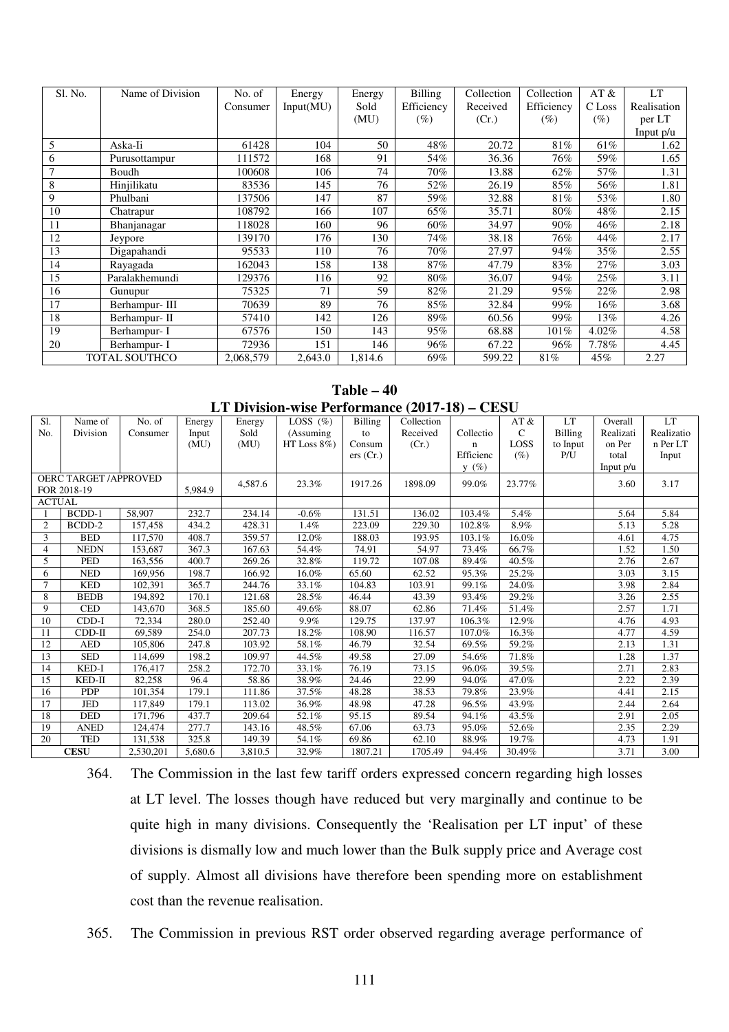| Sl. No. | Name of Division | No. of Consumer | Energy Input(MU) | Energy Sold (MU) | Billing Efficiency (%) | Collection Received (Cr.) | Collection Efficiency (%) | AT & C Loss (%) | LT Realisation per LT Input p/u |
|---|---|---|---|---|---|---|---|---|---|
| 5 | Aska-Ii | 61428 | 104 | 50 | 48% | 20.72 | 81% | 61% | 1.62 |
| 6 | Purusottampur | 111572 | 168 | 91 | 54% | 36.36 | 76% | 59% | 1.65 |
| 7 | Boudh | 100608 | 106 | 74 | 70% | 13.88 | 62% | 57% | 1.31 |
| 8 | Hinjilikatu | 83536 | 145 | 76 | 52% | 26.19 | 85% | 56% | 1.81 |
| 9 | Phulbani | 137506 | 147 | 87 | 59% | 32.88 | 81% | 53% | 1.80 |
| 10 | Chatrapur | 108792 | 166 | 107 | 65% | 35.71 | 80% | 48% | 2.15 |
| 11 | Bhanjanagar | 118028 | 160 | 96 | 60% | 34.97 | 90% | 46% | 2.18 |
| 12 | Jeypore | 139170 | 176 | 130 | 74% | 38.18 | 76% | 44% | 2.17 |
| 13 | Digapahandi | 95533 | 110 | 76 | 70% | 27.97 | 94% | 35% | 2.55 |
| 14 | Rayagada | 162043 | 158 | 138 | 87% | 47.79 | 83% | 27% | 3.03 |
| 15 | Paralakhemundi | 129376 | 116 | 92 | 80% | 36.07 | 94% | 25% | 3.11 |
| 16 | Gunupur | 75325 | 71 | 59 | 82% | 21.29 | 95% | 22% | 2.98 |
| 17 | Berhampur- III | 70639 | 89 | 76 | 85% | 32.84 | 99% | 16% | 3.68 |
| 18 | Berhampur- II | 57410 | 142 | 126 | 89% | 60.56 | 99% | 13% | 4.26 |
| 19 | Berhampur- I | 67576 | 150 | 143 | 95% | 68.88 | 101% | 4.02% | 4.58 |
| 20 | Berhampur- I | 72936 | 151 | 146 | 96% | 67.22 | 96% | 7.78% | 4.45 |
| TOTAL SOUTHCO | | 2,068,579 | 2,643.0 | 1,814.6 | 69% | 599.22 | 81% | 45% | 2.27 |

**Table – 40**

**LT Division-wise Performance (2017-18) – CESU**

| Sl. No. | Name of Division | No. of Consumer | Energy Input (MU) | Energy Sold (MU) | LOSS (%) (Assuming HT Loss 8%) | Billing to Consumers (Cr.) | Collection Received (Cr.) | Collection Efficiency (%) | AT & C LOSS (%) | LT Billing to Input P/U | Overall Realization Per total Input p/u | LT Realization Per LT Input |
|---|---|---|---|---|---|---|---|---|---|---|---|---|
| OERC TARGET /APPROVED FOR 2018-19 | | | 5,984.9 | 4,587.6 | 23.3% | 1917.26 | 1898.09 | 99.0% | 23.77% | | 3.60 | 3.17 |
| ACTUAL | | | | | | | | | | | | |
| 1 | BCDD-1 | 58,907 | 232.7 | 234.14 | -0.6% | 131.51 | 136.02 | 103.4% | 5.4% | | 5.64 | 5.84 |
| 2 | BCDD-2 | 157,458 | 434.2 | 428.31 | 1.4% | 223.09 | 229.30 | 102.8% | 8.9% | | 5.13 | 5.28 |
| 3 | BED | 117,570 | 408.7 | 359.57 | 12.0% | 188.03 | 193.95 | 103.1% | 16.0% | | 4.61 | 4.75 |
| 4 | NEDN | 153,687 | 367.3 | 167.63 | 54.4% | 74.91 | 54.97 | 73.4% | 66.7% | | 1.52 | 1.50 |
| 5 | PED | 163,556 | 400.7 | 269.26 | 32.8% | 119.72 | 107.08 | 89.4% | 40.5% | | 2.76 | 2.67 |
| 6 | NED | 169,956 | 198.7 | 166.92 | 16.0% | 65.60 | 62.52 | 95.3% | 25.2% | | 3.03 | 3.15 |
| 7 | KED | 102,391 | 365.7 | 244.76 | 33.1% | 104.83 | 103.91 | 99.1% | 24.0% | | 3.98 | 2.84 |
| 8 | BEDB | 194,892 | 170.1 | 121.68 | 28.5% | 46.44 | 43.39 | 93.4% | 29.2% | | 3.26 | 2.55 |
| 9 | CED | 143,670 | 368.5 | 185.60 | 49.6% | 88.07 | 62.86 | 71.4% | 51.4% | | 2.57 | 1.71 |
| 10 | CDD-I | 72,334 | 280.0 | 252.40 | 9.9% | 129.75 | 137.97 | 106.3% | 12.9% | | 4.76 | 4.93 |
| 11 | CDD-II | 69,589 | 254.0 | 207.73 | 18.2% | 108.90 | 116.57 | 107.0% | 16.3% | | 4.77 | 4.59 |
| 12 | AED | 105,806 | 247.8 | 103.92 | 58.1% | 46.79 | 32.54 | 69.5% | 59.2% | | 2.13 | 1.31 |
| 13 | SED | 114,699 | 198.2 | 109.97 | 44.5% | 49.58 | 27.09 | 54.6% | 71.8% | | 1.28 | 1.37 |
| 14 | KED-I | 176,417 | 258.2 | 172.70 | 33.1% | 76.19 | 73.15 | 96.0% | 39.5% | | 2.71 | 2.83 |
| 15 | KED-II | 82,258 | 96.4 | 58.86 | 38.9% | 24.46 | 22.99 | 94.0% | 47.0% | | 2.22 | 2.39 |
| 16 | PDP | 101,354 | 179.1 | 111.86 | 37.5% | 48.28 | 38.53 | 79.8% | 23.9% | | 4.41 | 2.15 |
| 17 | JED | 117,849 | 179.1 | 113.02 | 36.9% | 48.98 | 47.28 | 96.5% | 43.9% | | 2.44 | 2.64 |
| 18 | DED | 171,796 | 437.7 | 209.64 | 52.1% | 95.15 | 89.54 | 94.1% | 43.5% | | 2.91 | 2.05 |
| 19 | ANED | 124,474 | 277.7 | 143.16 | 48.5% | 67.06 | 63.73 | 95.0% | 52.6% | | 2.35 | 2.29 |
| 20 | TED | 131,538 | 325.8 | 149.39 | 54.1% | 69.86 | 62.10 | 88.9% | 19.7% | | 4.73 | 1.91 |
| CESU | | 2,530,201 | 5,680.6 | 3,810.5 | 32.9% | 1807.21 | 1705.49 | 94.4% | 30.49% | | 3.71 | 3.00 |

364. The Commission in the last few tariff orders expressed concern regarding high losses at LT level. The losses though have reduced but very marginally and continue to be quite high in many divisions. Consequently the 'Realisation per LT input' of these divisions is dismally low and much lower than the Bulk supply price and Average cost of supply. Almost all divisions have therefore been spending more on establishment cost than the revenue realisation.

365. The Commission in previous RST order observed regarding average performance of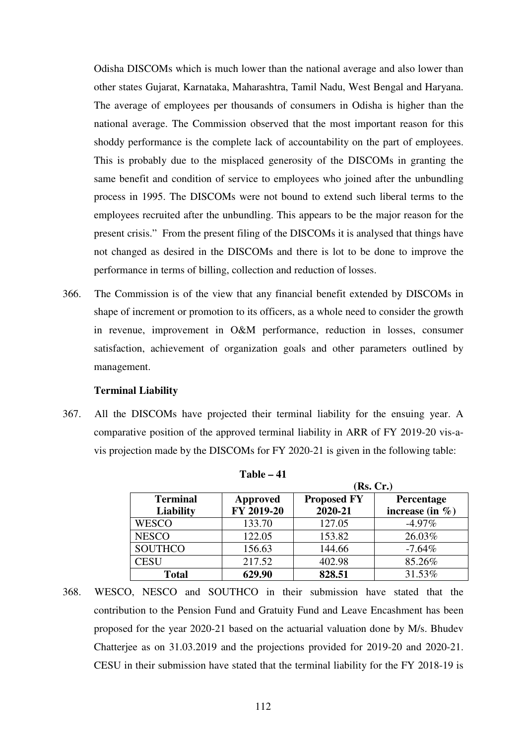Odisha DISCOMs which is much lower than the national average and also lower than other states Gujarat, Karnataka, Maharashtra, Tamil Nadu, West Bengal and Haryana. The average of employees per thousands of consumers in Odisha is higher than the national average. The Commission observed that the most important reason for this shoddy performance is the complete lack of accountability on the part of employees. This is probably due to the misplaced generosity of the DISCOMs in granting the same benefit and condition of service to employees who joined after the unbundling process in 1995. The DISCOMs were not bound to extend such liberal terms to the employees recruited after the unbundling. This appears to be the major reason for the present crisis." From the present filing of the DISCOMs it is analysed that things have not changed as desired in the DISCOMs and there is lot to be done to improve the performance in terms of billing, collection and reduction of losses.

366. The Commission is of the view that any financial benefit extended by DISCOMs in shape of increment or promotion to its officers, as a whole need to consider the growth in revenue, improvement in O&M performance, reduction in losses, consumer satisfaction, achievement of organization goals and other parameters outlined by management.

**Terminal Liability**

367. All the DISCOMs have projected their terminal liability for the ensuing year. A comparative position of the approved terminal liability in ARR of FY 2019-20 vis-a-vis projection made by the DISCOMs for FY 2020-21 is given in the following table:

**Table – 41**

**(Rs. Cr.)**

| Terminal Liability | Approved FY 2019-20 | Proposed FY 2020-21 | Percentage increase (in %) |
|---|---|---|---|
| WESCO | 133.70 | 127.05 | -4.97% |
| NESCO | 122.05 | 153.82 | 26.03% |
| SOUTHCO | 156.63 | 144.66 | -7.64% |
| CESU | 217.52 | 402.98 | 85.26% |
| **Total** | **629.90** | **828.51** | 31.53% |

368. WESCO, NESCO and SOUTHCO in their submission have stated that the contribution to the Pension Fund and Gratuity Fund and Leave Encashment has been proposed for the year 2020-21 based on the actuarial valuation done by M/s. Bhudev Chatterjee as on 31.03.2019 and the projections provided for 2019-20 and 2020-21. CESU in their submission have stated that the terminal liability for the FY 2018-19 is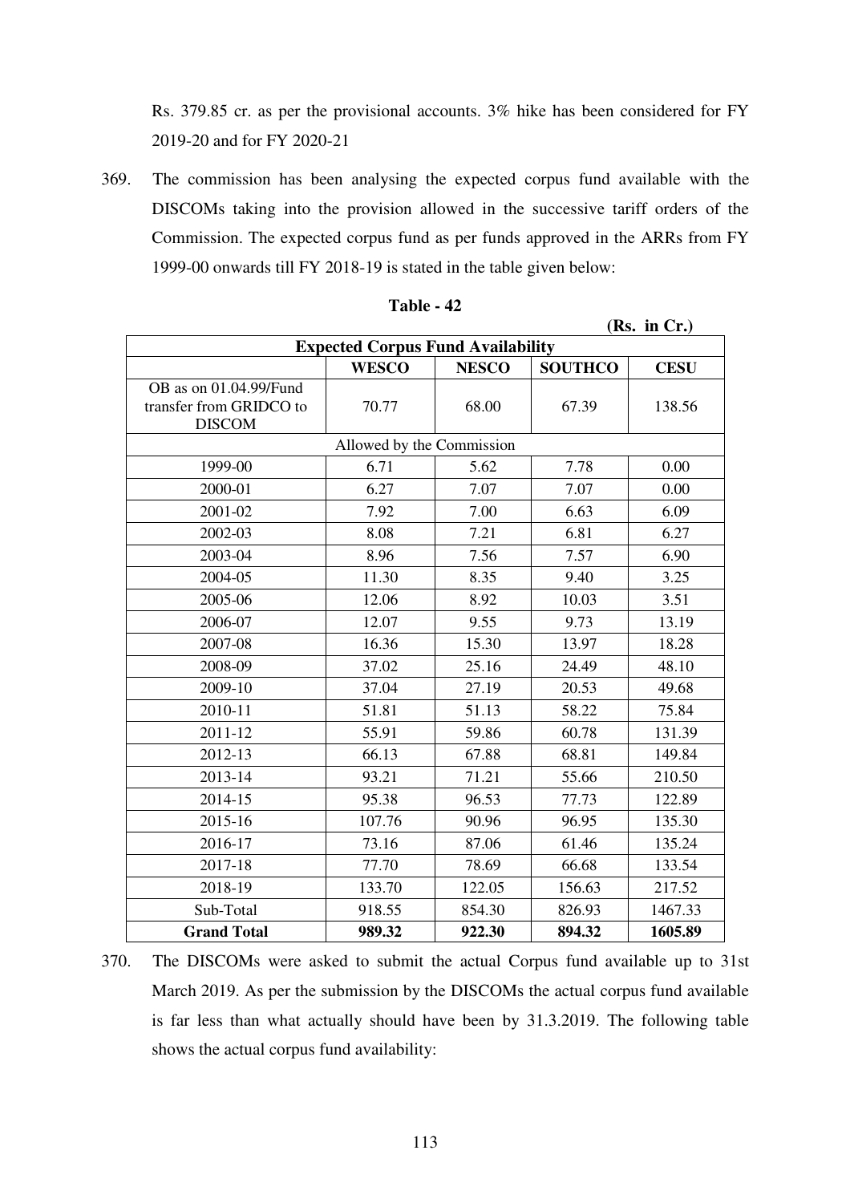Rs. 379.85 cr. as per the provisional accounts. 3% hike has been considered for FY 2019-20 and for FY 2020-21

369. The commission has been analysing the expected corpus fund available with the DISCOMs taking into the provision allowed in the successive tariff orders of the Commission. The expected corpus fund as per funds approved in the ARRs from FY 1999-00 onwards till FY 2018-19 is stated in the table given below:

**Table - 42**

**(Rs. in Cr.)**

| **Expected Corpus Fund Availability** | | | | |
|---|---|---|---|---|
| | **WESCO** | **NESCO** | **SOUTHCO** | **CESU** |
| OB as on 01.04.99/Fund transfer from GRIDCO to DISCOM | 70.77 | 68.00 | 67.39 | 138.56 |
| Allowed by the Commission | | | | |
| 1999-00 | 6.71 | 5.62 | 7.78 | 0.00 |
| 2000-01 | 6.27 | 7.07 | 7.07 | 0.00 |
| 2001-02 | 7.92 | 7.00 | 6.63 | 6.09 |
| 2002-03 | 8.08 | 7.21 | 6.81 | 6.27 |
| 2003-04 | 8.96 | 7.56 | 7.57 | 6.90 |
| 2004-05 | 11.30 | 8.35 | 9.40 | 3.25 |
| 2005-06 | 12.06 | 8.92 | 10.03 | 3.51 |
| 2006-07 | 12.07 | 9.55 | 9.73 | 13.19 |
| 2007-08 | 16.36 | 15.30 | 13.97 | 18.28 |
| 2008-09 | 37.02 | 25.16 | 24.49 | 48.10 |
| 2009-10 | 37.04 | 27.19 | 20.53 | 49.68 |
| 2010-11 | 51.81 | 51.13 | 58.22 | 75.84 |
| 2011-12 | 55.91 | 59.86 | 60.78 | 131.39 |
| 2012-13 | 66.13 | 67.88 | 68.81 | 149.84 |
| 2013-14 | 93.21 | 71.21 | 55.66 | 210.50 |
| 2014-15 | 95.38 | 96.53 | 77.73 | 122.89 |
| 2015-16 | 107.76 | 90.96 | 96.95 | 135.30 |
| 2016-17 | 73.16 | 87.06 | 61.46 | 135.24 |
| 2017-18 | 77.70 | 78.69 | 66.68 | 133.54 |
| 2018-19 | 133.70 | 122.05 | 156.63 | 217.52 |
| Sub-Total | 918.55 | 854.30 | 826.93 | 1467.33 |
| **Grand Total** | **989.32** | **922.30** | **894.32** | **1605.89** |

370. The DISCOMs were asked to submit the actual Corpus fund available up to 31st March 2019. As per the submission by the DISCOMs the actual corpus fund available is far less than what actually should have been by 31.3.2019. The following table shows the actual corpus fund availability: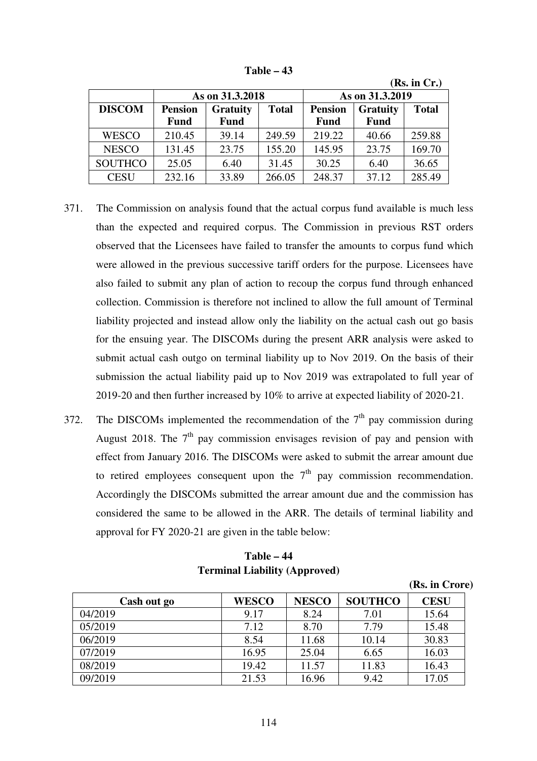**Table – 43**

**(Rs. in Cr.)**

| DISCOM | As on 31.3.2018 | | | As on 31.3.2019 | | |
|---|---|---|---|---|---|---|
| | Pension Fund | Gratuity Fund | Total | Pension Fund | Gratuity Fund | Total |
| WESCO | 210.45 | 39.14 | 249.59 | 219.22 | 40.66 | 259.88 |
| NESCO | 131.45 | 23.75 | 155.20 | 145.95 | 23.75 | 169.70 |
| SOUTHCO | 25.05 | 6.40 | 31.45 | 30.25 | 6.40 | 36.65 |
| CESU | 232.16 | 33.89 | 266.05 | 248.37 | 37.12 | 285.49 |

371. The Commission on analysis found that the actual corpus fund available is much less than the expected and required corpus. The Commission in previous RST orders observed that the Licensees have failed to transfer the amounts to corpus fund which were allowed in the previous successive tariff orders for the purpose. Licensees have also failed to submit any plan of action to recoup the corpus fund through enhanced collection. Commission is therefore not inclined to allow the full amount of Terminal liability projected and instead allow only the liability on the actual cash out go basis for the ensuing year. The DISCOMs during the present ARR analysis were asked to submit actual cash outgo on terminal liability up to Nov 2019. On the basis of their submission the actual liability paid up to Nov 2019 was extrapolated to full year of 2019-20 and then further increased by 10% to arrive at expected liability of 2020-21.

372. The DISCOMs implemented the recommendation of the 7th pay commission during August 2018. The 7th pay commission envisages revision of pay and pension with effect from January 2016. The DISCOMs were asked to submit the arrear amount due to retired employees consequent upon the 7th pay commission recommendation. Accordingly the DISCOMs submitted the arrear amount due and the commission has considered the same to be allowed in the ARR. The details of terminal liability and approval for FY 2020-21 are given in the table below:

**Table – 44**
**Terminal Liability (Approved)**

**(Rs. in Crore)**

| Cash out go | WESCO | NESCO | SOUTHCO | CESU |
|---|---|---|---|---|
| 04/2019 | 9.17 | 8.24 | 7.01 | 15.64 |
| 05/2019 | 7.12 | 8.70 | 7.79 | 15.48 |
| 06/2019 | 8.54 | 11.68 | 10.14 | 30.83 |
| 07/2019 | 16.95 | 25.04 | 6.65 | 16.03 |
| 08/2019 | 19.42 | 11.57 | 11.83 | 16.43 |
| 09/2019 | 21.53 | 16.96 | 9.42 | 17.05 |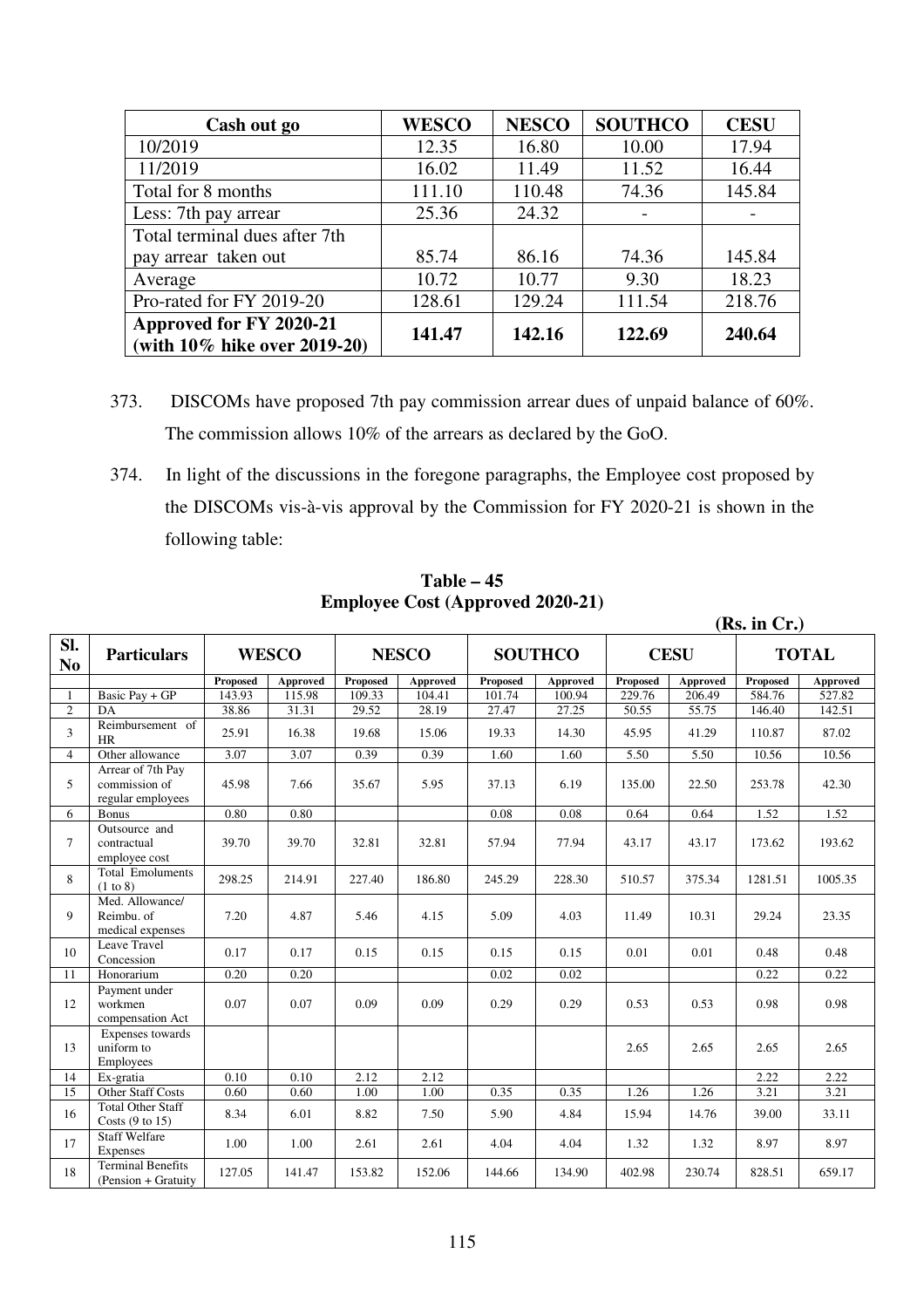| Cash out go | WESCO | NESCO | SOUTHCO | CESU |
|---|---|---|---|---|
| 10/2019 | 12.35 | 16.80 | 10.00 | 17.94 |
| 11/2019 | 16.02 | 11.49 | 11.52 | 16.44 |
| Total for 8 months | 111.10 | 110.48 | 74.36 | 145.84 |
| Less: 7th pay arrear | 25.36 | 24.32 | - | - |
| Total terminal dues after 7th pay arrear taken out | 85.74 | 86.16 | 74.36 | 145.84 |
| Average | 10.72 | 10.77 | 9.30 | 18.23 |
| Pro-rated for FY 2019-20 | 128.61 | 129.24 | 111.54 | 218.76 |
| **Approved for FY 2020-21 (with 10% hike over 2019-20)** | **141.47** | **142.16** | **122.69** | **240.64** |

373. DISCOMs have proposed 7th pay commission arrear dues of unpaid balance of 60%. The commission allows 10% of the arrears as declared by the GoO.

374. In light of the discussions in the foregone paragraphs, the Employee cost proposed by the DISCOMs vis-à-vis approval by the Commission for FY 2020-21 is shown in the following table:

**Table – 45**
**Employee Cost (Approved 2020-21)**

**(Rs. in Cr.)**

| Sl. No | Particulars | WESCO | | NESCO | | SOUTHCO | | CESU | | TOTAL | |
|---|---|---|---|---|---|---|---|---|---|---|---|
| | | Proposed | Approved | Proposed | Approved | Proposed | Approved | Proposed | Approved | Proposed | Approved |
| 1 | Basic Pay + GP | 143.93 | 115.98 | 109.33 | 104.41 | 101.74 | 100.94 | 229.76 | 206.49 | 584.76 | 527.82 |
| 2 | DA | 38.86 | 31.31 | 29.52 | 28.19 | 27.47 | 27.25 | 50.55 | 55.75 | 146.40 | 142.51 |
| 3 | Reimbursement of HR | 25.91 | 16.38 | 19.68 | 15.06 | 19.33 | 14.30 | 45.95 | 41.29 | 110.87 | 87.02 |
| 4 | Other allowance | 3.07 | 3.07 | 0.39 | 0.39 | 1.60 | 1.60 | 5.50 | 5.50 | 10.56 | 10.56 |
| 5 | Arrear of 7th Pay commission of regular employees | 45.98 | 7.66 | 35.67 | 5.95 | 37.13 | 6.19 | 135.00 | 22.50 | 253.78 | 42.30 |
| 6 | Bonus | 0.80 | 0.80 | | | 0.08 | 0.08 | 0.64 | 0.64 | 1.52 | 1.52 |
| 7 | Outsource and contractual employee cost | 39.70 | 39.70 | 32.81 | 32.81 | 57.94 | 77.94 | 43.17 | 43.17 | 173.62 | 193.62 |
| 8 | Total Emoluments (1 to 8) | 298.25 | 214.91 | 227.40 | 186.80 | 245.29 | 228.30 | 510.57 | 375.34 | 1281.51 | 1005.35 |
| 9 | Med. Allowance/ Reimbu. of medical expenses | 7.20 | 4.87 | 5.46 | 4.15 | 5.09 | 4.03 | 11.49 | 10.31 | 29.24 | 23.35 |
| 10 | Leave Travel Concession | 0.17 | 0.17 | 0.15 | 0.15 | 0.15 | 0.15 | 0.01 | 0.01 | 0.48 | 0.48 |
| 11 | Honorarium | 0.20 | 0.20 | | | 0.02 | 0.02 | | | 0.22 | 0.22 |
| 12 | Payment under workmen compensation Act | 0.07 | 0.07 | 0.09 | 0.09 | 0.29 | 0.29 | 0.53 | 0.53 | 0.98 | 0.98 |
| 13 | Expenses towards uniform to Employees | | | | | | | 2.65 | 2.65 | 2.65 | 2.65 |
| 14 | Ex-gratia | 0.10 | 0.10 | 2.12 | 2.12 | | | | | 2.22 | 2.22 |
| 15 | Other Staff Costs | 0.60 | 0.60 | 1.00 | 1.00 | 0.35 | 0.35 | 1.26 | 1.26 | 3.21 | 3.21 |
| 16 | Total Other Staff Costs (9 to 15) | 8.34 | 6.01 | 8.82 | 7.50 | 5.90 | 4.84 | 15.94 | 14.76 | 39.00 | 33.11 |
| 17 | Staff Welfare Expenses | 1.00 | 1.00 | 2.61 | 2.61 | 4.04 | 4.04 | 1.32 | 1.32 | 8.97 | 8.97 |
| 18 | Terminal Benefits (Pension + Gratuity | 127.05 | 141.47 | 153.82 | 152.06 | 144.66 | 134.90 | 402.98 | 230.74 | 828.51 | 659.17 |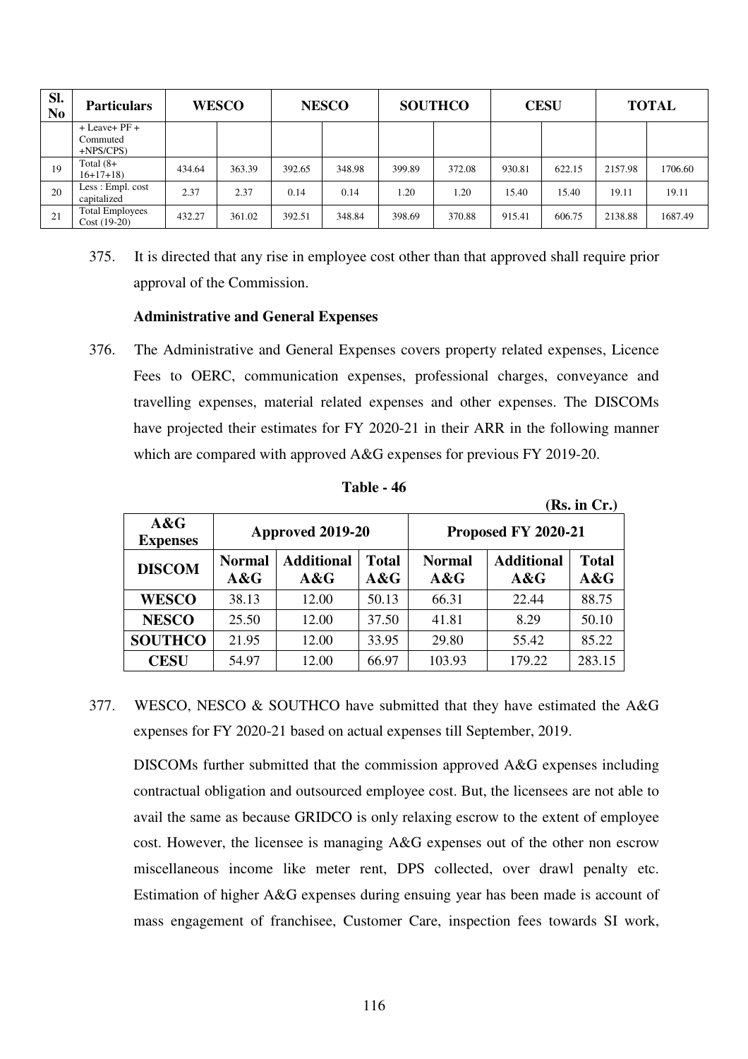| Sl. No | Particulars | WESCO | | NESCO | | SOUTHCO | | CESU | | TOTAL | |
|---|---|---|---|---|---|---|---|---|---|---|---|
| | + Leave+ PF + Commuted +NPS/CPS) | | | | | | | | | | |
| 19 | Total (8+ 16+17+18) | 434.64 | 363.39 | 392.65 | 348.98 | 399.89 | 372.08 | 930.81 | 622.15 | 2157.98 | 1706.60 |
| 20 | Less : Empl. cost capitalized | 2.37 | 2.37 | 0.14 | 0.14 | 1.20 | 1.20 | 15.40 | 15.40 | 19.11 | 19.11 |
| 21 | Total Employees Cost (19-20) | 432.27 | 361.02 | 392.51 | 348.84 | 398.69 | 370.88 | 915.41 | 606.75 | 2138.88 | 1687.49 |

375. It is directed that any rise in employee cost other than that approved shall require prior approval of the Commission.

**Administrative and General Expenses**

376. The Administrative and General Expenses covers property related expenses, Licence Fees to OERC, communication expenses, professional charges, conveyance and travelling expenses, material related expenses and other expenses. The DISCOMs have projected their estimates for FY 2020-21 in their ARR in the following manner which are compared with approved A&G expenses for previous FY 2019-20.

**Table - 46**

**(Rs. in Cr.)**

| A&G Expenses | Approved 2019-20 | | | Proposed FY 2020-21 | | |
|---|---|---|---|---|---|---|
| DISCOM | Normal A&G | Additional A&G | Total A&G | Normal A&G | Additional A&G | Total A&G |
| WESCO | 38.13 | 12.00 | 50.13 | 66.31 | 22.44 | 88.75 |
| NESCO | 25.50 | 12.00 | 37.50 | 41.81 | 8.29 | 50.10 |
| SOUTHCO | 21.95 | 12.00 | 33.95 | 29.80 | 55.42 | 85.22 |
| CESU | 54.97 | 12.00 | 66.97 | 103.93 | 179.22 | 283.15 |

377. WESCO, NESCO & SOUTHCO have submitted that they have estimated the A&G expenses for FY 2020-21 based on actual expenses till September, 2019.

DISCOMs further submitted that the commission approved A&G expenses including contractual obligation and outsourced employee cost. But, the licensees are not able to avail the same as because GRIDCO is only relaxing escrow to the extent of employee cost. However, the licensee is managing A&G expenses out of the other non escrow miscellaneous income like meter rent, DPS collected, over drawl penalty etc. Estimation of higher A&G expenses during ensuing year has been made is account of mass engagement of franchisee, Customer Care, inspection fees towards SI work,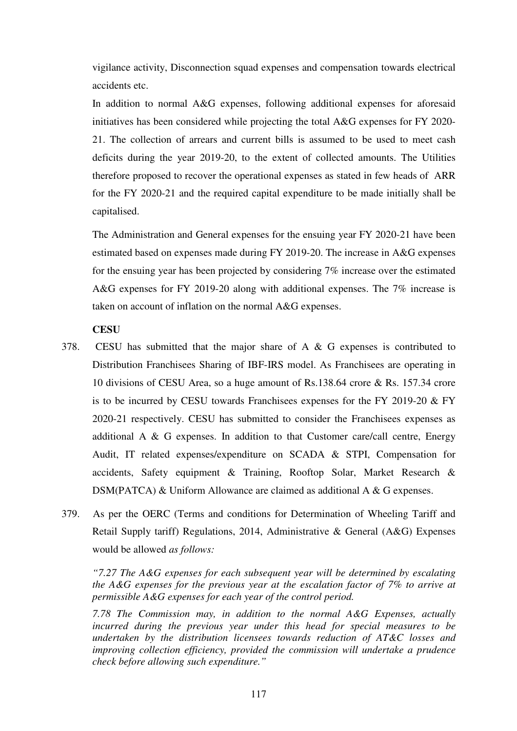vigilance activity, Disconnection squad expenses and compensation towards electrical accidents etc.

In addition to normal A&G expenses, following additional expenses for aforesaid initiatives has been considered while projecting the total A&G expenses for FY 2020-21. The collection of arrears and current bills is assumed to be used to meet cash deficits during the year 2019-20, to the extent of collected amounts. The Utilities therefore proposed to recover the operational expenses as stated in few heads of ARR for the FY 2020-21 and the required capital expenditure to be made initially shall be capitalised.

The Administration and General expenses for the ensuing year FY 2020-21 have been estimated based on expenses made during FY 2019-20. The increase in A&G expenses for the ensuing year has been projected by considering 7% increase over the estimated A&G expenses for FY 2019-20 along with additional expenses. The 7% increase is taken on account of inflation on the normal A&G expenses.

**CESU**

378. CESU has submitted that the major share of A & G expenses is contributed to Distribution Franchisees Sharing of IBF-IRS model. As Franchisees are operating in 10 divisions of CESU Area, so a huge amount of Rs.138.64 crore & Rs. 157.34 crore is to be incurred by CESU towards Franchisees expenses for the FY 2019-20 & FY 2020-21 respectively. CESU has submitted to consider the Franchisees expenses as additional A & G expenses. In addition to that Customer care/call centre, Energy Audit, IT related expenses/expenditure on SCADA & STPI, Compensation for accidents, Safety equipment & Training, Rooftop Solar, Market Research & DSM(PATCA) & Uniform Allowance are claimed as additional A & G expenses.

379. As per the OERC (Terms and conditions for Determination of Wheeling Tariff and Retail Supply tariff) Regulations, 2014, Administrative & General (A&G) Expenses would be allowed *as follows:*

*"7.27 The A&G expenses for each subsequent year will be determined by escalating the A&G expenses for the previous year at the escalation factor of 7% to arrive at permissible A&G expenses for each year of the control period.*

*7.78 The Commission may, in addition to the normal A&G Expenses, actually incurred during the previous year under this head for special measures to be undertaken by the distribution licensees towards reduction of AT&C losses and improving collection efficiency, provided the commission will undertake a prudence check before allowing such expenditure."*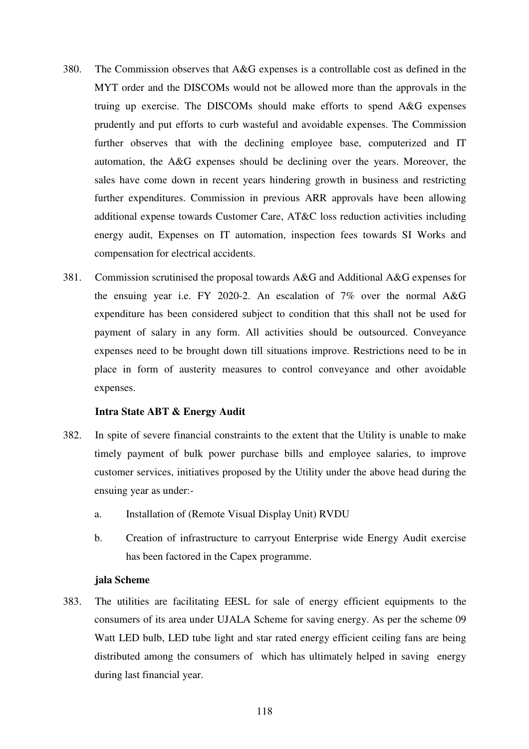380. The Commission observes that A&G expenses is a controllable cost as defined in the MYT order and the DISCOMs would not be allowed more than the approvals in the truing up exercise. The DISCOMs should make efforts to spend A&G expenses prudently and put efforts to curb wasteful and avoidable expenses. The Commission further observes that with the declining employee base, computerized and IT automation, the A&G expenses should be declining over the years. Moreover, the sales have come down in recent years hindering growth in business and restricting further expenditures. Commission in previous ARR approvals have been allowing additional expense towards Customer Care, AT&C loss reduction activities including energy audit, Expenses on IT automation, inspection fees towards SI Works and compensation for electrical accidents.

381. Commission scrutinised the proposal towards A&G and Additional A&G expenses for the ensuing year i.e. FY 2020-2. An escalation of 7% over the normal A&G expenditure has been considered subject to condition that this shall not be used for payment of salary in any form. All activities should be outsourced. Conveyance expenses need to be brought down till situations improve. Restrictions need to be in place in form of austerity measures to control conveyance and other avoidable expenses.

**Intra State ABT & Energy Audit**

382. In spite of severe financial constraints to the extent that the Utility is unable to make timely payment of bulk power purchase bills and employee salaries, to improve customer services, initiatives proposed by the Utility under the above head during the ensuing year as under:-

a. Installation of (Remote Visual Display Unit) RVDU

b. Creation of infrastructure to carryout Enterprise wide Energy Audit exercise has been factored in the Capex programme.

**jala Scheme**

383. The utilities are facilitating EESL for sale of energy efficient equipments to the consumers of its area under UJALA Scheme for saving energy. As per the scheme 09 Watt LED bulb, LED tube light and star rated energy efficient ceiling fans are being distributed among the consumers of which has ultimately helped in saving energy during last financial year.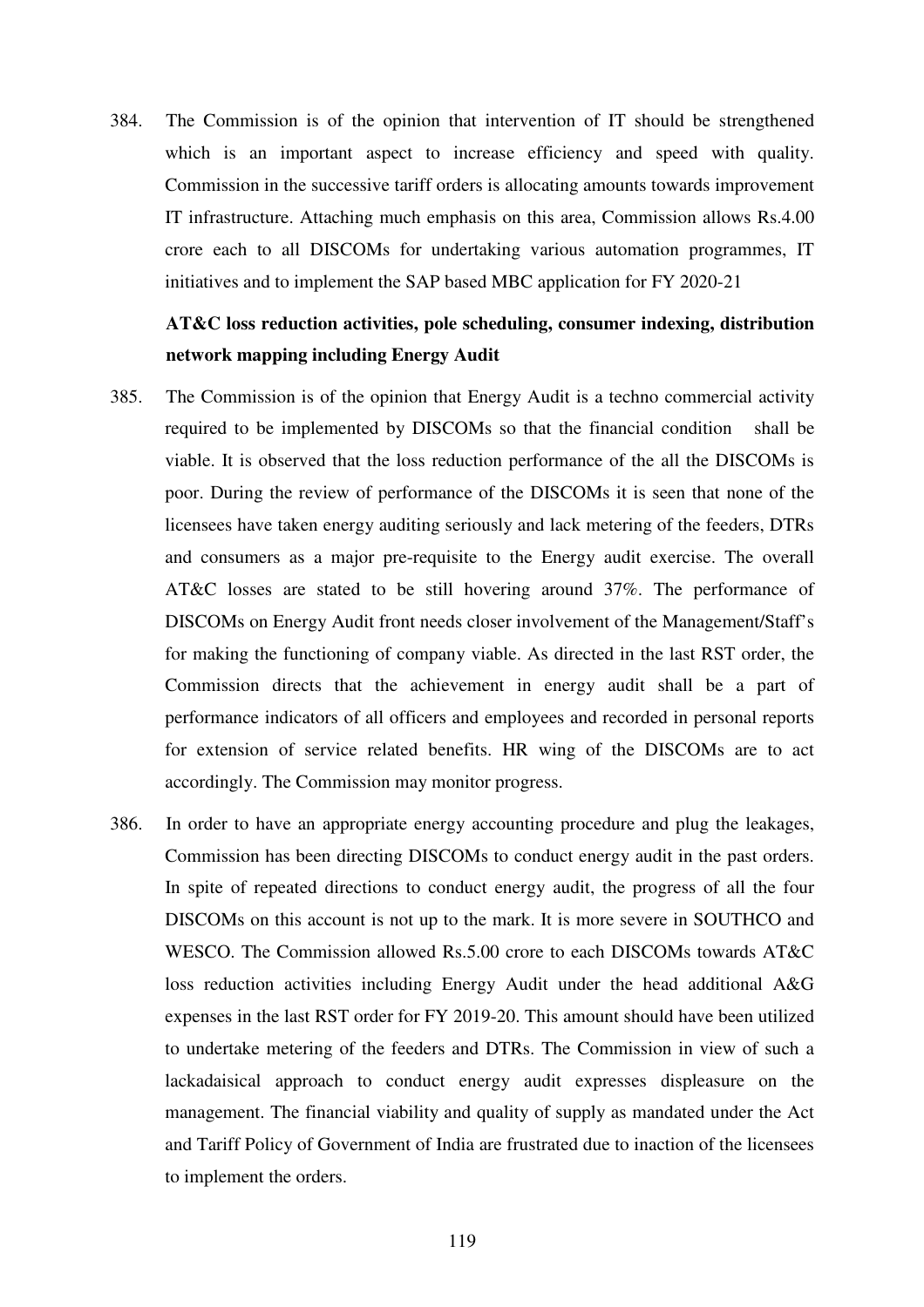384. The Commission is of the opinion that intervention of IT should be strengthened which is an important aspect to increase efficiency and speed with quality. Commission in the successive tariff orders is allocating amounts towards improvement IT infrastructure. Attaching much emphasis on this area, Commission allows Rs.4.00 crore each to all DISCOMs for undertaking various automation programmes, IT initiatives and to implement the SAP based MBC application for FY 2020-21

**AT&C loss reduction activities, pole scheduling, consumer indexing, distribution network mapping including Energy Audit**

385. The Commission is of the opinion that Energy Audit is a techno commercial activity required to be implemented by DISCOMs so that the financial condition shall be viable. It is observed that the loss reduction performance of the all the DISCOMs is poor. During the review of performance of the DISCOMs it is seen that none of the licensees have taken energy auditing seriously and lack metering of the feeders, DTRs and consumers as a major pre-requisite to the Energy audit exercise. The overall AT&C losses are stated to be still hovering around 37%. The performance of DISCOMs on Energy Audit front needs closer involvement of the Management/Staff's for making the functioning of company viable. As directed in the last RST order, the Commission directs that the achievement in energy audit shall be a part of performance indicators of all officers and employees and recorded in personal reports for extension of service related benefits. HR wing of the DISCOMs are to act accordingly. The Commission may monitor progress.

386. In order to have an appropriate energy accounting procedure and plug the leakages, Commission has been directing DISCOMs to conduct energy audit in the past orders. In spite of repeated directions to conduct energy audit, the progress of all the four DISCOMs on this account is not up to the mark. It is more severe in SOUTHCO and WESCO. The Commission allowed Rs.5.00 crore to each DISCOMs towards AT&C loss reduction activities including Energy Audit under the head additional A&G expenses in the last RST order for FY 2019-20. This amount should have been utilized to undertake metering of the feeders and DTRs. The Commission in view of such a lackadaisical approach to conduct energy audit expresses displeasure on the management. The financial viability and quality of supply as mandated under the Act and Tariff Policy of Government of India are frustrated due to inaction of the licensees to implement the orders.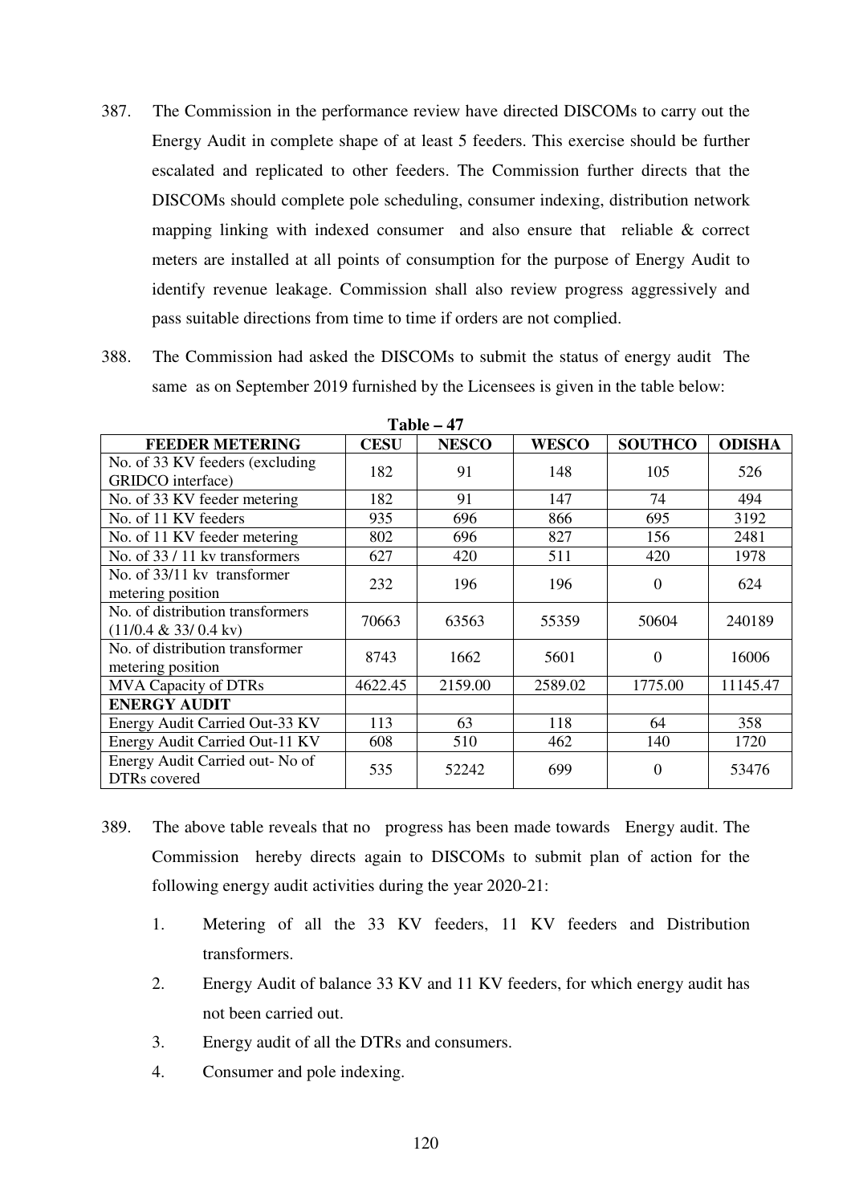387. The Commission in the performance review have directed DISCOMs to carry out the Energy Audit in complete shape of at least 5 feeders. This exercise should be further escalated and replicated to other feeders. The Commission further directs that the DISCOMs should complete pole scheduling, consumer indexing, distribution network mapping linking with indexed consumer and also ensure that reliable & correct meters are installed at all points of consumption for the purpose of Energy Audit to identify revenue leakage. Commission shall also review progress aggressively and pass suitable directions from time to time if orders are not complied.

388. The Commission had asked the DISCOMs to submit the status of energy audit The same as on September 2019 furnished by the Licensees is given in the table below:

**Table – 47**

| FEEDER METERING | CESU | NESCO | WESCO | SOUTHCO | ODISHA |
|---|---|---|---|---|---|
| No. of 33 KV feeders (excluding GRIDCO interface) | 182 | 91 | 148 | 105 | 526 |
| No. of 33 KV feeder metering | 182 | 91 | 147 | 74 | 494 |
| No. of 11 KV feeders | 935 | 696 | 866 | 695 | 3192 |
| No. of 11 KV feeder metering | 802 | 696 | 827 | 156 | 2481 |
| No. of 33 / 11 kv transformers | 627 | 420 | 511 | 420 | 1978 |
| No. of 33/11 kv transformer metering position | 232 | 196 | 196 | 0 | 624 |
| No. of distribution transformers (11/0.4 & 33/ 0.4 kv) | 70663 | 63563 | 55359 | 50604 | 240189 |
| No. of distribution transformer metering position | 8743 | 1662 | 5601 | 0 | 16006 |
| MVA Capacity of DTRs | 4622.45 | 2159.00 | 2589.02 | 1775.00 | 11145.47 |
| **ENERGY AUDIT** | | | | | |
| Energy Audit Carried Out-33 KV | 113 | 63 | 118 | 64 | 358 |
| Energy Audit Carried Out-11 KV | 608 | 510 | 462 | 140 | 1720 |
| Energy Audit Carried out- No of DTRs covered | 535 | 52242 | 699 | 0 | 53476 |

389. The above table reveals that no progress has been made towards Energy audit. The Commission hereby directs again to DISCOMs to submit plan of action for the following energy audit activities during the year 2020-21:

1. Metering of all the 33 KV feeders, 11 KV feeders and Distribution transformers.
2. Energy Audit of balance 33 KV and 11 KV feeders, for which energy audit has not been carried out.
3. Energy audit of all the DTRs and consumers.
4. Consumer and pole indexing.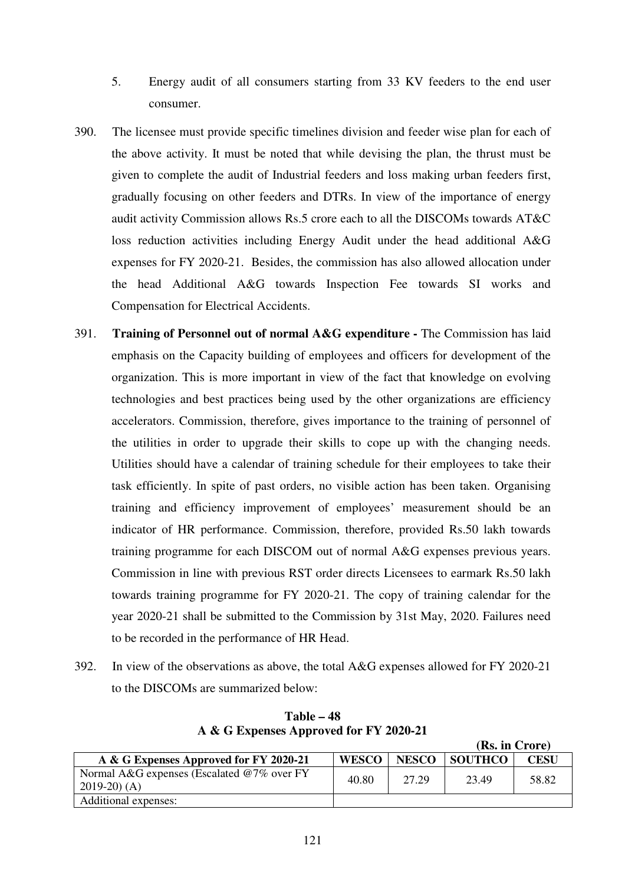5. Energy audit of all consumers starting from 33 KV feeders to the end user consumer.

390. The licensee must provide specific timelines division and feeder wise plan for each of the above activity. It must be noted that while devising the plan, the thrust must be given to complete the audit of Industrial feeders and loss making urban feeders first, gradually focusing on other feeders and DTRs. In view of the importance of energy audit activity Commission allows Rs.5 crore each to all the DISCOMs towards AT&C loss reduction activities including Energy Audit under the head additional A&G expenses for FY 2020-21. Besides, the commission has also allowed allocation under the head Additional A&G towards Inspection Fee towards SI works and Compensation for Electrical Accidents.

391. **Training of Personnel out of normal A&G expenditure -** The Commission has laid emphasis on the Capacity building of employees and officers for development of the organization. This is more important in view of the fact that knowledge on evolving technologies and best practices being used by the other organizations are efficiency accelerators. Commission, therefore, gives importance to the training of personnel of the utilities in order to upgrade their skills to cope up with the changing needs. Utilities should have a calendar of training schedule for their employees to take their task efficiently. In spite of past orders, no visible action has been taken. Organising training and efficiency improvement of employees' measurement should be an indicator of HR performance. Commission, therefore, provided Rs.50 lakh towards training programme for each DISCOM out of normal A&G expenses previous years. Commission in line with previous RST order directs Licensees to earmark Rs.50 lakh towards training programme for FY 2020-21. The copy of training calendar for the year 2020-21 shall be submitted to the Commission by 31st May, 2020. Failures need to be recorded in the performance of HR Head.

392. In view of the observations as above, the total A&G expenses allowed for FY 2020-21 to the DISCOMs are summarized below:

**Table – 48**
**A & G Expenses Approved for FY 2020-21**

**(Rs. in Crore)**

| A & G Expenses Approved for FY 2020-21 | WESCO | NESCO | SOUTHCO | CESU |
|---|---|---|---|---|
| Normal A&G expenses (Escalated @7% over FY 2019-20) (A) | 40.80 | 27.29 | 23.49 | 58.82 |
| Additional expenses: | | | | |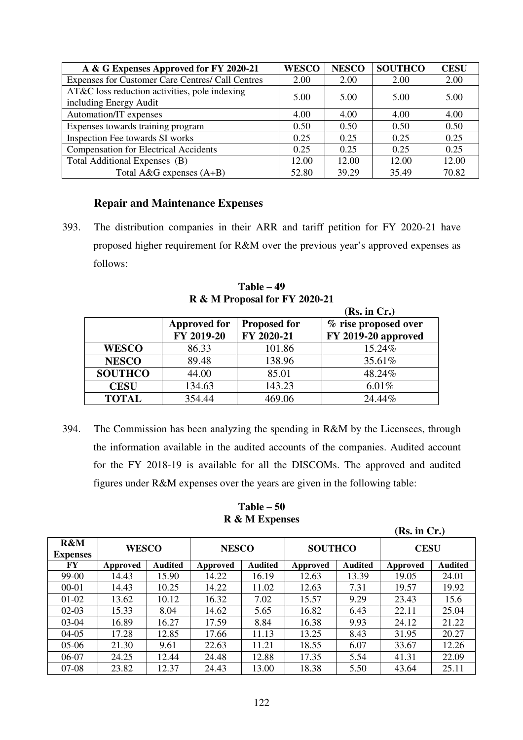| A & G Expenses Approved for FY 2020-21 | WESCO | NESCO | SOUTHCO | CESU |
|---|---|---|---|---|
| Expenses for Customer Care Centres/ Call Centres | 2.00 | 2.00 | 2.00 | 2.00 |
| AT&C loss reduction activities, pole indexing including Energy Audit | 5.00 | 5.00 | 5.00 | 5.00 |
| Automation/IT expenses | 4.00 | 4.00 | 4.00 | 4.00 |
| Expenses towards training program | 0.50 | 0.50 | 0.50 | 0.50 |
| Inspection Fee towards SI works | 0.25 | 0.25 | 0.25 | 0.25 |
| Compensation for Electrical Accidents | 0.25 | 0.25 | 0.25 | 0.25 |
| Total Additional Expenses (B) | 12.00 | 12.00 | 12.00 | 12.00 |
| Total A&G expenses (A+B) | 52.80 | 39.29 | 35.49 | 70.82 |

### Repair and Maintenance Expenses

393. The distribution companies in their ARR and tariff petition for FY 2020-21 have proposed higher requirement for R&M over the previous year's approved expenses as follows:

**Table – 49**
**R & M Proposal for FY 2020-21**

**(Rs. in Cr.)**

| | Approved for FY 2019-20 | Proposed for FY 2020-21 | % rise proposed over FY 2019-20 approved |
|---|---|---|---|
| **WESCO** | 86.33 | 101.86 | 15.24% |
| **NESCO** | 89.48 | 138.96 | 35.61% |
| **SOUTHCO** | 44.00 | 85.01 | 48.24% |
| **CESU** | 134.63 | 143.23 | 6.01% |
| **TOTAL** | 354.44 | 469.06 | 24.44% |

394. The Commission has been analyzing the spending in R&M by the Licensees, through the information available in the audited accounts of the companies. Audited account for the FY 2018-19 is available for all the DISCOMs. The approved and audited figures under R&M expenses over the years are given in the following table:

**Table – 50**
**R & M Expenses**

**(Rs. in Cr.)**

| R&M Expenses | WESCO | | NESCO | | SOUTHCO | | CESU | |
|---|---|---|---|---|---|---|---|---|
| **FY** | **Approved** | **Audited** | **Approved** | **Audited** | **Approved** | **Audited** | **Approved** | **Audited** |
| 99-00 | 14.43 | 15.90 | 14.22 | 16.19 | 12.63 | 13.39 | 19.05 | 24.01 |
| 00-01 | 14.43 | 10.25 | 14.22 | 11.02 | 12.63 | 7.31 | 19.57 | 19.92 |
| 01-02 | 13.62 | 10.12 | 16.32 | 7.02 | 15.57 | 9.29 | 23.43 | 15.6 |
| 02-03 | 15.33 | 8.04 | 14.62 | 5.65 | 16.82 | 6.43 | 22.11 | 25.04 |
| 03-04 | 16.89 | 16.27 | 17.59 | 8.84 | 16.38 | 9.93 | 24.12 | 21.22 |
| 04-05 | 17.28 | 12.85 | 17.66 | 11.13 | 13.25 | 8.43 | 31.95 | 20.27 |
| 05-06 | 21.30 | 9.61 | 22.63 | 11.21 | 18.55 | 6.07 | 33.67 | 12.26 |
| 06-07 | 24.25 | 12.44 | 24.48 | 12.88 | 17.35 | 5.54 | 41.31 | 22.09 |
| 07-08 | 23.82 | 12.37 | 24.43 | 13.00 | 18.38 | 5.50 | 43.64 | 25.11 |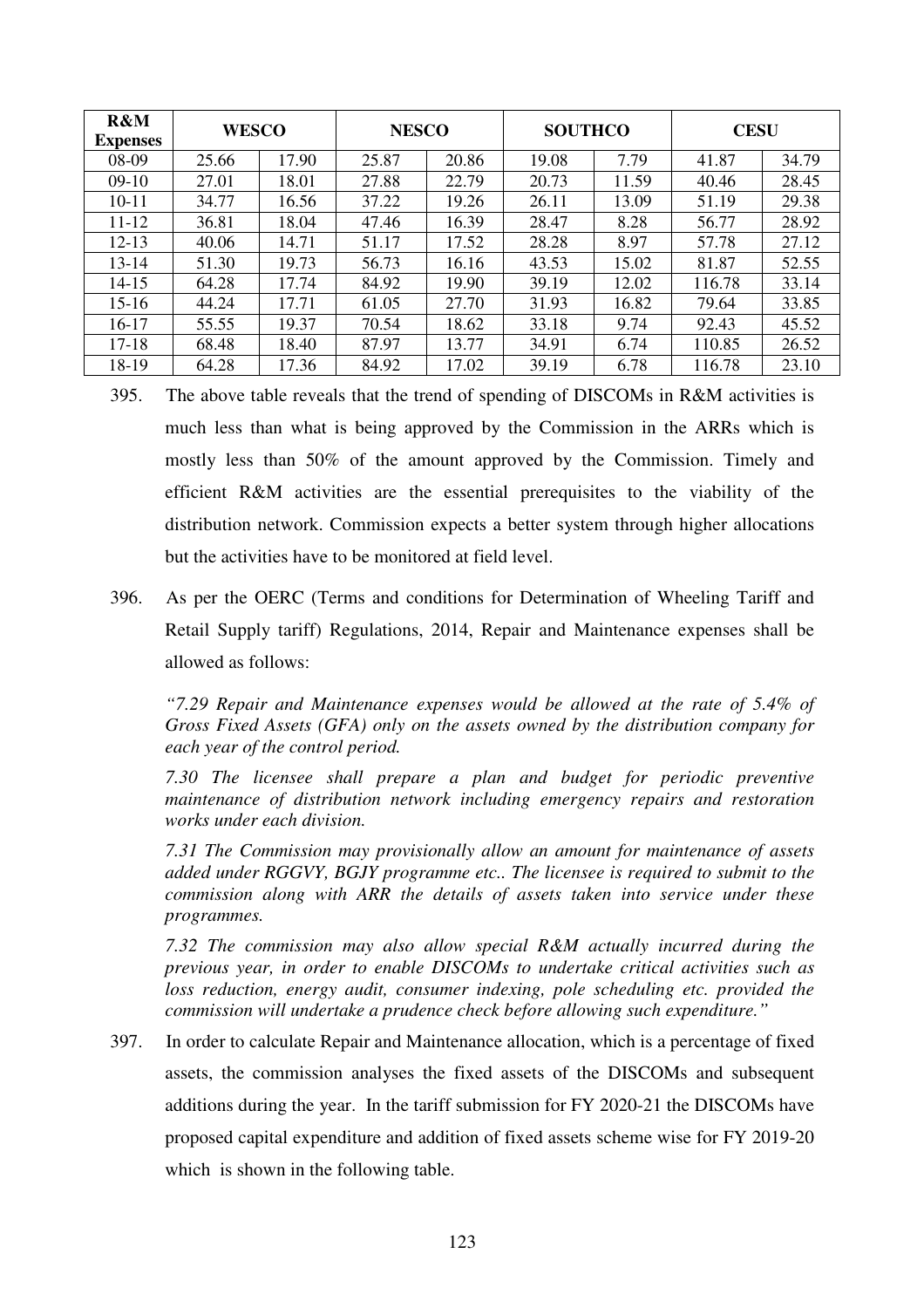| R&M Expenses | WESCO | | NESCO | | SOUTHCO | | CESU | |
|---|---|---|---|---|---|---|---|---|
| 08-09 | 25.66 | 17.90 | 25.87 | 20.86 | 19.08 | 7.79 | 41.87 | 34.79 |
| 09-10 | 27.01 | 18.01 | 27.88 | 22.79 | 20.73 | 11.59 | 40.46 | 28.45 |
| 10-11 | 34.77 | 16.56 | 37.22 | 19.26 | 26.11 | 13.09 | 51.19 | 29.38 |
| 11-12 | 36.81 | 18.04 | 47.46 | 16.39 | 28.47 | 8.28 | 56.77 | 28.92 |
| 12-13 | 40.06 | 14.71 | 51.17 | 17.52 | 28.28 | 8.97 | 57.78 | 27.12 |
| 13-14 | 51.30 | 19.73 | 56.73 | 16.16 | 43.53 | 15.02 | 81.87 | 52.55 |
| 14-15 | 64.28 | 17.74 | 84.92 | 19.90 | 39.19 | 12.02 | 116.78 | 33.14 |
| 15-16 | 44.24 | 17.71 | 61.05 | 27.70 | 31.93 | 16.82 | 79.64 | 33.85 |
| 16-17 | 55.55 | 19.37 | 70.54 | 18.62 | 33.18 | 9.74 | 92.43 | 45.52 |
| 17-18 | 68.48 | 18.40 | 87.97 | 13.77 | 34.91 | 6.74 | 110.85 | 26.52 |
| 18-19 | 64.28 | 17.36 | 84.92 | 17.02 | 39.19 | 6.78 | 116.78 | 23.10 |

395. The above table reveals that the trend of spending of DISCOMs in R&M activities is much less than what is being approved by the Commission in the ARRs which is mostly less than 50% of the amount approved by the Commission. Timely and efficient R&M activities are the essential prerequisites to the viability of the distribution network. Commission expects a better system through higher allocations but the activities have to be monitored at field level.

396. As per the OERC (Terms and conditions for Determination of Wheeling Tariff and Retail Supply tariff) Regulations, 2014, Repair and Maintenance expenses shall be allowed as follows:

*"7.29 Repair and Maintenance expenses would be allowed at the rate of 5.4% of Gross Fixed Assets (GFA) only on the assets owned by the distribution company for each year of the control period.*

*7.30 The licensee shall prepare a plan and budget for periodic preventive maintenance of distribution network including emergency repairs and restoration works under each division.*

*7.31 The Commission may provisionally allow an amount for maintenance of assets added under RGGVY, BGJY programme etc.. The licensee is required to submit to the commission along with ARR the details of assets taken into service under these programmes.*

*7.32 The commission may also allow special R&M actually incurred during the previous year, in order to enable DISCOMs to undertake critical activities such as loss reduction, energy audit, consumer indexing, pole scheduling etc. provided the commission will undertake a prudence check before allowing such expenditure."*

397. In order to calculate Repair and Maintenance allocation, which is a percentage of fixed assets, the commission analyses the fixed assets of the DISCOMs and subsequent additions during the year. In the tariff submission for FY 2020-21 the DISCOMs have proposed capital expenditure and addition of fixed assets scheme wise for FY 2019-20 which is shown in the following table.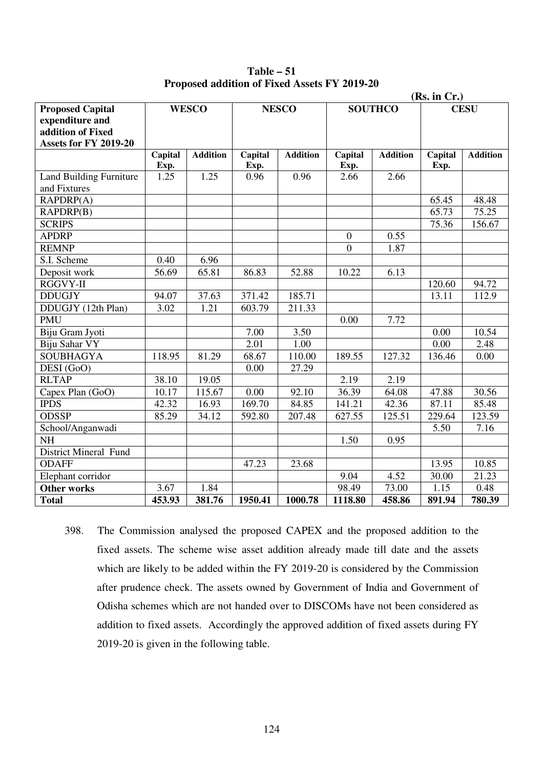**Table – 51**
**Proposed addition of Fixed Assets FY 2019-20**

(Rs. in Cr.)

| Proposed Capital expenditure and addition of Fixed Assets for FY 2019-20 | WESCO | | NESCO | | SOUTHCO | | CESU | |
|---|---|---|---|---|---|---|---|---|
| | Capital Exp. | Addition | Capital Exp. | Addition | Capital Exp. | Addition | Capital Exp. | Addition |
| Land Building Furniture and Fixtures | 1.25 | 1.25 | 0.96 | 0.96 | 2.66 | 2.66 | | |
| RAPDRP(A) | | | | | | | 65.45 | 48.48 |
| RAPDRP(B) | | | | | | | 65.73 | 75.25 |
| SCRIPS | | | | | | | 75.36 | 156.67 |
| APDRP | | | | | 0 | 0.55 | | |
| REMNP | | | | | 0 | 1.87 | | |
| S.I. Scheme | 0.40 | 6.96 | | | | | | |
| Deposit work | 56.69 | 65.81 | 86.83 | 52.88 | 10.22 | 6.13 | | |
| RGGVY-II | | | | | | | 120.60 | 94.72 |
| DDUGJY | 94.07 | 37.63 | 371.42 | 185.71 | | | 13.11 | 112.9 |
| DDUGJY (12th Plan) | 3.02 | 1.21 | 603.79 | 211.33 | | | | |
| PMU | | | | | 0.00 | 7.72 | | |
| Biju Gram Jyoti | | | 7.00 | 3.50 | | | 0.00 | 10.54 |
| Biju Sahar VY | | | 2.01 | 1.00 | | | 0.00 | 2.48 |
| SOUBHAGYA | 118.95 | 81.29 | 68.67 | 110.00 | 189.55 | 127.32 | 136.46 | 0.00 |
| DESI (GoO) | | | 0.00 | 27.29 | | | | |
| RLTAP | 38.10 | 19.05 | | | 2.19 | 2.19 | | |
| Capex Plan (GoO) | 10.17 | 115.67 | 0.00 | 92.10 | 36.39 | 64.08 | 47.88 | 30.56 |
| IPDS | 42.32 | 16.93 | 169.70 | 84.85 | 141.21 | 42.36 | 87.11 | 85.48 |
| ODSSP | 85.29 | 34.12 | 592.80 | 207.48 | 627.55 | 125.51 | 229.64 | 123.59 |
| School/Anganwadi | | | | | | | 5.50 | 7.16 |
| NH | | | | | 1.50 | 0.95 | | |
| District Mineral Fund | | | | | | | | |
| ODAFF | | | 47.23 | 23.68 | | | 13.95 | 10.85 |
| Elephant corridor | | | | | 9.04 | 4.52 | 30.00 | 21.23 |
| **Other works** | 3.67 | 1.84 | | | 98.49 | 73.00 | 1.15 | 0.48 |
| **Total** | **453.93** | **381.76** | **1950.41** | **1000.78** | **1118.80** | **458.86** | **891.94** | **780.39** |

398. The Commission analysed the proposed CAPEX and the proposed addition to the fixed assets. The scheme wise asset addition already made till date and the assets which are likely to be added within the FY 2019-20 is considered by the Commission after prudence check. The assets owned by Government of India and Government of Odisha schemes which are not handed over to DISCOMs have not been considered as addition to fixed assets. Accordingly the approved addition of fixed assets during FY 2019-20 is given in the following table.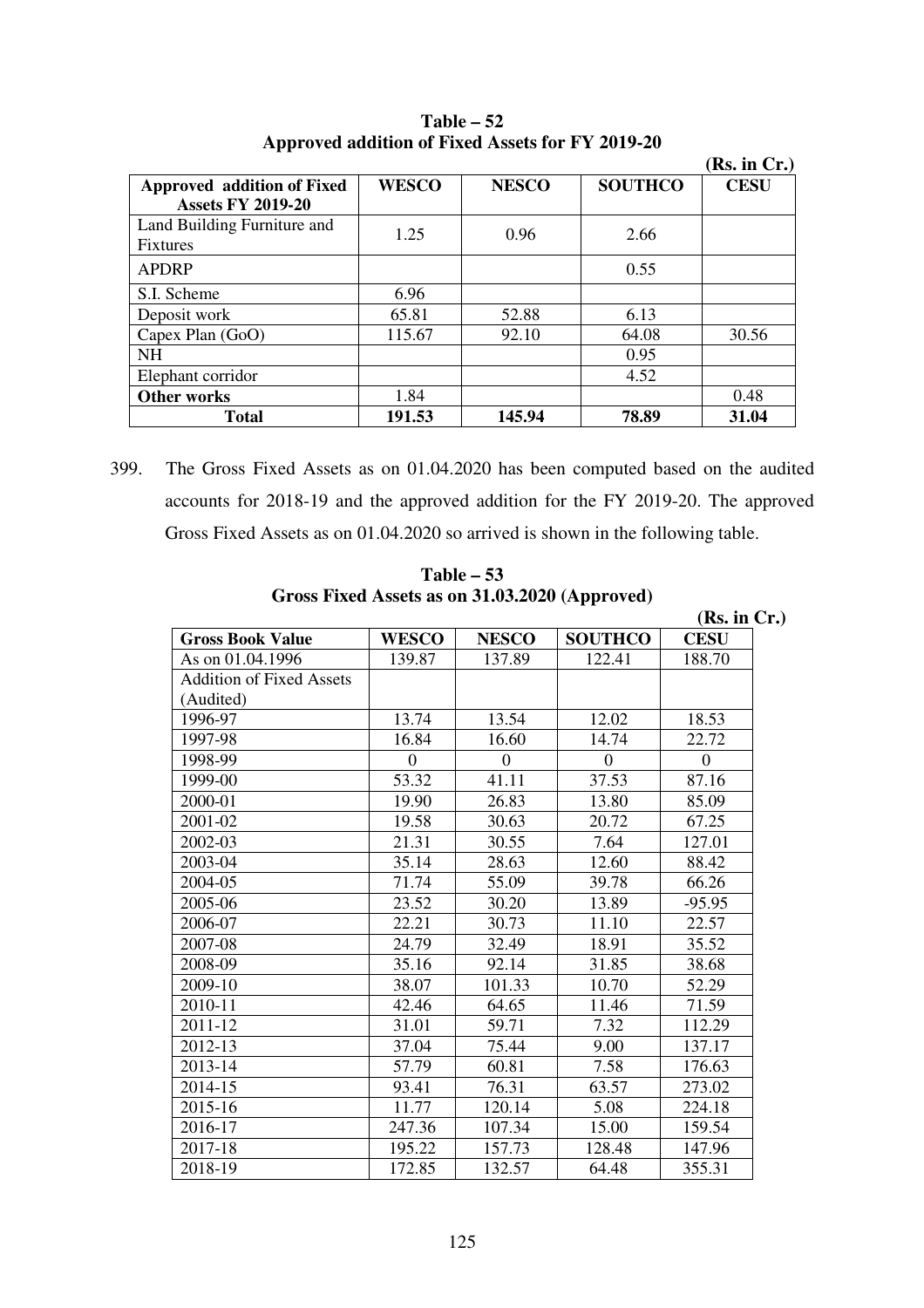**Table – 52**
**Approved addition of Fixed Assets for FY 2019-20**

**(Rs. in Cr.)**

| Approved addition of Fixed Assets FY 2019-20 | WESCO | NESCO | SOUTHCO | CESU |
|---|---|---|---|---|
| Land Building Furniture and Fixtures | 1.25 | 0.96 | 2.66 | |
| APDRP | | | 0.55 | |
| S.I. Scheme | 6.96 | | | |
| Deposit work | 65.81 | 52.88 | 6.13 | |
| Capex Plan (GoO) | 115.67 | 92.10 | 64.08 | 30.56 |
| NH | | | 0.95 | |
| Elephant corridor | | | 4.52 | |
| **Other works** | 1.84 | | | 0.48 |
| **Total** | **191.53** | **145.94** | **78.89** | **31.04** |

399. The Gross Fixed Assets as on 01.04.2020 has been computed based on the audited accounts for 2018-19 and the approved addition for the FY 2019-20. The approved Gross Fixed Assets as on 01.04.2020 so arrived is shown in the following table.

**Table – 53**
**Gross Fixed Assets as on 31.03.2020 (Approved)**

**(Rs. in Cr.)**

| Gross Book Value | WESCO | NESCO | SOUTHCO | CESU |
|---|---|---|---|---|
| As on 01.04.1996 | 139.87 | 137.89 | 122.41 | 188.70 |
| Addition of Fixed Assets (Audited) | | | | |
| 1996-97 | 13.74 | 13.54 | 12.02 | 18.53 |
| 1997-98 | 16.84 | 16.60 | 14.74 | 22.72 |
| 1998-99 | 0 | 0 | 0 | 0 |
| 1999-00 | 53.32 | 41.11 | 37.53 | 87.16 |
| 2000-01 | 19.90 | 26.83 | 13.80 | 85.09 |
| 2001-02 | 19.58 | 30.63 | 20.72 | 67.25 |
| 2002-03 | 21.31 | 30.55 | 7.64 | 127.01 |
| 2003-04 | 35.14 | 28.63 | 12.60 | 88.42 |
| 2004-05 | 71.74 | 55.09 | 39.78 | 66.26 |
| 2005-06 | 23.52 | 30.20 | 13.89 | -95.95 |
| 2006-07 | 22.21 | 30.73 | 11.10 | 22.57 |
| 2007-08 | 24.79 | 32.49 | 18.91 | 35.52 |
| 2008-09 | 35.16 | 92.14 | 31.85 | 38.68 |
| 2009-10 | 38.07 | 101.33 | 10.70 | 52.29 |
| 2010-11 | 42.46 | 64.65 | 11.46 | 71.59 |
| 2011-12 | 31.01 | 59.71 | 7.32 | 112.29 |
| 2012-13 | 37.04 | 75.44 | 9.00 | 137.17 |
| 2013-14 | 57.79 | 60.81 | 7.58 | 176.63 |
| 2014-15 | 93.41 | 76.31 | 63.57 | 273.02 |
| 2015-16 | 11.77 | 120.14 | 5.08 | 224.18 |
| 2016-17 | 247.36 | 107.34 | 15.00 | 159.54 |
| 2017-18 | 195.22 | 157.73 | 128.48 | 147.96 |
| 2018-19 | 172.85 | 132.57 | 64.48 | 355.31 |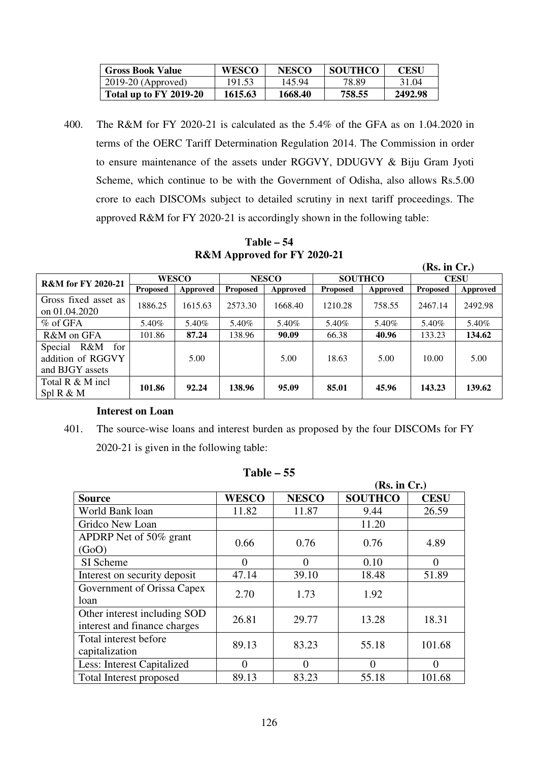| Gross Book Value | WESCO | NESCO | SOUTHCO | CESU |
|---|---|---|---|---|
| 2019-20 (Approved) | 191.53 | 145.94 | 78.89 | 31.04 |
| **Total up to FY 2019-20** | **1615.63** | **1668.40** | **758.55** | **2492.98** |

400. The R&M for FY 2020-21 is calculated as the 5.4% of the GFA as on 1.04.2020 in terms of the OERC Tariff Determination Regulation 2014. The Commission in order to ensure maintenance of the assets under RGGVY, DDUGVY & Biju Gram Jyoti Scheme, which continue to be with the Government of Odisha, also allows Rs.5.00 crore to each DISCOMs subject to detailed scrutiny in next tariff proceedings. The approved R&M for FY 2020-21 is accordingly shown in the following table:

**Table – 54**
**R&M Approved for FY 2020-21**

**(Rs. in Cr.)**

| R&M for FY 2020-21 | WESCO | | NESCO | | SOUTHCO | | CESU | |
|---|---|---|---|---|---|---|---|---|
| | Proposed | Approved | Proposed | Approved | Proposed | Approved | Proposed | Approved |
| Gross fixed asset as on 01.04.2020 | 1886.25 | 1615.63 | 2573.30 | 1668.40 | 1210.28 | 758.55 | 2467.14 | 2492.98 |
| % of GFA | 5.40% | 5.40% | 5.40% | 5.40% | 5.40% | 5.40% | 5.40% | 5.40% |
| R&M on GFA | 101.86 | **87.24** | 138.96 | **90.09** | 66.38 | **40.96** | 133.23 | **134.62** |
| Special R&M for addition of RGGVY and BJGY assets | | 5.00 | | 5.00 | 18.63 | 5.00 | 10.00 | 5.00 |
| Total R & M incl Spl R & M | **101.86** | **92.24** | **138.96** | **95.09** | **85.01** | **45.96** | **143.23** | **139.62** |

**Interest on Loan**

401. The source-wise loans and interest burden as proposed by the four DISCOMs for FY 2020-21 is given in the following table:

**Table – 55**

**(Rs. in Cr.)**

| Source | WESCO | NESCO | SOUTHCO | CESU |
|---|---|---|---|---|
| World Bank loan | 11.82 | 11.87 | 9.44 | 26.59 |
| Gridco New Loan | | | 11.20 | |
| APDRP Net of 50% grant (GoO) | 0.66 | 0.76 | 0.76 | 4.89 |
| SI Scheme | 0 | 0 | 0.10 | 0 |
| Interest on security deposit | 47.14 | 39.10 | 18.48 | 51.89 |
| Government of Orissa Capex loan | 2.70 | 1.73 | 1.92 | |
| Other interest including SOD interest and finance charges | 26.81 | 29.77 | 13.28 | 18.31 |
| Total interest before capitalization | 89.13 | 83.23 | 55.18 | 101.68 |
| Less: Interest Capitalized | 0 | 0 | 0 | 0 |
| Total Interest proposed | 89.13 | 83.23 | 55.18 | 101.68 |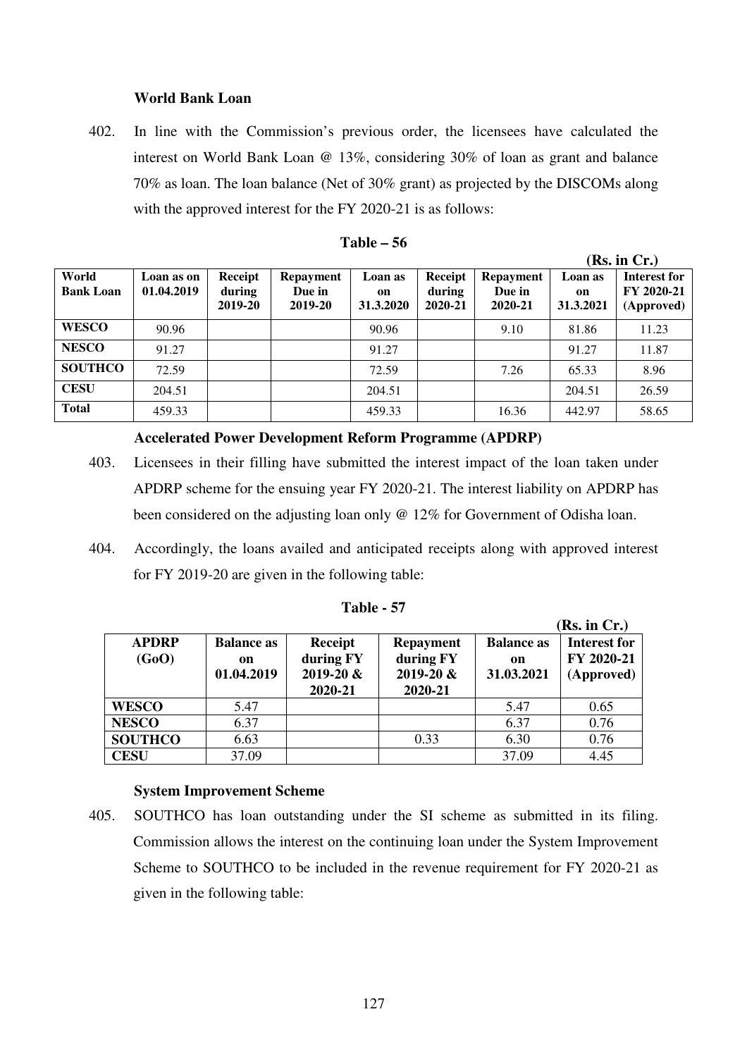**World Bank Loan**

402. In line with the Commission's previous order, the licensees have calculated the interest on World Bank Loan @ 13%, considering 30% of loan as grant and balance 70% as loan. The loan balance (Net of 30% grant) as projected by the DISCOMs along with the approved interest for the FY 2020-21 is as follows:

**Table – 56**

**(Rs. in Cr.)**

| World Bank Loan | Loan as on 01.04.2019 | Receipt during 2019-20 | Repayment Due in 2019-20 | Loan as on 31.3.2020 | Receipt during 2020-21 | Repayment Due in 2020-21 | Loan as on 31.3.2021 | Interest for FY 2020-21 (Approved) |
|---|---|---|---|---|---|---|---|---|
| **WESCO** | 90.96 | | | 90.96 | | 9.10 | 81.86 | 11.23 |
| **NESCO** | 91.27 | | | 91.27 | | | 91.27 | 11.87 |
| **SOUTHCO** | 72.59 | | | 72.59 | | 7.26 | 65.33 | 8.96 |
| **CESU** | 204.51 | | | 204.51 | | | 204.51 | 26.59 |
| **Total** | 459.33 | | | 459.33 | | 16.36 | 442.97 | 58.65 |

**Accelerated Power Development Reform Programme (APDRP)**

403. Licensees in their filling have submitted the interest impact of the loan taken under APDRP scheme for the ensuing year FY 2020-21. The interest liability on APDRP has been considered on the adjusting loan only @ 12% for Government of Odisha loan.

404. Accordingly, the loans availed and anticipated receipts along with approved interest for FY 2019-20 are given in the following table:

**Table - 57**

**(Rs. in Cr.)**

| APDRP (GoO) | Balance as on 01.04.2019 | Receipt during FY 2019-20 & 2020-21 | Repayment during FY 2019-20 & 2020-21 | Balance as on 31.03.2021 | Interest for FY 2020-21 (Approved) |
|---|---|---|---|---|---|
| **WESCO** | 5.47 | | | 5.47 | 0.65 |
| **NESCO** | 6.37 | | | 6.37 | 0.76 |
| **SOUTHCO** | 6.63 | | 0.33 | 6.30 | 0.76 |
| **CESU** | 37.09 | | | 37.09 | 4.45 |

**System Improvement Scheme**

405. SOUTHCO has loan outstanding under the SI scheme as submitted in its filing. Commission allows the interest on the continuing loan under the System Improvement Scheme to SOUTHCO to be included in the revenue requirement for FY 2020-21 as given in the following table: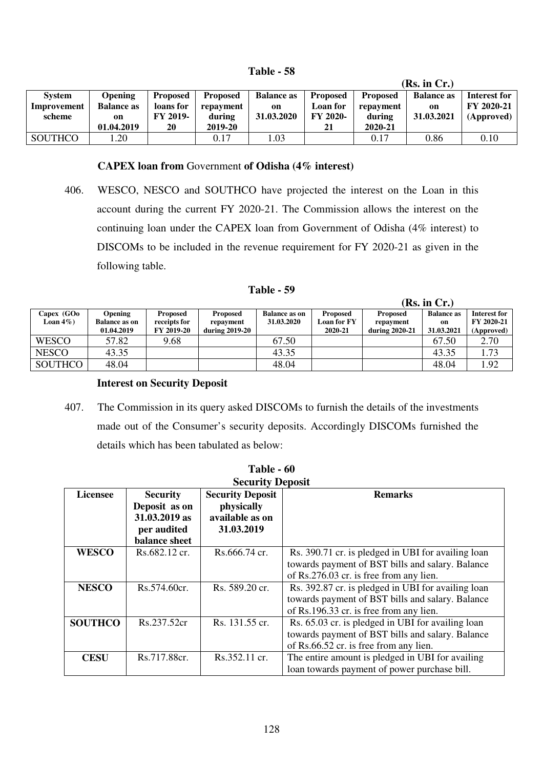**Table - 58**

**(Rs. in Cr.)**

| System Improvement scheme | Opening Balance as on 01.04.2019 | Proposed loans for FY 2019-20 | Proposed repayment during 2019-20 | Balance as on 31.03.2020 | Proposed Loan for FY 2020-21 | Proposed repayment during 2020-21 | Balance as on 31.03.2021 | Interest for FY 2020-21 (Approved) |
|---|---|---|---|---|---|---|---|---|
| SOUTHCO | 1.20 | | 0.17 | 1.03 | | 0.17 | 0.86 | 0.10 |

**CAPEX loan from** Government **of Odisha (4% interest)**

406. WESCO, NESCO and SOUTHCO have projected the interest on the Loan in this account during the current FY 2020-21. The Commission allows the interest on the continuing loan under the CAPEX loan from Government of Odisha (4% interest) to DISCOMs to be included in the revenue requirement for FY 2020-21 as given in the following table.

**Table - 59**

**(Rs. in Cr.)**

| Capex (GOo Loan 4%) | Opening Balance as on 01.04.2019 | Proposed receipts for FY 2019-20 | Proposed repayment during 2019-20 | Balance as on 31.03.2020 | Proposed Loan for FY 2020-21 | Proposed repayment during 2020-21 | Balance as on 31.03.2021 | Interest for FY 2020-21 (Approved) |
|---|---|---|---|---|---|---|---|---|
| WESCO | 57.82 | 9.68 | | 67.50 | | | 67.50 | 2.70 |
| NESCO | 43.35 | | | 43.35 | | | 43.35 | 1.73 |
| SOUTHCO | 48.04 | | | 48.04 | | | 48.04 | 1.92 |

**Interest on Security Deposit**

407. The Commission in its query asked DISCOMs to furnish the details of the investments made out of the Consumer's security deposits. Accordingly DISCOMs furnished the details which has been tabulated as below:

**Table - 60**
**Security Deposit**

| Licensee | Security Deposit as on 31.03.2019 as per audited balance sheet | Security Deposit physically available as on 31.03.2019 | Remarks |
|---|---|---|---|
| **WESCO** | Rs.682.12 cr. | Rs.666.74 cr. | Rs. 390.71 cr. is pledged in UBI for availing loan towards payment of BST bills and salary. Balance of Rs.276.03 cr. is free from any lien. |
| **NESCO** | Rs.574.60cr. | Rs. 589.20 cr. | Rs. 392.87 cr. is pledged in UBI for availing loan towards payment of BST bills and salary. Balance of Rs.196.33 cr. is free from any lien. |
| **SOUTHCO** | Rs.237.52cr | Rs. 131.55 cr. | Rs. 65.03 cr. is pledged in UBI for availing loan towards payment of BST bills and salary. Balance of Rs.66.52 cr. is free from any lien. |
| **CESU** | Rs.717.88cr. | Rs.352.11 cr. | The entire amount is pledged in UBI for availing loan towards payment of power purchase bill. |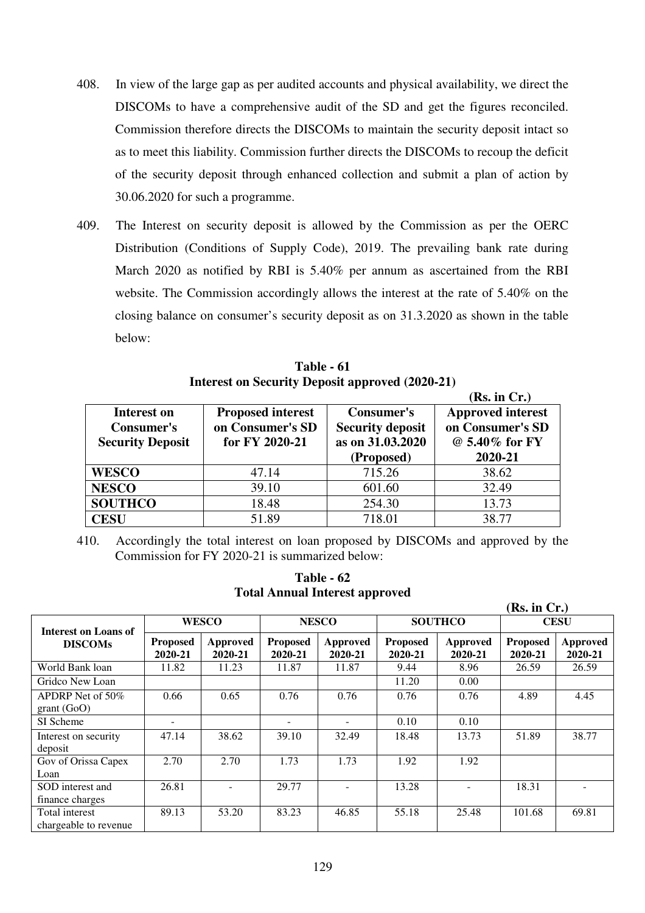408. In view of the large gap as per audited accounts and physical availability, we direct the DISCOMs to have a comprehensive audit of the SD and get the figures reconciled. Commission therefore directs the DISCOMs to maintain the security deposit intact so as to meet this liability. Commission further directs the DISCOMs to recoup the deficit of the security deposit through enhanced collection and submit a plan of action by 30.06.2020 for such a programme.

409. The Interest on security deposit is allowed by the Commission as per the OERC Distribution (Conditions of Supply Code), 2019. The prevailing bank rate during March 2020 as notified by RBI is 5.40% per annum as ascertained from the RBI website. The Commission accordingly allows the interest at the rate of 5.40% on the closing balance on consumer's security deposit as on 31.3.2020 as shown in the table below:

**Table - 61**
**Interest on Security Deposit approved (2020-21)**

**(Rs. in Cr.)**

| Interest on Consumer's Security Deposit | Proposed interest on Consumer's SD for FY 2020-21 | Consumer's Security deposit as on 31.03.2020 (Proposed) | Approved interest on Consumer's SD @ 5.40% for FY 2020-21 |
|---|---|---|---|
| **WESCO** | 47.14 | 715.26 | 38.62 |
| **NESCO** | 39.10 | 601.60 | 32.49 |
| **SOUTHCO** | 18.48 | 254.30 | 13.73 |
| **CESU** | 51.89 | 718.01 | 38.77 |

410. Accordingly the total interest on loan proposed by DISCOMs and approved by the Commission for FY 2020-21 is summarized below:

**Table - 62**
**Total Annual Interest approved**

**(Rs. in Cr.)**

| Interest on Loans of DISCOMs | WESCO | | NESCO | | SOUTHCO | | CESU | |
|---|---|---|---|---|---|---|---|---|
| | **Proposed 2020-21** | **Approved 2020-21** | **Proposed 2020-21** | **Approved 2020-21** | **Proposed 2020-21** | **Approved 2020-21** | **Proposed 2020-21** | **Approved 2020-21** |
| World Bank loan | 11.82 | 11.23 | 11.87 | 11.87 | 9.44 | 8.96 | 26.59 | 26.59 |
| Gridco New Loan | | | | | 11.20 | 0.00 | | |
| APDRP Net of 50% grant (GoO) | 0.66 | 0.65 | 0.76 | 0.76 | 0.76 | 0.76 | 4.89 | 4.45 |
| SI Scheme | - | | - | - | 0.10 | 0.10 | | |
| Interest on security deposit | 47.14 | 38.62 | 39.10 | 32.49 | 18.48 | 13.73 | 51.89 | 38.77 |
| Gov of Orissa Capex Loan | 2.70 | 2.70 | 1.73 | 1.73 | 1.92 | 1.92 | | |
| SOD interest and finance charges | 26.81 | - | 29.77 | - | 13.28 | - | 18.31 | - |
| Total interest chargeable to revenue | 89.13 | 53.20 | 83.23 | 46.85 | 55.18 | 25.48 | 101.68 | 69.81 |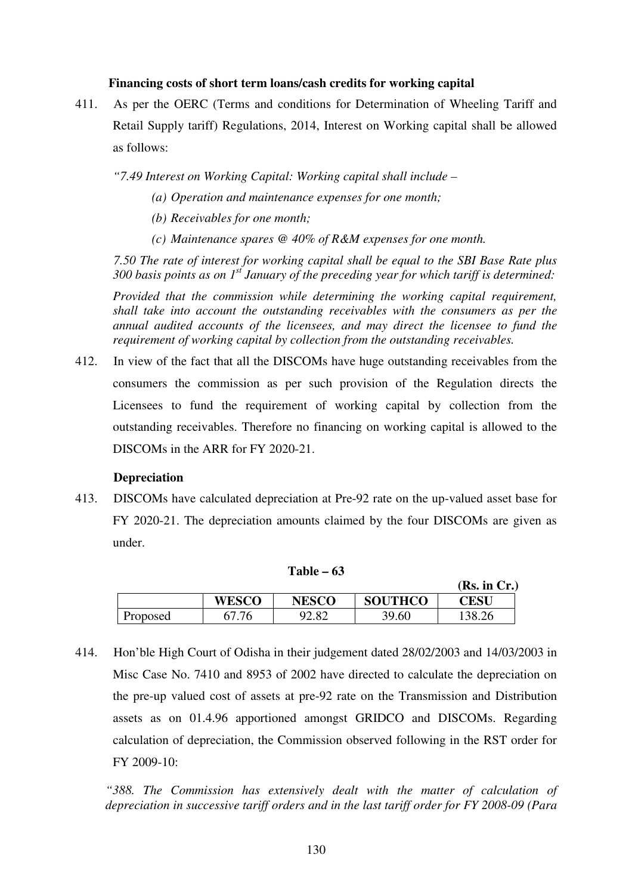**Financing costs of short term loans/cash credits for working capital**

411. As per the OERC (Terms and conditions for Determination of Wheeling Tariff and Retail Supply tariff) Regulations, 2014, Interest on Working capital shall be allowed as follows:

*"7.49 Interest on Working Capital: Working capital shall include –*

*(a) Operation and maintenance expenses for one month;*

*(b) Receivables for one month;*

*(c) Maintenance spares @ 40% of R&M expenses for one month.*

*7.50 The rate of interest for working capital shall be equal to the SBI Base Rate plus 300 basis points as on 1st January of the preceding year for which tariff is determined:*

*Provided that the commission while determining the working capital requirement, shall take into account the outstanding receivables with the consumers as per the annual audited accounts of the licensees, and may direct the licensee to fund the requirement of working capital by collection from the outstanding receivables.*

412. In view of the fact that all the DISCOMs have huge outstanding receivables from the consumers the commission as per such provision of the Regulation directs the Licensees to fund the requirement of working capital by collection from the outstanding receivables. Therefore no financing on working capital is allowed to the DISCOMs in the ARR for FY 2020-21.

**Depreciation**

413. DISCOMs have calculated depreciation at Pre-92 rate on the up-valued asset base for FY 2020-21. The depreciation amounts claimed by the four DISCOMs are given as under.

**Table – 63**

**(Rs. in Cr.)**

| | WESCO | NESCO | SOUTHCO | CESU |
|---|---|---|---|---|
| Proposed | 67.76 | 92.82 | 39.60 | 138.26 |

414. Hon'ble High Court of Odisha in their judgement dated 28/02/2003 and 14/03/2003 in Misc Case No. 7410 and 8953 of 2002 have directed to calculate the depreciation on the pre-up valued cost of assets at pre-92 rate on the Transmission and Distribution assets as on 01.4.96 apportioned amongst GRIDCO and DISCOMs. Regarding calculation of depreciation, the Commission observed following in the RST order for FY 2009-10:

*"388. The Commission has extensively dealt with the matter of calculation of depreciation in successive tariff orders and in the last tariff order for FY 2008-09 (Para*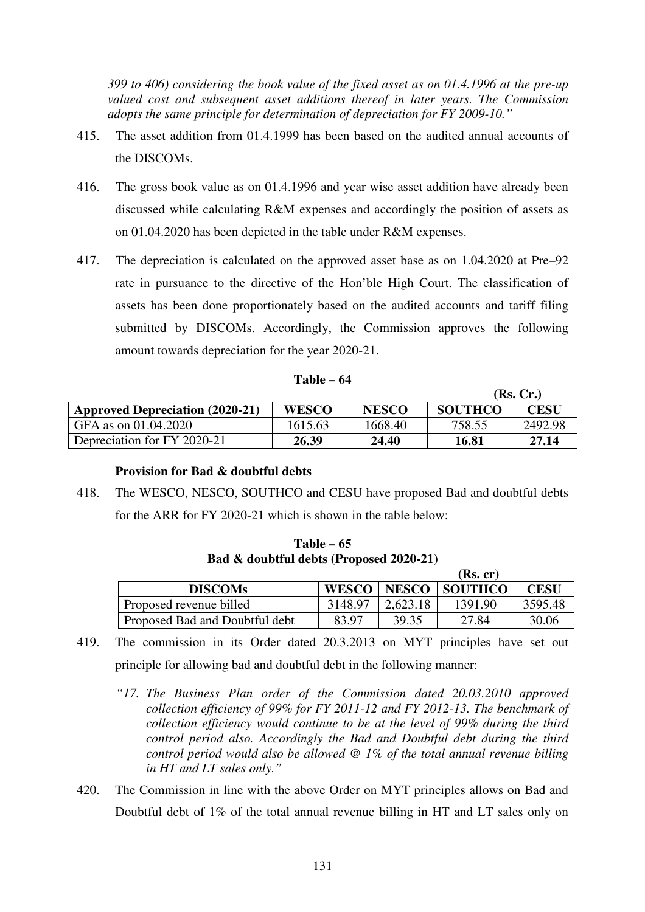*399 to 406) considering the book value of the fixed asset as on 01.4.1996 at the pre-up valued cost and subsequent asset additions thereof in later years. The Commission adopts the same principle for determination of depreciation for FY 2009-10."*

415. The asset addition from 01.4.1999 has been based on the audited annual accounts of the DISCOMs.

416. The gross book value as on 01.4.1996 and year wise asset addition have already been discussed while calculating R&M expenses and accordingly the position of assets as on 01.04.2020 has been depicted in the table under R&M expenses.

417. The depreciation is calculated on the approved asset base as on 1.04.2020 at Pre–92 rate in pursuance to the directive of the Hon'ble High Court. The classification of assets has been done proportionately based on the audited accounts and tariff filing submitted by DISCOMs. Accordingly, the Commission approves the following amount towards depreciation for the year 2020-21.

**Table – 64**

**(Rs. Cr.)**

| **Approved Depreciation (2020-21)** | **WESCO** | **NESCO** | **SOUTHCO** | **CESU** |
|---|---|---|---|---|
| GFA as on 01.04.2020 | 1615.63 | 1668.40 | 758.55 | 2492.98 |
| Depreciation for FY 2020-21 | **26.39** | **24.40** | **16.81** | **27.14** |

**Provision for Bad & doubtful debts**

418. The WESCO, NESCO, SOUTHCO and CESU have proposed Bad and doubtful debts for the ARR for FY 2020-21 which is shown in the table below:

**Table – 65**
**Bad & doubtful debts (Proposed 2020-21)**

**(Rs. cr)**

| **DISCOMs** | **WESCO** | **NESCO** | **SOUTHCO** | **CESU** |
|---|---|---|---|---|
| Proposed revenue billed | 3148.97 | 2,623.18 | 1391.90 | 3595.48 |
| Proposed Bad and Doubtful debt | 83.97 | 39.35 | 27.84 | 30.06 |

419. The commission in its Order dated 20.3.2013 on MYT principles have set out principle for allowing bad and doubtful debt in the following manner:

*"17. The Business Plan order of the Commission dated 20.03.2010 approved collection efficiency of 99% for FY 2011-12 and FY 2012-13. The benchmark of collection efficiency would continue to be at the level of 99% during the third control period also. Accordingly the Bad and Doubtful debt during the third control period would also be allowed @ 1% of the total annual revenue billing in HT and LT sales only."*

420. The Commission in line with the above Order on MYT principles allows on Bad and Doubtful debt of 1% of the total annual revenue billing in HT and LT sales only on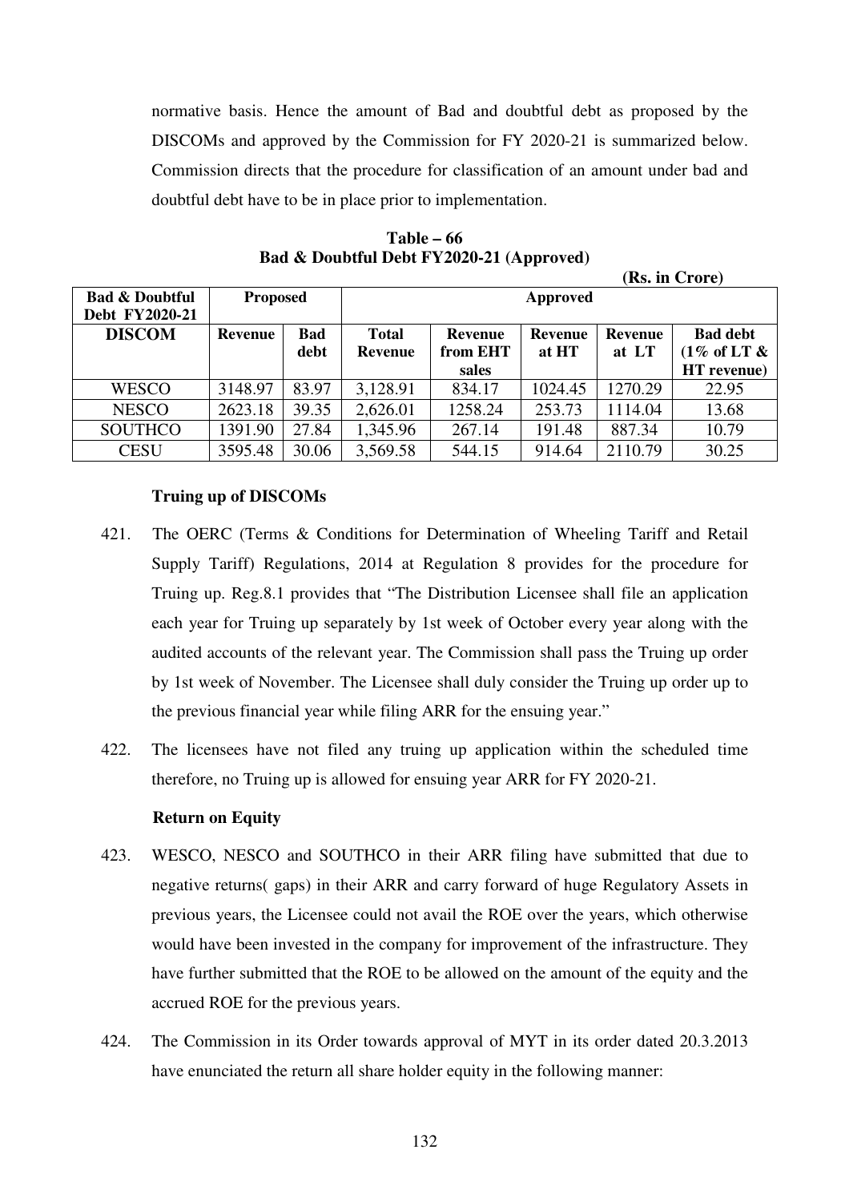normative basis. Hence the amount of Bad and doubtful debt as proposed by the DISCOMs and approved by the Commission for FY 2020-21 is summarized below. Commission directs that the procedure for classification of an amount under bad and doubtful debt have to be in place prior to implementation.

**Table – 66**
**Bad & Doubtful Debt FY2020-21 (Approved)**

**(Rs. in Crore)**

| Bad & Doubtful Debt FY2020-21 | Proposed | | Approved | | | | |
|---|---|---|---|---|---|---|---|
| DISCOM | Revenue | Bad debt | Total Revenue | Revenue from EHT sales | Revenue at HT | Revenue at LT | Bad debt (1% of LT & HT revenue) |
| WESCO | 3148.97 | 83.97 | 3,128.91 | 834.17 | 1024.45 | 1270.29 | 22.95 |
| NESCO | 2623.18 | 39.35 | 2,626.01 | 1258.24 | 253.73 | 1114.04 | 13.68 |
| SOUTHCO | 1391.90 | 27.84 | 1,345.96 | 267.14 | 191.48 | 887.34 | 10.79 |
| CESU | 3595.48 | 30.06 | 3,569.58 | 544.15 | 914.64 | 2110.79 | 30.25 |

**Truing up of DISCOMs**

421. The OERC (Terms & Conditions for Determination of Wheeling Tariff and Retail Supply Tariff) Regulations, 2014 at Regulation 8 provides for the procedure for Truing up. Reg.8.1 provides that "The Distribution Licensee shall file an application each year for Truing up separately by 1st week of October every year along with the audited accounts of the relevant year. The Commission shall pass the Truing up order by 1st week of November. The Licensee shall duly consider the Truing up order up to the previous financial year while filing ARR for the ensuing year."

422. The licensees have not filed any truing up application within the scheduled time therefore, no Truing up is allowed for ensuing year ARR for FY 2020-21.

**Return on Equity**

423. WESCO, NESCO and SOUTHCO in their ARR filing have submitted that due to negative returns( gaps) in their ARR and carry forward of huge Regulatory Assets in previous years, the Licensee could not avail the ROE over the years, which otherwise would have been invested in the company for improvement of the infrastructure. They have further submitted that the ROE to be allowed on the amount of the equity and the accrued ROE for the previous years.

424. The Commission in its Order towards approval of MYT in its order dated 20.3.2013 have enunciated the return all share holder equity in the following manner: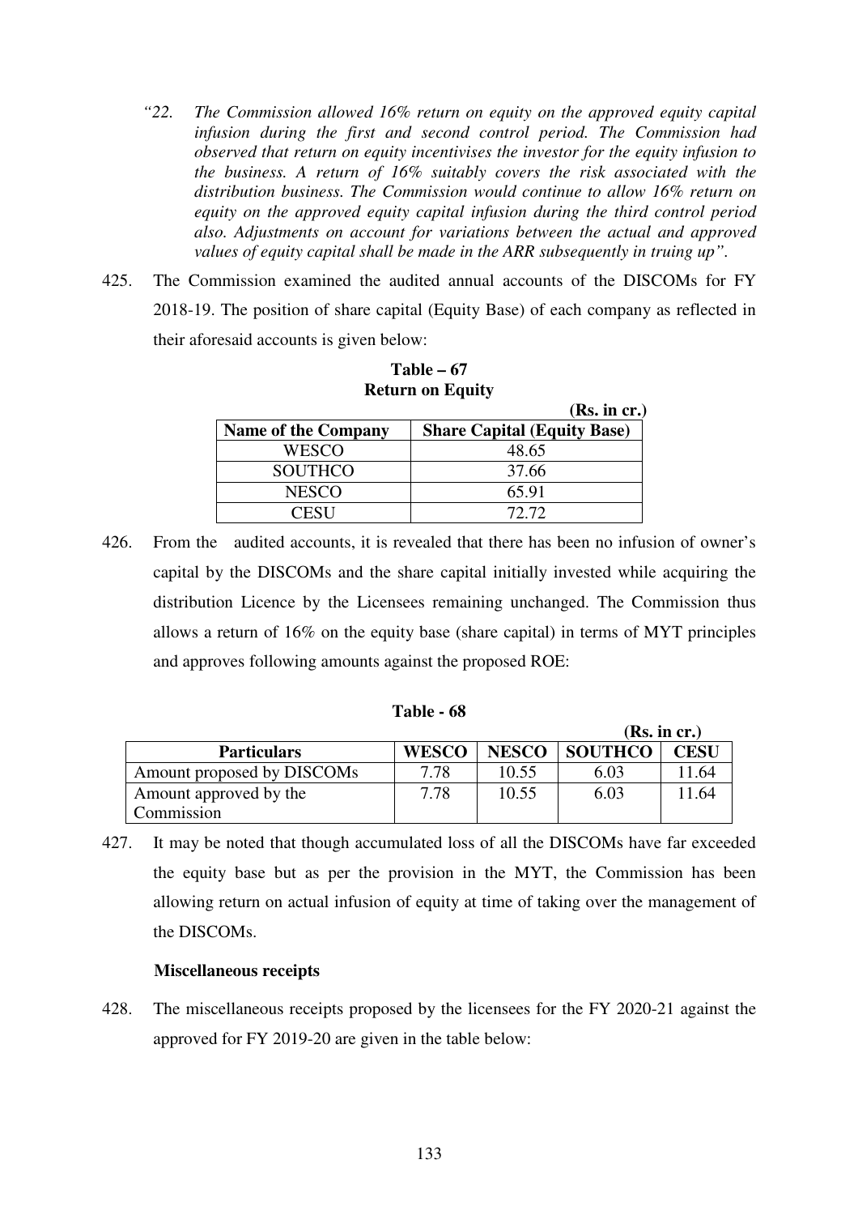*"22. The Commission allowed 16% return on equity on the approved equity capital infusion during the first and second control period. The Commission had observed that return on equity incentivises the investor for the equity infusion to the business. A return of 16% suitably covers the risk associated with the distribution business. The Commission would continue to allow 16% return on equity on the approved equity capital infusion during the third control period also. Adjustments on account for variations between the actual and approved values of equity capital shall be made in the ARR subsequently in truing up".*

425. The Commission examined the audited annual accounts of the DISCOMs for FY 2018-19. The position of share capital (Equity Base) of each company as reflected in their aforesaid accounts is given below:

**Table – 67**
**Return on Equity**

**(Rs. in cr.)**

| Name of the Company | Share Capital (Equity Base) |
|---|---|
| WESCO | 48.65 |
| SOUTHCO | 37.66 |
| NESCO | 65.91 |
| CESU | 72.72 |

426. From the audited accounts, it is revealed that there has been no infusion of owner's capital by the DISCOMs and the share capital initially invested while acquiring the distribution Licence by the Licensees remaining unchanged. The Commission thus allows a return of 16% on the equity base (share capital) in terms of MYT principles and approves following amounts against the proposed ROE:

**Table - 68**

**(Rs. in cr.)**

| Particulars | WESCO | NESCO | SOUTHCO | CESU |
|---|---|---|---|---|
| Amount proposed by DISCOMs | 7.78 | 10.55 | 6.03 | 11.64 |
| Amount approved by the Commission | 7.78 | 10.55 | 6.03 | 11.64 |

427. It may be noted that though accumulated loss of all the DISCOMs have far exceeded the equity base but as per the provision in the MYT, the Commission has been allowing return on actual infusion of equity at time of taking over the management of the DISCOMs.

**Miscellaneous receipts**

428. The miscellaneous receipts proposed by the licensees for the FY 2020-21 against the approved for FY 2019-20 are given in the table below: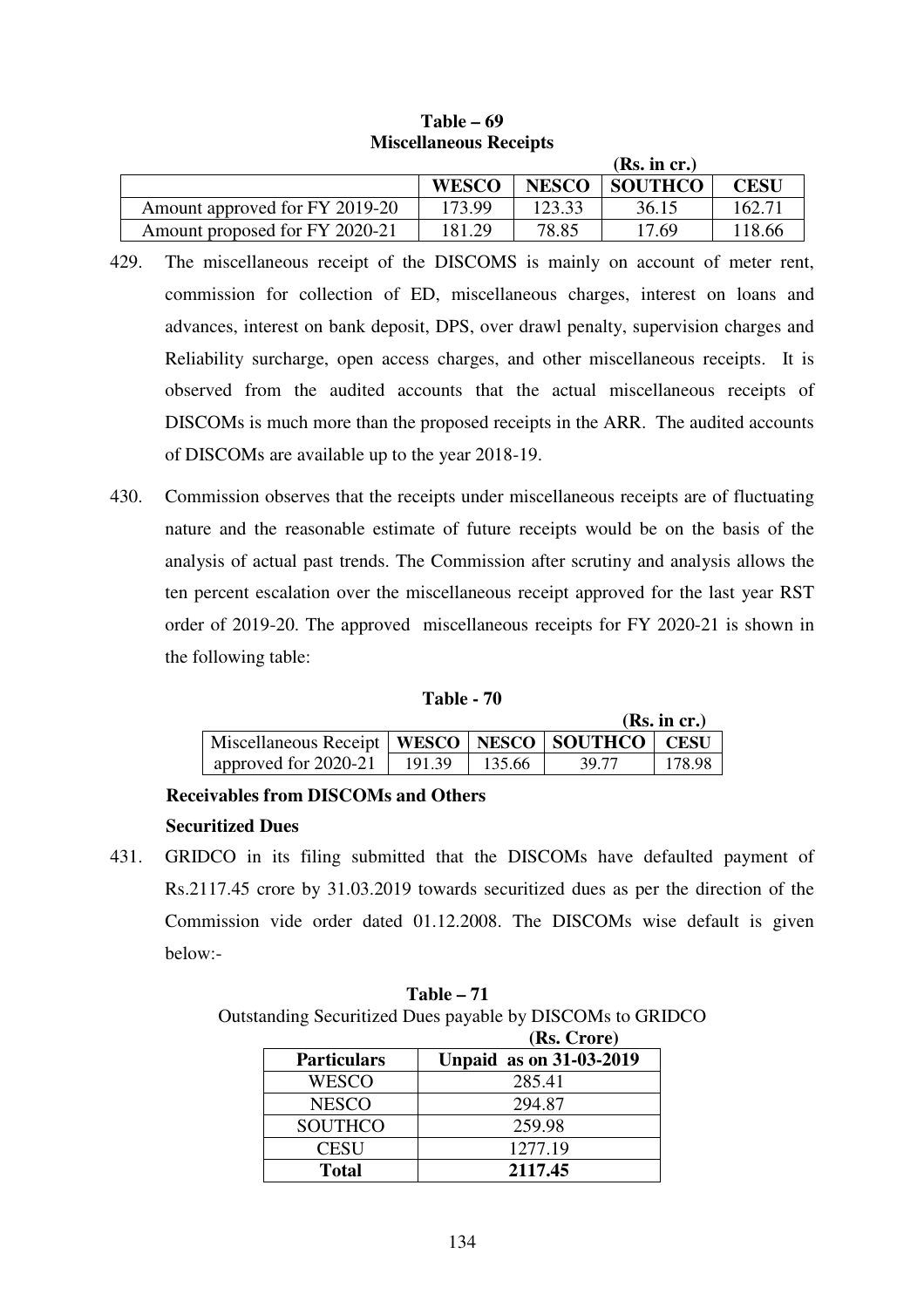**Table – 69**
**Miscellaneous Receipts**

**(Rs. in cr.)**

| | WESCO | NESCO | SOUTHCO | CESU |
|---|---|---|---|---|
| Amount approved for FY 2019-20 | 173.99 | 123.33 | 36.15 | 162.71 |
| Amount proposed for FY 2020-21 | 181.29 | 78.85 | 17.69 | 118.66 |

429. The miscellaneous receipt of the DISCOMS is mainly on account of meter rent, commission for collection of ED, miscellaneous charges, interest on loans and advances, interest on bank deposit, DPS, over drawl penalty, supervision charges and Reliability surcharge, open access charges, and other miscellaneous receipts. It is observed from the audited accounts that the actual miscellaneous receipts of DISCOMs is much more than the proposed receipts in the ARR. The audited accounts of DISCOMs are available up to the year 2018-19.

430. Commission observes that the receipts under miscellaneous receipts are of fluctuating nature and the reasonable estimate of future receipts would be on the basis of the analysis of actual past trends. The Commission after scrutiny and analysis allows the ten percent escalation over the miscellaneous receipt approved for the last year RST order of 2019-20. The approved miscellaneous receipts for FY 2020-21 is shown in the following table:

**Table - 70**

**(Rs. in cr.)**

| Miscellaneous Receipt | WESCO | NESCO | SOUTHCO | CESU |
|---|---|---|---|---|
| approved for 2020-21 | 191.39 | 135.66 | 39.77 | 178.98 |

**Receivables from DISCOMs and Others**

**Securitized Dues**

431. GRIDCO in its filing submitted that the DISCOMs have defaulted payment of Rs.2117.45 crore by 31.03.2019 towards securitized dues as per the direction of the Commission vide order dated 01.12.2008. The DISCOMs wise default is given below:-

**Table – 71**
Outstanding Securitized Dues payable by DISCOMs to GRIDCO

**(Rs. Crore)**

| Particulars | Unpaid as on 31-03-2019 |
|---|---|
| WESCO | 285.41 |
| NESCO | 294.87 |
| SOUTHCO | 259.98 |
| CESU | 1277.19 |
| **Total** | **2117.45** |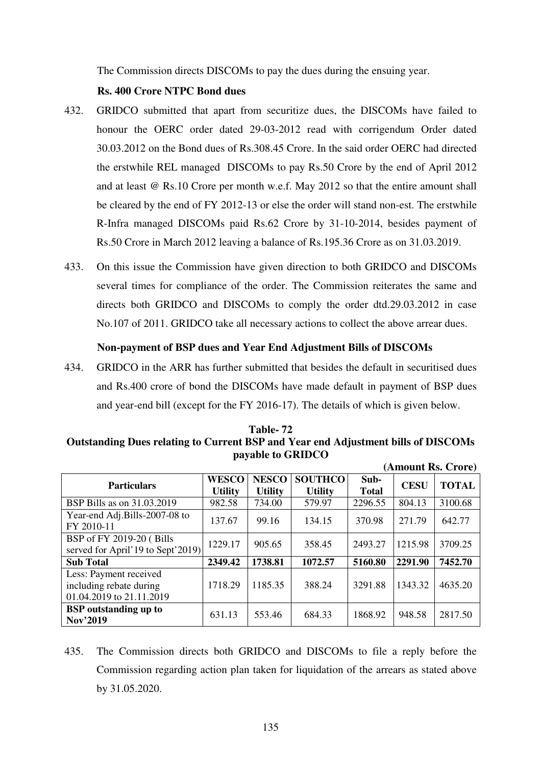The Commission directs DISCOMs to pay the dues during the ensuing year.

**Rs. 400 Crore NTPC Bond dues**

432. GRIDCO submitted that apart from securitize dues, the DISCOMs have failed to honour the OERC order dated 29-03-2012 read with corrigendum Order dated 30.03.2012 on the Bond dues of Rs.308.45 Crore. In the said order OERC had directed the erstwhile REL managed DISCOMs to pay Rs.50 Crore by the end of April 2012 and at least @ Rs.10 Crore per month w.e.f. May 2012 so that the entire amount shall be cleared by the end of FY 2012-13 or else the order will stand non-est. The erstwhile R-Infra managed DISCOMs paid Rs.62 Crore by 31-10-2014, besides payment of Rs.50 Crore in March 2012 leaving a balance of Rs.195.36 Crore as on 31.03.2019.

433. On this issue the Commission have given direction to both GRIDCO and DISCOMs several times for compliance of the order. The Commission reiterates the same and directs both GRIDCO and DISCOMs to comply the order dtd.29.03.2012 in case No.107 of 2011. GRIDCO take all necessary actions to collect the above arrear dues.

**Non-payment of BSP dues and Year End Adjustment Bills of DISCOMs**

434. GRIDCO in the ARR has further submitted that besides the default in securitised dues and Rs.400 crore of bond the DISCOMs have made default in payment of BSP dues and year-end bill (except for the FY 2016-17). The details of which is given below.

**Table- 72**
**Outstanding Dues relating to Current BSP and Year end Adjustment bills of DISCOMs payable to GRIDCO**

**(Amount Rs. Crore)**

| Particulars | WESCO Utility | NESCO Utility | SOUTHCO Utility | Sub-Total | CESU | TOTAL |
|---|---|---|---|---|---|---|
| BSP Bills as on 31.03.2019 | 982.58 | 734.00 | 579.97 | 2296.55 | 804.13 | 3100.68 |
| Year-end Adj.Bills-2007-08 to FY 2010-11 | 137.67 | 99.16 | 134.15 | 370.98 | 271.79 | 642.77 |
| BSP of FY 2019-20 ( Bills served for April'19 to Sept'2019) | 1229.17 | 905.65 | 358.45 | 2493.27 | 1215.98 | 3709.25 |
| **Sub Total** | **2349.42** | **1738.81** | **1072.57** | **5160.80** | **2291.90** | **7452.70** |
| Less: Payment received including rebate during 01.04.2019 to 21.11.2019 | 1718.29 | 1185.35 | 388.24 | 3291.88 | 1343.32 | 4635.20 |
| **BSP outstanding up to Nov'2019** | 631.13 | 553.46 | 684.33 | 1868.92 | 948.58 | 2817.50 |

435. The Commission directs both GRIDCO and DISCOMs to file a reply before the Commission regarding action plan taken for liquidation of the arrears as stated above by 31.05.2020.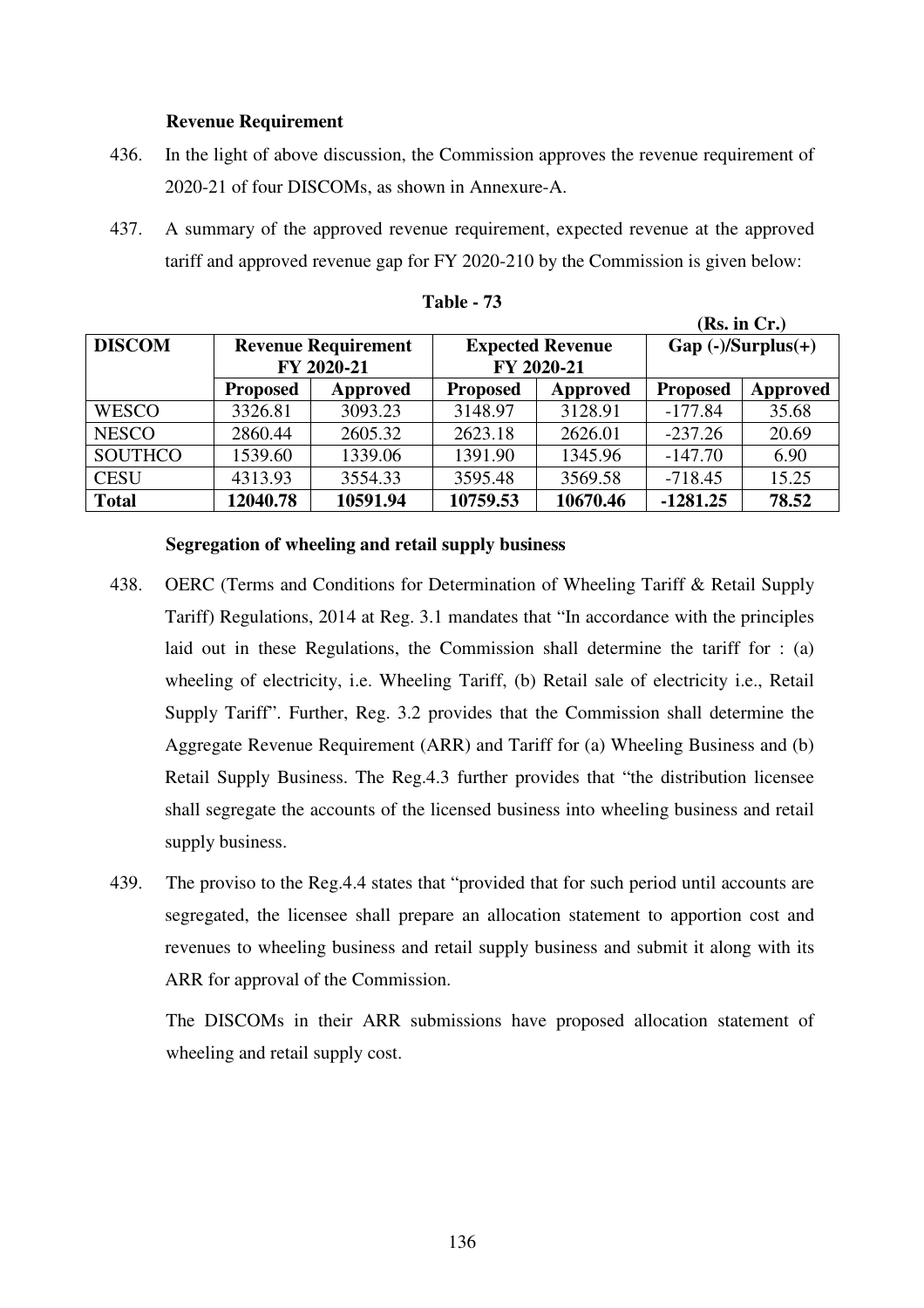### Revenue Requirement

436. In the light of above discussion, the Commission approves the revenue requirement of 2020-21 of four DISCOMs, as shown in Annexure-A.

437. A summary of the approved revenue requirement, expected revenue at the approved tariff and approved revenue gap for FY 2020-210 by the Commission is given below:

**Table - 73**

**(Rs. in Cr.)**

| DISCOM | Revenue Requirement FY 2020-21 | | Expected Revenue FY 2020-21 | | Gap (-)/Surplus(+) | |
|---|---|---|---|---|---|---|
| | Proposed | Approved | Proposed | Approved | Proposed | Approved |
| WESCO | 3326.81 | 3093.23 | 3148.97 | 3128.91 | -177.84 | 35.68 |
| NESCO | 2860.44 | 2605.32 | 2623.18 | 2626.01 | -237.26 | 20.69 |
| SOUTHCO | 1539.60 | 1339.06 | 1391.90 | 1345.96 | -147.70 | 6.90 |
| CESU | 4313.93 | 3554.33 | 3595.48 | 3569.58 | -718.45 | 15.25 |
| **Total** | **12040.78** | **10591.94** | **10759.53** | **10670.46** | **-1281.25** | **78.52** |

### Segregation of wheeling and retail supply business

438. OERC (Terms and Conditions for Determination of Wheeling Tariff & Retail Supply Tariff) Regulations, 2014 at Reg. 3.1 mandates that "In accordance with the principles laid out in these Regulations, the Commission shall determine the tariff for : (a) wheeling of electricity, i.e. Wheeling Tariff, (b) Retail sale of electricity i.e., Retail Supply Tariff". Further, Reg. 3.2 provides that the Commission shall determine the Aggregate Revenue Requirement (ARR) and Tariff for (a) Wheeling Business and (b) Retail Supply Business. The Reg.4.3 further provides that "the distribution licensee shall segregate the accounts of the licensed business into wheeling business and retail supply business.

439. The proviso to the Reg.4.4 states that "provided that for such period until accounts are segregated, the licensee shall prepare an allocation statement to apportion cost and revenues to wheeling business and retail supply business and submit it along with its ARR for approval of the Commission.

The DISCOMs in their ARR submissions have proposed allocation statement of wheeling and retail supply cost.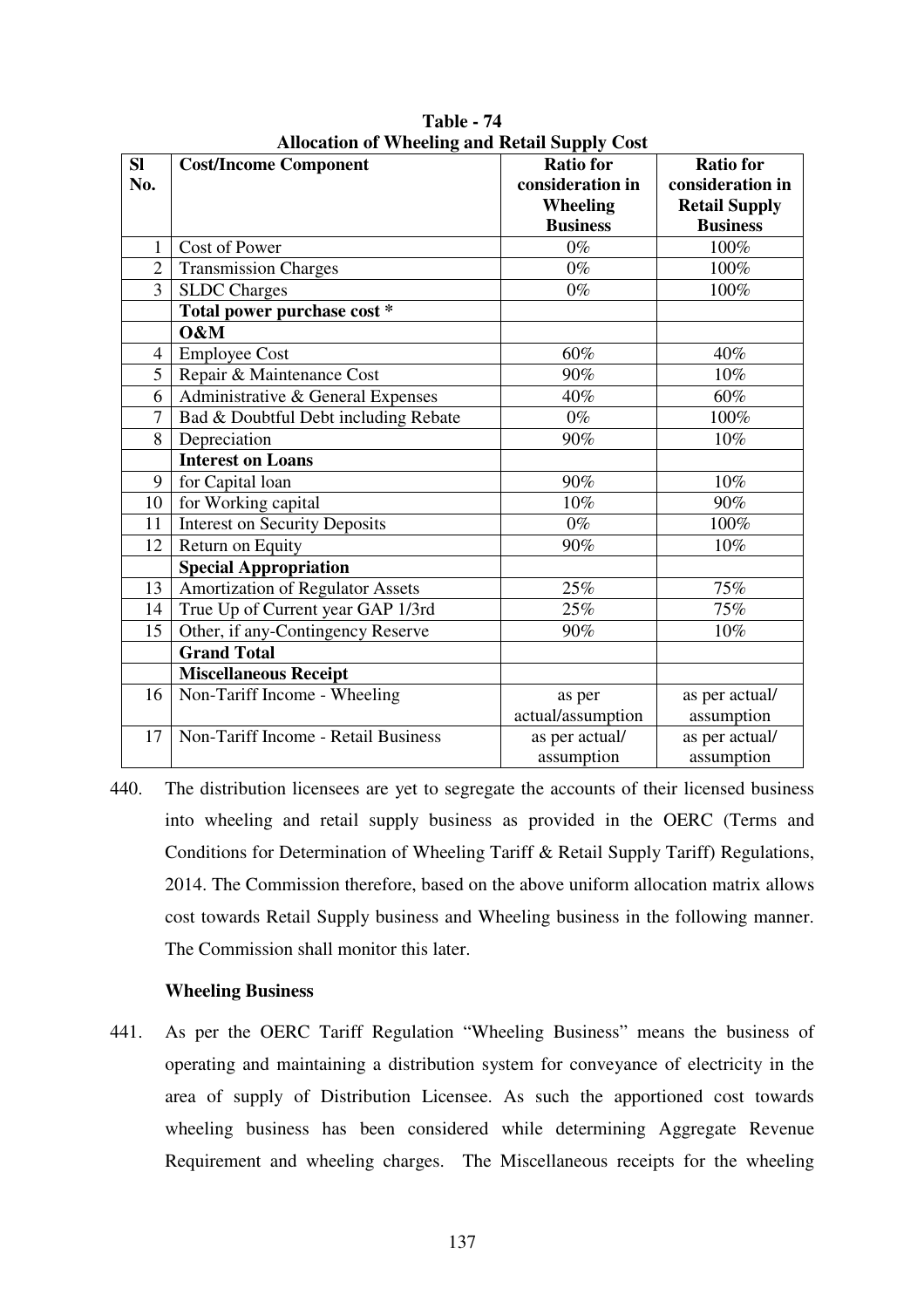**Table - 74**
**Allocation of Wheeling and Retail Supply Cost**

| Sl No. | Cost/Income Component | Ratio for consideration in Wheeling Business | Ratio for consideration in Retail Supply Business |
|---|---|---|---|
| 1 | Cost of Power | 0% | 100% |
| 2 | Transmission Charges | 0% | 100% |
| 3 | SLDC Charges | 0% | 100% |
| | **Total power purchase cost *** | | |
| | **O&M** | | |
| 4 | Employee Cost | 60% | 40% |
| 5 | Repair & Maintenance Cost | 90% | 10% |
| 6 | Administrative & General Expenses | 40% | 60% |
| 7 | Bad & Doubtful Debt including Rebate | 0% | 100% |
| 8 | Depreciation | 90% | 10% |
| | **Interest on Loans** | | |
| 9 | for Capital loan | 90% | 10% |
| 10 | for Working capital | 10% | 90% |
| 11 | Interest on Security Deposits | 0% | 100% |
| 12 | Return on Equity | 90% | 10% |
| | **Special Appropriation** | | |
| 13 | Amortization of Regulator Assets | 25% | 75% |
| 14 | True Up of Current year GAP 1/3rd | 25% | 75% |
| 15 | Other, if any-Contingency Reserve | 90% | 10% |
| | **Grand Total** | | |
| | **Miscellaneous Receipt** | | |
| 16 | Non-Tariff Income - Wheeling | as per actual/assumption | as per actual/ assumption |
| 17 | Non-Tariff Income - Retail Business | as per actual/ assumption | as per actual/ assumption |

440. The distribution licensees are yet to segregate the accounts of their licensed business into wheeling and retail supply business as provided in the OERC (Terms and Conditions for Determination of Wheeling Tariff & Retail Supply Tariff) Regulations, 2014. The Commission therefore, based on the above uniform allocation matrix allows cost towards Retail Supply business and Wheeling business in the following manner. The Commission shall monitor this later.

**Wheeling Business**

441. As per the OERC Tariff Regulation "Wheeling Business" means the business of operating and maintaining a distribution system for conveyance of electricity in the area of supply of Distribution Licensee. As such the apportioned cost towards wheeling business has been considered while determining Aggregate Revenue Requirement and wheeling charges. The Miscellaneous receipts for the wheeling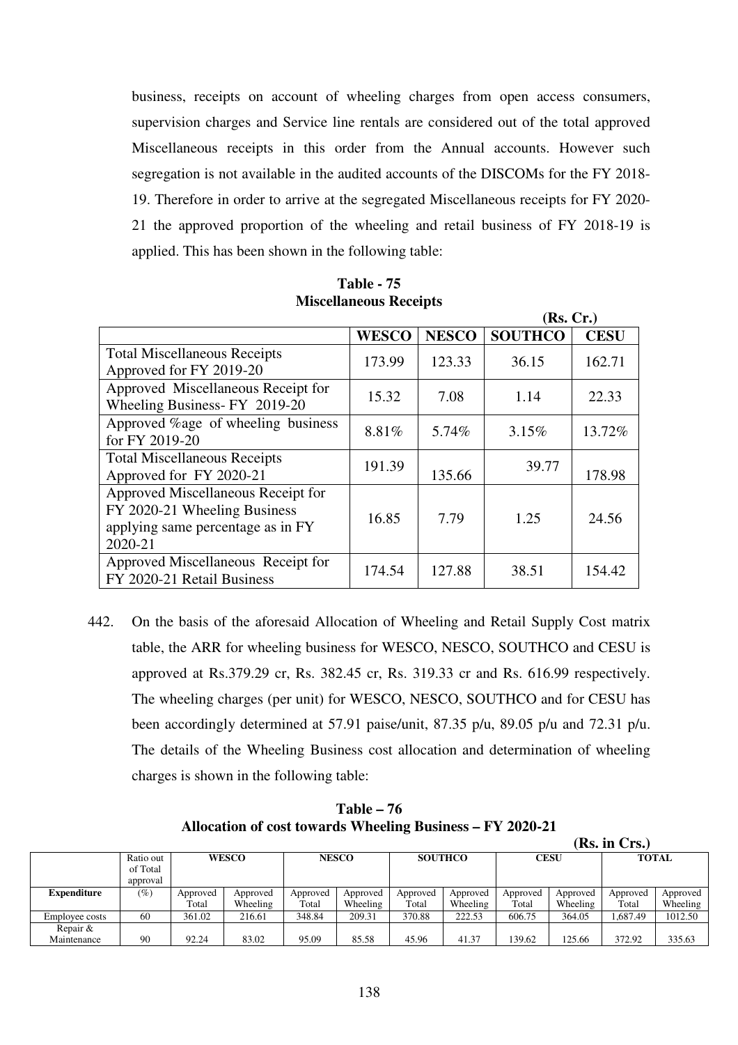business, receipts on account of wheeling charges from open access consumers, supervision charges and Service line rentals are considered out of the total approved Miscellaneous receipts in this order from the Annual accounts. However such segregation is not available in the audited accounts of the DISCOMs for the FY 2018-19. Therefore in order to arrive at the segregated Miscellaneous receipts for FY 2020-21 the approved proportion of the wheeling and retail business of FY 2018-19 is applied. This has been shown in the following table:

**Table - 75**
**Miscellaneous Receipts**

**(Rs. Cr.)**

| | WESCO | NESCO | SOUTHCO | CESU |
|---|---|---|---|---|
| Total Miscellaneous Receipts Approved for FY 2019-20 | 173.99 | 123.33 | 36.15 | 162.71 |
| Approved Miscellaneous Receipt for Wheeling Business- FY 2019-20 | 15.32 | 7.08 | 1.14 | 22.33 |
| Approved %age of wheeling business for FY 2019-20 | 8.81% | 5.74% | 3.15% | 13.72% |
| Total Miscellaneous Receipts Approved for FY 2020-21 | 191.39 | 135.66 | 39.77 | 178.98 |
| Approved Miscellaneous Receipt for FY 2020-21 Wheeling Business applying same percentage as in FY 2020-21 | 16.85 | 7.79 | 1.25 | 24.56 |
| Approved Miscellaneous Receipt for FY 2020-21 Retail Business | 174.54 | 127.88 | 38.51 | 154.42 |

442. On the basis of the aforesaid Allocation of Wheeling and Retail Supply Cost matrix table, the ARR for wheeling business for WESCO, NESCO, SOUTHCO and CESU is approved at Rs.379.29 cr, Rs. 382.45 cr, Rs. 319.33 cr and Rs. 616.99 respectively. The wheeling charges (per unit) for WESCO, NESCO, SOUTHCO and for CESU has been accordingly determined at 57.91 paise/unit, 87.35 p/u, 89.05 p/u and 72.31 p/u. The details of the Wheeling Business cost allocation and determination of wheeling charges is shown in the following table:

**Table – 76**
**Allocation of cost towards Wheeling Business – FY 2020-21**

**(Rs. in Crs.)**

| | Ratio out of Total approval | WESCO | | NESCO | | SOUTHCO | | CESU | | TOTAL | |
|---|---|---|---|---|---|---|---|---|---|---|---|
| **Expenditure** | (%) | Approved Total | Approved Wheeling | Approved Total | Approved Wheeling | Approved Total | Approved Wheeling | Approved Total | Approved Wheeling | Approved Total | Approved Wheeling |
| Employee costs | 60 | 361.02 | 216.61 | 348.84 | 209.31 | 370.88 | 222.53 | 606.75 | 364.05 | 1,687.49 | 1012.50 |
| Repair & Maintenance | 90 | 92.24 | 83.02 | 95.09 | 85.58 | 45.96 | 41.37 | 139.62 | 125.66 | 372.92 | 335.63 |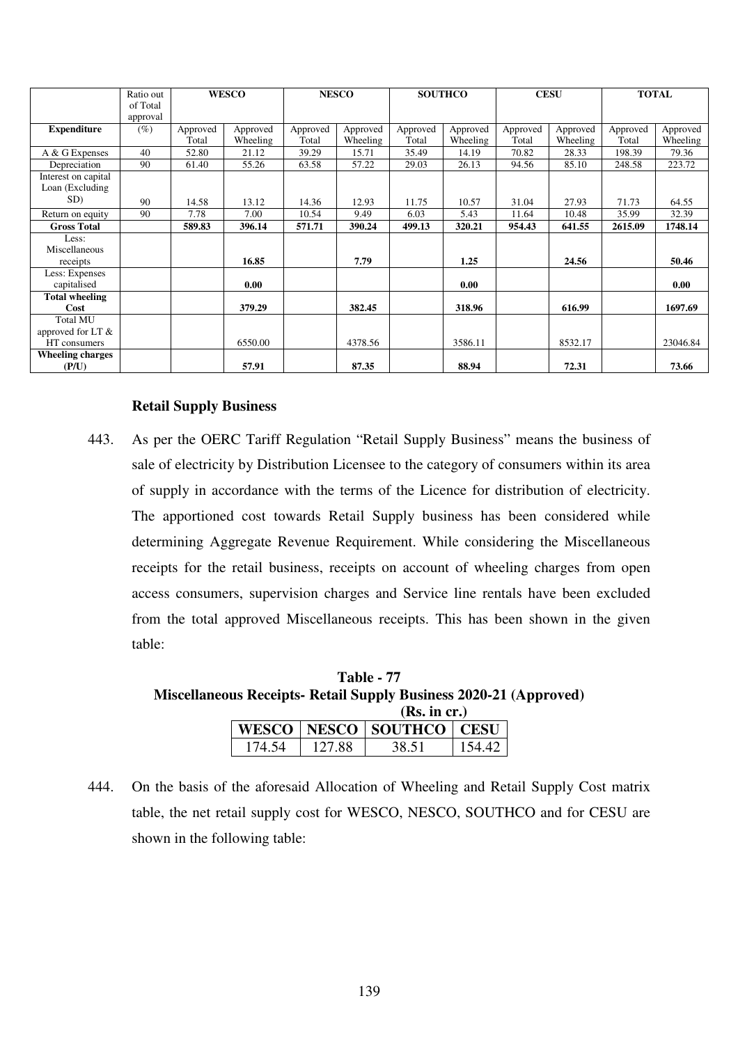| | Ratio out of Total approval | WESCO | | NESCO | | SOUTHCO | | CESU | | TOTAL | |
|---|---|---|---|---|---|---|---|---|---|---|---|
| **Expenditure** | (%) | Approved Total | Approved Wheeling | Approved Total | Approved Wheeling | Approved Total | Approved Wheeling | Approved Total | Approved Wheeling | Approved Total | Approved Wheeling |
| A & G Expenses | 40 | 52.80 | 21.12 | 39.29 | 15.71 | 35.49 | 14.19 | 70.82 | 28.33 | 198.39 | 79.36 |
| Depreciation | 90 | 61.40 | 55.26 | 63.58 | 57.22 | 29.03 | 26.13 | 94.56 | 85.10 | 248.58 | 223.72 |
| Interest on capital Loan (Excluding SD) | 90 | 14.58 | 13.12 | 14.36 | 12.93 | 11.75 | 10.57 | 31.04 | 27.93 | 71.73 | 64.55 |
| Return on equity | 90 | 7.78 | 7.00 | 10.54 | 9.49 | 6.03 | 5.43 | 11.64 | 10.48 | 35.99 | 32.39 |
| **Gross Total** | | **589.83** | **396.14** | **571.71** | **390.24** | **499.13** | **320.21** | **954.43** | **641.55** | **2615.09** | **1748.14** |
| Less: Miscellaneous receipts | | | **16.85** | | **7.79** | | **1.25** | | **24.56** | | **50.46** |
| Less: Expenses capitalised | | | **0.00** | | | | **0.00** | | | | **0.00** |
| **Total wheeling Cost** | | | **379.29** | | **382.45** | | **318.96** | | **616.99** | | **1697.69** |
| Total MU approved for LT & HT consumers | | | 6550.00 | | 4378.56 | | 3586.11 | | 8532.17 | | 23046.84 |
| **Wheeling charges (P/U)** | | | **57.91** | | **87.35** | | **88.94** | | **72.31** | | **73.66** |

**Retail Supply Business**

443. As per the OERC Tariff Regulation "Retail Supply Business" means the business of sale of electricity by Distribution Licensee to the category of consumers within its area of supply in accordance with the terms of the Licence for distribution of electricity. The apportioned cost towards Retail Supply business has been considered while determining Aggregate Revenue Requirement. While considering the Miscellaneous receipts for the retail business, receipts on account of wheeling charges from open access consumers, supervision charges and Service line rentals have been excluded from the total approved Miscellaneous receipts. This has been shown in the given table:

**Table - 77**
**Miscellaneous Receipts- Retail Supply Business 2020-21 (Approved)**
**(Rs. in cr.)**

| WESCO | NESCO | SOUTHCO | CESU |
|---|---|---|---|
| 174.54 | 127.88 | 38.51 | 154.42 |

444. On the basis of the aforesaid Allocation of Wheeling and Retail Supply Cost matrix table, the net retail supply cost for WESCO, NESCO, SOUTHCO and for CESU are shown in the following table: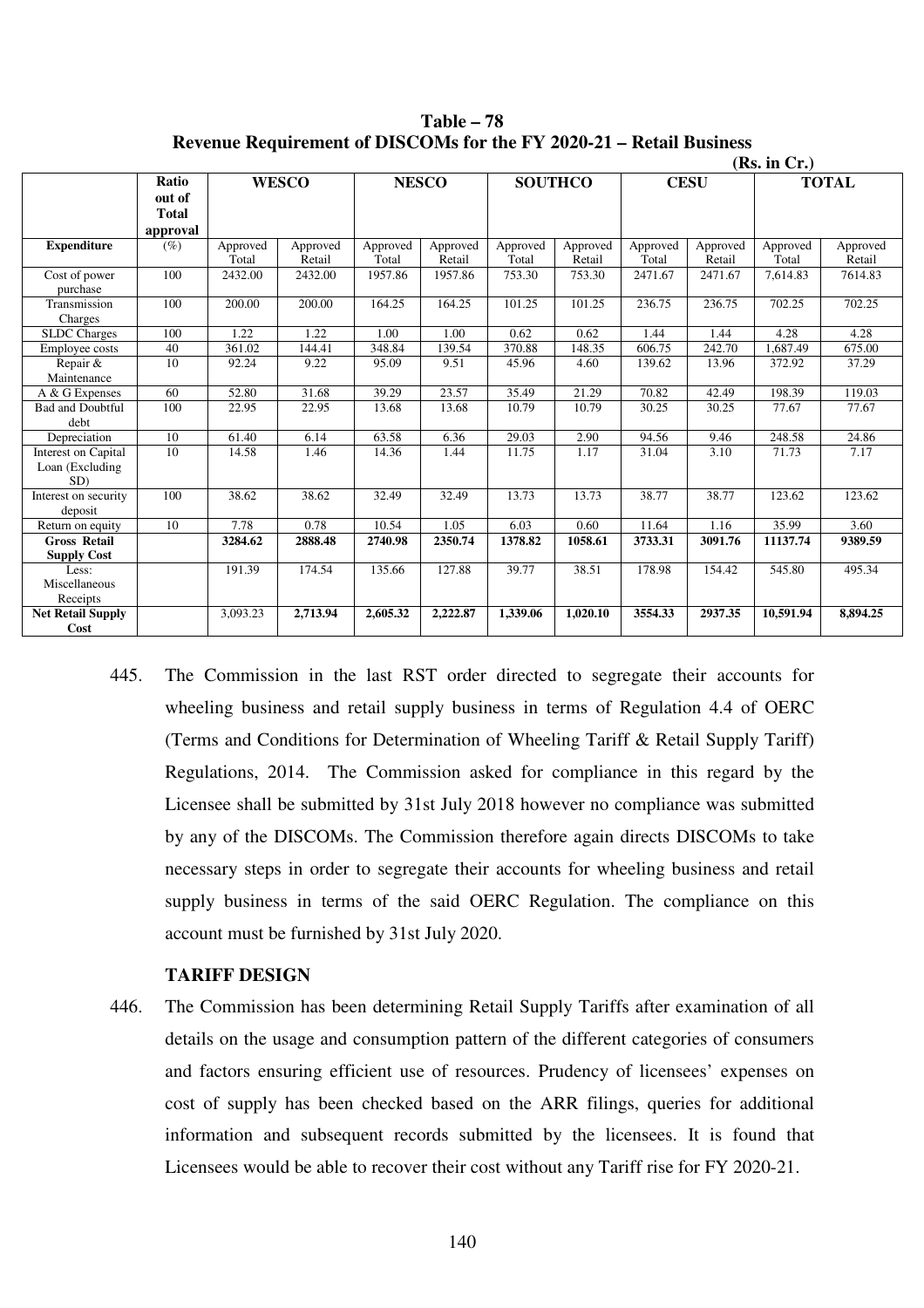**Table – 78**
**Revenue Requirement of DISCOMs for the FY 2020-21 – Retail Business**

**(Rs. in Cr.)**

| | Ratio out of Total approval | WESCO | | NESCO | | SOUTHCO | | CESU | | TOTAL | |
|---|---|---|---|---|---|---|---|---|---|---|---|
| **Expenditure** | (%) | Approved Total | Approved Retail | Approved Total | Approved Retail | Approved Total | Approved Retail | Approved Total | Approved Retail | Approved Total | Approved Retail |
| Cost of power purchase | 100 | 2432.00 | 2432.00 | 1957.86 | 1957.86 | 753.30 | 753.30 | 2471.67 | 2471.67 | 7,614.83 | 7614.83 |
| Transmission Charges | 100 | 200.00 | 200.00 | 164.25 | 164.25 | 101.25 | 101.25 | 236.75 | 236.75 | 702.25 | 702.25 |
| SLDC Charges | 100 | 1.22 | 1.22 | 1.00 | 1.00 | 0.62 | 0.62 | 1.44 | 1.44 | 4.28 | 4.28 |
| Employee costs | 40 | 361.02 | 144.41 | 348.84 | 139.54 | 370.88 | 148.35 | 606.75 | 242.70 | 1,687.49 | 675.00 |
| Repair & Maintenance | 10 | 92.24 | 9.22 | 95.09 | 9.51 | 45.96 | 4.60 | 139.62 | 13.96 | 372.92 | 37.29 |
| A & G Expenses | 60 | 52.80 | 31.68 | 39.29 | 23.57 | 35.49 | 21.29 | 70.82 | 42.49 | 198.39 | 119.03 |
| Bad and Doubtful debt | 100 | 22.95 | 22.95 | 13.68 | 13.68 | 10.79 | 10.79 | 30.25 | 30.25 | 77.67 | 77.67 |
| Depreciation | 10 | 61.40 | 6.14 | 63.58 | 6.36 | 29.03 | 2.90 | 94.56 | 9.46 | 248.58 | 24.86 |
| Interest on Capital Loan (Excluding SD) | 10 | 14.58 | 1.46 | 14.36 | 1.44 | 11.75 | 1.17 | 31.04 | 3.10 | 71.73 | 7.17 |
| Interest on security deposit | 100 | 38.62 | 38.62 | 32.49 | 32.49 | 13.73 | 13.73 | 38.77 | 38.77 | 123.62 | 123.62 |
| Return on equity | 10 | 7.78 | 0.78 | 10.54 | 1.05 | 6.03 | 0.60 | 11.64 | 1.16 | 35.99 | 3.60 |
| **Gross Retail Supply Cost** | | **3284.62** | **2888.48** | **2740.98** | **2350.74** | **1378.82** | **1058.61** | **3733.31** | **3091.76** | **11137.74** | **9389.59** |
| Less: Miscellaneous Receipts | | 191.39 | 174.54 | 135.66 | 127.88 | 39.77 | 38.51 | 178.98 | 154.42 | 545.80 | 495.34 |
| **Net Retail Supply Cost** | | 3,093.23 | **2,713.94** | **2,605.32** | **2,222.87** | **1,339.06** | **1,020.10** | **3554.33** | **2937.35** | **10,591.94** | **8,894.25** |

445. The Commission in the last RST order directed to segregate their accounts for wheeling business and retail supply business in terms of Regulation 4.4 of OERC (Terms and Conditions for Determination of Wheeling Tariff & Retail Supply Tariff) Regulations, 2014. The Commission asked for compliance in this regard by the Licensee shall be submitted by 31st July 2018 however no compliance was submitted by any of the DISCOMs. The Commission therefore again directs DISCOMs to take necessary steps in order to segregate their accounts for wheeling business and retail supply business in terms of the said OERC Regulation. The compliance on this account must be furnished by 31st July 2020.

### TARIFF DESIGN

446. The Commission has been determining Retail Supply Tariffs after examination of all details on the usage and consumption pattern of the different categories of consumers and factors ensuring efficient use of resources. Prudency of licensees' expenses on cost of supply has been checked based on the ARR filings, queries for additional information and subsequent records submitted by the licensees. It is found that Licensees would be able to recover their cost without any Tariff rise for FY 2020-21.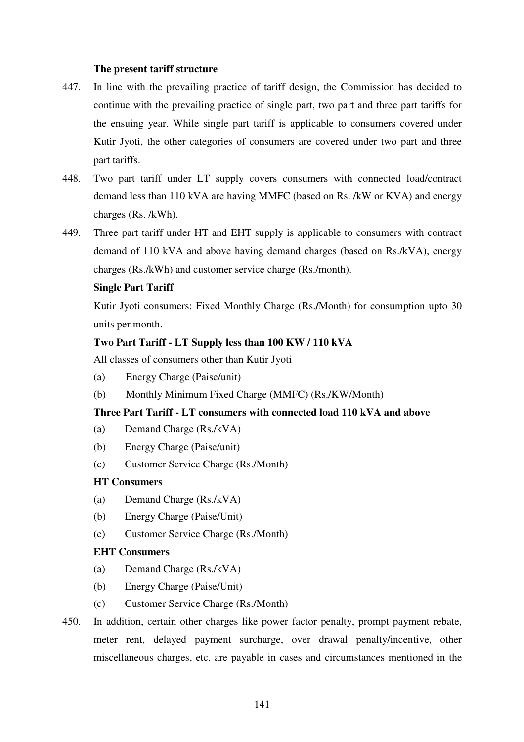**The present tariff structure**

447. In line with the prevailing practice of tariff design, the Commission has decided to continue with the prevailing practice of single part, two part and three part tariffs for the ensuing year. While single part tariff is applicable to consumers covered under Kutir Jyoti, the other categories of consumers are covered under two part and three part tariffs.

448. Two part tariff under LT supply covers consumers with connected load/contract demand less than 110 kVA are having MMFC (based on Rs. /kW or KVA) and energy charges (Rs. /kWh).

449. Three part tariff under HT and EHT supply is applicable to consumers with contract demand of 110 kVA and above having demand charges (based on Rs./kVA), energy charges (Rs./kWh) and customer service charge (Rs./month).

**Single Part Tariff**

Kutir Jyoti consumers: Fixed Monthly Charge (Rs./Month) for consumption upto 30 units per month.

**Two Part Tariff - LT Supply less than 100 KW / 110 kVA**

All classes of consumers other than Kutir Jyoti

(a) Energy Charge (Paise/unit)

(b) Monthly Minimum Fixed Charge (MMFC) (Rs./KW/Month)

**Three Part Tariff - LT consumers with connected load 110 kVA and above**

(a) Demand Charge (Rs./kVA)

(b) Energy Charge (Paise/unit)

(c) Customer Service Charge (Rs./Month)

**HT Consumers**

(a) Demand Charge (Rs./kVA)

(b) Energy Charge (Paise/Unit)

(c) Customer Service Charge (Rs./Month)

**EHT Consumers**

(a) Demand Charge (Rs./kVA)

(b) Energy Charge (Paise/Unit)

(c) Customer Service Charge (Rs./Month)

450. In addition, certain other charges like power factor penalty, prompt payment rebate, meter rent, delayed payment surcharge, over drawal penalty/incentive, other miscellaneous charges, etc. are payable in cases and circumstances mentioned in the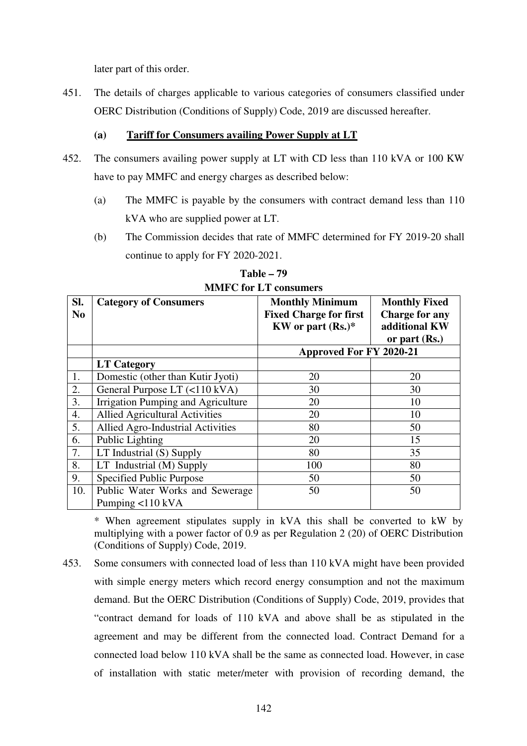later part of this order.

451. The details of charges applicable to various categories of consumers classified under OERC Distribution (Conditions of Supply) Code, 2019 are discussed hereafter.

**(a) <u>Tariff for Consumers availing Power Supply at LT</u>**

452. The consumers availing power supply at LT with CD less than 110 kVA or 100 KW have to pay MMFC and energy charges as described below:

   (a) The MMFC is payable by the consumers with contract demand less than 110 kVA who are supplied power at LT.

   (b) The Commission decides that rate of MMFC determined for FY 2019-20 shall continue to apply for FY 2020-2021.

**Table – 79**
**MMFC for LT consumers**

| Sl. No | Category of Consumers | Monthly Minimum Fixed Charge for first KW or part (Rs.)* | Monthly Fixed Charge for any additional KW or part (Rs.) |
|---|---|---|---|
| | | Approved For FY 2020-21 | |
| | **LT Category** | | |
| 1. | Domestic (other than Kutir Jyoti) | 20 | 20 |
| 2. | General Purpose LT (<110 kVA) | 30 | 30 |
| 3. | Irrigation Pumping and Agriculture | 20 | 10 |
| 4. | Allied Agricultural Activities | 20 | 10 |
| 5. | Allied Agro-Industrial Activities | 80 | 50 |
| 6. | Public Lighting | 20 | 15 |
| 7. | LT Industrial (S) Supply | 80 | 35 |
| 8. | LT Industrial (M) Supply | 100 | 80 |
| 9. | Specified Public Purpose | 50 | 50 |
| 10. | Public Water Works and Sewerage Pumping <110 kVA | 50 | 50 |

\* When agreement stipulates supply in kVA this shall be converted to kW by multiplying with a power factor of 0.9 as per Regulation 2 (20) of OERC Distribution (Conditions of Supply) Code, 2019.

453. Some consumers with connected load of less than 110 kVA might have been provided with simple energy meters which record energy consumption and not the maximum demand. But the OERC Distribution (Conditions of Supply) Code, 2019, provides that "contract demand for loads of 110 kVA and above shall be as stipulated in the agreement and may be different from the connected load. Contract Demand for a connected load below 110 kVA shall be the same as connected load. However, in case of installation with static meter/meter with provision of recording demand, the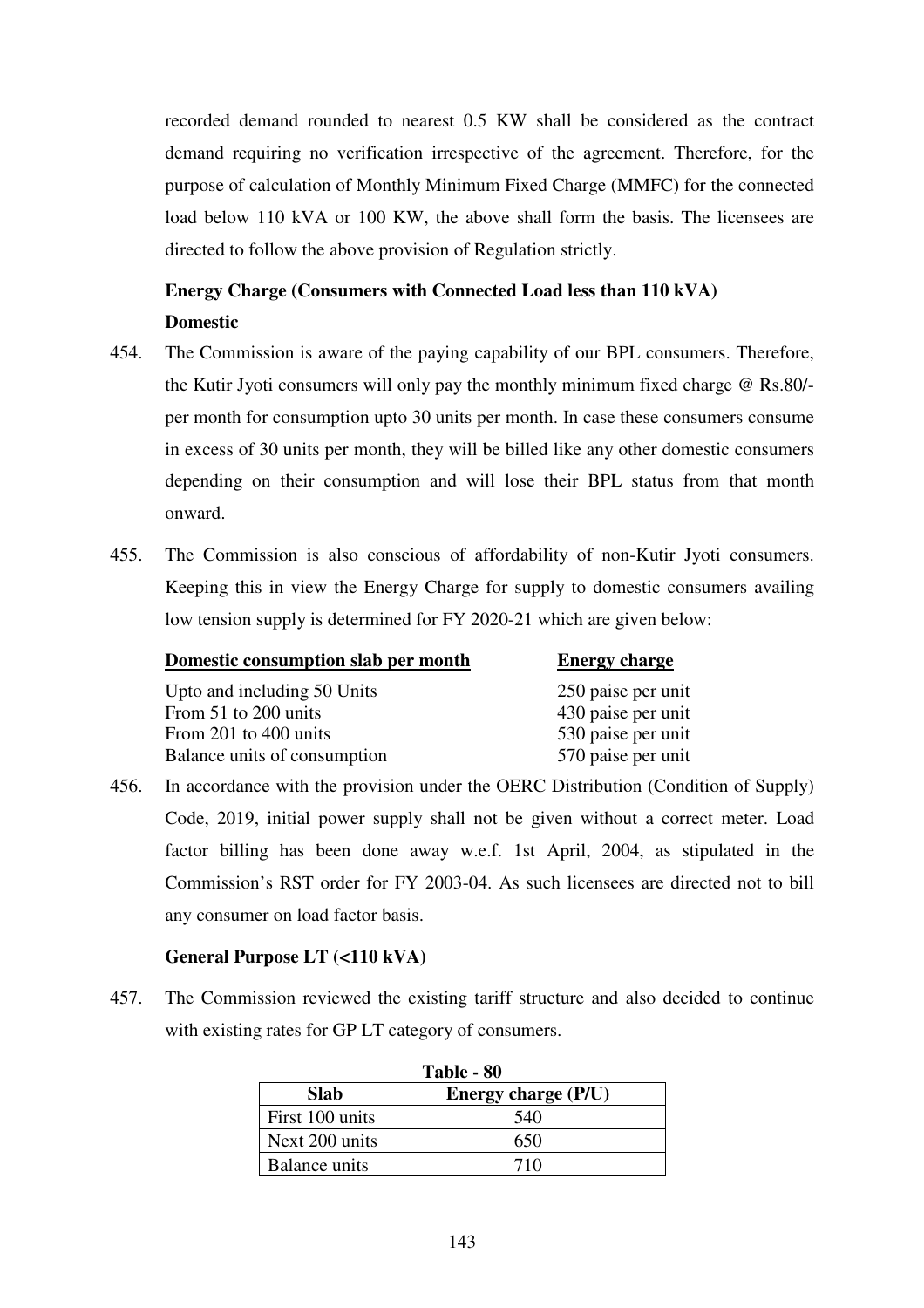recorded demand rounded to nearest 0.5 KW shall be considered as the contract demand requiring no verification irrespective of the agreement. Therefore, for the purpose of calculation of Monthly Minimum Fixed Charge (MMFC) for the connected load below 110 kVA or 100 KW, the above shall form the basis. The licensees are directed to follow the above provision of Regulation strictly.

**Energy Charge (Consumers with Connected Load less than 110 kVA)**

**Domestic**

454. The Commission is aware of the paying capability of our BPL consumers. Therefore, the Kutir Jyoti consumers will only pay the monthly minimum fixed charge @ Rs.80/- per month for consumption upto 30 units per month. In case these consumers consume in excess of 30 units per month, they will be billed like any other domestic consumers depending on their consumption and will lose their BPL status from that month onward.

455. The Commission is also conscious of affordability of non-Kutir Jyoti consumers. Keeping this in view the Energy Charge for supply to domestic consumers availing low tension supply is determined for FY 2020-21 which are given below:

| Domestic consumption slab per month | Energy charge |
|---|---|
| Upto and including 50 Units | 250 paise per unit |
| From 51 to 200 units | 430 paise per unit |
| From 201 to 400 units | 530 paise per unit |
| Balance units of consumption | 570 paise per unit |

456. In accordance with the provision under the OERC Distribution (Condition of Supply) Code, 2019, initial power supply shall not be given without a correct meter. Load factor billing has been done away w.e.f. 1st April, 2004, as stipulated in the Commission's RST order for FY 2003-04. As such licensees are directed not to bill any consumer on load factor basis.

**General Purpose LT (<110 kVA)**

457. The Commission reviewed the existing tariff structure and also decided to continue with existing rates for GP LT category of consumers.

**Table - 80**

| Slab | Energy charge (P/U) |
|---|---|
| First 100 units | 540 |
| Next 200 units | 650 |
| Balance units | 710 |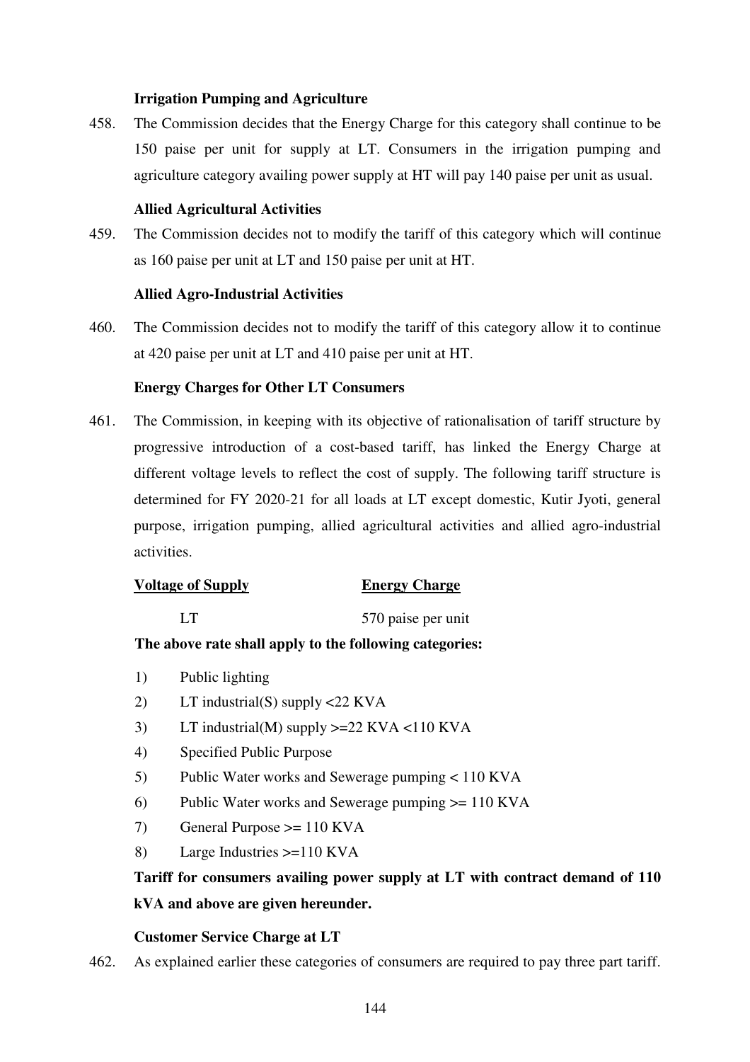**Irrigation Pumping and Agriculture**

458. The Commission decides that the Energy Charge for this category shall continue to be 150 paise per unit for supply at LT. Consumers in the irrigation pumping and agriculture category availing power supply at HT will pay 140 paise per unit as usual.

**Allied Agricultural Activities**

459. The Commission decides not to modify the tariff of this category which will continue as 160 paise per unit at LT and 150 paise per unit at HT.

**Allied Agro-Industrial Activities**

460. The Commission decides not to modify the tariff of this category allow it to continue at 420 paise per unit at LT and 410 paise per unit at HT.

**Energy Charges for Other LT Consumers**

461. The Commission, in keeping with its objective of rationalisation of tariff structure by progressive introduction of a cost-based tariff, has linked the Energy Charge at different voltage levels to reflect the cost of supply. The following tariff structure is determined for FY 2020-21 for all loads at LT except domestic, Kutir Jyoti, general purpose, irrigation pumping, allied agricultural activities and allied agro-industrial activities.

| Voltage of Supply | Energy Charge |
|---|---|
| LT | 570 paise per unit |

**The above rate shall apply to the following categories:**

1) Public lighting
2) LT industrial(S) supply <22 KVA
3) LT industrial(M) supply >=22 KVA <110 KVA
4) Specified Public Purpose
5) Public Water works and Sewerage pumping < 110 KVA
6) Public Water works and Sewerage pumping >= 110 KVA
7) General Purpose >= 110 KVA
8) Large Industries >=110 KVA

**Tariff for consumers availing power supply at LT with contract demand of 110 kVA and above are given hereunder.**

**Customer Service Charge at LT**

462. As explained earlier these categories of consumers are required to pay three part tariff.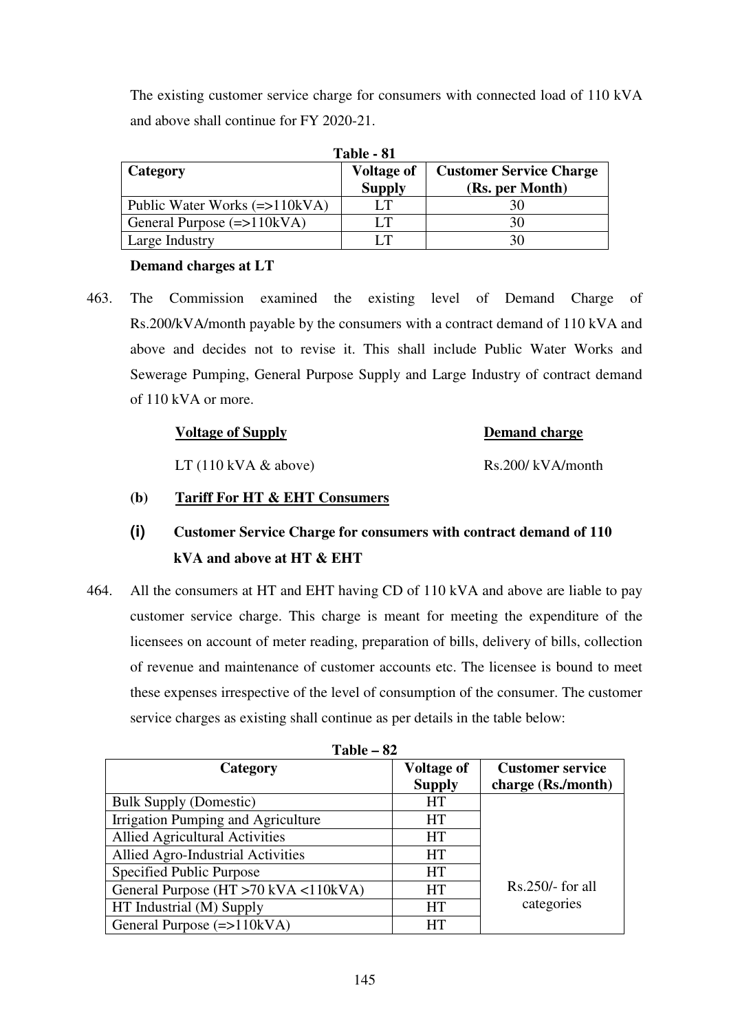The existing customer service charge for consumers with connected load of 110 kVA and above shall continue for FY 2020-21.

**Table - 81**

| Category | Voltage of Supply | Customer Service Charge (Rs. per Month) |
|---|---|---|
| Public Water Works (=>110kVA) | LT | 30 |
| General Purpose (=>110kVA) | LT | 30 |
| Large Industry | LT | 30 |

**Demand charges at LT**

463. The Commission examined the existing level of Demand Charge of Rs.200/kVA/month payable by the consumers with a contract demand of 110 kVA and above and decides not to revise it. This shall include Public Water Works and Sewerage Pumping, General Purpose Supply and Large Industry of contract demand of 110 kVA or more.

| Voltage of Supply | Demand charge |
|---|---|
| LT (110 kVA & above) | Rs.200/ kVA/month |

**(b) Tariff For HT & EHT Consumers**

**(i) Customer Service Charge for consumers with contract demand of 110 kVA and above at HT & EHT**

464. All the consumers at HT and EHT having CD of 110 kVA and above are liable to pay customer service charge. This charge is meant for meeting the expenditure of the licensees on account of meter reading, preparation of bills, delivery of bills, collection of revenue and maintenance of customer accounts etc. The licensee is bound to meet these expenses irrespective of the level of consumption of the consumer. The customer service charges as existing shall continue as per details in the table below:

**Table – 82**

| Category | Voltage of Supply | Customer service charge (Rs./month) |
|---|---|---|
| Bulk Supply (Domestic) | HT | Rs.250/- for all categories |
| Irrigation Pumping and Agriculture | HT | |
| Allied Agricultural Activities | HT | |
| Allied Agro-Industrial Activities | HT | |
| Specified Public Purpose | HT | |
| General Purpose (HT >70 kVA <110kVA) | HT | |
| HT Industrial (M) Supply | HT | |
| General Purpose (=>110kVA) | HT | |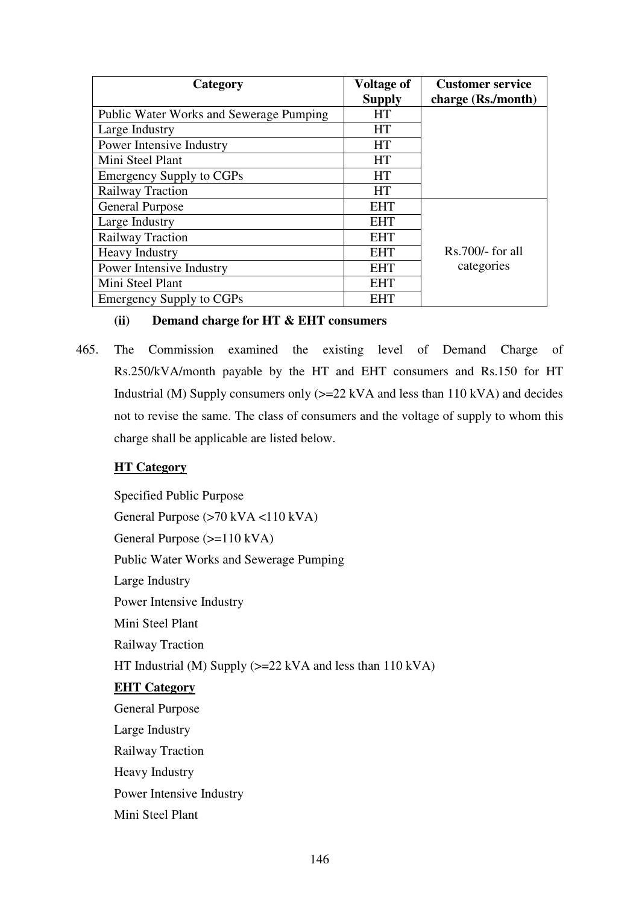| Category | Voltage of Supply | Customer service charge (Rs./month) |
|---|---|---|
| Public Water Works and Sewerage Pumping | HT | |
| Large Industry | HT | |
| Power Intensive Industry | HT | |
| Mini Steel Plant | HT | |
| Emergency Supply to CGPs | HT | |
| Railway Traction | HT | |
| General Purpose | EHT | Rs.700/- for all categories |
| Large Industry | EHT | |
| Railway Traction | EHT | |
| Heavy Industry | EHT | |
| Power Intensive Industry | EHT | |
| Mini Steel Plant | EHT | |
| Emergency Supply to CGPs | EHT | |

**(ii) Demand charge for HT & EHT consumers**

465. The Commission examined the existing level of Demand Charge of Rs.250/kVA/month payable by the HT and EHT consumers and Rs.150 for HT Industrial (M) Supply consumers only (>=22 kVA and less than 110 kVA) and decides not to revise the same. The class of consumers and the voltage of supply to whom this charge shall be applicable are listed below.

**HT Category**

Specified Public Purpose

General Purpose (>70 kVA <110 kVA)

General Purpose (>=110 kVA)

Public Water Works and Sewerage Pumping

Large Industry

Power Intensive Industry

Mini Steel Plant

Railway Traction

HT Industrial (M) Supply (>=22 kVA and less than 110 kVA)

**EHT Category**

General Purpose

Large Industry

Railway Traction

Heavy Industry

Power Intensive Industry

Mini Steel Plant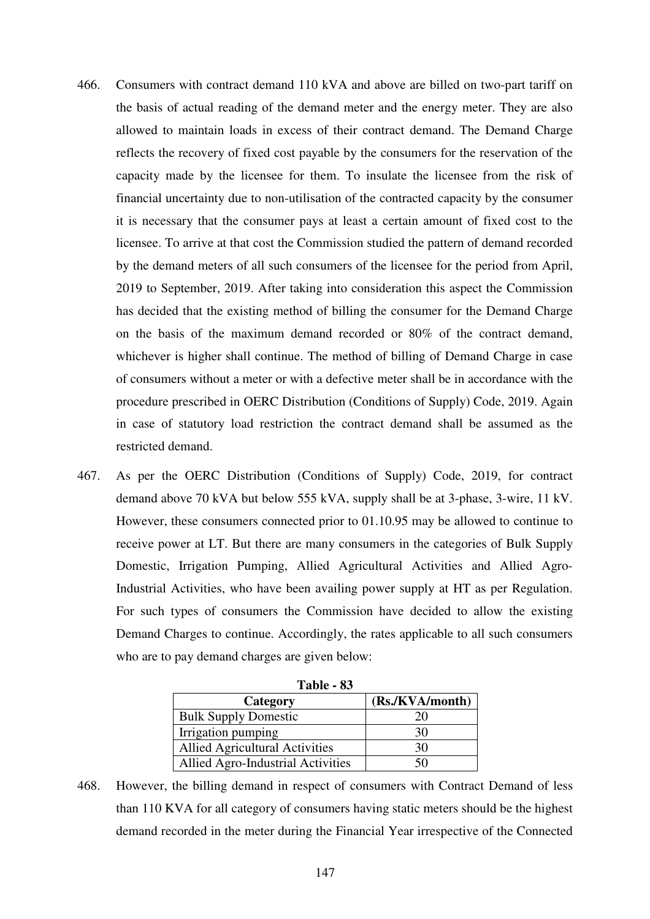466. Consumers with contract demand 110 kVA and above are billed on two-part tariff on the basis of actual reading of the demand meter and the energy meter. They are also allowed to maintain loads in excess of their contract demand. The Demand Charge reflects the recovery of fixed cost payable by the consumers for the reservation of the capacity made by the licensee for them. To insulate the licensee from the risk of financial uncertainty due to non-utilisation of the contracted capacity by the consumer it is necessary that the consumer pays at least a certain amount of fixed cost to the licensee. To arrive at that cost the Commission studied the pattern of demand recorded by the demand meters of all such consumers of the licensee for the period from April, 2019 to September, 2019. After taking into consideration this aspect the Commission has decided that the existing method of billing the consumer for the Demand Charge on the basis of the maximum demand recorded or 80% of the contract demand, whichever is higher shall continue. The method of billing of Demand Charge in case of consumers without a meter or with a defective meter shall be in accordance with the procedure prescribed in OERC Distribution (Conditions of Supply) Code, 2019. Again in case of statutory load restriction the contract demand shall be assumed as the restricted demand.

467. As per the OERC Distribution (Conditions of Supply) Code, 2019, for contract demand above 70 kVA but below 555 kVA, supply shall be at 3-phase, 3-wire, 11 kV. However, these consumers connected prior to 01.10.95 may be allowed to continue to receive power at LT. But there are many consumers in the categories of Bulk Supply Domestic, Irrigation Pumping, Allied Agricultural Activities and Allied Agro-Industrial Activities, who have been availing power supply at HT as per Regulation. For such types of consumers the Commission have decided to allow the existing Demand Charges to continue. Accordingly, the rates applicable to all such consumers who are to pay demand charges are given below:

**Table - 83**

| Category | (Rs./KVA/month) |
|---|---|
| Bulk Supply Domestic | 20 |
| Irrigation pumping | 30 |
| Allied Agricultural Activities | 30 |
| Allied Agro-Industrial Activities | 50 |

468. However, the billing demand in respect of consumers with Contract Demand of less than 110 KVA for all category of consumers having static meters should be the highest demand recorded in the meter during the Financial Year irrespective of the Connected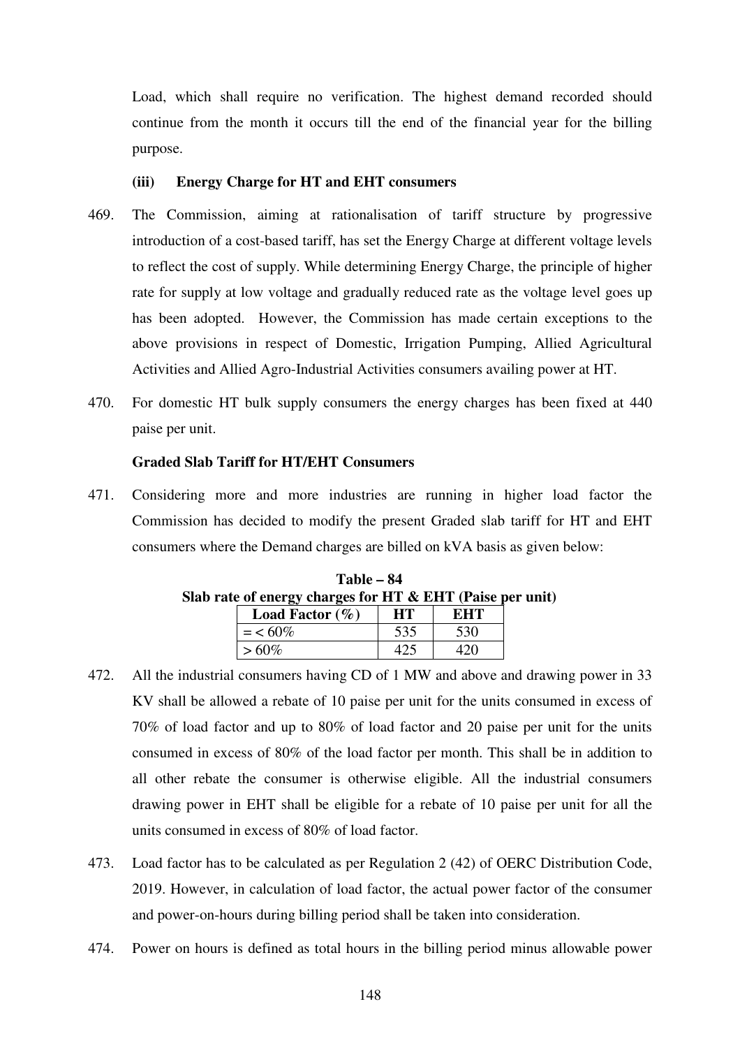Load, which shall require no verification. The highest demand recorded should continue from the month it occurs till the end of the financial year for the billing purpose.

**(iii) Energy Charge for HT and EHT consumers**

469. The Commission, aiming at rationalisation of tariff structure by progressive introduction of a cost-based tariff, has set the Energy Charge at different voltage levels to reflect the cost of supply. While determining Energy Charge, the principle of higher rate for supply at low voltage and gradually reduced rate as the voltage level goes up has been adopted. However, the Commission has made certain exceptions to the above provisions in respect of Domestic, Irrigation Pumping, Allied Agricultural Activities and Allied Agro-Industrial Activities consumers availing power at HT.

470. For domestic HT bulk supply consumers the energy charges has been fixed at 440 paise per unit.

**Graded Slab Tariff for HT/EHT Consumers**

471. Considering more and more industries are running in higher load factor the Commission has decided to modify the present Graded slab tariff for HT and EHT consumers where the Demand charges are billed on kVA basis as given below:

**Table – 84**
**Slab rate of energy charges for HT & EHT (Paise per unit)**

| Load Factor (%) | HT | EHT |
|---|---|---|
| =< 60% | 535 | 530 |
| > 60% | 425 | 420 |

472. All the industrial consumers having CD of 1 MW and above and drawing power in 33 KV shall be allowed a rebate of 10 paise per unit for the units consumed in excess of 70% of load factor and up to 80% of load factor and 20 paise per unit for the units consumed in excess of 80% of the load factor per month. This shall be in addition to all other rebate the consumer is otherwise eligible. All the industrial consumers drawing power in EHT shall be eligible for a rebate of 10 paise per unit for all the units consumed in excess of 80% of load factor.

473. Load factor has to be calculated as per Regulation 2 (42) of OERC Distribution Code, 2019. However, in calculation of load factor, the actual power factor of the consumer and power-on-hours during billing period shall be taken into consideration.

474. Power on hours is defined as total hours in the billing period minus allowable power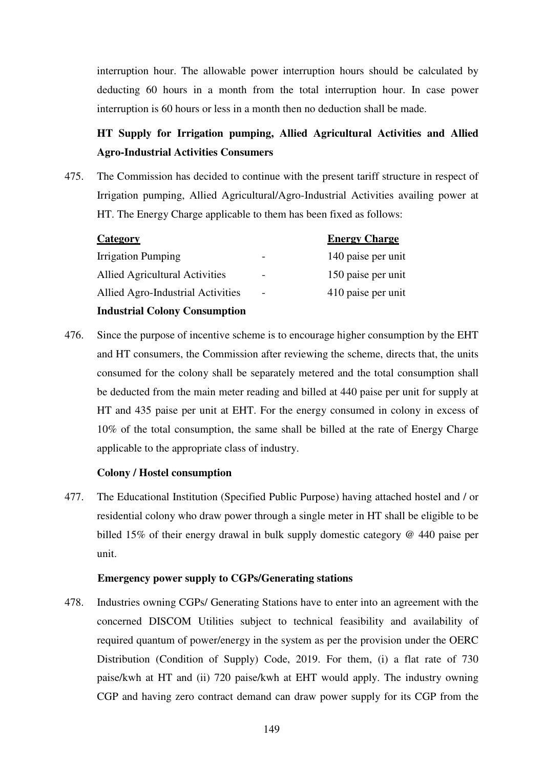interruption hour. The allowable power interruption hours should be calculated by deducting 60 hours in a month from the total interruption hour. In case power interruption is 60 hours or less in a month then no deduction shall be made.

**HT Supply for Irrigation pumping, Allied Agricultural Activities and Allied Agro-Industrial Activities Consumers**

475. The Commission has decided to continue with the present tariff structure in respect of Irrigation pumping, Allied Agricultural/Agro-Industrial Activities availing power at HT. The Energy Charge applicable to them has been fixed as follows:

| Category | | Energy Charge |
|---|---|---|
| Irrigation Pumping | - | 140 paise per unit |
| Allied Agricultural Activities | - | 150 paise per unit |
| Allied Agro-Industrial Activities | - | 410 paise per unit |

**Industrial Colony Consumption**

476. Since the purpose of incentive scheme is to encourage higher consumption by the EHT and HT consumers, the Commission after reviewing the scheme, directs that, the units consumed for the colony shall be separately metered and the total consumption shall be deducted from the main meter reading and billed at 440 paise per unit for supply at HT and 435 paise per unit at EHT. For the energy consumed in colony in excess of 10% of the total consumption, the same shall be billed at the rate of Energy Charge applicable to the appropriate class of industry.

**Colony / Hostel consumption**

477. The Educational Institution (Specified Public Purpose) having attached hostel and / or residential colony who draw power through a single meter in HT shall be eligible to be billed 15% of their energy drawal in bulk supply domestic category @ 440 paise per unit.

**Emergency power supply to CGPs/Generating stations**

478. Industries owning CGPs/ Generating Stations have to enter into an agreement with the concerned DISCOM Utilities subject to technical feasibility and availability of required quantum of power/energy in the system as per the provision under the OERC Distribution (Condition of Supply) Code, 2019. For them, (i) a flat rate of 730 paise/kwh at HT and (ii) 720 paise/kwh at EHT would apply. The industry owning CGP and having zero contract demand can draw power supply for its CGP from the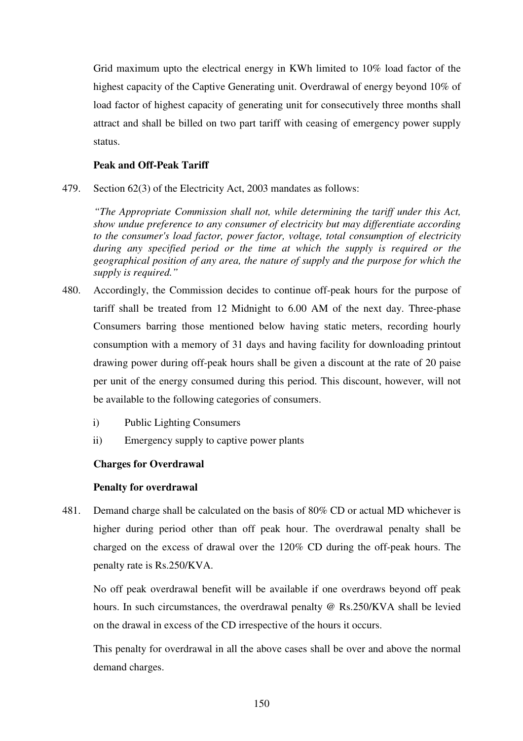Grid maximum upto the electrical energy in KWh limited to 10% load factor of the highest capacity of the Captive Generating unit. Overdrawal of energy beyond 10% of load factor of highest capacity of generating unit for consecutively three months shall attract and shall be billed on two part tariff with ceasing of emergency power supply status.

**Peak and Off-Peak Tariff**

479. Section 62(3) of the Electricity Act, 2003 mandates as follows:

*"The Appropriate Commission shall not, while determining the tariff under this Act, show undue preference to any consumer of electricity but may differentiate according to the consumer's load factor, power factor, voltage, total consumption of electricity during any specified period or the time at which the supply is required or the geographical position of any area, the nature of supply and the purpose for which the supply is required."*

480. Accordingly, the Commission decides to continue off-peak hours for the purpose of tariff shall be treated from 12 Midnight to 6.00 AM of the next day. Three-phase Consumers barring those mentioned below having static meters, recording hourly consumption with a memory of 31 days and having facility for downloading printout drawing power during off-peak hours shall be given a discount at the rate of 20 paise per unit of the energy consumed during this period. This discount, however, will not be available to the following categories of consumers.

   i) Public Lighting Consumers
   
   ii) Emergency supply to captive power plants

**Charges for Overdrawal**

**Penalty for overdrawal**

481. Demand charge shall be calculated on the basis of 80% CD or actual MD whichever is higher during period other than off peak hour. The overdrawal penalty shall be charged on the excess of drawal over the 120% CD during the off-peak hours. The penalty rate is Rs.250/KVA.

No off peak overdrawal benefit will be available if one overdraws beyond off peak hours. In such circumstances, the overdrawal penalty @ Rs.250/KVA shall be levied on the drawal in excess of the CD irrespective of the hours it occurs.

This penalty for overdrawal in all the above cases shall be over and above the normal demand charges.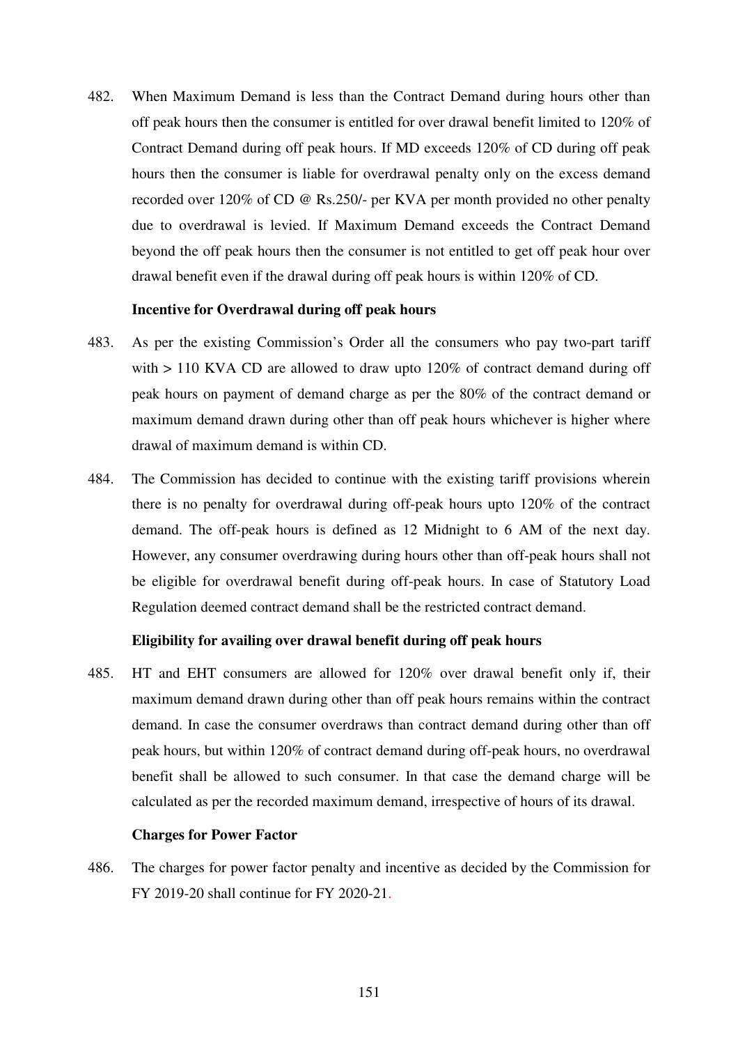482. When Maximum Demand is less than the Contract Demand during hours other than off peak hours then the consumer is entitled for over drawal benefit limited to 120% of Contract Demand during off peak hours. If MD exceeds 120% of CD during off peak hours then the consumer is liable for overdrawal penalty only on the excess demand recorded over 120% of CD @ Rs.250/- per KVA per month provided no other penalty due to overdrawal is levied. If Maximum Demand exceeds the Contract Demand beyond the off peak hours then the consumer is not entitled to get off peak hour over drawal benefit even if the drawal during off peak hours is within 120% of CD.

**Incentive for Overdrawal during off peak hours**

483. As per the existing Commission's Order all the consumers who pay two-part tariff with > 110 KVA CD are allowed to draw upto 120% of contract demand during off peak hours on payment of demand charge as per the 80% of the contract demand or maximum demand drawn during other than off peak hours whichever is higher where drawal of maximum demand is within CD.

484. The Commission has decided to continue with the existing tariff provisions wherein there is no penalty for overdrawal during off-peak hours upto 120% of the contract demand. The off-peak hours is defined as 12 Midnight to 6 AM of the next day. However, any consumer overdrawing during hours other than off-peak hours shall not be eligible for overdrawal benefit during off-peak hours. In case of Statutory Load Regulation deemed contract demand shall be the restricted contract demand.

**Eligibility for availing over drawal benefit during off peak hours**

485. HT and EHT consumers are allowed for 120% over drawal benefit only if, their maximum demand drawn during other than off peak hours remains within the contract demand. In case the consumer overdraws than contract demand during other than off peak hours, but within 120% of contract demand during off-peak hours, no overdrawal benefit shall be allowed to such consumer. In that case the demand charge will be calculated as per the recorded maximum demand, irrespective of hours of its drawal.

**Charges for Power Factor**

486. The charges for power factor penalty and incentive as decided by the Commission for FY 2019-20 shall continue for FY 2020-21.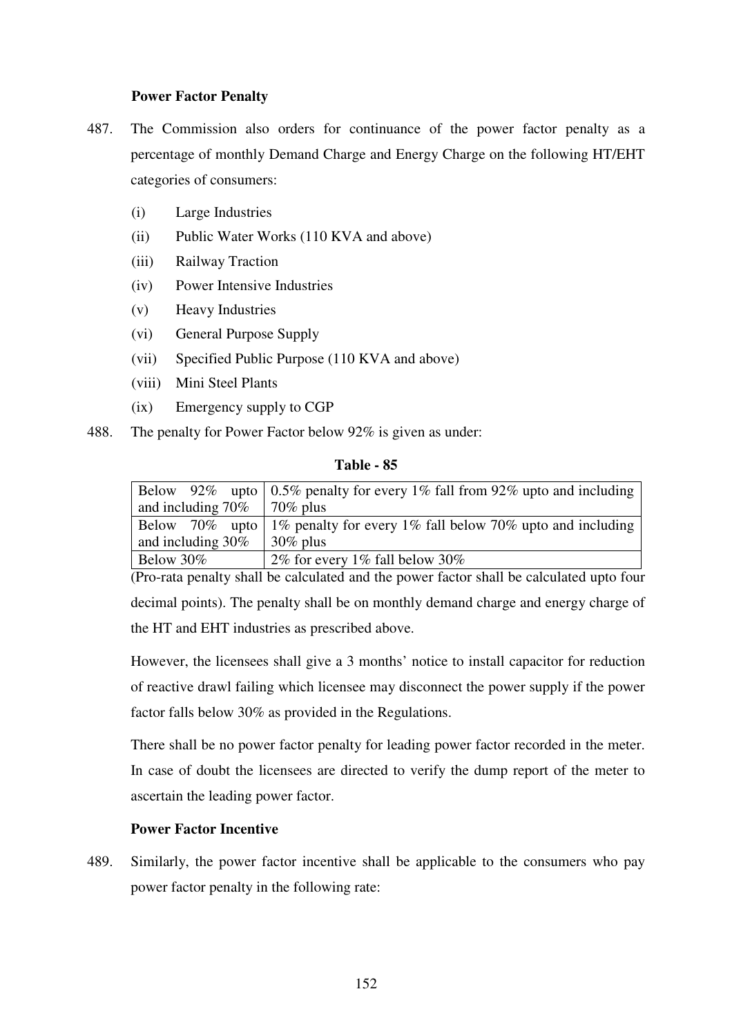### Power Factor Penalty

487. The Commission also orders for continuance of the power factor penalty as a percentage of monthly Demand Charge and Energy Charge on the following HT/EHT categories of consumers:

   (i) Large Industries
   (ii) Public Water Works (110 KVA and above)
   (iii) Railway Traction
   (iv) Power Intensive Industries
   (v) Heavy Industries
   (vi) General Purpose Supply
   (vii) Specified Public Purpose (110 KVA and above)
   (viii) Mini Steel Plants
   (ix) Emergency supply to CGP

488. The penalty for Power Factor below 92% is given as under:

**Table - 85**

| | |
|---|---|
| Below 92% upto and including 70% | 0.5% penalty for every 1% fall from 92% upto and including 70% plus |
| Below 70% upto and including 30% | 1% penalty for every 1% fall below 70% upto and including 30% plus |
| Below 30% | 2% for every 1% fall below 30% |

(Pro-rata penalty shall be calculated and the power factor shall be calculated upto four decimal points). The penalty shall be on monthly demand charge and energy charge of the HT and EHT industries as prescribed above.

However, the licensees shall give a 3 months' notice to install capacitor for reduction of reactive drawl failing which licensee may disconnect the power supply if the power factor falls below 30% as provided in the Regulations.

There shall be no power factor penalty for leading power factor recorded in the meter. In case of doubt the licensees are directed to verify the dump report of the meter to ascertain the leading power factor.

### Power Factor Incentive

489. Similarly, the power factor incentive shall be applicable to the consumers who pay power factor penalty in the following rate: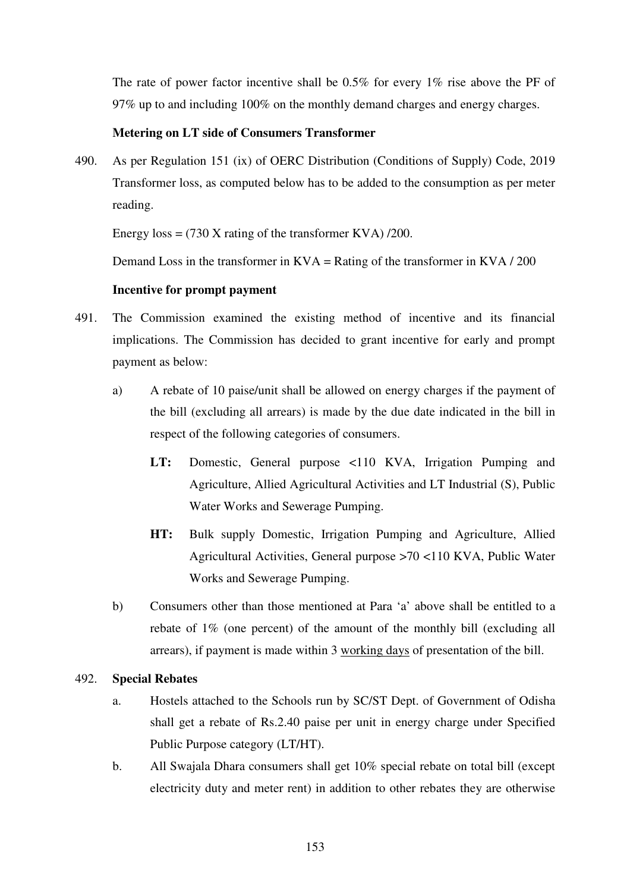The rate of power factor incentive shall be 0.5% for every 1% rise above the PF of 97% up to and including 100% on the monthly demand charges and energy charges.

**Metering on LT side of Consumers Transformer**

490. As per Regulation 151 (ix) of OERC Distribution (Conditions of Supply) Code, 2019 Transformer loss, as computed below has to be added to the consumption as per meter reading.

Energy loss = (730 X rating of the transformer KVA) /200.

Demand Loss in the transformer in KVA = Rating of the transformer in KVA / 200

**Incentive for prompt payment**

491. The Commission examined the existing method of incentive and its financial implications. The Commission has decided to grant incentive for early and prompt payment as below:

   a) A rebate of 10 paise/unit shall be allowed on energy charges if the payment of the bill (excluding all arrears) is made by the due date indicated in the bill in respect of the following categories of consumers.

      **LT:** Domestic, General purpose <110 KVA, Irrigation Pumping and Agriculture, Allied Agricultural Activities and LT Industrial (S), Public Water Works and Sewerage Pumping.

      **HT:** Bulk supply Domestic, Irrigation Pumping and Agriculture, Allied Agricultural Activities, General purpose >70 <110 KVA, Public Water Works and Sewerage Pumping.

   b) Consumers other than those mentioned at Para 'a' above shall be entitled to a rebate of 1% (one percent) of the amount of the monthly bill (excluding all arrears), if payment is made within 3 working days of presentation of the bill.

492. **Special Rebates**

   a. Hostels attached to the Schools run by SC/ST Dept. of Government of Odisha shall get a rebate of Rs.2.40 paise per unit in energy charge under Specified Public Purpose category (LT/HT).

   b. All Swajala Dhara consumers shall get 10% special rebate on total bill (except electricity duty and meter rent) in addition to other rebates they are otherwise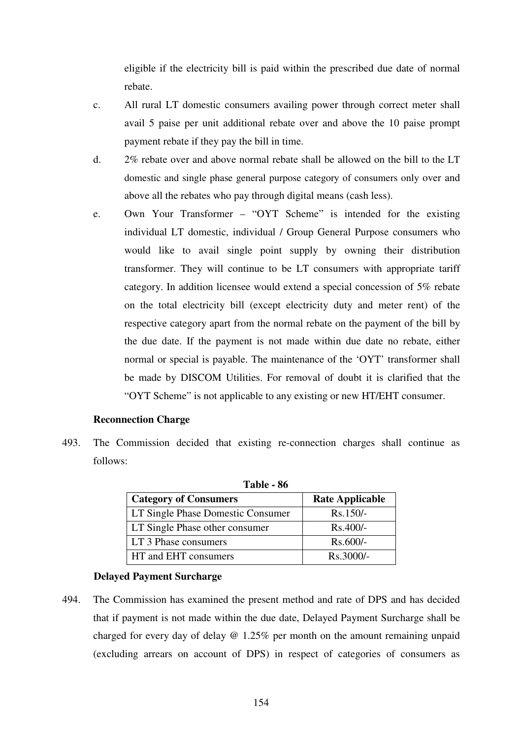eligible if the electricity bill is paid within the prescribed due date of normal rebate.

c. All rural LT domestic consumers availing power through correct meter shall avail 5 paise per unit additional rebate over and above the 10 paise prompt payment rebate if they pay the bill in time.

d. 2% rebate over and above normal rebate shall be allowed on the bill to the LT domestic and single phase general purpose category of consumers only over and above all the rebates who pay through digital means (cash less).

e. Own Your Transformer – "OYT Scheme" is intended for the existing individual LT domestic, individual / Group General Purpose consumers who would like to avail single point supply by owning their distribution transformer. They will continue to be LT consumers with appropriate tariff category. In addition licensee would extend a special concession of 5% rebate on the total electricity bill (except electricity duty and meter rent) of the respective category apart from the normal rebate on the payment of the bill by the due date. If the payment is not made within due date no rebate, either normal or special is payable. The maintenance of the 'OYT' transformer shall be made by DISCOM Utilities. For removal of doubt it is clarified that the "OYT Scheme" is not applicable to any existing or new HT/EHT consumer.

**Reconnection Charge**

493. The Commission decided that existing re-connection charges shall continue as follows:

**Table - 86**

| Category of Consumers | Rate Applicable |
|---|---|
| LT Single Phase Domestic Consumer | Rs.150/- |
| LT Single Phase other consumer | Rs.400/- |
| LT 3 Phase consumers | Rs.600/- |
| HT and EHT consumers | Rs.3000/- |

**Delayed Payment Surcharge**

494. The Commission has examined the present method and rate of DPS and has decided that if payment is not made within the due date, Delayed Payment Surcharge shall be charged for every day of delay @ 1.25% per month on the amount remaining unpaid (excluding arrears on account of DPS) in respect of categories of consumers as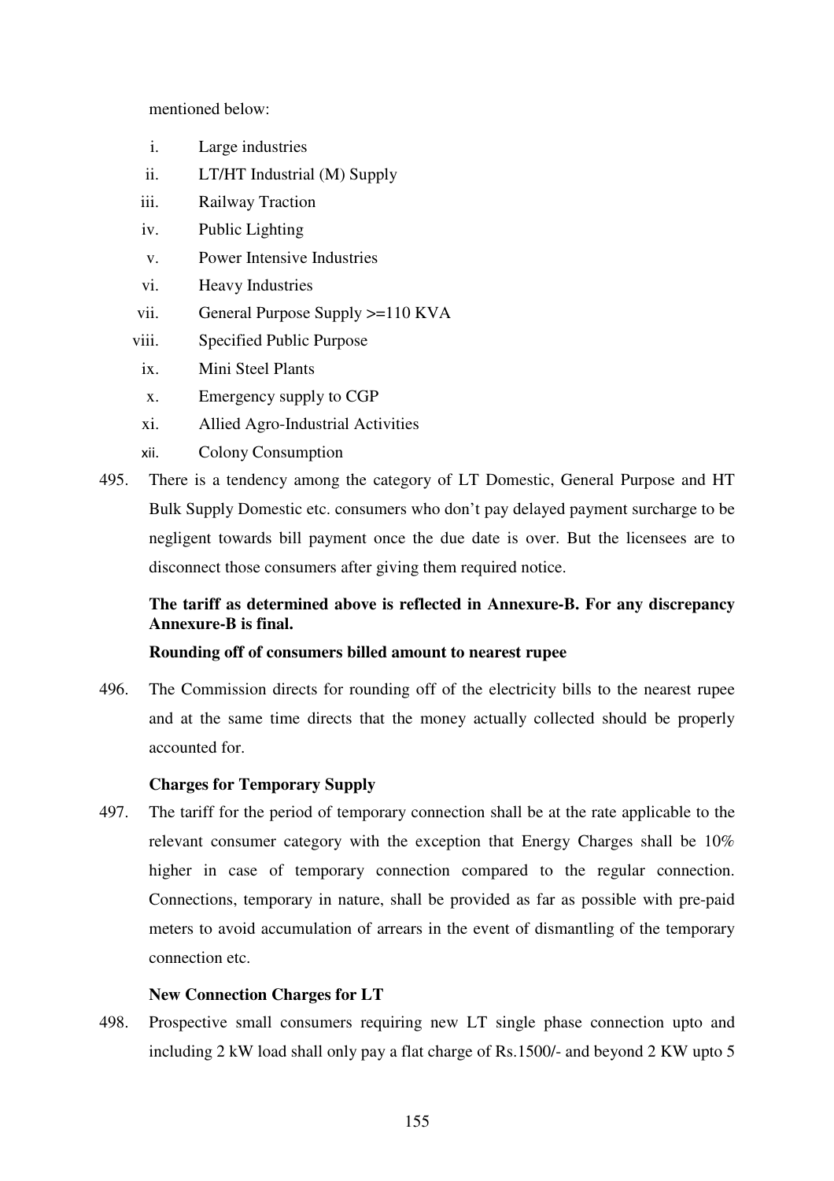mentioned below:

i. Large industries
ii. LT/HT Industrial (M) Supply
iii. Railway Traction
iv. Public Lighting
v. Power Intensive Industries
vi. Heavy Industries
vii. General Purpose Supply >=110 KVA
viii. Specified Public Purpose
ix. Mini Steel Plants
x. Emergency supply to CGP
xi. Allied Agro-Industrial Activities
xii. Colony Consumption

495. There is a tendency among the category of LT Domestic, General Purpose and HT Bulk Supply Domestic etc. consumers who don't pay delayed payment surcharge to be negligent towards bill payment once the due date is over. But the licensees are to disconnect those consumers after giving them required notice.

**The tariff as determined above is reflected in Annexure-B. For any discrepancy Annexure-B is final.**

**Rounding off of consumers billed amount to nearest rupee**

496. The Commission directs for rounding off of the electricity bills to the nearest rupee and at the same time directs that the money actually collected should be properly accounted for.

**Charges for Temporary Supply**

497. The tariff for the period of temporary connection shall be at the rate applicable to the relevant consumer category with the exception that Energy Charges shall be 10% higher in case of temporary connection compared to the regular connection. Connections, temporary in nature, shall be provided as far as possible with pre-paid meters to avoid accumulation of arrears in the event of dismantling of the temporary connection etc.

**New Connection Charges for LT**

498. Prospective small consumers requiring new LT single phase connection upto and including 2 kW load shall only pay a flat charge of Rs.1500/- and beyond 2 KW upto 5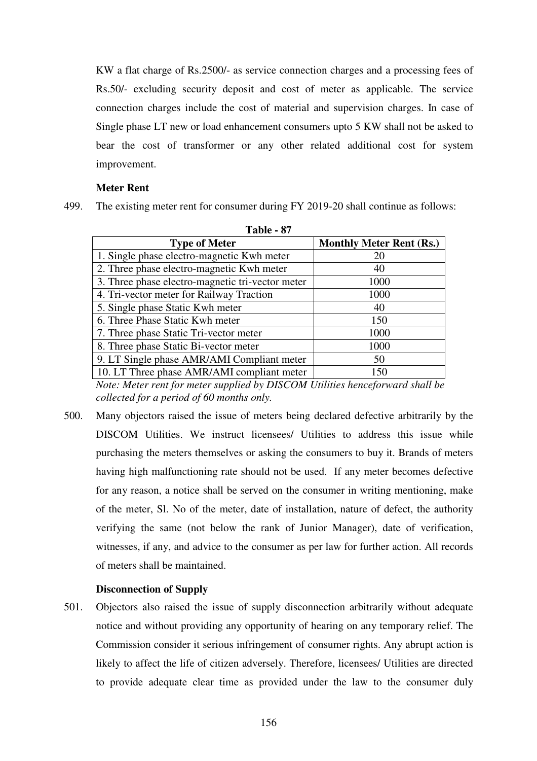KW a flat charge of Rs.2500/- as service connection charges and a processing fees of Rs.50/- excluding security deposit and cost of meter as applicable. The service connection charges include the cost of material and supervision charges. In case of Single phase LT new or load enhancement consumers upto 5 KW shall not be asked to bear the cost of transformer or any other related additional cost for system improvement.

### Meter Rent

499. The existing meter rent for consumer during FY 2019-20 shall continue as follows:

**Table - 87**

| Type of Meter | Monthly Meter Rent (Rs.) |
|---|---|
| 1. Single phase electro-magnetic Kwh meter | 20 |
| 2. Three phase electro-magnetic Kwh meter | 40 |
| 3. Three phase electro-magnetic tri-vector meter | 1000 |
| 4. Tri-vector meter for Railway Traction | 1000 |
| 5. Single phase Static Kwh meter | 40 |
| 6. Three Phase Static Kwh meter | 150 |
| 7. Three phase Static Tri-vector meter | 1000 |
| 8. Three phase Static Bi-vector meter | 1000 |
| 9. LT Single phase AMR/AMI Compliant meter | 50 |
| 10. LT Three phase AMR/AMI compliant meter | 150 |

*Note: Meter rent for meter supplied by DISCOM Utilities henceforward shall be collected for a period of 60 months only.*

500. Many objectors raised the issue of meters being declared defective arbitrarily by the DISCOM Utilities. We instruct licensees/ Utilities to address this issue while purchasing the meters themselves or asking the consumers to buy it. Brands of meters having high malfunctioning rate should not be used. If any meter becomes defective for any reason, a notice shall be served on the consumer in writing mentioning, make of the meter, Sl. No of the meter, date of installation, nature of defect, the authority verifying the same (not below the rank of Junior Manager), date of verification, witnesses, if any, and advice to the consumer as per law for further action. All records of meters shall be maintained.

### Disconnection of Supply

501. Objectors also raised the issue of supply disconnection arbitrarily without adequate notice and without providing any opportunity of hearing on any temporary relief. The Commission consider it serious infringement of consumer rights. Any abrupt action is likely to affect the life of citizen adversely. Therefore, licensees/ Utilities are directed to provide adequate clear time as provided under the law to the consumer duly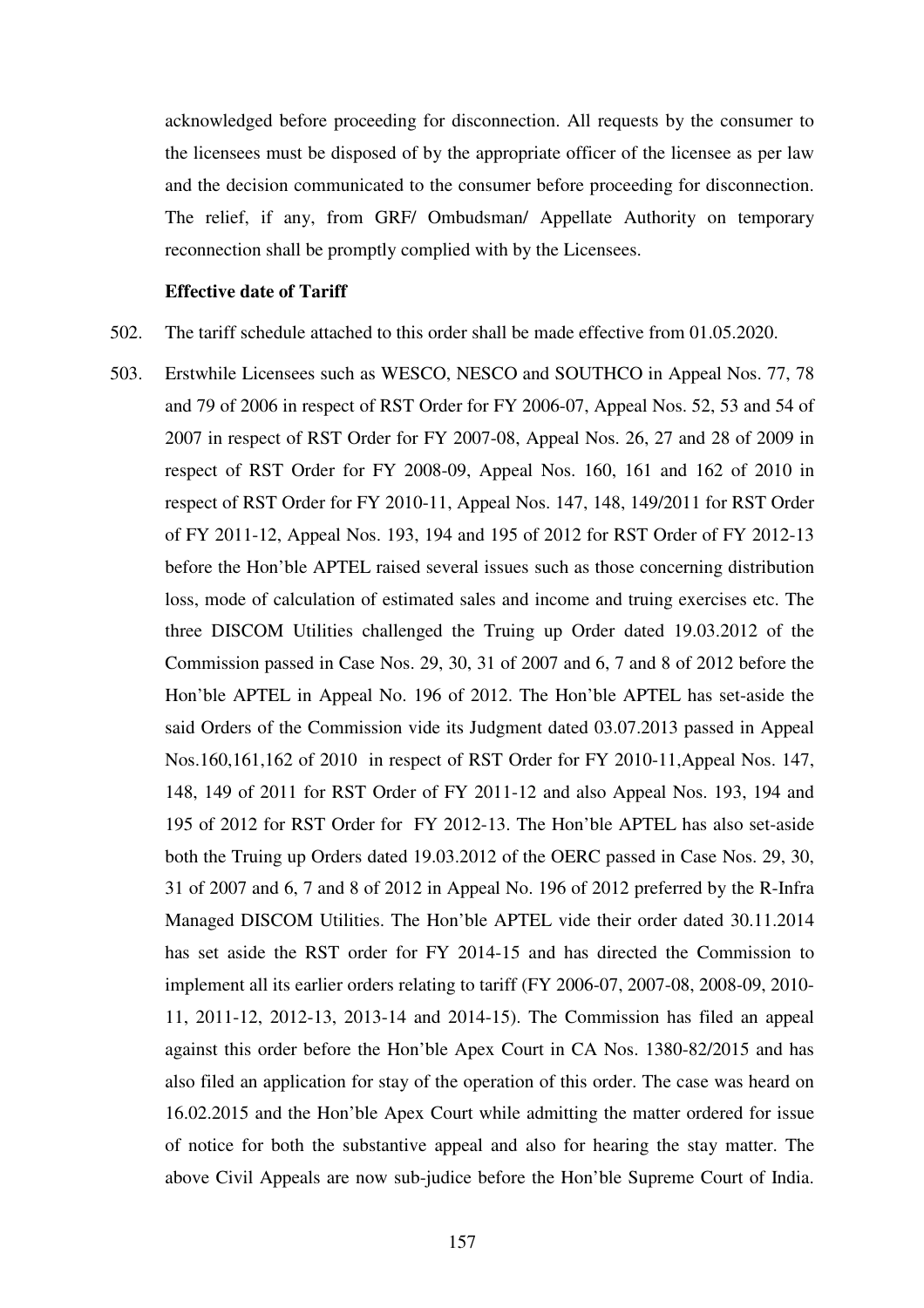acknowledged before proceeding for disconnection. All requests by the consumer to the licensees must be disposed of by the appropriate officer of the licensee as per law and the decision communicated to the consumer before proceeding for disconnection. The relief, if any, from GRF/ Ombudsman/ Appellate Authority on temporary reconnection shall be promptly complied with by the Licensees.

**Effective date of Tariff**

502. The tariff schedule attached to this order shall be made effective from 01.05.2020.

503. Erstwhile Licensees such as WESCO, NESCO and SOUTHCO in Appeal Nos. 77, 78 and 79 of 2006 in respect of RST Order for FY 2006-07, Appeal Nos. 52, 53 and 54 of 2007 in respect of RST Order for FY 2007-08, Appeal Nos. 26, 27 and 28 of 2009 in respect of RST Order for FY 2008-09, Appeal Nos. 160, 161 and 162 of 2010 in respect of RST Order for FY 2010-11, Appeal Nos. 147, 148, 149/2011 for RST Order of FY 2011-12, Appeal Nos. 193, 194 and 195 of 2012 for RST Order of FY 2012-13 before the Hon'ble APTEL raised several issues such as those concerning distribution loss, mode of calculation of estimated sales and income and truing exercises etc. The three DISCOM Utilities challenged the Truing up Order dated 19.03.2012 of the Commission passed in Case Nos. 29, 30, 31 of 2007 and 6, 7 and 8 of 2012 before the Hon'ble APTEL in Appeal No. 196 of 2012. The Hon'ble APTEL has set-aside the said Orders of the Commission vide its Judgment dated 03.07.2013 passed in Appeal Nos.160,161,162 of 2010 in respect of RST Order for FY 2010-11,Appeal Nos. 147, 148, 149 of 2011 for RST Order of FY 2011-12 and also Appeal Nos. 193, 194 and 195 of 2012 for RST Order for FY 2012-13. The Hon'ble APTEL has also set-aside both the Truing up Orders dated 19.03.2012 of the OERC passed in Case Nos. 29, 30, 31 of 2007 and 6, 7 and 8 of 2012 in Appeal No. 196 of 2012 preferred by the R-Infra Managed DISCOM Utilities. The Hon'ble APTEL vide their order dated 30.11.2014 has set aside the RST order for FY 2014-15 and has directed the Commission to implement all its earlier orders relating to tariff (FY 2006-07, 2007-08, 2008-09, 2010-11, 2011-12, 2012-13, 2013-14 and 2014-15). The Commission has filed an appeal against this order before the Hon'ble Apex Court in CA Nos. 1380-82/2015 and has also filed an application for stay of the operation of this order. The case was heard on 16.02.2015 and the Hon'ble Apex Court while admitting the matter ordered for issue of notice for both the substantive appeal and also for hearing the stay matter. The above Civil Appeals are now sub-judice before the Hon'ble Supreme Court of India.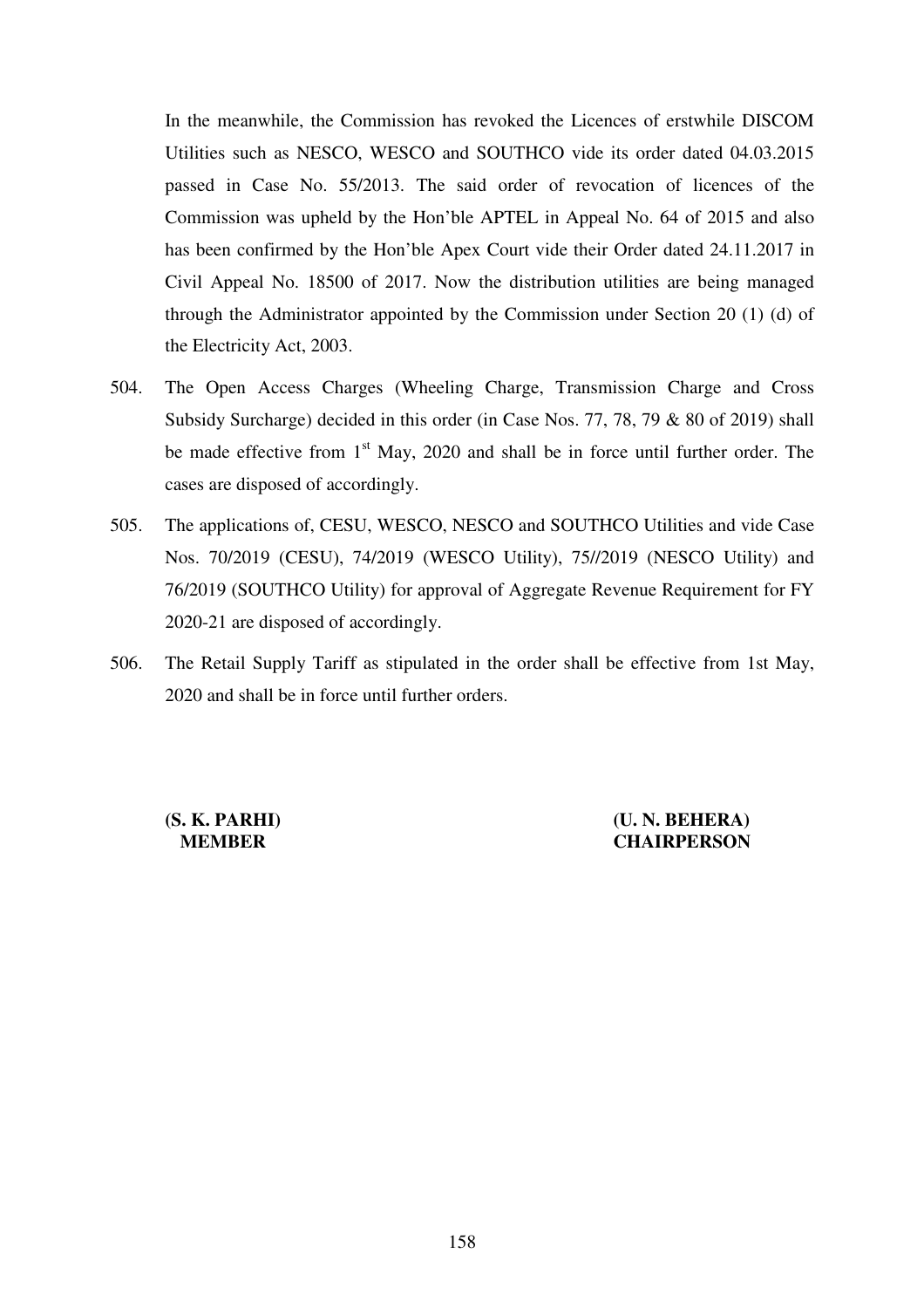In the meanwhile, the Commission has revoked the Licences of erstwhile DISCOM Utilities such as NESCO, WESCO and SOUTHCO vide its order dated 04.03.2015 passed in Case No. 55/2013. The said order of revocation of licences of the Commission was upheld by the Hon'ble APTEL in Appeal No. 64 of 2015 and also has been confirmed by the Hon'ble Apex Court vide their Order dated 24.11.2017 in Civil Appeal No. 18500 of 2017. Now the distribution utilities are being managed through the Administrator appointed by the Commission under Section 20 (1) (d) of the Electricity Act, 2003.

504. The Open Access Charges (Wheeling Charge, Transmission Charge and Cross Subsidy Surcharge) decided in this order (in Case Nos. 77, 78, 79 & 80 of 2019) shall be made effective from 1st May, 2020 and shall be in force until further order. The cases are disposed of accordingly.

505. The applications of, CESU, WESCO, NESCO and SOUTHCO Utilities and vide Case Nos. 70/2019 (CESU), 74/2019 (WESCO Utility), 75//2019 (NESCO Utility) and 76/2019 (SOUTHCO Utility) for approval of Aggregate Revenue Requirement for FY 2020-21 are disposed of accordingly.

506. The Retail Supply Tariff as stipulated in the order shall be effective from 1st May, 2020 and shall be in force until further orders.

**(S. K. PARHI)**
**MEMBER**

**(U. N. BEHERA)**
**CHAIRPERSON**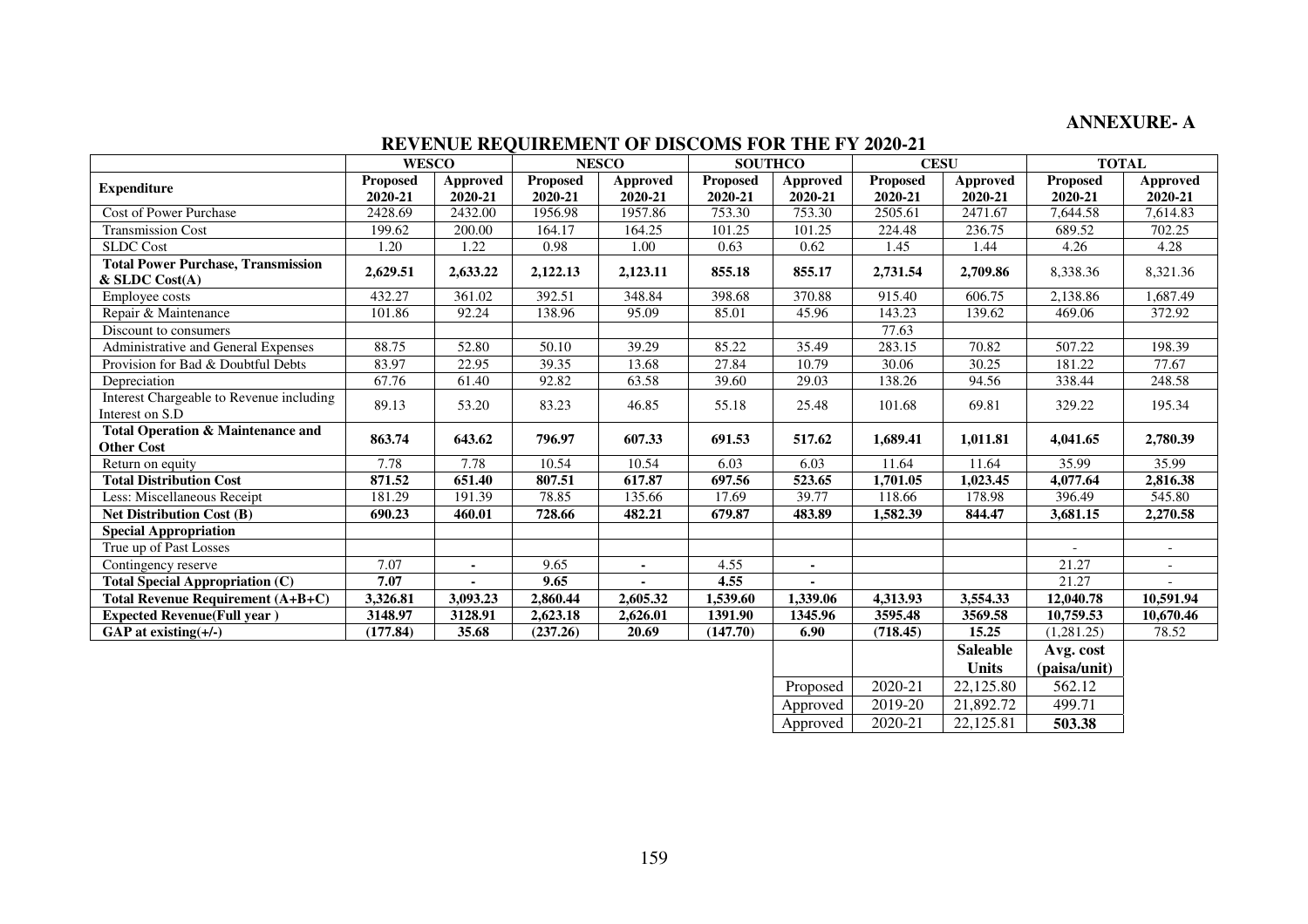**ANNEXURE- A**

## REVENUE REQUIREMENT OF DISCOMS FOR THE FY 2020-21

| Expenditure | WESCO | | NESCO | | SOUTHCO | | CESU | | TOTAL | |
|---|---|---|---|---|---|---|---|---|---|---|
| | **Proposed 2020-21** | **Approved 2020-21** | **Proposed 2020-21** | **Approved 2020-21** | **Proposed 2020-21** | **Approved 2020-21** | **Proposed 2020-21** | **Approved 2020-21** | **Proposed 2020-21** | **Approved 2020-21** |
| Cost of Power Purchase | 2428.69 | 2432.00 | 1956.98 | 1957.86 | 753.30 | 753.30 | 2505.61 | 2471.67 | 7,644.58 | 7,614.83 |
| Transmission Cost | 199.62 | 200.00 | 164.17 | 164.25 | 101.25 | 101.25 | 224.48 | 236.75 | 689.52 | 702.25 |
| SLDC Cost | 1.20 | 1.22 | 0.98 | 1.00 | 0.63 | 0.62 | 1.45 | 1.44 | 4.26 | 4.28 |
| **Total Power Purchase, Transmission & SLDC Cost(A)** | **2,629.51** | **2,633.22** | **2,122.13** | **2,123.11** | **855.18** | **855.17** | **2,731.54** | **2,709.86** | 8,338.36 | 8,321.36 |
| Employee costs | 432.27 | 361.02 | 392.51 | 348.84 | 398.68 | 370.88 | 915.40 | 606.75 | 2,138.86 | 1,687.49 |
| Repair & Maintenance | 101.86 | 92.24 | 138.96 | 95.09 | 85.01 | 45.96 | 143.23 | 139.62 | 469.06 | 372.92 |
| Discount to consumers | | | | | | | 77.63 | | | |
| Administrative and General Expenses | 88.75 | 52.80 | 50.10 | 39.29 | 85.22 | 35.49 | 283.15 | 70.82 | 507.22 | 198.39 |
| Provision for Bad & Doubtful Debts | 83.97 | 22.95 | 39.35 | 13.68 | 27.84 | 10.79 | 30.06 | 30.25 | 181.22 | 77.67 |
| Depreciation | 67.76 | 61.40 | 92.82 | 63.58 | 39.60 | 29.03 | 138.26 | 94.56 | 338.44 | 248.58 |
| Interest Chargeable to Revenue including Interest on S.D | 89.13 | 53.20 | 83.23 | 46.85 | 55.18 | 25.48 | 101.68 | 69.81 | 329.22 | 195.34 |
| **Total Operation & Maintenance and Other Cost** | **863.74** | **643.62** | **796.97** | **607.33** | **691.53** | **517.62** | **1,689.41** | **1,011.81** | **4,041.65** | **2,780.39** |
| Return on equity | 7.78 | 7.78 | 10.54 | 10.54 | 6.03 | 6.03 | 11.64 | 11.64 | 35.99 | 35.99 |
| **Total Distribution Cost** | **871.52** | **651.40** | **807.51** | **617.87** | **697.56** | **523.65** | **1,701.05** | **1,023.45** | **4,077.64** | **2,816.38** |
| Less: Miscellaneous Receipt | 181.29 | 191.39 | 78.85 | 135.66 | 17.69 | 39.77 | 118.66 | 178.98 | 396.49 | 545.80 |
| **Net Distribution Cost (B)** | **690.23** | **460.01** | **728.66** | **482.21** | **679.87** | **483.89** | **1,582.39** | **844.47** | **3,681.15** | **2,270.58** |
| **Special Appropriation** | | | | | | | | | | |
| True up of Past Losses | | | | | | | | | - | - |
| Contingency reserve | 7.07 | - | 9.65 | - | 4.55 | - | | | 21.27 | - |
| **Total Special Appropriation (C)** | **7.07** | **-** | **9.65** | **-** | **4.55** | **-** | | | 21.27 | - |
| **Total Revenue Requirement (A+B+C)** | **3,326.81** | **3,093.23** | **2,860.44** | **2,605.32** | **1,539.60** | **1,339.06** | **4,313.93** | **3,554.33** | **12,040.78** | **10,591.94** |
| **Expected Revenue(Full year )** | **3148.97** | **3128.91** | **2,623.18** | **2,626.01** | **1391.90** | **1345.96** | **3595.48** | **3569.58** | **10,759.53** | **10,670.46** |
| **GAP at existing(+/-)** | **(177.84)** | **35.68** | **(237.26)** | **20.69** | **(147.70)** | **6.90** | **(718.45)** | **15.25** | (1,281.25) | 78.52 |

| | | **Saleable Units** | **Avg. cost (paisa/unit)** |
|---|---|---|---|
| Proposed | 2020-21 | 22,125.80 | 562.12 |
| Approved | 2019-20 | 21,892.72 | 499.71 |
| Approved | 2020-21 | 22,125.81 | **503.38** |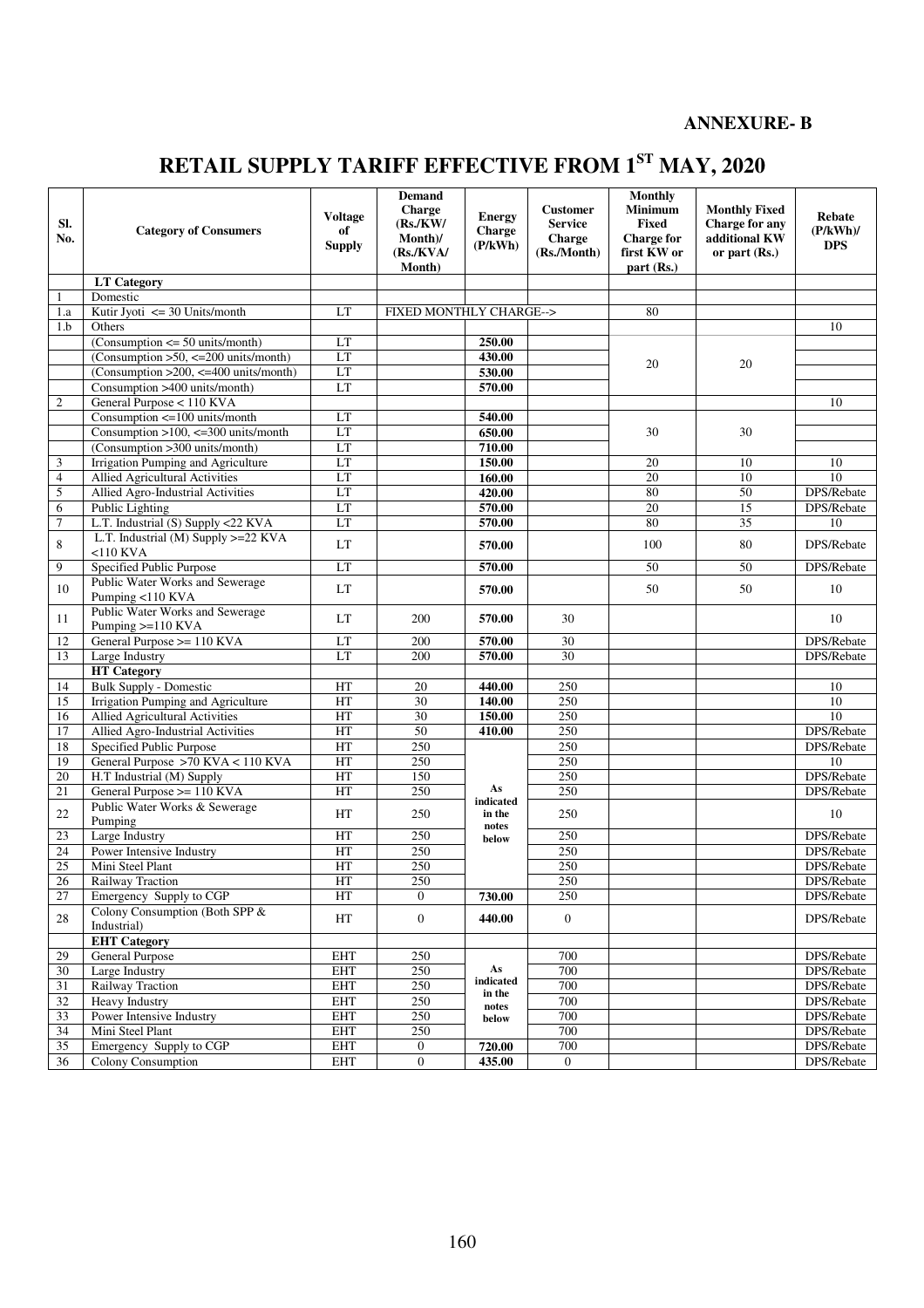**ANNEXURE- B**

# RETAIL SUPPLY TARIFF EFFECTIVE FROM 1ST MAY, 2020

| Sl. No. | Category of Consumers | Voltage of Supply | Demand Charge (Rs./KW/ Month)/ (Rs./KVA/ Month) | Energy Charge (P/kWh) | Customer Service Charge (Rs./Month) | Monthly Minimum Fixed Charge for first KW or part (Rs.) | Monthly Fixed Charge for any additional KW or part (Rs.) | Rebate (P/kWh)/ DPS |
|---|---|---|---|---|---|---|---|---|
| | **LT Category** | | | | | | | |
| 1 | Domestic | | | | | | | |
| 1.a | Kutir Jyoti <= 30 Units/month | LT | FIXED MONTHLY CHARGE--> | | | 80 | | |
| 1.b | Others | | | | | | | 10 |
| | (Consumption <= 50 units/month) | LT | | 250.00 | | 20 | 20 | |
| | (Consumption >50, <=200 units/month) | LT | | 430.00 | | | | |
| | (Consumption >200, <=400 units/month) | LT | | 530.00 | | | | |
| | Consumption >400 units/month) | LT | | 570.00 | | | | |
| 2 | General Purpose < 110 KVA | | | | | | | 10 |
| | Consumption <=100 units/month | LT | | 540.00 | | 30 | 30 | |
| | Consumption >100, <=300 units/month | LT | | 650.00 | | | | |
| | (Consumption >300 units/month) | LT | | 710.00 | | | | |
| 3 | Irrigation Pumping and Agriculture | LT | | 150.00 | | 20 | 10 | 10 |
| 4 | Allied Agricultural Activities | LT | | 160.00 | | 20 | 10 | 10 |
| 5 | Allied Agro-Industrial Activities | LT | | 420.00 | | 80 | 50 | DPS/Rebate |
| 6 | Public Lighting | LT | | 570.00 | | 20 | 15 | DPS/Rebate |
| 7 | L.T. Industrial (S) Supply <22 KVA | LT | | 570.00 | | 80 | 35 | 10 |
| 8 | L.T. Industrial (M) Supply >=22 KVA <110 KVA | LT | | 570.00 | | 100 | 80 | DPS/Rebate |
| 9 | Specified Public Purpose | LT | | 570.00 | | 50 | 50 | DPS/Rebate |
| 10 | Public Water Works and Sewerage Pumping <110 KVA | LT | | 570.00 | | 50 | 50 | 10 |
| 11 | Public Water Works and Sewerage Pumping >=110 KVA | LT | 200 | 570.00 | 30 | | | 10 |
| 12 | General Purpose >= 110 KVA | LT | 200 | 570.00 | 30 | | | DPS/Rebate |
| 13 | Large Industry | LT | 200 | 570.00 | 30 | | | DPS/Rebate |
| | **HT Category** | | | | | | | |
| 14 | Bulk Supply - Domestic | HT | 20 | 440.00 | 250 | | | 10 |
| 15 | Irrigation Pumping and Agriculture | HT | 30 | 140.00 | 250 | | | 10 |
| 16 | Allied Agricultural Activities | HT | 30 | 150.00 | 250 | | | 10 |
| 17 | Allied Agro-Industrial Activities | HT | 50 | 410.00 | 250 | | | DPS/Rebate |
| 18 | Specified Public Purpose | HT | 250 | As indicated in the notes below | 250 | | | DPS/Rebate |
| 19 | General Purpose >70 KVA < 110 KVA | HT | 250 | | 250 | | | 10 |
| 20 | H.T Industrial (M) Supply | HT | 150 | | 250 | | | DPS/Rebate |
| 21 | General Purpose >= 110 KVA | HT | 250 | | 250 | | | DPS/Rebate |
| 22 | Public Water Works & Sewerage Pumping | HT | 250 | | 250 | | | 10 |
| 23 | Large Industry | HT | 250 | | 250 | | | DPS/Rebate |
| 24 | Power Intensive Industry | HT | 250 | | 250 | | | DPS/Rebate |
| 25 | Mini Steel Plant | HT | 250 | | 250 | | | DPS/Rebate |
| 26 | Railway Traction | HT | 250 | | 250 | | | DPS/Rebate |
| 27 | Emergency Supply to CGP | HT | 0 | 730.00 | 250 | | | DPS/Rebate |
| 28 | Colony Consumption (Both SPP & Industrial) | HT | 0 | 440.00 | 0 | | | DPS/Rebate |
| | **EHT Category** | | | | | | | |
| 29 | General Purpose | EHT | 250 | As indicated in the notes below | 700 | | | DPS/Rebate |
| 30 | Large Industry | EHT | 250 | | 700 | | | DPS/Rebate |
| 31 | Railway Traction | EHT | 250 | | 700 | | | DPS/Rebate |
| 32 | Heavy Industry | EHT | 250 | | 700 | | | DPS/Rebate |
| 33 | Power Intensive Industry | EHT | 250 | | 700 | | | DPS/Rebate |
| 34 | Mini Steel Plant | EHT | 250 | | 700 | | | DPS/Rebate |
| 35 | Emergency Supply to CGP | EHT | 0 | 720.00 | 700 | | | DPS/Rebate |
| 36 | Colony Consumption | EHT | 0 | 435.00 | 0 | | | DPS/Rebate |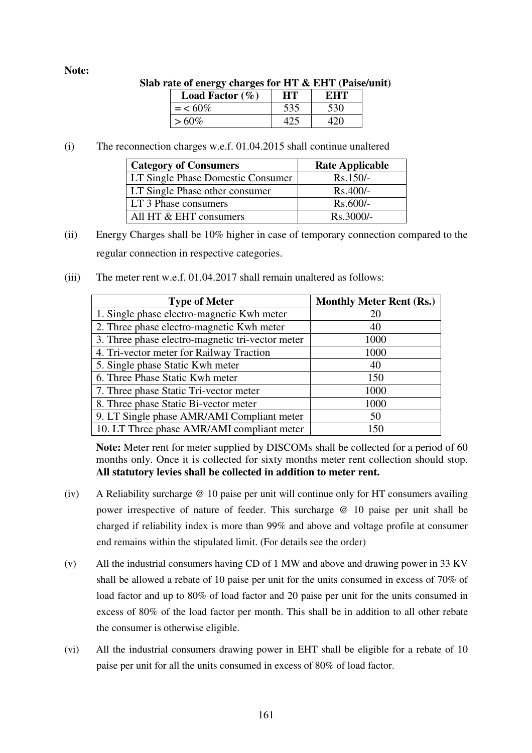**Note:**

**Slab rate of energy charges for HT & EHT (Paise/unit)**

| Load Factor (%) | HT | EHT |
|---|---|---|
| =< 60% | 535 | 530 |
| > 60% | 425 | 420 |

(i) The reconnection charges w.e.f. 01.04.2015 shall continue unaltered

| Category of Consumers | Rate Applicable |
|---|---|
| LT Single Phase Domestic Consumer | Rs.150/- |
| LT Single Phase other consumer | Rs.400/- |
| LT 3 Phase consumers | Rs.600/- |
| All HT & EHT consumers | Rs.3000/- |

(ii) Energy Charges shall be 10% higher in case of temporary connection compared to the regular connection in respective categories.

(iii) The meter rent w.e.f. 01.04.2017 shall remain unaltered as follows:

| Type of Meter | Monthly Meter Rent (Rs.) |
|---|---|
| 1. Single phase electro-magnetic Kwh meter | 20 |
| 2. Three phase electro-magnetic Kwh meter | 40 |
| 3. Three phase electro-magnetic tri-vector meter | 1000 |
| 4. Tri-vector meter for Railway Traction | 1000 |
| 5. Single phase Static Kwh meter | 40 |
| 6. Three Phase Static Kwh meter | 150 |
| 7. Three phase Static Tri-vector meter | 1000 |
| 8. Three phase Static Bi-vector meter | 1000 |
| 9. LT Single phase AMR/AMI Compliant meter | 50 |
| 10. LT Three phase AMR/AMI compliant meter | 150 |

**Note:** Meter rent for meter supplied by DISCOMs shall be collected for a period of 60 months only. Once it is collected for sixty months meter rent collection should stop. **All statutory levies shall be collected in addition to meter rent.**

(iv) A Reliability surcharge @ 10 paise per unit will continue only for HT consumers availing power irrespective of nature of feeder. This surcharge @ 10 paise per unit shall be charged if reliability index is more than 99% and above and voltage profile at consumer end remains within the stipulated limit. (For details see the order)

(v) All the industrial consumers having CD of 1 MW and above and drawing power in 33 KV shall be allowed a rebate of 10 paise per unit for the units consumed in excess of 70% of load factor and up to 80% of load factor and 20 paise per unit for the units consumed in excess of 80% of the load factor per month. This shall be in addition to all other rebate the consumer is otherwise eligible.

(vi) All the industrial consumers drawing power in EHT shall be eligible for a rebate of 10 paise per unit for all the units consumed in excess of 80% of load factor.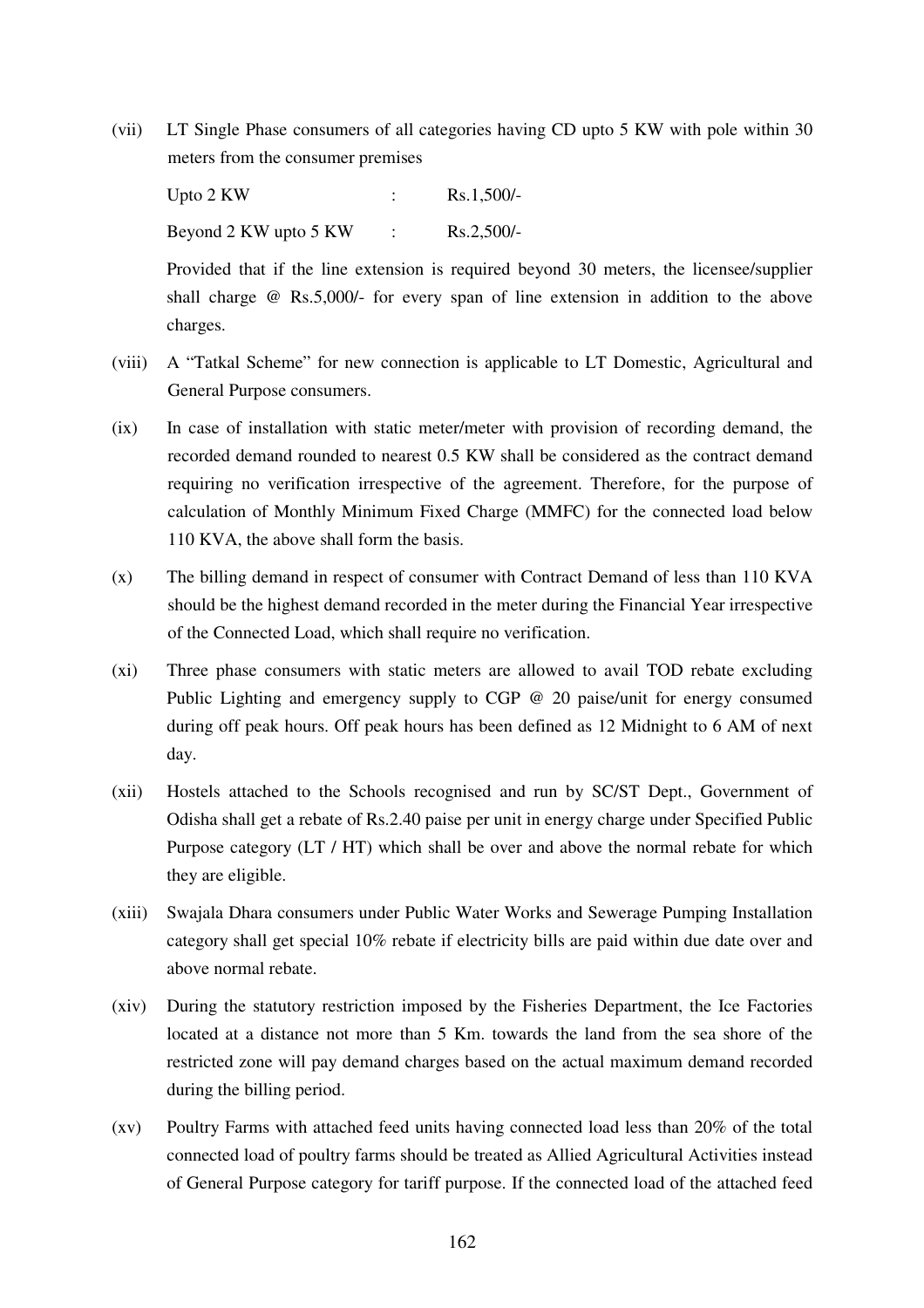(vii) LT Single Phase consumers of all categories having CD upto 5 KW with pole within 30 meters from the consumer premises

| | | |
|---|---|---|
| Upto 2 KW | : | Rs.1,500/- |
| Beyond 2 KW upto 5 KW | : | Rs.2,500/- |

Provided that if the line extension is required beyond 30 meters, the licensee/supplier shall charge @ Rs.5,000/- for every span of line extension in addition to the above charges.

(viii) A "Tatkal Scheme" for new connection is applicable to LT Domestic, Agricultural and General Purpose consumers.

(ix) In case of installation with static meter/meter with provision of recording demand, the recorded demand rounded to nearest 0.5 KW shall be considered as the contract demand requiring no verification irrespective of the agreement. Therefore, for the purpose of calculation of Monthly Minimum Fixed Charge (MMFC) for the connected load below 110 KVA, the above shall form the basis.

(x) The billing demand in respect of consumer with Contract Demand of less than 110 KVA should be the highest demand recorded in the meter during the Financial Year irrespective of the Connected Load, which shall require no verification.

(xi) Three phase consumers with static meters are allowed to avail TOD rebate excluding Public Lighting and emergency supply to CGP @ 20 paise/unit for energy consumed during off peak hours. Off peak hours has been defined as 12 Midnight to 6 AM of next day.

(xii) Hostels attached to the Schools recognised and run by SC/ST Dept., Government of Odisha shall get a rebate of Rs.2.40 paise per unit in energy charge under Specified Public Purpose category (LT / HT) which shall be over and above the normal rebate for which they are eligible.

(xiii) Swajala Dhara consumers under Public Water Works and Sewerage Pumping Installation category shall get special 10% rebate if electricity bills are paid within due date over and above normal rebate.

(xiv) During the statutory restriction imposed by the Fisheries Department, the Ice Factories located at a distance not more than 5 Km. towards the land from the sea shore of the restricted zone will pay demand charges based on the actual maximum demand recorded during the billing period.

(xv) Poultry Farms with attached feed units having connected load less than 20% of the total connected load of poultry farms should be treated as Allied Agricultural Activities instead of General Purpose category for tariff purpose. If the connected load of the attached feed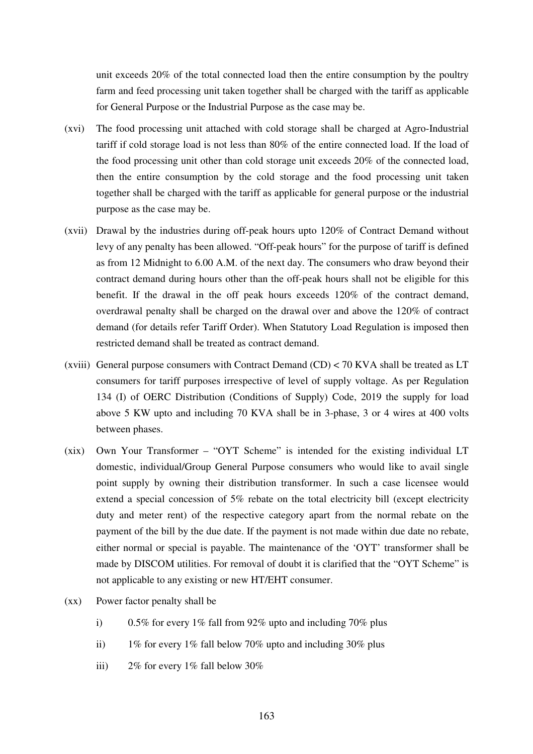unit exceeds 20% of the total connected load then the entire consumption by the poultry farm and feed processing unit taken together shall be charged with the tariff as applicable for General Purpose or the Industrial Purpose as the case may be.

(xvi) The food processing unit attached with cold storage shall be charged at Agro-Industrial tariff if cold storage load is not less than 80% of the entire connected load. If the load of the food processing unit other than cold storage unit exceeds 20% of the connected load, then the entire consumption by the cold storage and the food processing unit taken together shall be charged with the tariff as applicable for general purpose or the industrial purpose as the case may be.

(xvii) Drawal by the industries during off-peak hours upto 120% of Contract Demand without levy of any penalty has been allowed. "Off-peak hours" for the purpose of tariff is defined as from 12 Midnight to 6.00 A.M. of the next day. The consumers who draw beyond their contract demand during hours other than the off-peak hours shall not be eligible for this benefit. If the drawal in the off peak hours exceeds 120% of the contract demand, overdrawal penalty shall be charged on the drawal over and above the 120% of contract demand (for details refer Tariff Order). When Statutory Load Regulation is imposed then restricted demand shall be treated as contract demand.

(xviii) General purpose consumers with Contract Demand (CD) < 70 KVA shall be treated as LT consumers for tariff purposes irrespective of level of supply voltage. As per Regulation 134 (I) of OERC Distribution (Conditions of Supply) Code, 2019 the supply for load above 5 KW upto and including 70 KVA shall be in 3-phase, 3 or 4 wires at 400 volts between phases.

(xix) Own Your Transformer – "OYT Scheme" is intended for the existing individual LT domestic, individual/Group General Purpose consumers who would like to avail single point supply by owning their distribution transformer. In such a case licensee would extend a special concession of 5% rebate on the total electricity bill (except electricity duty and meter rent) of the respective category apart from the normal rebate on the payment of the bill by the due date. If the payment is not made within due date no rebate, either normal or special is payable. The maintenance of the 'OYT' transformer shall be made by DISCOM utilities. For removal of doubt it is clarified that the "OYT Scheme" is not applicable to any existing or new HT/EHT consumer.

(xx) Power factor penalty shall be

  i) 0.5% for every 1% fall from 92% upto and including 70% plus

  ii) 1% for every 1% fall below 70% upto and including 30% plus

  iii) 2% for every 1% fall below 30%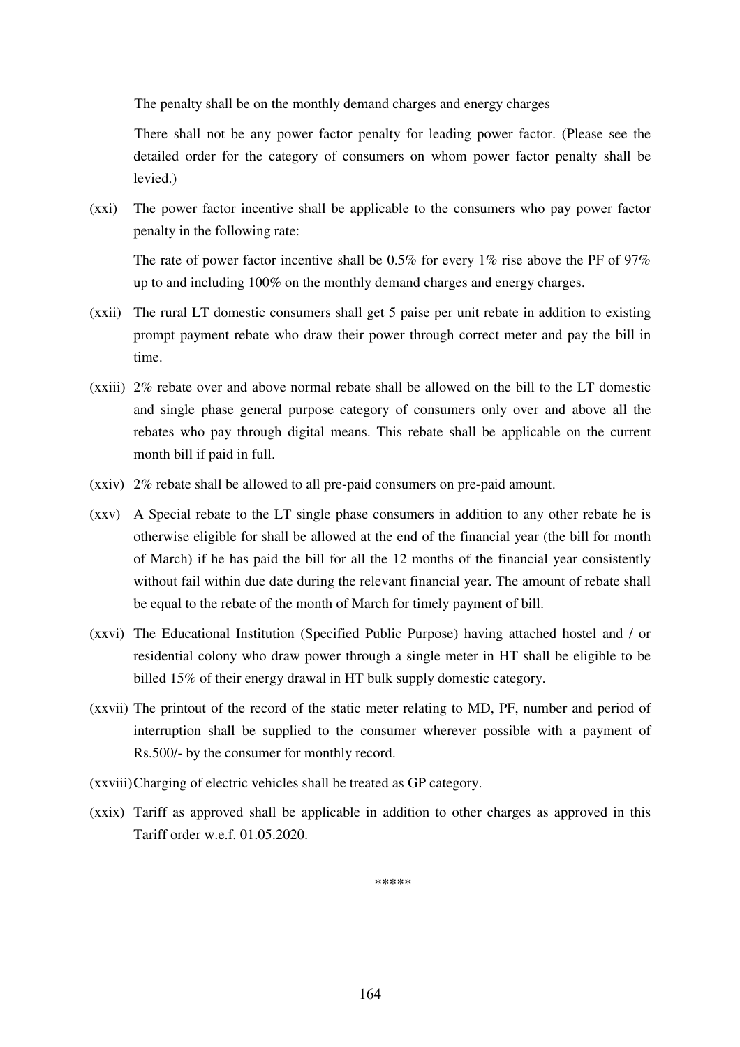The penalty shall be on the monthly demand charges and energy charges

There shall not be any power factor penalty for leading power factor. (Please see the detailed order for the category of consumers on whom power factor penalty shall be levied.)

(xxi) The power factor incentive shall be applicable to the consumers who pay power factor penalty in the following rate:

The rate of power factor incentive shall be 0.5% for every 1% rise above the PF of 97% up to and including 100% on the monthly demand charges and energy charges.

(xxii) The rural LT domestic consumers shall get 5 paise per unit rebate in addition to existing prompt payment rebate who draw their power through correct meter and pay the bill in time.

(xxiii) 2% rebate over and above normal rebate shall be allowed on the bill to the LT domestic and single phase general purpose category of consumers only over and above all the rebates who pay through digital means. This rebate shall be applicable on the current month bill if paid in full.

(xxiv) 2% rebate shall be allowed to all pre-paid consumers on pre-paid amount.

(xxv) A Special rebate to the LT single phase consumers in addition to any other rebate he is otherwise eligible for shall be allowed at the end of the financial year (the bill for month of March) if he has paid the bill for all the 12 months of the financial year consistently without fail within due date during the relevant financial year. The amount of rebate shall be equal to the rebate of the month of March for timely payment of bill.

(xxvi) The Educational Institution (Specified Public Purpose) having attached hostel and / or residential colony who draw power through a single meter in HT shall be eligible to be billed 15% of their energy drawal in HT bulk supply domestic category.

(xxvii) The printout of the record of the static meter relating to MD, PF, number and period of interruption shall be supplied to the consumer wherever possible with a payment of Rs.500/- by the consumer for monthly record.

(xxviii) Charging of electric vehicles shall be treated as GP category.

(xxix) Tariff as approved shall be applicable in addition to other charges as approved in this Tariff order w.e.f. 01.05.2020.

*****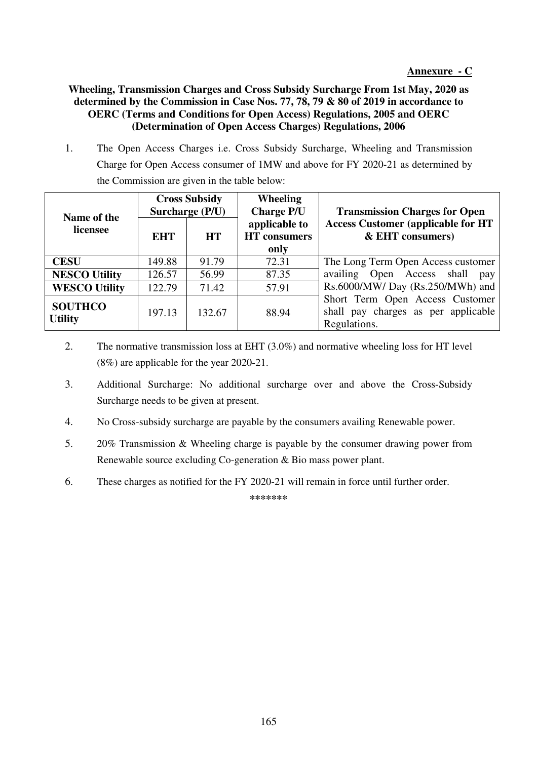**Annexure - C**

**Wheeling, Transmission Charges and Cross Subsidy Surcharge From 1st May, 2020 as determined by the Commission in Case Nos. 77, 78, 79 & 80 of 2019 in accordance to OERC (Terms and Conditions for Open Access) Regulations, 2005 and OERC (Determination of Open Access Charges) Regulations, 2006**

1. The Open Access Charges i.e. Cross Subsidy Surcharge, Wheeling and Transmission Charge for Open Access consumer of 1MW and above for FY 2020-21 as determined by the Commission are given in the table below:

| Name of the licensee | Cross Subsidy Surcharge (P/U) | | Wheeling Charge P/U applicable to HT consumers only | Transmission Charges for Open Access Customer (applicable for HT & EHT consumers) |
|---|---|---|---|---|
| | EHT | HT | | |
| CESU | 149.88 | 91.79 | 72.31 | The Long Term Open Access customer availing Open Access shall pay Rs.6000/MW/ Day (Rs.250/MWh) and Short Term Open Access Customer shall pay charges as per applicable Regulations. |
| NESCO Utility | 126.57 | 56.99 | 87.35 | |
| WESCO Utility | 122.79 | 71.42 | 57.91 | |
| SOUTHCO Utility | 197.13 | 132.67 | 88.94 | |

2. The normative transmission loss at EHT (3.0%) and normative wheeling loss for HT level (8%) are applicable for the year 2020-21.
3. Additional Surcharge: No additional surcharge over and above the Cross-Subsidy Surcharge needs to be given at present.
4. No Cross-subsidy surcharge are payable by the consumers availing Renewable power.
5. 20% Transmission & Wheeling charge is payable by the consumer drawing power from Renewable source excluding Co-generation & Bio mass power plant.
6. These charges as notified for the FY 2020-21 will remain in force until further order.

\*\*\*\*\*\*\*